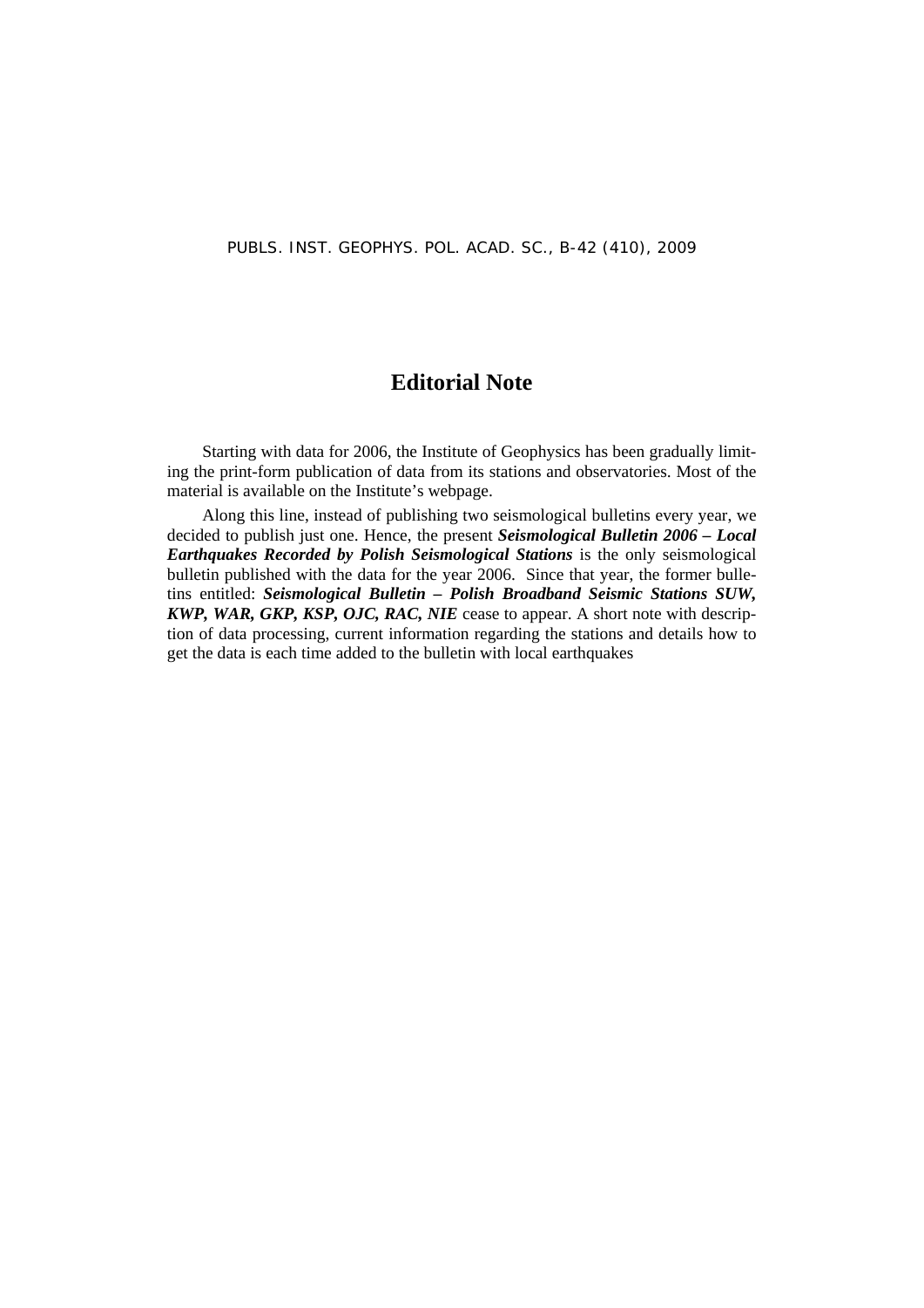# Editorial Note

Starting with data for 2006, the Institute of Geophysics has been gradually limiting the print-form publication of data from its stations and observatories. Most of the material is available on the Institute's webpage.

Along this line, instead of publishing two seismological bulletins every year, we decided to publish just one. Hence, the present ***Seismological Bulletin 2006 – Local Earthquakes Recorded by Polish Seismological Stations*** is the only seismological bulletin published with the data for the year 2006. Since that year, the former bulletins entitled: ***Seismological Bulletin – Polish Broadband Seismic Stations SUW, KWP, WAR, GKP, KSP, OJC, RAC, NIE*** cease to appear. A short note with description of data processing, current information regarding the stations and details how to get the data is each time added to the bulletin with local earthquakes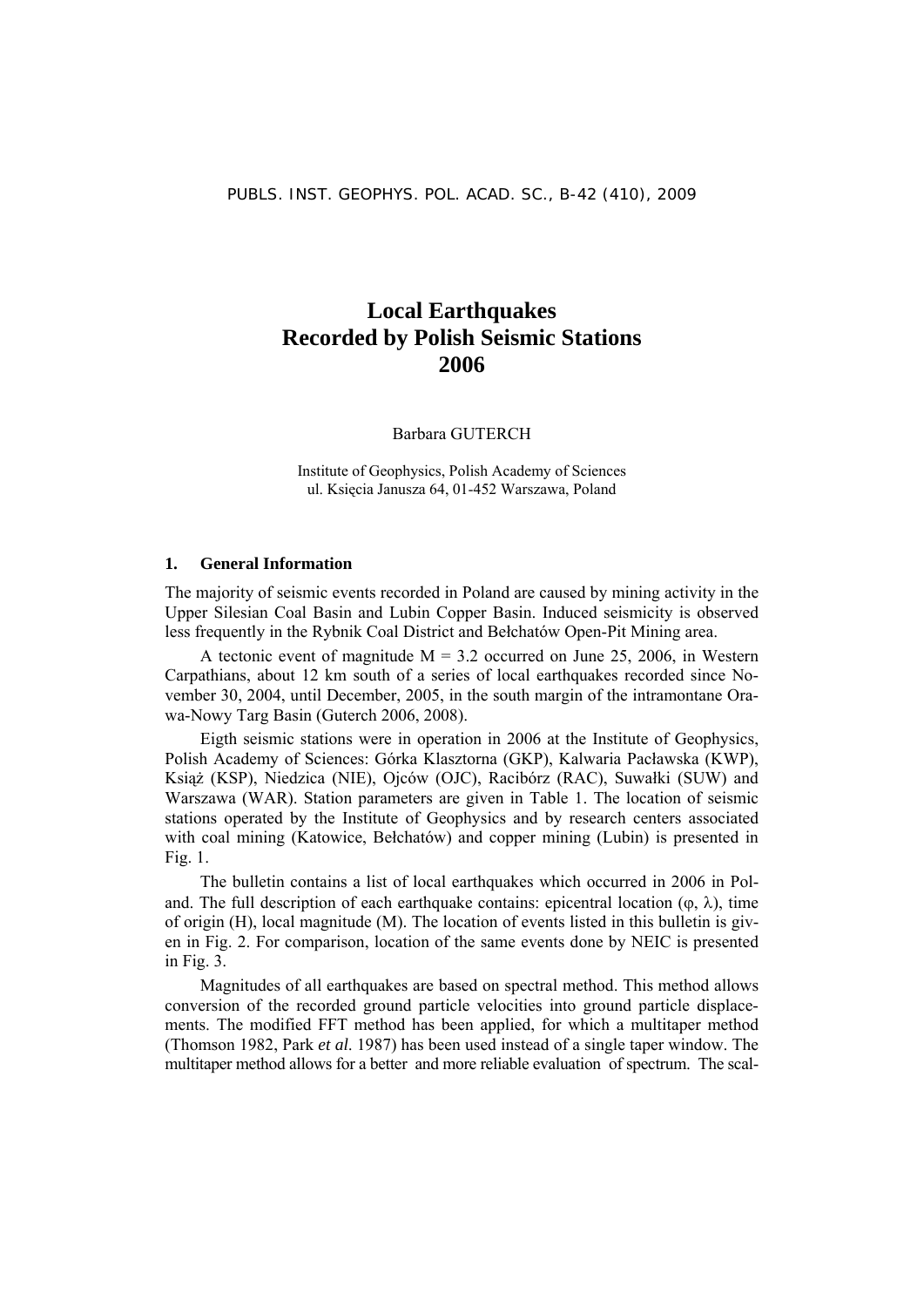# Local Earthquakes
# Recorded by Polish Seismic Stations
# 2006

Barbara GUTERCH

Institute of Geophysics, Polish Academy of Sciences
ul. Księcia Janusza 64, 01-452 Warszawa, Poland

## 1. General Information

The majority of seismic events recorded in Poland are caused by mining activity in the Upper Silesian Coal Basin and Lubin Copper Basin. Induced seismicity is observed less frequently in the Rybnik Coal District and Bełchatów Open-Pit Mining area.

A tectonic event of magnitude M = 3.2 occurred on June 25, 2006, in Western Carpathians, about 12 km south of a series of local earthquakes recorded since November 30, 2004, until December, 2005, in the south margin of the intramontane Orawa-Nowy Targ Basin (Guterch 2006, 2008).

Eigth seismic stations were in operation in 2006 at the Institute of Geophysics, Polish Academy of Sciences: Górka Klasztorna (GKP), Kalwaria Pacławska (KWP), Książ (KSP), Niedzica (NIE), Ojców (OJC), Racibórz (RAC), Suwałki (SUW) and Warszawa (WAR). Station parameters are given in Table 1. The location of seismic stations operated by the Institute of Geophysics and by research centers associated with coal mining (Katowice, Bełchatów) and copper mining (Lubin) is presented in Fig. 1.

The bulletin contains a list of local earthquakes which occurred in 2006 in Poland. The full description of each earthquake contains: epicentral location (φ, λ), time of origin (H), local magnitude (M). The location of events listed in this bulletin is given in Fig. 2. For comparison, location of the same events done by NEIC is presented in Fig. 3.

Magnitudes of all earthquakes are based on spectral method. This method allows conversion of the recorded ground particle velocities into ground particle displacements. The modified FFT method has been applied, for which a multitaper method (Thomson 1982, Park *et al*. 1987) has been used instead of a single taper window. The multitaper method allows for a better and more reliable evaluation of spectrum. The scal-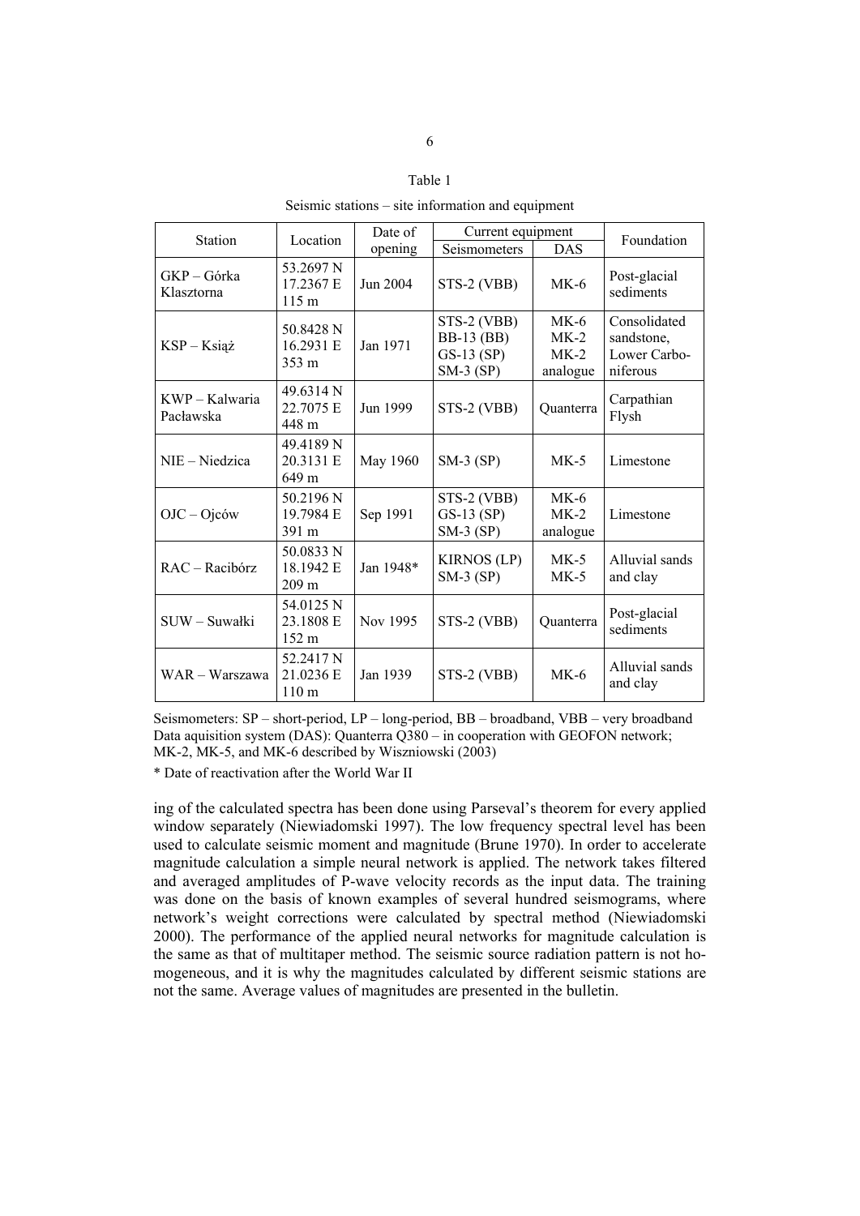Table 1

Seismic stations – site information and equipment

| Station | Location | Date of opening | Current equipment | | Foundation |
|---|---|---|---|---|---|
| | | | Seismometers | DAS | |
| GKP – Górka Klasztorna | 53.2697 N<br>17.2367 E<br>115 m | Jun 2004 | STS-2 (VBB) | MK-6 | Post-glacial sediments |
| KSP – Książ | 50.8428 N<br>16.2931 E<br>353 m | Jan 1971 | STS-2 (VBB)<br>BB-13 (BB)<br>GS-13 (SP)<br>SM-3 (SP) | MK-6<br>MK-2<br>MK-2<br>analogue | Consolidated sandstone, Lower Carbo-niferous |
| KWP – Kalwaria Pacławska | 49.6314 N<br>22.7075 E<br>448 m | Jun 1999 | STS-2 (VBB) | Quanterra | Carpathian Flysh |
| NIE – Niedzica | 49.4189 N<br>20.3131 E<br>649 m | May 1960 | SM-3 (SP) | MK-5 | Limestone |
| OJC – Ojców | 50.2196 N<br>19.7984 E<br>391 m | Sep 1991 | STS-2 (VBB)<br>GS-13 (SP)<br>SM-3 (SP) | MK-6<br>MK-2<br>analogue | Limestone |
| RAC – Racibórz | 50.0833 N<br>18.1942 E<br>209 m | Jan 1948* | KIRNOS (LP)<br>SM-3 (SP) | MK-5<br>MK-5 | Alluvial sands and clay |
| SUW – Suwałki | 54.0125 N<br>23.1808 E<br>152 m | Nov 1995 | STS-2 (VBB) | Quanterra | Post-glacial sediments |
| WAR – Warszawa | 52.2417 N<br>21.0236 E<br>110 m | Jan 1939 | STS-2 (VBB) | MK-6 | Alluvial sands and clay |

Seismometers: SP – short-period, LP – long-period, BB – broadband, VBB – very broadband
Data aquisition system (DAS): Quanterra Q380 – in cooperation with GEOFON network; MK-2, MK-5, and MK-6 described by Wiszniowski (2003)

* Date of reactivation after the World War II

ing of the calculated spectra has been done using Parseval's theorem for every applied window separately (Niewiadomski 1997). The low frequency spectral level has been used to calculate seismic moment and magnitude (Brune 1970). In order to accelerate magnitude calculation a simple neural network is applied. The network takes filtered and averaged amplitudes of P-wave velocity records as the input data. The training was done on the basis of known examples of several hundred seismograms, where network's weight corrections were calculated by spectral method (Niewiadomski 2000). The performance of the applied neural networks for magnitude calculation is the same as that of multitaper method. The seismic source radiation pattern is not homogeneous, and it is why the magnitudes calculated by different seismic stations are not the same. Average values of magnitudes are presented in the bulletin.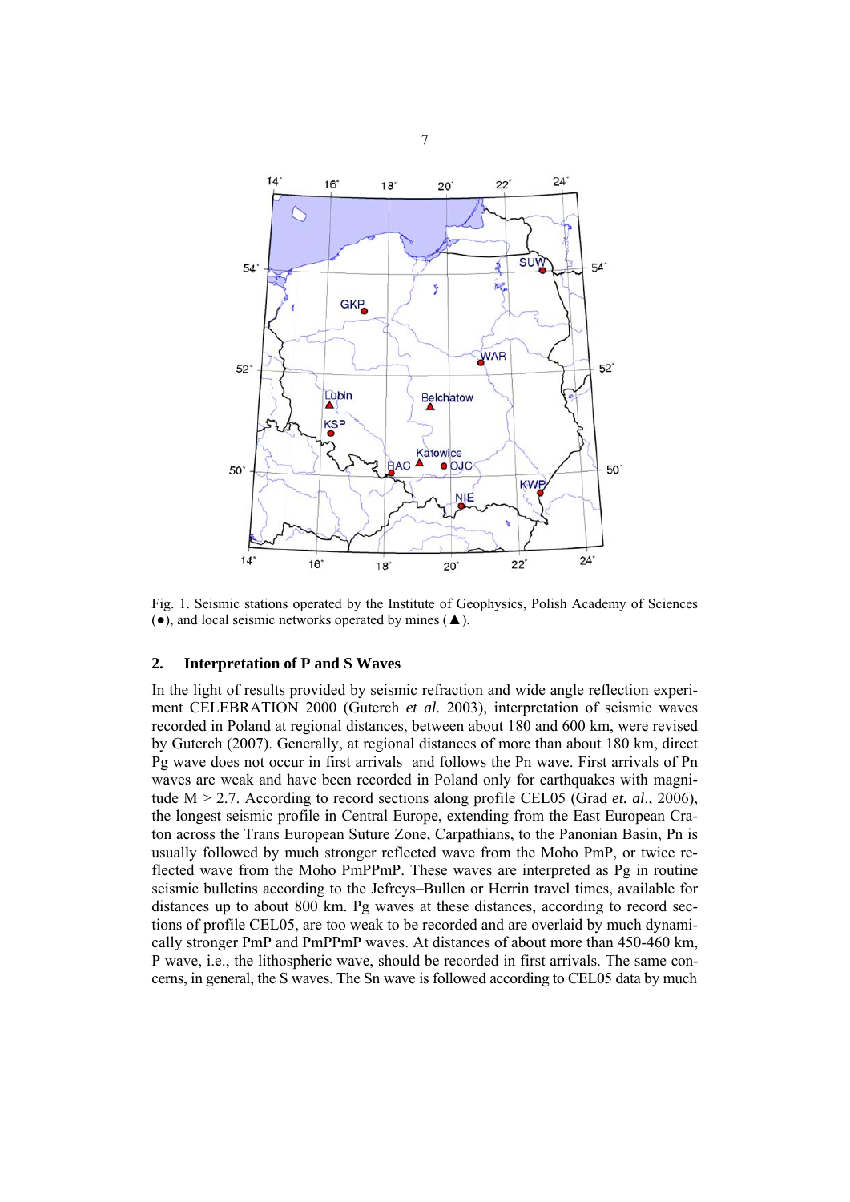Fig. 1. Seismic stations operated by the Institute of Geophysics, Polish Academy of Sciences (●), and local seismic networks operated by mines (▲).

## 2. Interpretation of P and S Waves

In the light of results provided by seismic refraction and wide angle reflection experiment CELEBRATION 2000 (Guterch *et al.* 2003), interpretation of seismic waves recorded in Poland at regional distances, between about 180 and 600 km, were revised by Guterch (2007). Generally, at regional distances of more than about 180 km, direct Pg wave does not occur in first arrivals and follows the Pn wave. First arrivals of Pn waves are weak and have been recorded in Poland only for earthquakes with magnitude M > 2.7. According to record sections along profile CEL05 (Grad *et. al*., 2006), the longest seismic profile in Central Europe, extending from the East European Craton across the Trans European Suture Zone, Carpathians, to the Panonian Basin, Pn is usually followed by much stronger reflected wave from the Moho PmP, or twice reflected wave from the Moho PmPPmP. These waves are interpreted as Pg in routine seismic bulletins according to the Jefreys–Bullen or Herrin travel times, available for distances up to about 800 km. Pg waves at these distances, according to record sections of profile CEL05, are too weak to be recorded and are overlaid by much dynamically stronger PmP and PmPPmP waves. At distances of about more than 450-460 km, P wave, i.e., the lithospheric wave, should be recorded in first arrivals. The same concerns, in general, the S waves. The Sn wave is followed according to CEL05 data by much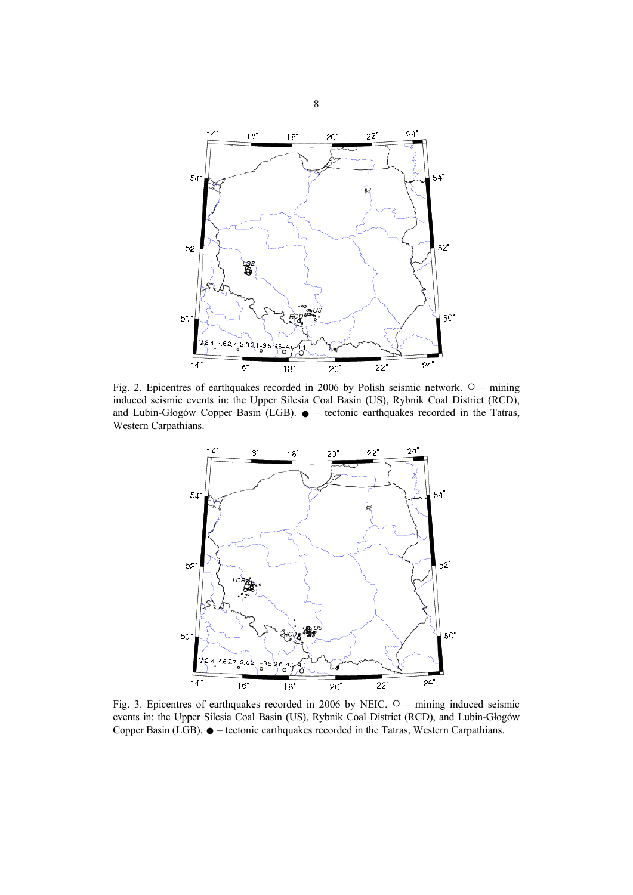Fig. 2. Epicentres of earthquakes recorded in 2006 by Polish seismic network. ○ – mining induced seismic events in: the Upper Silesia Coal Basin (US), Rybnik Coal District (RCD), and Lubin-Głogów Copper Basin (LGB). ● – tectonic earthquakes recorded in the Tatras, Western Carpathians.

Fig. 3. Epicentres of earthquakes recorded in 2006 by NEIC. ○ – mining induced seismic events in: the Upper Silesia Coal Basin (US), Rybnik Coal District (RCD), and Lubin-Głogów Copper Basin (LGB). ● – tectonic earthquakes recorded in the Tatras, Western Carpathians.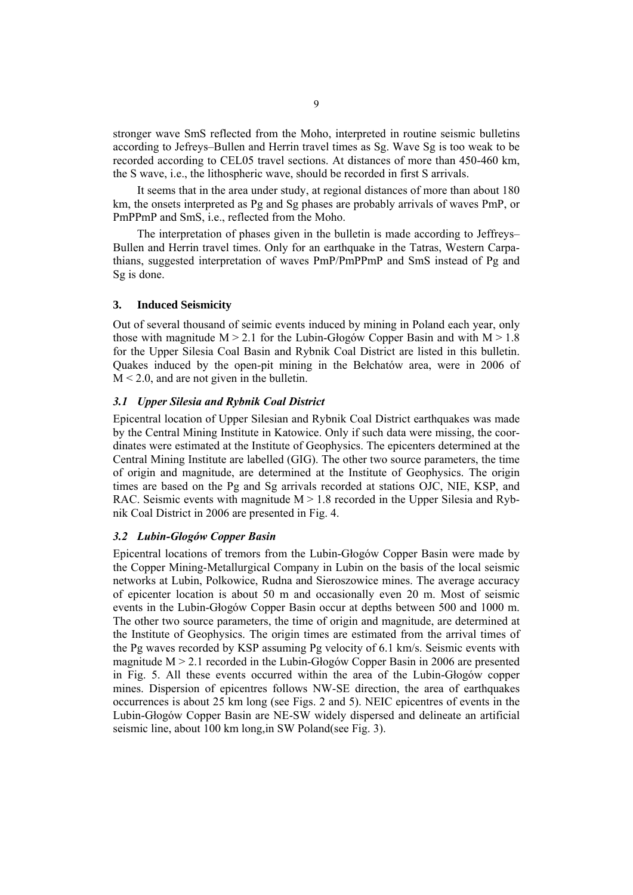stronger wave SmS reflected from the Moho, interpreted in routine seismic bulletins according to Jefreys–Bullen and Herrin travel times as Sg. Wave Sg is too weak to be recorded according to CEL05 travel sections. At distances of more than 450-460 km, the S wave, i.e., the lithospheric wave, should be recorded in first S arrivals.

It seems that in the area under study, at regional distances of more than about 180 km, the onsets interpreted as Pg and Sg phases are probably arrivals of waves PmP, or PmPPmP and SmS, i.e., reflected from the Moho.

The interpretation of phases given in the bulletin is made according to Jeffreys–Bullen and Herrin travel times. Only for an earthquake in the Tatras, Western Carpathians, suggested interpretation of waves PmP/PmPPmP and SmS instead of Pg and Sg is done.

## 3. Induced Seismicity

Out of several thousand of seimic events induced by mining in Poland each year, only those with magnitude $M > 2.1$ for the Lubin-Głogów Copper Basin and with $M > 1.8$ for the Upper Silesia Coal Basin and Rybnik Coal District are listed in this bulletin. Quakes induced by the open-pit mining in the Bełchatów area, were in 2006 of $M < 2.0$, and are not given in the bulletin.

### *3.1 Upper Silesia and Rybnik Coal District*

Epicentral location of Upper Silesian and Rybnik Coal District earthquakes was made by the Central Mining Institute in Katowice. Only if such data were missing, the coordinates were estimated at the Institute of Geophysics. The epicenters determined at the Central Mining Institute are labelled (GIG). The other two source parameters, the time of origin and magnitude, are determined at the Institute of Geophysics. The origin times are based on the Pg and Sg arrivals recorded at stations OJC, NIE, KSP, and RAC. Seismic events with magnitude $M > 1.8$ recorded in the Upper Silesia and Rybnik Coal District in 2006 are presented in Fig. 4.

### *3.2 Lubin-Głogów Copper Basin*

Epicentral locations of tremors from the Lubin-Głogów Copper Basin were made by the Copper Mining-Metallurgical Company in Lubin on the basis of the local seismic networks at Lubin, Polkowice, Rudna and Sieroszowice mines. The average accuracy of epicenter location is about 50 m and occasionally even 20 m. Most of seismic events in the Lubin-Głogów Copper Basin occur at depths between 500 and 1000 m. The other two source parameters, the time of origin and magnitude, are determined at the Institute of Geophysics. The origin times are estimated from the arrival times of the Pg waves recorded by KSP assuming Pg velocity of 6.1 km/s. Seismic events with magnitude $M > 2.1$ recorded in the Lubin-Głogów Copper Basin in 2006 are presented in Fig. 5. All these events occurred within the area of the Lubin-Głogów copper mines. Dispersion of epicentres follows NW-SE direction, the area of earthquakes occurrences is about 25 km long (see Figs. 2 and 5). NEIC epicentres of events in the Lubin-Głogów Copper Basin are NE-SW widely dispersed and delineate an artificial seismic line, about 100 km long,in SW Poland(see Fig. 3).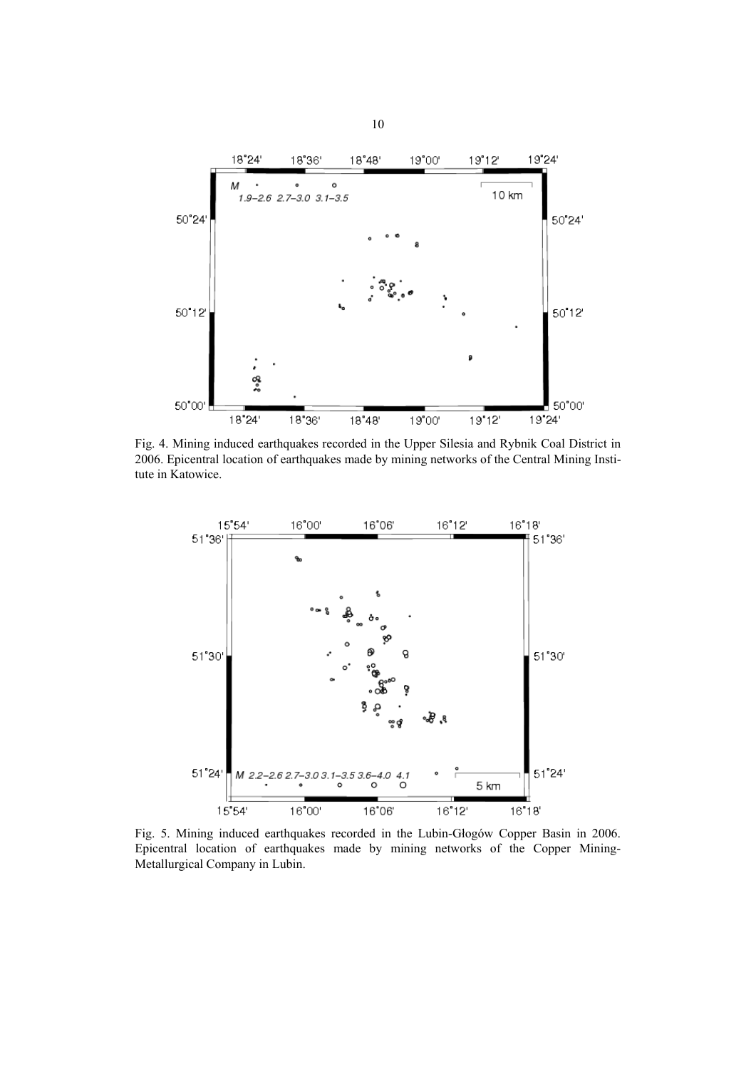Fig. 4. Mining induced earthquakes recorded in the Upper Silesia and Rybnik Coal District in 2006. Epicentral location of earthquakes made by mining networks of the Central Mining Institute in Katowice.

Fig. 5. Mining induced earthquakes recorded in the Lubin-Głogów Copper Basin in 2006. Epicentral location of earthquakes made by mining networks of the Copper Mining-Metallurgical Company in Lubin.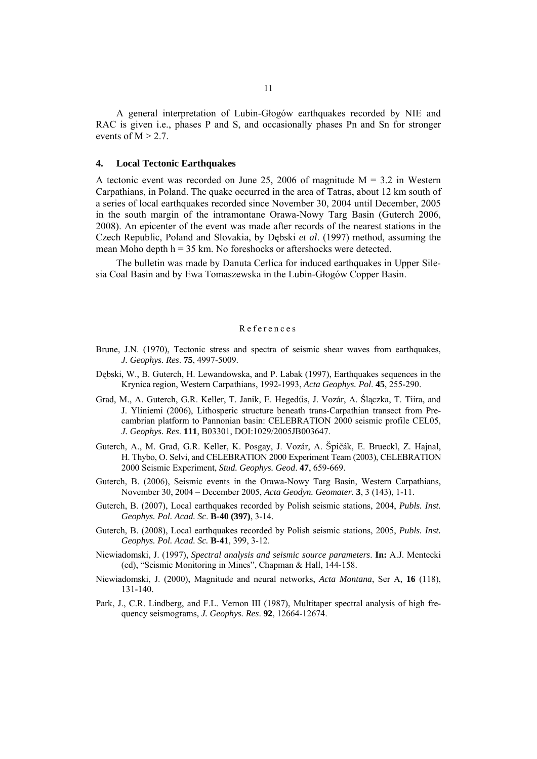A general interpretation of Lubin-Głogów earthquakes recorded by NIE and RAC is given i.e., phases P and S, and occasionally phases Pn and Sn for stronger events of $M > 2.7$.

## 4. Local Tectonic Earthquakes

A tectonic event was recorded on June 25, 2006 of magnitude $M = 3.2$ in Western Carpathians, in Poland. The quake occurred in the area of Tatras, about 12 km south of a series of local earthquakes recorded since November 30, 2004 until December, 2005 in the south margin of the intramontane Orawa-Nowy Targ Basin (Guterch 2006, 2008). An epicenter of the event was made after records of the nearest stations in the Czech Republic, Poland and Slovakia, by Dębski *et al*. (1997) method, assuming the mean Moho depth $h = 35$ km. No foreshocks or aftershocks were detected.

The bulletin was made by Danuta Cerlica for induced earthquakes in Upper Silesia Coal Basin and by Ewa Tomaszewska in the Lubin-Głogów Copper Basin.

### References

Brune, J.N. (1970), Tectonic stress and spectra of seismic shear waves from earthquakes, *J. Geophys. Res*. **75**, 4997-5009.

Dębski, W., B. Guterch, H. Lewandowska, and P. Labak (1997), Earthquakes sequences in the Krynica region, Western Carpathians, 1992-1993, *Acta Geophys. Pol*. **45**, 255-290.

Grad, M., A. Guterch, G.R. Keller, T. Janik, E. Hegedűs, J. Vozár, A. Ślączka, T. Tiira, and J. Yliniemi (2006), Lithosperic structure beneath trans-Carpathian transect from Precambrian platform to Pannonian basin: CELEBRATION 2000 seismic profile CEL05, *J. Geophys. Res*. **111**, B03301, DOI:1029/2005JB003647.

Guterch, A., M. Grad, G.R. Keller, K. Posgay, J. Vozár, A. Špičák, E. Brueckl, Z. Hajnal, H. Thybo, O. Selvi, and CELEBRATION 2000 Experiment Team (2003), CELEBRATION 2000 Seismic Experiment, *Stud. Geophys. Geod*. **47**, 659-669.

Guterch, B. (2006), Seismic events in the Orawa-Nowy Targ Basin, Western Carpathians, November 30, 2004 – December 2005, *Acta Geodyn. Geomater*. **3**, 3 (143), 1-11.

Guterch, B. (2007), Local earthquakes recorded by Polish seismic stations, 2004, *Publs. Inst. Geophys. Pol. Acad. Sc*. **B-40 (397)**, 3-14.

Guterch, B. (2008), Local earthquakes recorded by Polish seismic stations, 2005, *Publs. Inst. Geophys. Pol. Acad. Sc.* **B-41**, 399, 3-12.

Niewiadomski, J. (1997), *Spectral analysis and seismic source parameters*. **In:** A.J. Mentecki (ed), "Seismic Monitoring in Mines", Chapman & Hall, 144-158.

Niewiadomski, J. (2000), Magnitude and neural networks, *Acta Montana*, Ser A, **16** (118), 131-140.

Park, J., C.R. Lindberg, and F.L. Vernon III (1987), Multitaper spectral analysis of high frequency seismograms, *J. Geophys. Res*. **92**, 12664-12674.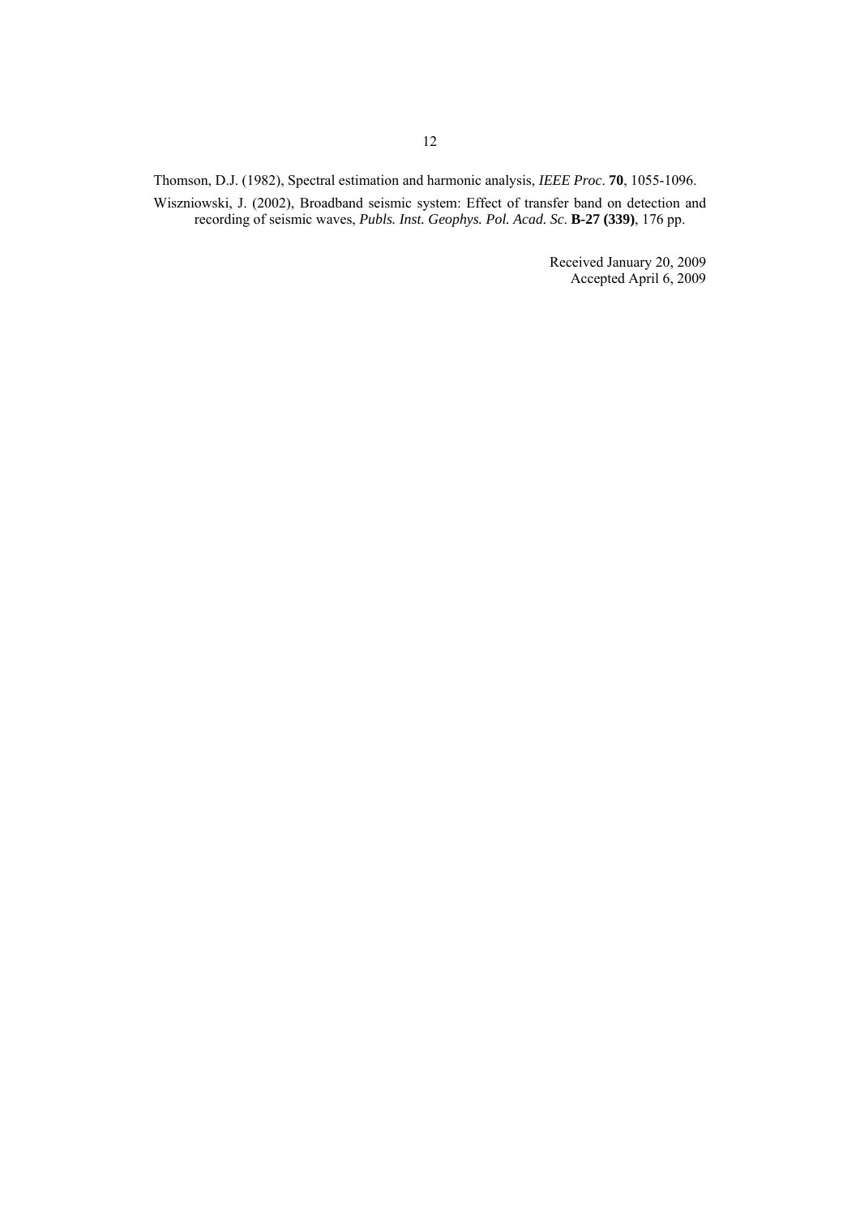Thomson, D.J. (1982), Spectral estimation and harmonic analysis, *IEEE Proc*. **70**, 1055-1096.

Wiszniowski, J. (2002), Broadband seismic system: Effect of transfer band on detection and recording of seismic waves, *Publs. Inst. Geophys. Pol. Acad. Sc*. **B-27 (339)**, 176 pp.

Received January 20, 2009
Accepted April 6, 2009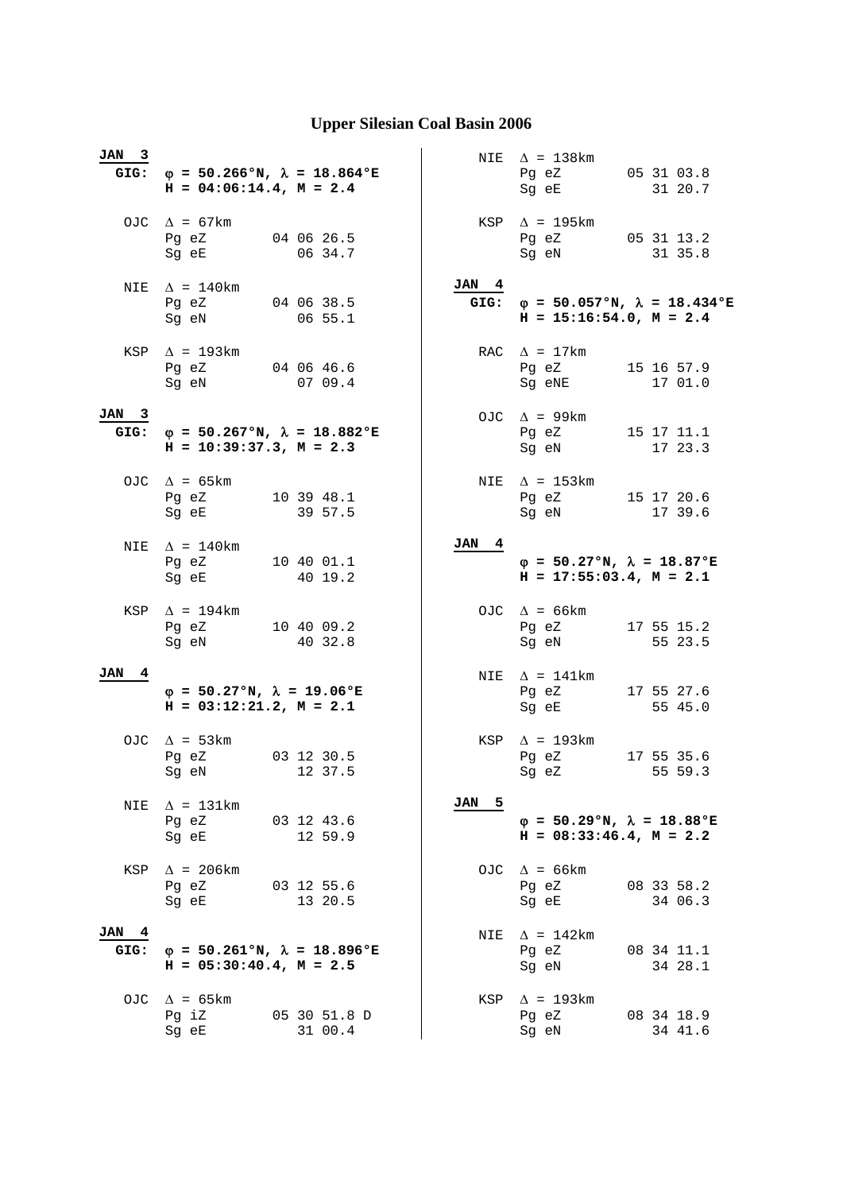# Upper Silesian Coal Basin 2006

**JAN 3**
**GIG:** **φ = 50.266°N, λ = 18.864°E**
**H = 04:06:14.4, M = 2.4**

```
OJC  Δ = 67km
     Pg eZ       04 06 26.5
     Sg eE          06 34.7

NIE  Δ = 140km
     Pg eZ       04 06 38.5
     Sg eN          06 55.1

KSP  Δ = 193km
     Pg eZ       04 06 46.6
     Sg eN          07 09.4
```

**JAN 3**
**GIG:** **φ = 50.267°N, λ = 18.882°E**
**H = 10:39:37.3, M = 2.3**

```
OJC  Δ = 65km
     Pg eZ       10 39 48.1
     Sg eE          39 57.5

NIE  Δ = 140km
     Pg eZ       10 40 01.1
     Sg eE          40 19.2

KSP  Δ = 194km
     Pg eZ       10 40 09.2
     Sg eN          40 32.8
```

**JAN 4**
**φ = 50.27°N, λ = 19.06°E**
**H = 03:12:21.2, M = 2.1**

```
OJC  Δ = 53km
     Pg eZ       03 12 30.5
     Sg eN          12 37.5

NIE  Δ = 131km
     Pg eZ       03 12 43.6
     Sg eE          12 59.9

KSP  Δ = 206km
     Pg eZ       03 12 55.6
     Sg eE          13 20.5
```

**JAN 4**
**GIG:** **φ = 50.261°N, λ = 18.896°E**
**H = 05:30:40.4, M = 2.5**

```
OJC  Δ = 65km
     Pg iZ       05 30 51.8 D
     Sg eE          31 00.4

NIE  Δ = 138km
     Pg eZ       05 31 03.8
     Sg eE          31 20.7

KSP  Δ = 195km
     Pg eZ       05 31 13.2
     Sg eN          31 35.8
```

**JAN 4**
**GIG:** **φ = 50.057°N, λ = 18.434°E**
**H = 15:16:54.0, M = 2.4**

```
RAC  Δ = 17km
     Pg eZ       15 16 57.9
     Sg eNE         17 01.0

OJC  Δ = 99km
     Pg eZ       15 17 11.1
     Sg eN          17 23.3

NIE  Δ = 153km
     Pg eZ       15 17 20.6
     Sg eN          17 39.6
```

**JAN 4**
**φ = 50.27°N, λ = 18.87°E**
**H = 17:55:03.4, M = 2.1**

```
OJC  Δ = 66km
     Pg eZ       17 55 15.2
     Sg eN          55 23.5

NIE  Δ = 141km
     Pg eZ       17 55 27.6
     Sg eE          55 45.0

KSP  Δ = 193km
     Pg eZ       17 55 35.6
     Sg eZ          55 59.3
```

**JAN 5**
**φ = 50.29°N, λ = 18.88°E**
**H = 08:33:46.4, M = 2.2**

```
OJC  Δ = 66km
     Pg eZ       08 33 58.2
     Sg eE          34 06.3

NIE  Δ = 142km
     Pg eZ       08 34 11.1
     Sg eN          34 28.1

KSP  Δ = 193km
     Pg eZ       08 34 18.9
     Sg eN          34 41.6
```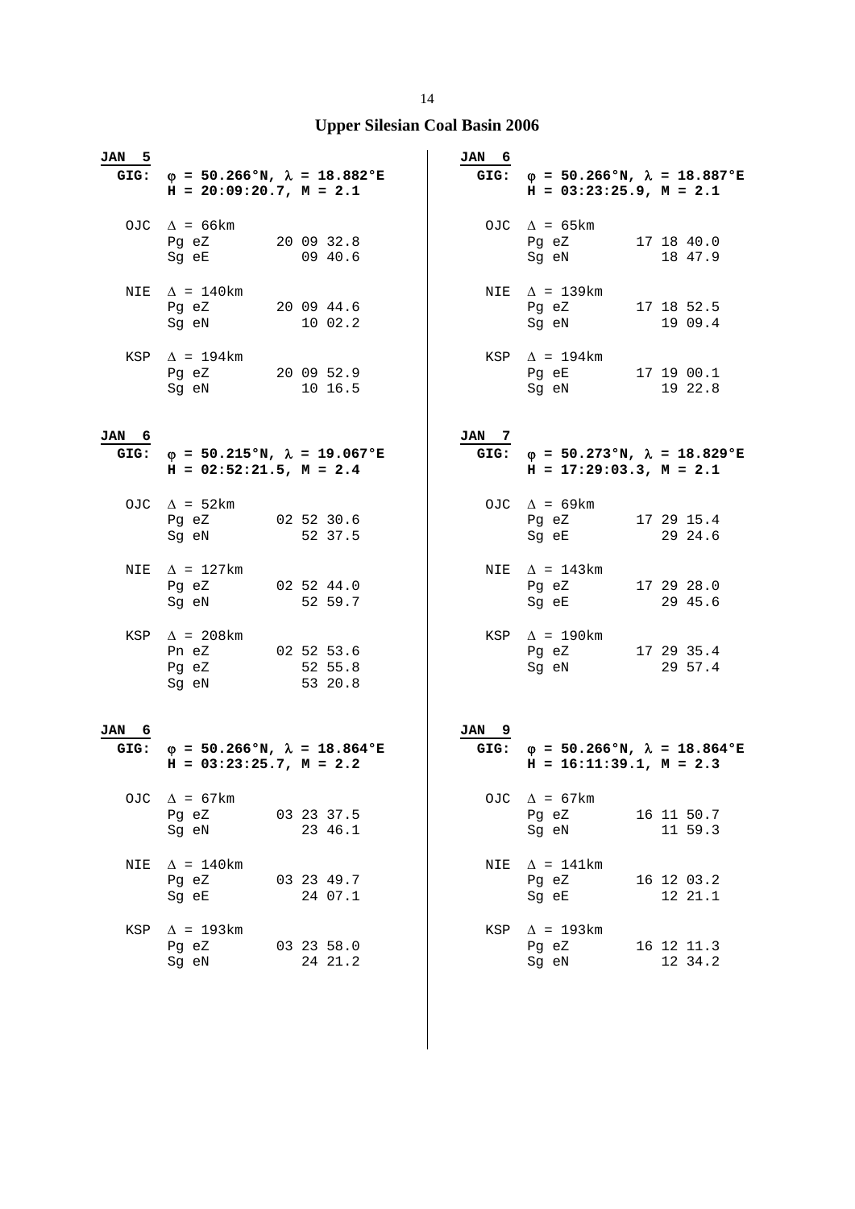# Upper Silesian Coal Basin 2006

**JAN 5**

**GIG:** **φ = 50.266°N, λ = 18.882°E**
**H = 20:09:20.7, M = 2.1**

```
OJC  Δ = 66km
     Pg eZ       20 09 32.8
     Sg eE          09 40.6

NIE  Δ = 140km
     Pg eZ       20 09 44.6
     Sg eN          10 02.2

KSP  Δ = 194km
     Pg eZ       20 09 52.9
     Sg eN          10 16.5
```

**JAN 6**

**GIG:** **φ = 50.215°N, λ = 19.067°E**
**H = 02:52:21.5, M = 2.4**

```
OJC  Δ = 52km
     Pg eZ       02 52 30.6
     Sg eN          52 37.5

NIE  Δ = 127km
     Pg eZ       02 52 44.0
     Sg eN          52 59.7

KSP  Δ = 208km
     Pn eZ       02 52 53.6
     Pg eZ          52 55.8
     Sg eN          53 20.8
```

**JAN 6**

**GIG:** **φ = 50.266°N, λ = 18.864°E**
**H = 03:23:25.7, M = 2.2**

```
OJC  Δ = 67km
     Pg eZ       03 23 37.5
     Sg eN          23 46.1

NIE  Δ = 140km
     Pg eZ       03 23 49.7
     Sg eE          24 07.1

KSP  Δ = 193km
     Pg eZ       03 23 58.0
     Sg eN          24 21.2
```

**JAN 6**

**GIG:** **φ = 50.266°N, λ = 18.887°E**
**H = 03:23:25.9, M = 2.1**

```
OJC  Δ = 65km
     Pg eZ       17 18 40.0
     Sg eN          18 47.9

NIE  Δ = 139km
     Pg eZ       17 18 52.5
     Sg eN          19 09.4

KSP  Δ = 194km
     Pg eE       17 19 00.1
     Sg eN          19 22.8
```

**JAN 7**

**GIG:** **φ = 50.273°N, λ = 18.829°E**
**H = 17:29:03.3, M = 2.1**

```
OJC  Δ = 69km
     Pg eZ       17 29 15.4
     Sg eE          29 24.6

NIE  Δ = 143km
     Pg eZ       17 29 28.0
     Sg eE          29 45.6

KSP  Δ = 190km
     Pg eZ       17 29 35.4
     Sg eN          29 57.4
```

**JAN 9**

**GIG:** **φ = 50.266°N, λ = 18.864°E**
**H = 16:11:39.1, M = 2.3**

```
OJC  Δ = 67km
     Pg eZ       16 11 50.7
     Sg eN          11 59.3

NIE  Δ = 141km
     Pg eZ       16 12 03.2
     Sg eE          12 21.1

KSP  Δ = 193km
     Pg eZ       16 12 11.3
     Sg eN          12 34.2
```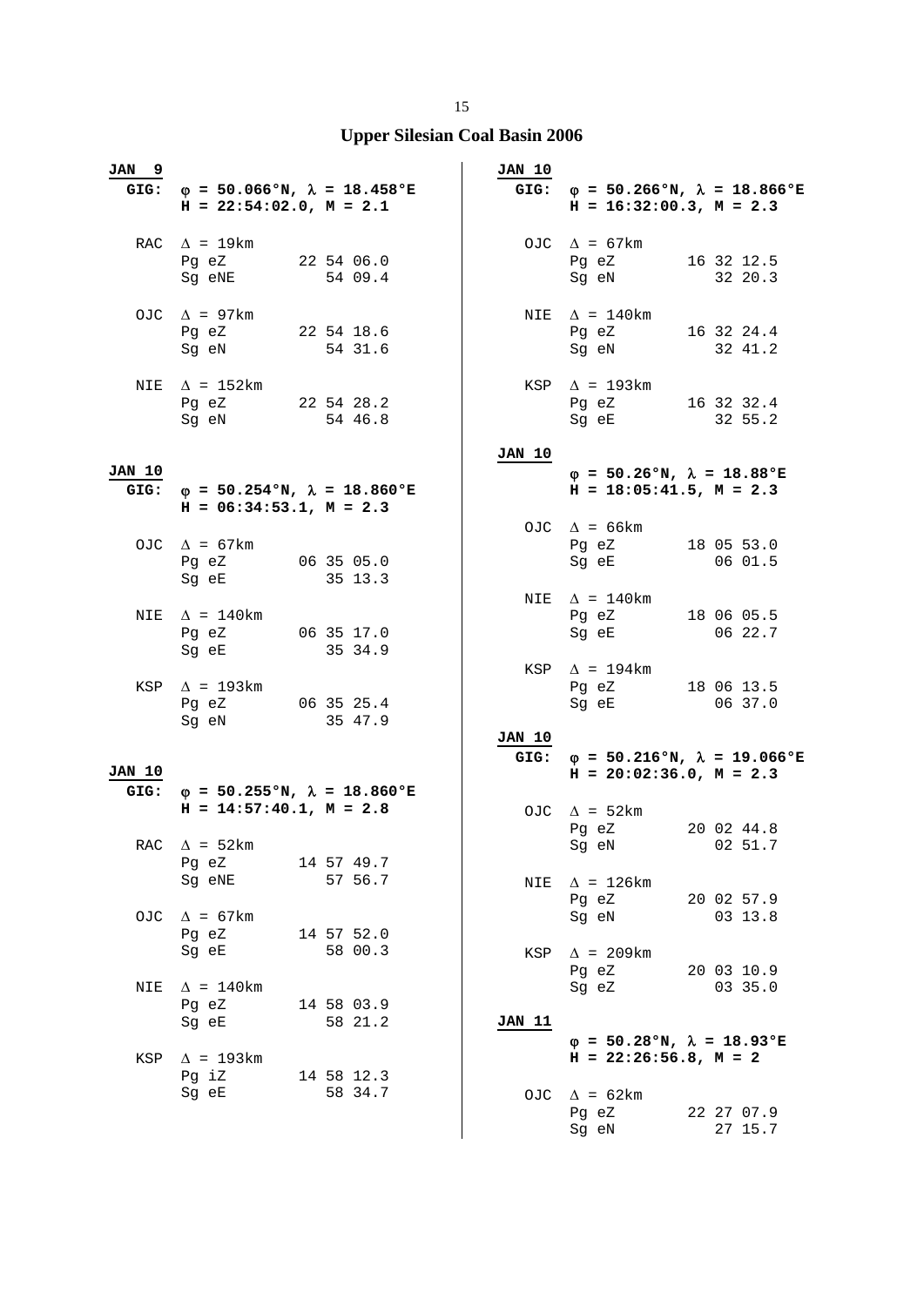# Upper Silesian Coal Basin 2006

**JAN 9**

**GIG: φ = 50.066°N, λ = 18.458°E**
**H = 22:54:02.0, M = 2.1**

| Station | Δ | Phase | Time |
|---|---|---|---|
| RAC | Δ = 19km | Pg eZ | 22 54 06.0 |
| | | Sg eNE | 54 09.4 |
| OJC | Δ = 97km | Pg eZ | 22 54 18.6 |
| | | Sg eN | 54 31.6 |
| NIE | Δ = 152km | Pg eZ | 22 54 28.2 |
| | | Sg eN | 54 46.8 |

**JAN 10**

**GIG: φ = 50.254°N, λ = 18.860°E**
**H = 06:34:53.1, M = 2.3**

| Station | Δ | Phase | Time |
|---|---|---|---|
| OJC | Δ = 67km | Pg eZ | 06 35 05.0 |
| | | Sg eE | 35 13.3 |
| NIE | Δ = 140km | Pg eZ | 06 35 17.0 |
| | | Sg eE | 35 34.9 |
| KSP | Δ = 193km | Pg eZ | 06 35 25.4 |
| | | Sg eN | 35 47.9 |

**JAN 10**

**GIG: φ = 50.255°N, λ = 18.860°E**
**H = 14:57:40.1, M = 2.8**

| Station | Δ | Phase | Time |
|---|---|---|---|
| RAC | Δ = 52km | Pg eZ | 14 57 49.7 |
| | | Sg eNE | 57 56.7 |
| OJC | Δ = 67km | Pg eZ | 14 57 52.0 |
| | | Sg eE | 58 00.3 |
| NIE | Δ = 140km | Pg eZ | 14 58 03.9 |
| | | Sg eE | 58 21.2 |
| KSP | Δ = 193km | Pg iZ | 14 58 12.3 |
| | | Sg eE | 58 34.7 |

**JAN 10**

**GIG: φ = 50.266°N, λ = 18.866°E**
**H = 16:32:00.3, M = 2.3**

| Station | Δ | Phase | Time |
|---|---|---|---|
| OJC | Δ = 67km | Pg eZ | 16 32 12.5 |
| | | Sg eN | 32 20.3 |
| NIE | Δ = 140km | Pg eZ | 16 32 24.4 |
| | | Sg eN | 32 41.2 |
| KSP | Δ = 193km | Pg eZ | 16 32 32.4 |
| | | Sg eE | 32 55.2 |

**JAN 10**

**φ = 50.26°N, λ = 18.88°E**
**H = 18:05:41.5, M = 2.3**

| Station | Δ | Phase | Time |
|---|---|---|---|
| OJC | Δ = 66km | Pg eZ | 18 05 53.0 |
| | | Sg eE | 06 01.5 |
| NIE | Δ = 140km | Pg eZ | 18 06 05.5 |
| | | Sg eE | 06 22.7 |
| KSP | Δ = 194km | Pg eZ | 18 06 13.5 |
| | | Sg eE | 06 37.0 |

**JAN 10**

**GIG: φ = 50.216°N, λ = 19.066°E**
**H = 20:02:36.0, M = 2.3**

| Station | Δ | Phase | Time |
|---|---|---|---|
| OJC | Δ = 52km | Pg eZ | 20 02 44.8 |
| | | Sg eN | 02 51.7 |
| NIE | Δ = 126km | Pg eZ | 20 02 57.9 |
| | | Sg eN | 03 13.8 |
| KSP | Δ = 209km | Pg eZ | 20 03 10.9 |
| | | Sg eZ | 03 35.0 |

**JAN 11**

**φ = 50.28°N, λ = 18.93°E**
**H = 22:26:56.8, M = 2**

| Station | Δ | Phase | Time |
|---|---|---|---|
| OJC | Δ = 62km | Pg eZ | 22 27 07.9 |
| | | Sg eN | 27 15.7 |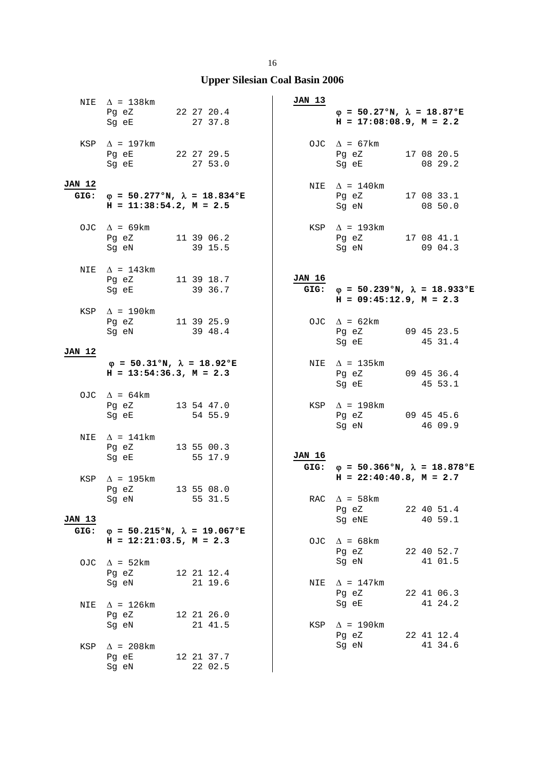# Upper Silesian Coal Basin 2006

NIE $\Delta$ = 138km
Pg eZ 22 27 20.4
Sg eE 27 37.8

KSP $\Delta$ = 197km
Pg eE 22 27 29.5
Sg eE 27 53.0

**JAN 12**
**GIG:** **$\varphi$ = 50.277°N, $\lambda$ = 18.834°E**
**H = 11:38:54.2, M = 2.5**

OJC $\Delta$ = 69km
Pg eZ 11 39 06.2
Sg eN 39 15.5

NIE $\Delta$ = 143km
Pg eZ 11 39 18.7
Sg eE 39 36.7

KSP $\Delta$ = 190km
Pg eZ 11 39 25.9
Sg eN 39 48.4

**JAN 12**
**$\varphi$ = 50.31°N, $\lambda$ = 18.92°E**
**H = 13:54:36.3, M = 2.3**

OJC $\Delta$ = 64km
Pg eZ 13 54 47.0
Sg eE 54 55.9

NIE $\Delta$ = 141km
Pg eZ 13 55 00.3
Sg eE 55 17.9

KSP $\Delta$ = 195km
Pg eZ 13 55 08.0
Sg eN 55 31.5

**JAN 13**
**GIG:** **$\varphi$ = 50.215°N, $\lambda$ = 19.067°E**
**H = 12:21:03.5, M = 2.3**

OJC $\Delta$ = 52km
Pg eZ 12 21 12.4
Sg eN 21 19.6

NIE $\Delta$ = 126km
Pg eZ 12 21 26.0
Sg eN 21 41.5

KSP $\Delta$ = 208km
Pg eE 12 21 37.7
Sg eN 22 02.5

**JAN 13**
**$\varphi$ = 50.27°N, $\lambda$ = 18.87°E**
**H = 17:08:08.9, M = 2.2**

OJC $\Delta$ = 67km
Pg eZ 17 08 20.5
Sg eE 08 29.2

NIE $\Delta$ = 140km
Pg eZ 17 08 33.1
Sg eN 08 50.0

KSP $\Delta$ = 193km
Pg eZ 17 08 41.1
Sg eN 09 04.3

**JAN 16**
**GIG:** **$\varphi$ = 50.239°N, $\lambda$ = 18.933°E**
**H = 09:45:12.9, M = 2.3**

OJC $\Delta$ = 62km
Pg eZ 09 45 23.5
Sg eE 45 31.4

NIE $\Delta$ = 135km
Pg eZ 09 45 36.4
Sg eE 45 53.1

KSP $\Delta$ = 198km
Pg eZ 09 45 45.6
Sg eN 46 09.9

**JAN 16**
**GIG:** **$\varphi$ = 50.366°N, $\lambda$ = 18.878°E**
**H = 22:40:40.8, M = 2.7**

RAC $\Delta$ = 58km
Pg eZ 22 40 51.4
Sg eNE 40 59.1

OJC $\Delta$ = 68km
Pg eZ 22 40 52.7
Sg eN 41 01.5

NIE $\Delta$ = 147km
Pg eZ 22 41 06.3
Sg eE 41 24.2

KSP $\Delta$ = 190km
Pg eZ 22 41 12.4
Sg eN 41 34.6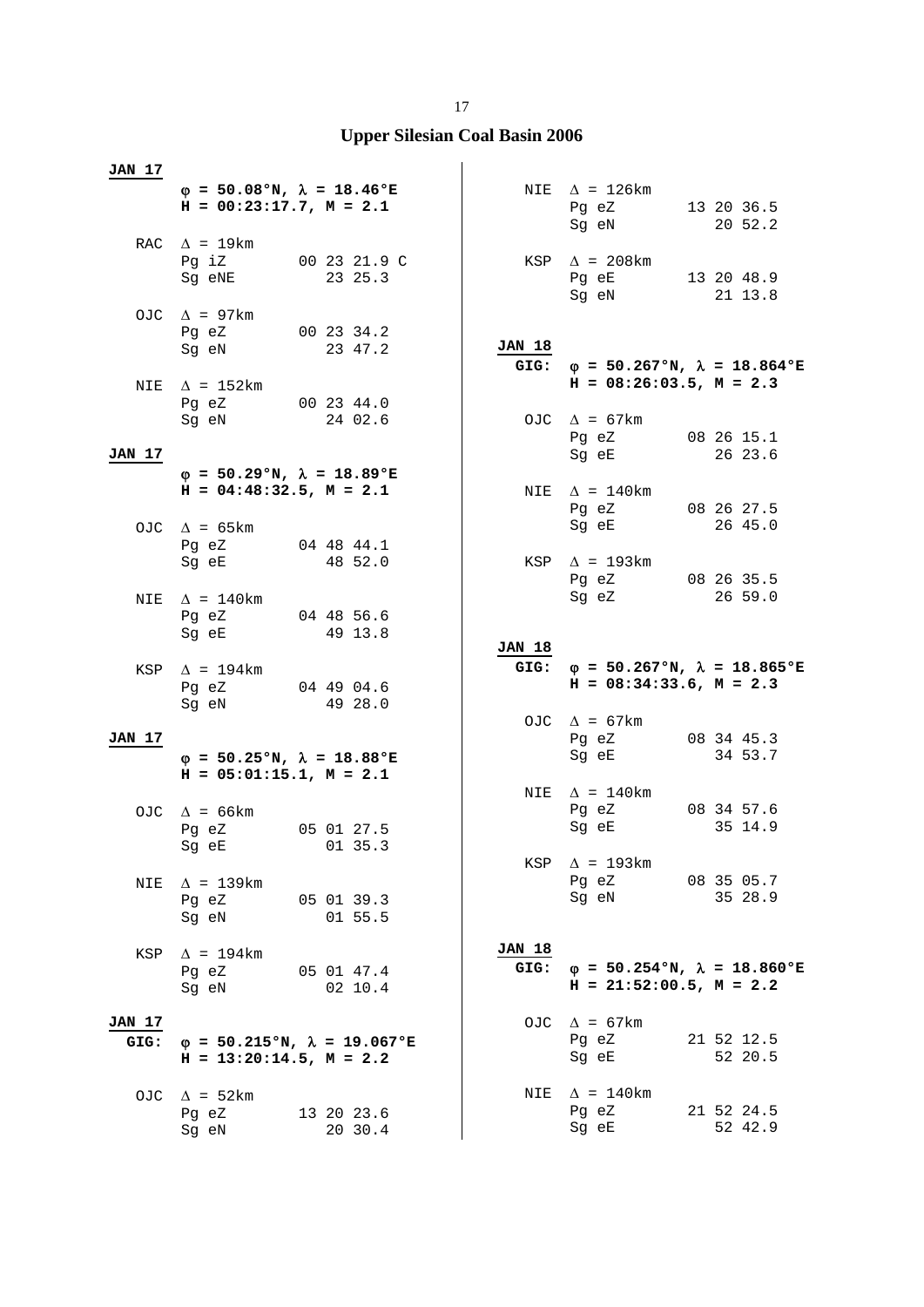# Upper Silesian Coal Basin 2006

**JAN 17**

**φ = 50.08°N, λ = 18.46°E**
**H = 00:23:17.7, M = 2.1**

```
RAC  Δ = 19km
     Pg iZ        00 23 21.9 C
     Sg eNE          23 25.3

OJC  Δ = 97km
     Pg eZ        00 23 34.2
     Sg eN           23 47.2

NIE  Δ = 152km
     Pg eZ        00 23 44.0
     Sg eN           24 02.6
```

**JAN 17**

**φ = 50.29°N, λ = 18.89°E**
**H = 04:48:32.5, M = 2.1**

```
OJC  Δ = 65km
     Pg eZ        04 48 44.1
     Sg eE           48 52.0

NIE  Δ = 140km
     Pg eZ        04 48 56.6
     Sg eE           49 13.8

KSP  Δ = 194km
     Pg eZ        04 49 04.6
     Sg eN           49 28.0
```

**JAN 17**

**φ = 50.25°N, λ = 18.88°E**
**H = 05:01:15.1, M = 2.1**

```
OJC  Δ = 66km
     Pg eZ        05 01 27.5
     Sg eE           01 35.3

NIE  Δ = 139km
     Pg eZ        05 01 39.3
     Sg eN           01 55.5

KSP  Δ = 194km
     Pg eZ        05 01 47.4
     Sg eN           02 10.4
```

**JAN 17**

**GIG: φ = 50.215°N, λ = 19.067°E**
**H = 13:20:14.5, M = 2.2**

```
OJC  Δ = 52km
     Pg eZ        13 20 23.6
     Sg eN           20 30.4

NIE  Δ = 126km
     Pg eZ        13 20 36.5
     Sg eN           20 52.2

KSP  Δ = 208km
     Pg eE        13 20 48.9
     Sg eN           21 13.8
```

**JAN 18**

**GIG: φ = 50.267°N, λ = 18.864°E**
**H = 08:26:03.5, M = 2.3**

```
OJC  Δ = 67km
     Pg eZ        08 26 15.1
     Sg eE           26 23.6

NIE  Δ = 140km
     Pg eZ        08 26 27.5
     Sg eE           26 45.0

KSP  Δ = 193km
     Pg eZ        08 26 35.5
     Sg eZ           26 59.0
```

**JAN 18**

**GIG: φ = 50.267°N, λ = 18.865°E**
**H = 08:34:33.6, M = 2.3**

```
OJC  Δ = 67km
     Pg eZ        08 34 45.3
     Sg eE           34 53.7

NIE  Δ = 140km
     Pg eZ        08 34 57.6
     Sg eE           35 14.9

KSP  Δ = 193km
     Pg eZ        08 35 05.7
     Sg eN           35 28.9
```

**JAN 18**

**GIG: φ = 50.254°N, λ = 18.860°E**
**H = 21:52:00.5, M = 2.2**

```
OJC  Δ = 67km
     Pg eZ        21 52 12.5
     Sg eE           52 20.5

NIE  Δ = 140km
     Pg eZ        21 52 24.5
     Sg eE           52 42.9
```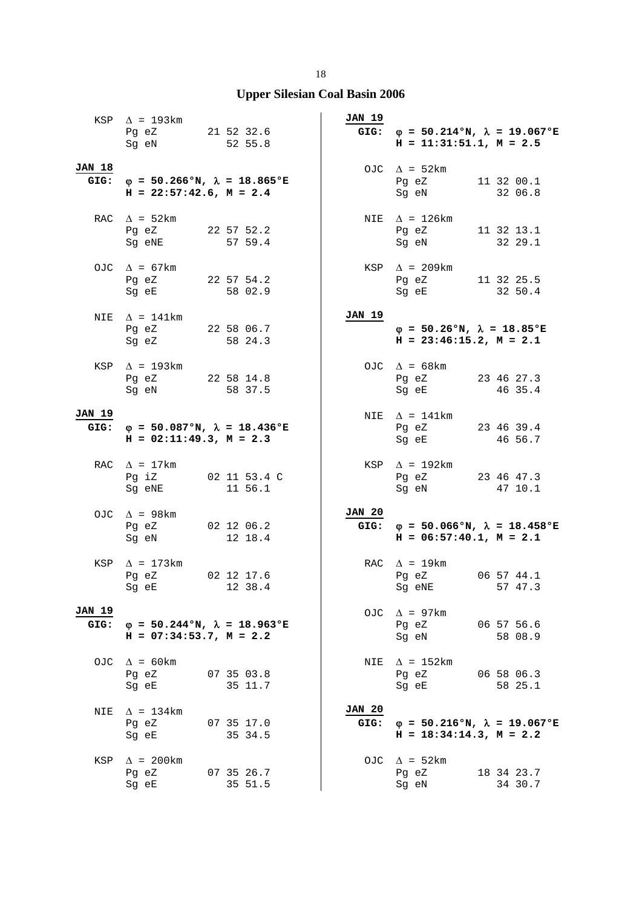# Upper Silesian Coal Basin 2006

KSP $\Delta$ = 193km
Pg eZ 21 52 32.6
Sg eN 52 55.8

**JAN 18**
**GIG: $\varphi$ = 50.266°N, $\lambda$ = 18.865°E**
**H = 22:57:42.6, M = 2.4**

RAC $\Delta$ = 52km
Pg eZ 22 57 52.2
Sg eNE 57 59.4

OJC $\Delta$ = 67km
Pg eZ 22 57 54.2
Sg eE 58 02.9

NIE $\Delta$ = 141km
Pg eZ 22 58 06.7
Sg eZ 58 24.3

KSP $\Delta$ = 193km
Pg eZ 22 58 14.8
Sg eN 58 37.5

**JAN 19**
**GIG: $\varphi$ = 50.087°N, $\lambda$ = 18.436°E**
**H = 02:11:49.3, M = 2.3**

RAC $\Delta$ = 17km
Pg iZ 02 11 53.4 C
Sg eNE 11 56.1

OJC $\Delta$ = 98km
Pg eZ 02 12 06.2
Sg eN 12 18.4

KSP $\Delta$ = 173km
Pg eZ 02 12 17.6
Sg eE 12 38.4

**JAN 19**
**GIG: $\varphi$ = 50.244°N, $\lambda$ = 18.963°E**
**H = 07:34:53.7, M = 2.2**

OJC $\Delta$ = 60km
Pg eZ 07 35 03.8
Sg eE 35 11.7

NIE $\Delta$ = 134km
Pg eZ 07 35 17.0
Sg eE 35 34.5

KSP $\Delta$ = 200km
Pg eZ 07 35 26.7
Sg eE 35 51.5

**JAN 19**
**GIG: $\varphi$ = 50.214°N, $\lambda$ = 19.067°E**
**H = 11:31:51.1, M = 2.5**

OJC $\Delta$ = 52km
Pg eZ 11 32 00.1
Sg eN 32 06.8

NIE $\Delta$ = 126km
Pg eZ 11 32 13.1
Sg eN 32 29.1

KSP $\Delta$ = 209km
Pg eZ 11 32 25.5
Sg eE 32 50.4

**JAN 19**
**$\varphi$ = 50.26°N, $\lambda$ = 18.85°E**
**H = 23:46:15.2, M = 2.1**

OJC $\Delta$ = 68km
Pg eZ 23 46 27.3
Sg eE 46 35.4

NIE $\Delta$ = 141km
Pg eZ 23 46 39.4
Sg eE 46 56.7

KSP $\Delta$ = 192km
Pg eZ 23 46 47.3
Sg eN 47 10.1

**JAN 20**
**GIG: $\varphi$ = 50.066°N, $\lambda$ = 18.458°E**
**H = 06:57:40.1, M = 2.1**

RAC $\Delta$ = 19km
Pg eZ 06 57 44.1
Sg eNE 57 47.3

OJC $\Delta$ = 97km
Pg eZ 06 57 56.6
Sg eN 58 08.9

NIE $\Delta$ = 152km
Pg eZ 06 58 06.3
Sg eE 58 25.1

**JAN 20**
**GIG: $\varphi$ = 50.216°N, $\lambda$ = 19.067°E**
**H = 18:34:14.3, M = 2.2**

OJC $\Delta$ = 52km
Pg eZ 18 34 23.7
Sg eN 34 30.7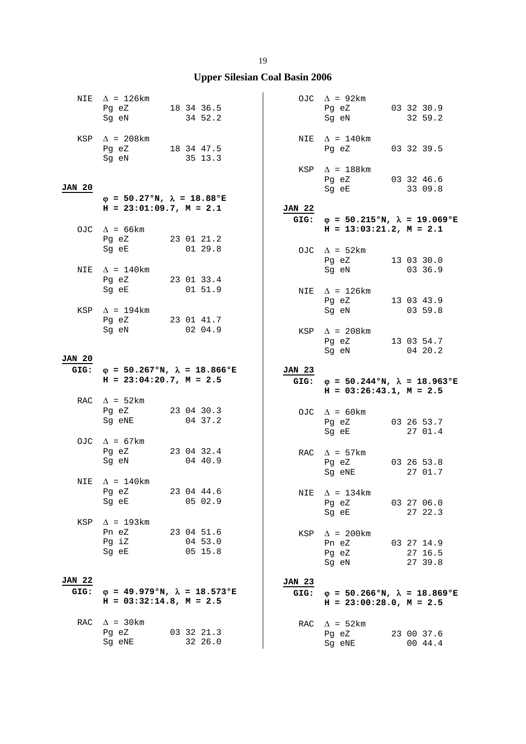## Upper Silesian Coal Basin 2006

```
NIE  Δ = 126km
     Pg eZ       18 34 36.5
     Sg eN          34 52.2

KSP  Δ = 208km
     Pg eZ       18 34 47.5
     Sg eN          35 13.3
```

**JAN 20**

**φ = 50.27°N, λ = 18.88°E**
**H = 23:01:09.7, M = 2.1**

```
OJC  Δ = 66km
     Pg eZ       23 01 21.2
     Sg eE          01 29.8

NIE  Δ = 140km
     Pg eZ       23 01 33.4
     Sg eE          01 51.9

KSP  Δ = 194km
     Pg eZ       23 01 41.7
     Sg eN          02 04.9
```

**JAN 20**
**GIG: φ = 50.267°N, λ = 18.866°E**
**H = 23:04:20.7, M = 2.5**

```
RAC  Δ = 52km
     Pg eZ       23 04 30.3
     Sg eNE         04 37.2

OJC  Δ = 67km
     Pg eZ       23 04 32.4
     Sg eN          04 40.9

NIE  Δ = 140km
     Pg eZ       23 04 44.6
     Sg eE          05 02.9

KSP  Δ = 193km
     Pn eZ       23 04 51.6
     Pg iZ          04 53.0
     Sg eE          05 15.8
```

**JAN 22**
**GIG: φ = 49.979°N, λ = 18.573°E**
**H = 03:32:14.8, M = 2.5**

```
RAC  Δ = 30km
     Pg eZ       03 32 21.3
     Sg eNE         32 26.0

OJC  Δ = 92km
     Pg eZ       03 32 30.9
     Sg eN          32 59.2

NIE  Δ = 140km
     Pg eZ       03 32 39.5

KSP  Δ = 188km
     Pg eZ       03 32 46.6
     Sg eE          33 09.8
```

**JAN 22**
**GIG: φ = 50.215°N, λ = 19.069°E**
**H = 13:03:21.2, M = 2.1**

```
OJC  Δ = 52km
     Pg eZ       13 03 30.0
     Sg eN          03 36.9

NIE  Δ = 126km
     Pg eZ       13 03 43.9
     Sg eN          03 59.8

KSP  Δ = 208km
     Pg eZ       13 03 54.7
     Sg eN          04 20.2
```

**JAN 23**
**GIG: φ = 50.244°N, λ = 18.963°E**
**H = 03:26:43.1, M = 2.5**

```
OJC  Δ = 60km
     Pg eZ       03 26 53.7
     Sg eE          27 01.4

RAC  Δ = 57km
     Pg eZ       03 26 53.8
     Sg eNE         27 01.7

NIE  Δ = 134km
     Pg eZ       03 27 06.0
     Sg eE          27 22.3

KSP  Δ = 200km
     Pn eZ       03 27 14.9
     Pg eZ          27 16.5
     Sg eN          27 39.8
```

**JAN 23**
**GIG: φ = 50.266°N, λ = 18.869°E**
**H = 23:00:28.0, M = 2.5**

```
RAC  Δ = 52km
     Pg eZ       23 00 37.6
     Sg eNE         00 44.4
```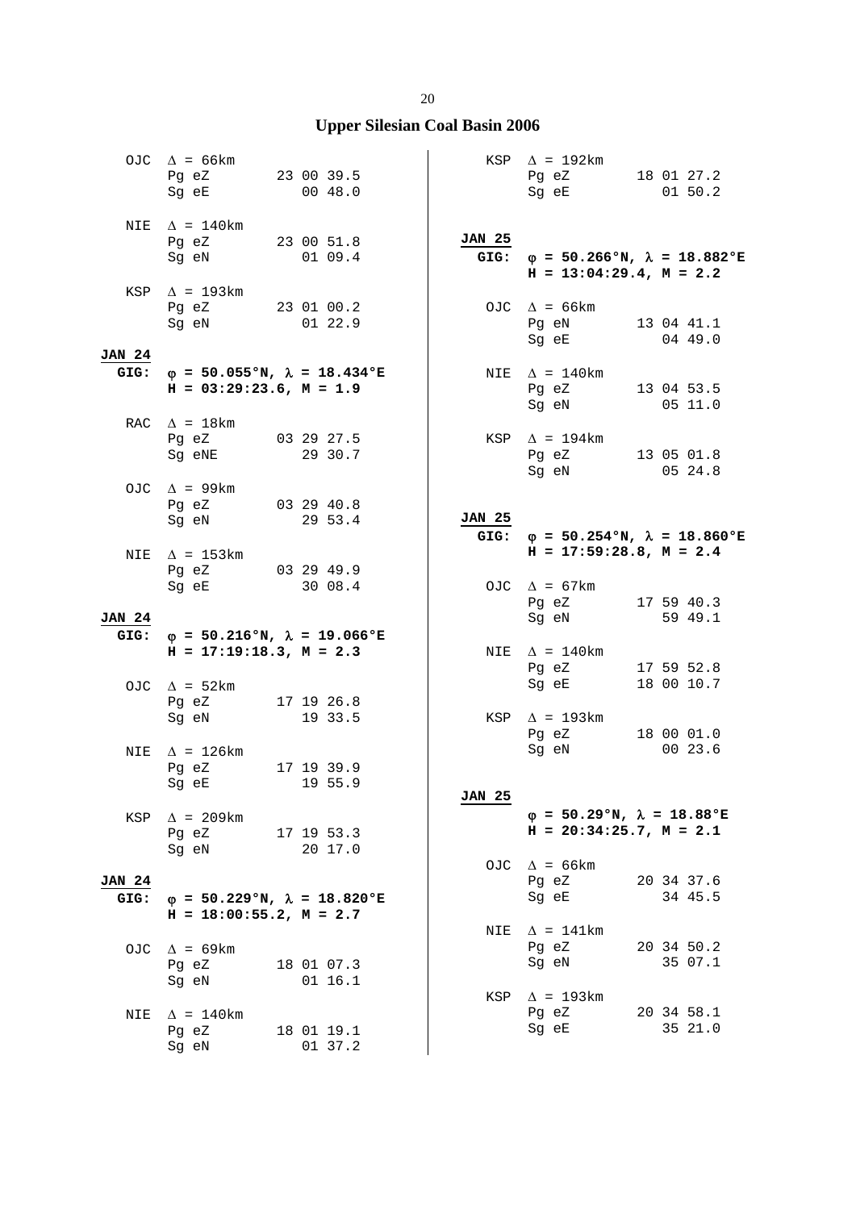# Upper Silesian Coal Basin 2006

OJC $\Delta$ = 66km
Pg eZ 23 00 39.5
Sg eE 00 48.0

NIE $\Delta$ = 140km
Pg eZ 23 00 51.8
Sg eN 01 09.4

KSP $\Delta$ = 193km
Pg eZ 23 01 00.2
Sg eN 01 22.9

**JAN 24**
**GIG: $\varphi$ = 50.055°N, $\lambda$ = 18.434°E**
**H = 03:29:23.6, M = 1.9**

RAC $\Delta$ = 18km
Pg eZ 03 29 27.5
Sg eNE 29 30.7

OJC $\Delta$ = 99km
Pg eZ 03 29 40.8
Sg eN 29 53.4

NIE $\Delta$ = 153km
Pg eZ 03 29 49.9
Sg eE 30 08.4

**JAN 24**
**GIG: $\varphi$ = 50.216°N, $\lambda$ = 19.066°E**
**H = 17:19:18.3, M = 2.3**

OJC $\Delta$ = 52km
Pg eZ 17 19 26.8
Sg eN 19 33.5

NIE $\Delta$ = 126km
Pg eZ 17 19 39.9
Sg eE 19 55.9

KSP $\Delta$ = 209km
Pg eZ 17 19 53.3
Sg eN 20 17.0

**JAN 24**
**GIG: $\varphi$ = 50.229°N, $\lambda$ = 18.820°E**
**H = 18:00:55.2, M = 2.7**

OJC $\Delta$ = 69km
Pg eZ 18 01 07.3
Sg eN 01 16.1

NIE $\Delta$ = 140km
Pg eZ 18 01 19.1
Sg eN 01 37.2

KSP $\Delta$ = 192km
Pg eZ 18 01 27.2
Sg eE 01 50.2

**JAN 25**
**GIG: $\varphi$ = 50.266°N, $\lambda$ = 18.882°E**
**H = 13:04:29.4, M = 2.2**

OJC $\Delta$ = 66km
Pg eN 13 04 41.1
Sg eE 04 49.0

NIE $\Delta$ = 140km
Pg eZ 13 04 53.5
Sg eN 05 11.0

KSP $\Delta$ = 194km
Pg eZ 13 05 01.8
Sg eN 05 24.8

**JAN 25**
**GIG: $\varphi$ = 50.254°N, $\lambda$ = 18.860°E**
**H = 17:59:28.8, M = 2.4**

OJC $\Delta$ = 67km
Pg eZ 17 59 40.3
Sg eN 59 49.1

NIE $\Delta$ = 140km
Pg eZ 17 59 52.8
Sg eE 18 00 10.7

KSP $\Delta$ = 193km
Pg eZ 18 00 01.0
Sg eN 00 23.6

**JAN 25**
**$\varphi$ = 50.29°N, $\lambda$ = 18.88°E**
**H = 20:34:25.7, M = 2.1**

OJC $\Delta$ = 66km
Pg eZ 20 34 37.6
Sg eE 34 45.5

NIE $\Delta$ = 141km
Pg eZ 20 34 50.2
Sg eN 35 07.1

KSP $\Delta$ = 193km
Pg eZ 20 34 58.1
Sg eE 35 21.0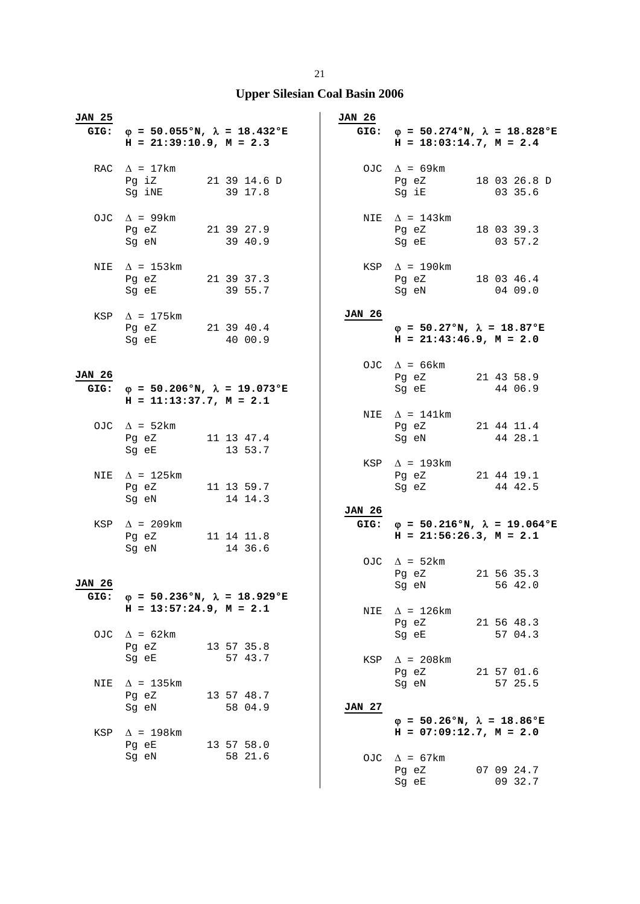# Upper Silesian Coal Basin 2006

**JAN 25**

**GIG:** **φ = 50.055°N, λ = 18.432°E**
**H = 21:39:10.9, M = 2.3**

```
RAC  Δ = 17km
     Pg iZ        21 39 14.6 D
     Sg iNE          39 17.8

OJC  Δ = 99km
     Pg eZ        21 39 27.9
     Sg eN           39 40.9

NIE  Δ = 153km
     Pg eZ        21 39 37.3
     Sg eE           39 55.7

KSP  Δ = 175km
     Pg eZ        21 39 40.4
     Sg eE           40 00.9
```

**JAN 26**

**GIG:** **φ = 50.206°N, λ = 19.073°E**
**H = 11:13:37.7, M = 2.1**

```
OJC  Δ = 52km
     Pg eZ        11 13 47.4
     Sg eE           13 53.7

NIE  Δ = 125km
     Pg eZ        11 13 59.7
     Sg eN           14 14.3

KSP  Δ = 209km
     Pg eZ        11 14 11.8
     Sg eN           14 36.6
```

**JAN 26**

**GIG:** **φ = 50.236°N, λ = 18.929°E**
**H = 13:57:24.9, M = 2.1**

```
OJC  Δ = 62km
     Pg eZ        13 57 35.8
     Sg eE           57 43.7

NIE  Δ = 135km
     Pg eZ        13 57 48.7
     Sg eN           58 04.9

KSP  Δ = 198km
     Pg eE        13 57 58.0
     Sg eN           58 21.6
```

**JAN 26**

**GIG:** **φ = 50.274°N, λ = 18.828°E**
**H = 18:03:14.7, M = 2.4**

```
OJC  Δ = 69km
     Pg eZ        18 03 26.8 D
     Sg iE           03 35.6

NIE  Δ = 143km
     Pg eZ        18 03 39.3
     Sg eE           03 57.2

KSP  Δ = 190km
     Pg eZ        18 03 46.4
     Sg eN           04 09.0
```

**JAN 26**

**φ = 50.27°N, λ = 18.87°E**
**H = 21:43:46.9, M = 2.0**

```
OJC  Δ = 66km
     Pg eZ        21 43 58.9
     Sg eE           44 06.9

NIE  Δ = 141km
     Pg eZ        21 44 11.4
     Sg eN           44 28.1

KSP  Δ = 193km
     Pg eZ        21 44 19.1
     Sg eZ           44 42.5
```

**JAN 26**

**GIG:** **φ = 50.216°N, λ = 19.064°E**
**H = 21:56:26.3, M = 2.1**

```
OJC  Δ = 52km
     Pg eZ        21 56 35.3
     Sg eN           56 42.0

NIE  Δ = 126km
     Pg eZ        21 56 48.3
     Sg eE           57 04.3

KSP  Δ = 208km
     Pg eZ        21 57 01.6
     Sg eN           57 25.5
```

**JAN 27**

**φ = 50.26°N, λ = 18.86°E**
**H = 07:09:12.7, M = 2.0**

```
OJC  Δ = 67km
     Pg eZ        07 09 24.7
     Sg eE           09 32.7
```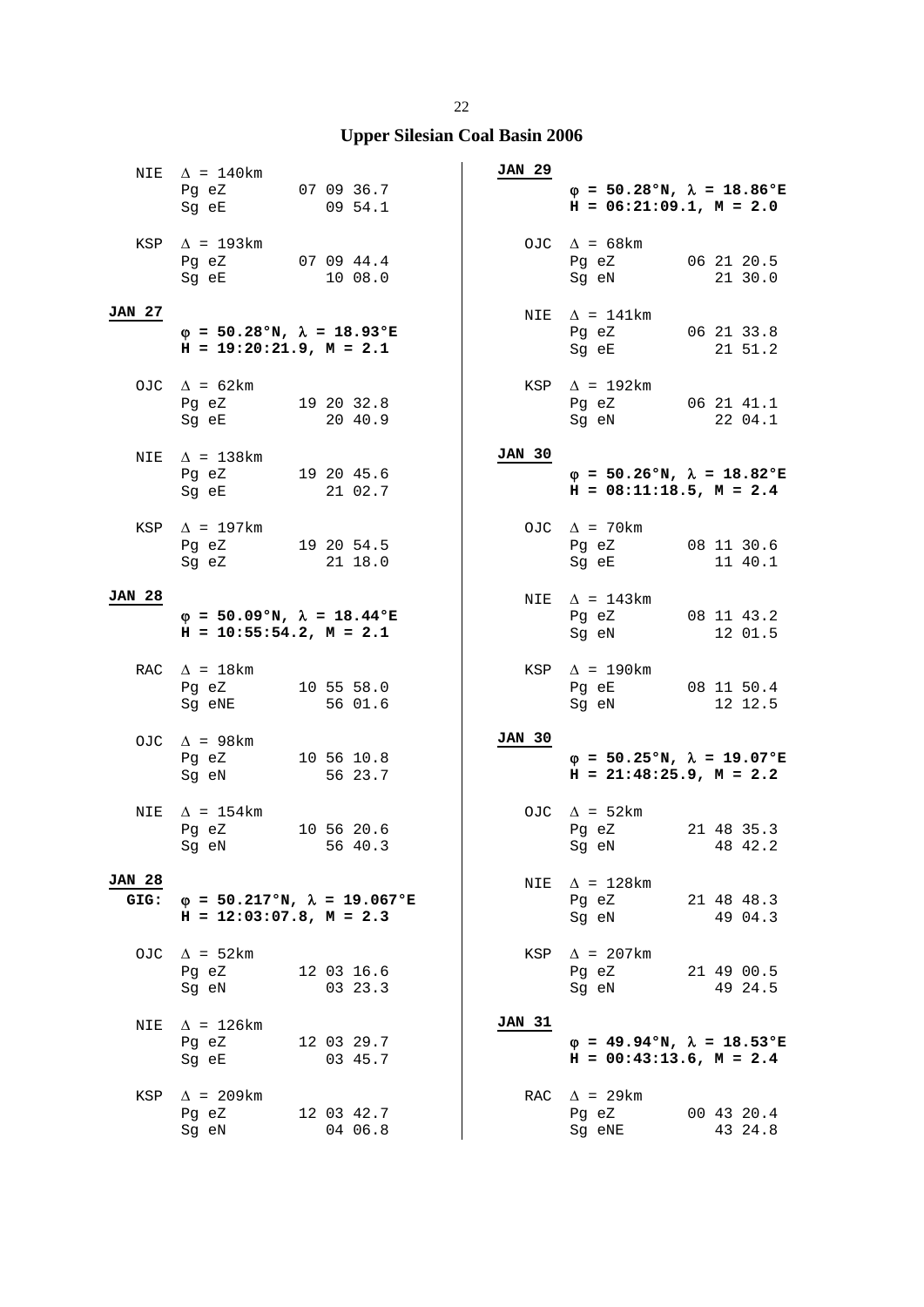NIE $\Delta$ = 140km
Pg eZ 07 09 36.7
Sg eE 09 54.1

KSP $\Delta$ = 193km
Pg eZ 07 09 44.4
Sg eE 10 08.0

**JAN 27**

**$\varphi$ = 50.28°N, $\lambda$ = 18.93°E**
**H = 19:20:21.9, M = 2.1**

OJC $\Delta$ = 62km
Pg eZ 19 20 32.8
Sg eE 20 40.9

NIE $\Delta$ = 138km
Pg eZ 19 20 45.6
Sg eE 21 02.7

KSP $\Delta$ = 197km
Pg eZ 19 20 54.5
Sg eZ 21 18.0

**JAN 28**

**$\varphi$ = 50.09°N, $\lambda$ = 18.44°E**
**H = 10:55:54.2, M = 2.1**

RAC $\Delta$ = 18km
Pg eZ 10 55 58.0
Sg eNE 56 01.6

OJC $\Delta$ = 98km
Pg eZ 10 56 10.8
Sg eN 56 23.7

NIE $\Delta$ = 154km
Pg eZ 10 56 20.6
Sg eN 56 40.3

**JAN 28**
**GIG:** **$\varphi$ = 50.217°N, $\lambda$ = 19.067°E**
**H = 12:03:07.8, M = 2.3**

OJC $\Delta$ = 52km
Pg eZ 12 03 16.6
Sg eN 03 23.3

NIE $\Delta$ = 126km
Pg eZ 12 03 29.7
Sg eE 03 45.7

KSP $\Delta$ = 209km
Pg eZ 12 03 42.7
Sg eN 04 06.8

**JAN 29**

**$\varphi$ = 50.28°N, $\lambda$ = 18.86°E**
**H = 06:21:09.1, M = 2.0**

OJC $\Delta$ = 68km
Pg eZ 06 21 20.5
Sg eN 21 30.0

NIE $\Delta$ = 141km
Pg eZ 06 21 33.8
Sg eE 21 51.2

KSP $\Delta$ = 192km
Pg eZ 06 21 41.1
Sg eN 22 04.1

**JAN 30**

**$\varphi$ = 50.26°N, $\lambda$ = 18.82°E**
**H = 08:11:18.5, M = 2.4**

OJC $\Delta$ = 70km
Pg eZ 08 11 30.6
Sg eE 11 40.1

NIE $\Delta$ = 143km
Pg eZ 08 11 43.2
Sg eN 12 01.5

KSP $\Delta$ = 190km
Pg eE 08 11 50.4
Sg eN 12 12.5

**JAN 30**

**$\varphi$ = 50.25°N, $\lambda$ = 19.07°E**
**H = 21:48:25.9, M = 2.2**

OJC $\Delta$ = 52km
Pg eZ 21 48 35.3
Sg eN 48 42.2

NIE $\Delta$ = 128km
Pg eZ 21 48 48.3
Sg eN 49 04.3

KSP $\Delta$ = 207km
Pg eZ 21 49 00.5
Sg eN 49 24.5

**JAN 31**

**$\varphi$ = 49.94°N, $\lambda$ = 18.53°E**
**H = 00:43:13.6, M = 2.4**

RAC $\Delta$ = 29km
Pg eZ 00 43 20.4
Sg eNE 43 24.8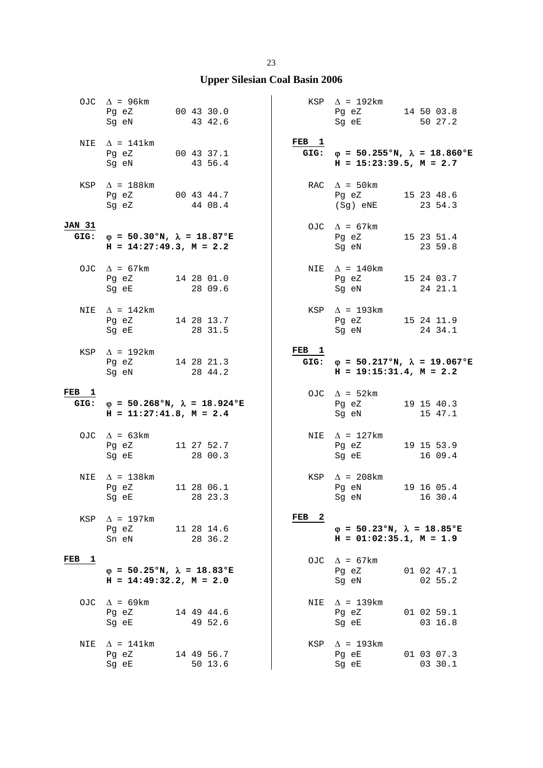# Upper Silesian Coal Basin 2006

OJC $\Delta$ = 96km
Pg eZ 00 43 30.0
Sg eN 43 42.6

NIE $\Delta$ = 141km
Pg eZ 00 43 37.1
Sg eN 43 56.4

KSP $\Delta$ = 188km
Pg eZ 00 43 44.7
Sg eZ 44 08.4

**JAN 31**
**GIG: $\varphi$ = 50.30°N, $\lambda$ = 18.87°E**
**H = 14:27:49.3, M = 2.2**

OJC $\Delta$ = 67km
Pg eZ 14 28 01.0
Sg eE 28 09.6

NIE $\Delta$ = 142km
Pg eZ 14 28 13.7
Sg eE 28 31.5

KSP $\Delta$ = 192km
Pg eZ 14 28 21.3
Sg eN 28 44.2

**FEB 1**
**GIG: $\varphi$ = 50.268°N, $\lambda$ = 18.924°E**
**H = 11:27:41.8, M = 2.4**

OJC $\Delta$ = 63km
Pg eZ 11 27 52.7
Sg eE 28 00.3

NIE $\Delta$ = 138km
Pg eZ 11 28 06.1
Sg eE 28 23.3

KSP $\Delta$ = 197km
Pg eZ 11 28 14.6
Sn eN 28 36.2

**FEB 1**
**$\varphi$ = 50.25°N, $\lambda$ = 18.83°E**
**H = 14:49:32.2, M = 2.0**

OJC $\Delta$ = 69km
Pg eZ 14 49 44.6
Sg eE 49 52.6

NIE $\Delta$ = 141km
Pg eZ 14 49 56.7
Sg eE 50 13.6

KSP $\Delta$ = 192km
Pg eZ 14 50 03.8
Sg eE 50 27.2

**FEB 1**
**GIG: $\varphi$ = 50.255°N, $\lambda$ = 18.860°E**
**H = 15:23:39.5, M = 2.7**

RAC $\Delta$ = 50km
Pg eZ 15 23 48.6
(Sg) eNE 23 54.3

OJC $\Delta$ = 67km
Pg eZ 15 23 51.4
Sg eN 23 59.8

NIE $\Delta$ = 140km
Pg eZ 15 24 03.7
Sg eN 24 21.1

KSP $\Delta$ = 193km
Pg eZ 15 24 11.9
Sg eN 24 34.1

**FEB 1**
**GIG: $\varphi$ = 50.217°N, $\lambda$ = 19.067°E**
**H = 19:15:31.4, M = 2.2**

OJC $\Delta$ = 52km
Pg eZ 19 15 40.3
Sg eN 15 47.1

NIE $\Delta$ = 127km
Pg eZ 19 15 53.9
Sg eE 16 09.4

KSP $\Delta$ = 208km
Pg eN 19 16 05.4
Sg eN 16 30.4

**FEB 2**
**$\varphi$ = 50.23°N, $\lambda$ = 18.85°E**
**H = 01:02:35.1, M = 1.9**

OJC $\Delta$ = 67km
Pg eZ 01 02 47.1
Sg eN 02 55.2

NIE $\Delta$ = 139km
Pg eZ 01 02 59.1
Sg eE 03 16.8

KSP $\Delta$ = 193km
Pg eE 01 03 07.3
Sg eE 03 30.1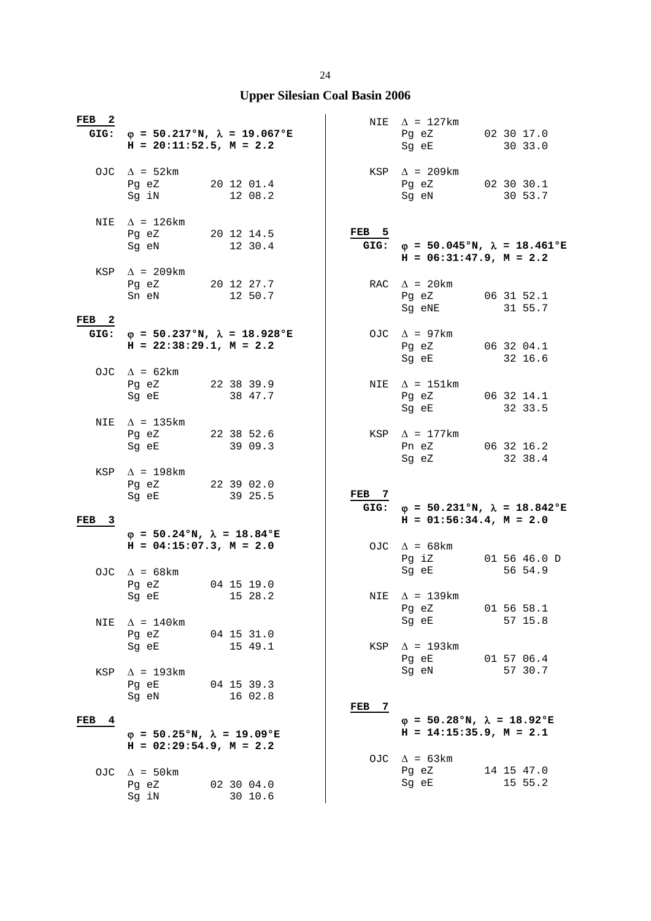# Upper Silesian Coal Basin 2006

**FEB 2**
**GIG:** **φ = 50.217°N, λ = 19.067°E**
**H = 20:11:52.5, M = 2.2**

```
OJC  Δ = 52km
     Pg eZ        20 12 01.4
     Sg iN           12 08.2

NIE  Δ = 126km
     Pg eZ        20 12 14.5
     Sg eN           12 30.4

KSP  Δ = 209km
     Pg eZ        20 12 27.7
     Sn eN           12 50.7
```

**FEB 2**
**GIG:** **φ = 50.237°N, λ = 18.928°E**
**H = 22:38:29.1, M = 2.2**

```
OJC  Δ = 62km
     Pg eZ        22 38 39.9
     Sg eE           38 47.7

NIE  Δ = 135km
     Pg eZ        22 38 52.6
     Sg eE           39 09.3

KSP  Δ = 198km
     Pg eZ        22 39 02.0
     Sg eE           39 25.5
```

**FEB 3**
**φ = 50.24°N, λ = 18.84°E**
**H = 04:15:07.3, M = 2.0**

```
OJC  Δ = 68km
     Pg eZ        04 15 19.0
     Sg eE           15 28.2

NIE  Δ = 140km
     Pg eZ        04 15 31.0
     Sg eE           15 49.1

KSP  Δ = 193km
     Pg eE        04 15 39.3
     Sg eN           16 02.8
```

**FEB 4**
**φ = 50.25°N, λ = 19.09°E**
**H = 02:29:54.9, M = 2.2**

```
OJC  Δ = 50km
     Pg eZ        02 30 04.0
     Sg iN           30 10.6

NIE  Δ = 127km
     Pg eZ        02 30 17.0
     Sg eE           30 33.0

KSP  Δ = 209km
     Pg eZ        02 30 30.1
     Sg eN           30 53.7
```

**FEB 5**
**GIG:** **φ = 50.045°N, λ = 18.461°E**
**H = 06:31:47.9, M = 2.2**

```
RAC  Δ = 20km
     Pg eZ        06 31 52.1
     Sg eNE          31 55.7

OJC  Δ = 97km
     Pg eZ        06 32 04.1
     Sg eE           32 16.6

NIE  Δ = 151km
     Pg eZ        06 32 14.1
     Sg eE           32 33.5

KSP  Δ = 177km
     Pn eZ        06 32 16.2
     Sg eZ           32 38.4
```

**FEB 7**
**GIG:** **φ = 50.231°N, λ = 18.842°E**
**H = 01:56:34.4, M = 2.0**

```
OJC  Δ = 68km
     Pg iZ        01 56 46.0 D
     Sg eE           56 54.9

NIE  Δ = 139km
     Pg eZ        01 56 58.1
     Sg eE           57 15.8

KSP  Δ = 193km
     Pg eE        01 57 06.4
     Sg eN           57 30.7
```

**FEB 7**
**φ = 50.28°N, λ = 18.92°E**
**H = 14:15:35.9, M = 2.1**

```
OJC  Δ = 63km
     Pg eZ        14 15 47.0
     Sg eE           15 55.2
```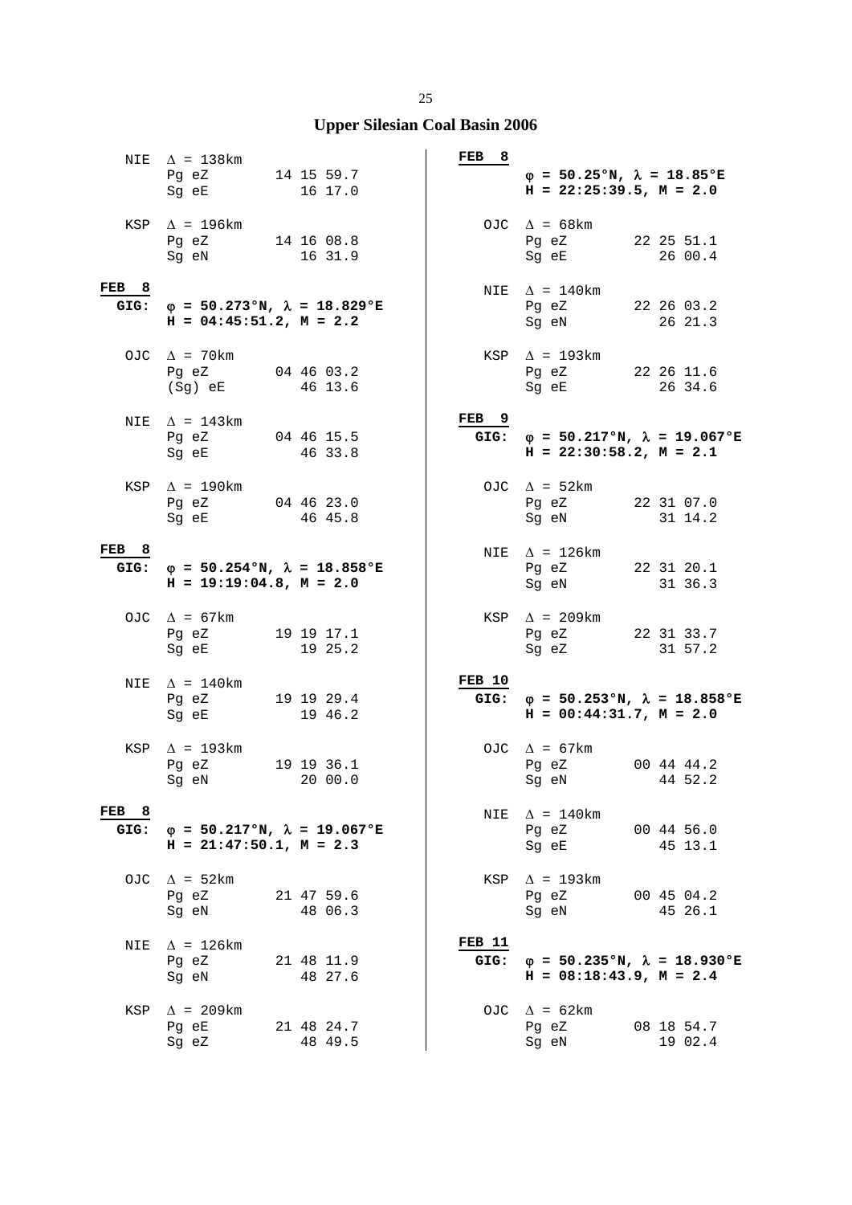## Upper Silesian Coal Basin 2006

NIE $\Delta$ = 138km
Pg eZ 14 15 59.7
Sg eE 16 17.0

KSP $\Delta$ = 196km
Pg eZ 14 16 08.8
Sg eN 16 31.9

**FEB 8**
**GIG:** **$\varphi$ = 50.273°N, $\lambda$ = 18.829°E**
**H = 04:45:51.2, M = 2.2**

OJC $\Delta$ = 70km
Pg eZ 04 46 03.2
(Sg) eE 46 13.6

NIE $\Delta$ = 143km
Pg eZ 04 46 15.5
Sg eE 46 33.8

KSP $\Delta$ = 190km
Pg eZ 04 46 23.0
Sg eE 46 45.8

**FEB 8**
**GIG:** **$\varphi$ = 50.254°N, $\lambda$ = 18.858°E**
**H = 19:19:04.8, M = 2.0**

OJC $\Delta$ = 67km
Pg eZ 19 19 17.1
Sg eE 19 25.2

NIE $\Delta$ = 140km
Pg eZ 19 19 29.4
Sg eE 19 46.2

KSP $\Delta$ = 193km
Pg eZ 19 19 36.1
Sg eN 20 00.0

**FEB 8**
**GIG:** **$\varphi$ = 50.217°N, $\lambda$ = 19.067°E**
**H = 21:47:50.1, M = 2.3**

OJC $\Delta$ = 52km
Pg eZ 21 47 59.6
Sg eN 48 06.3

NIE $\Delta$ = 126km
Pg eZ 21 48 11.9
Sg eN 48 27.6

KSP $\Delta$ = 209km
Pg eE 21 48 24.7
Sg eZ 48 49.5

**FEB 8**
**$\varphi$ = 50.25°N, $\lambda$ = 18.85°E**
**H = 22:25:39.5, M = 2.0**

OJC $\Delta$ = 68km
Pg eZ 22 25 51.1
Sg eE 26 00.4

NIE $\Delta$ = 140km
Pg eZ 22 26 03.2
Sg eN 26 21.3

KSP $\Delta$ = 193km
Pg eZ 22 26 11.6
Sg eE 26 34.6

**FEB 9**
**GIG:** **$\varphi$ = 50.217°N, $\lambda$ = 19.067°E**
**H = 22:30:58.2, M = 2.1**

OJC $\Delta$ = 52km
Pg eZ 22 31 07.0
Sg eN 31 14.2

NIE $\Delta$ = 126km
Pg eZ 22 31 20.1
Sg eN 31 36.3

KSP $\Delta$ = 209km
Pg eZ 22 31 33.7
Sg eZ 31 57.2

**FEB 10**
**GIG:** **$\varphi$ = 50.253°N, $\lambda$ = 18.858°E**
**H = 00:44:31.7, M = 2.0**

OJC $\Delta$ = 67km
Pg eZ 00 44 44.2
Sg eN 44 52.2

NIE $\Delta$ = 140km
Pg eZ 00 44 56.0
Sg eE 45 13.1

KSP $\Delta$ = 193km
Pg eZ 00 45 04.2
Sg eN 45 26.1

**FEB 11**
**GIG:** **$\varphi$ = 50.235°N, $\lambda$ = 18.930°E**
**H = 08:18:43.9, M = 2.4**

OJC $\Delta$ = 62km
Pg eZ 08 18 54.7
Sg eN 19 02.4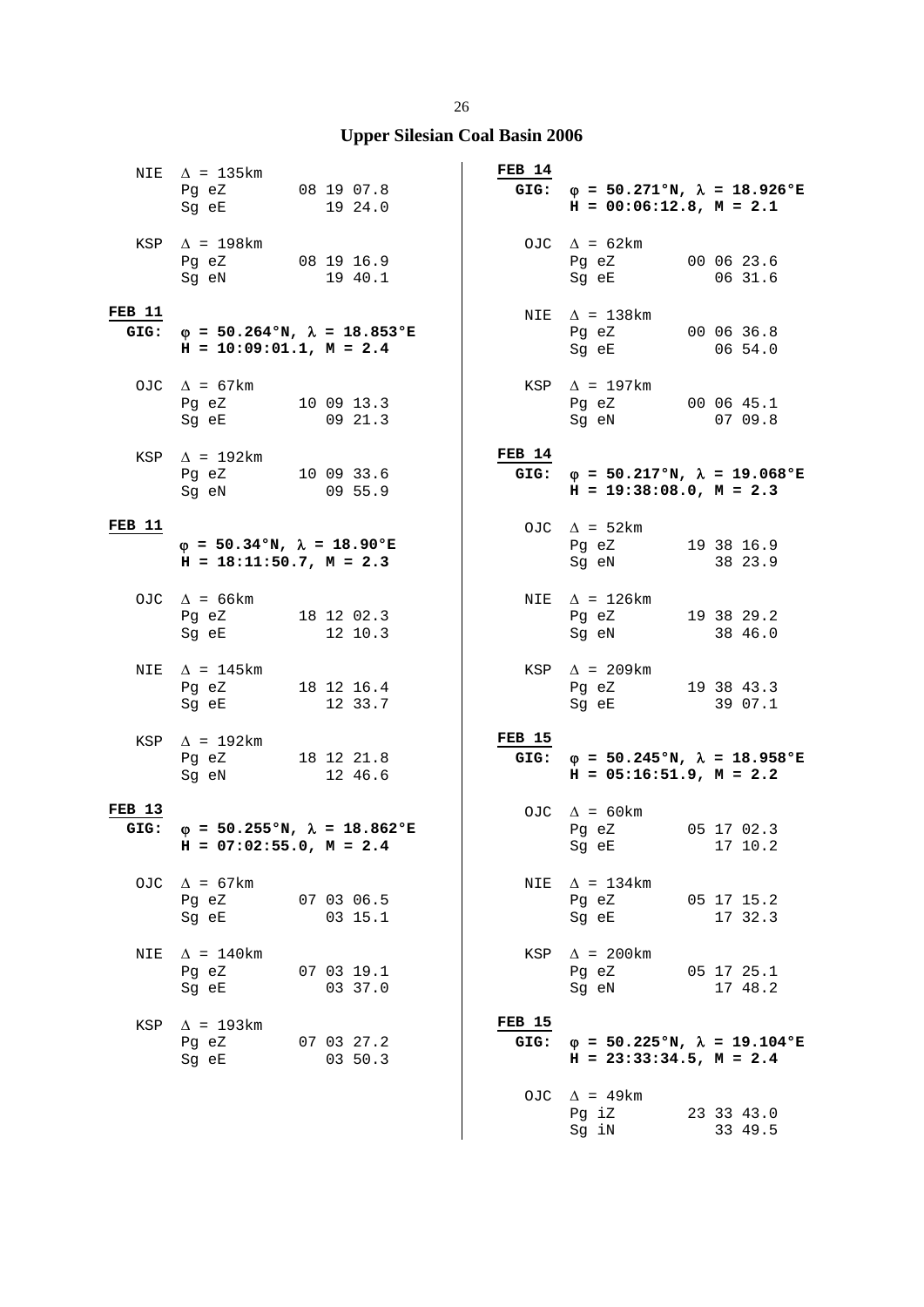# Upper Silesian Coal Basin 2006

NIE $\Delta$ = 135km
Pg eZ 08 19 07.8
Sg eE 19 24.0

KSP $\Delta$ = 198km
Pg eZ 08 19 16.9
Sg eN 19 40.1

**FEB 11**
**GIG:** **$\varphi$ = 50.264°N, $\lambda$ = 18.853°E**
**H = 10:09:01.1, M = 2.4**

OJC $\Delta$ = 67km
Pg eZ 10 09 13.3
Sg eE 09 21.3

KSP $\Delta$ = 192km
Pg eZ 10 09 33.6
Sg eN 09 55.9

**FEB 11**
**$\varphi$ = 50.34°N, $\lambda$ = 18.90°E**
**H = 18:11:50.7, M = 2.3**

OJC $\Delta$ = 66km
Pg eZ 18 12 02.3
Sg eE 12 10.3

NIE $\Delta$ = 145km
Pg eZ 18 12 16.4
Sg eE 12 33.7

KSP $\Delta$ = 192km
Pg eZ 18 12 21.8
Sg eN 12 46.6

**FEB 13**
**GIG:** **$\varphi$ = 50.255°N, $\lambda$ = 18.862°E**
**H = 07:02:55.0, M = 2.4**

OJC $\Delta$ = 67km
Pg eZ 07 03 06.5
Sg eE 03 15.1

NIE $\Delta$ = 140km
Pg eZ 07 03 19.1
Sg eE 03 37.0

KSP $\Delta$ = 193km
Pg eZ 07 03 27.2
Sg eE 03 50.3

**FEB 14**
**GIG:** **$\varphi$ = 50.271°N, $\lambda$ = 18.926°E**
**H = 00:06:12.8, M = 2.1**

OJC $\Delta$ = 62km
Pg eZ 00 06 23.6
Sg eE 06 31.6

NIE $\Delta$ = 138km
Pg eZ 00 06 36.8
Sg eE 06 54.0

KSP $\Delta$ = 197km
Pg eZ 00 06 45.1
Sg eN 07 09.8

**FEB 14**
**GIG:** **$\varphi$ = 50.217°N, $\lambda$ = 19.068°E**
**H = 19:38:08.0, M = 2.3**

OJC $\Delta$ = 52km
Pg eZ 19 38 16.9
Sg eN 38 23.9

NIE $\Delta$ = 126km
Pg eZ 19 38 29.2
Sg eN 38 46.0

KSP $\Delta$ = 209km
Pg eZ 19 38 43.3
Sg eE 39 07.1

**FEB 15**
**GIG:** **$\varphi$ = 50.245°N, $\lambda$ = 18.958°E**
**H = 05:16:51.9, M = 2.2**

OJC $\Delta$ = 60km
Pg eZ 05 17 02.3
Sg eE 17 10.2

NIE $\Delta$ = 134km
Pg eZ 05 17 15.2
Sg eE 17 32.3

KSP $\Delta$ = 200km
Pg eZ 05 17 25.1
Sg eN 17 48.2

**FEB 15**
**GIG:** **$\varphi$ = 50.225°N, $\lambda$ = 19.104°E**
**H = 23:33:34.5, M = 2.4**

OJC $\Delta$ = 49km
Pg iZ 23 33 43.0
Sg iN 33 49.5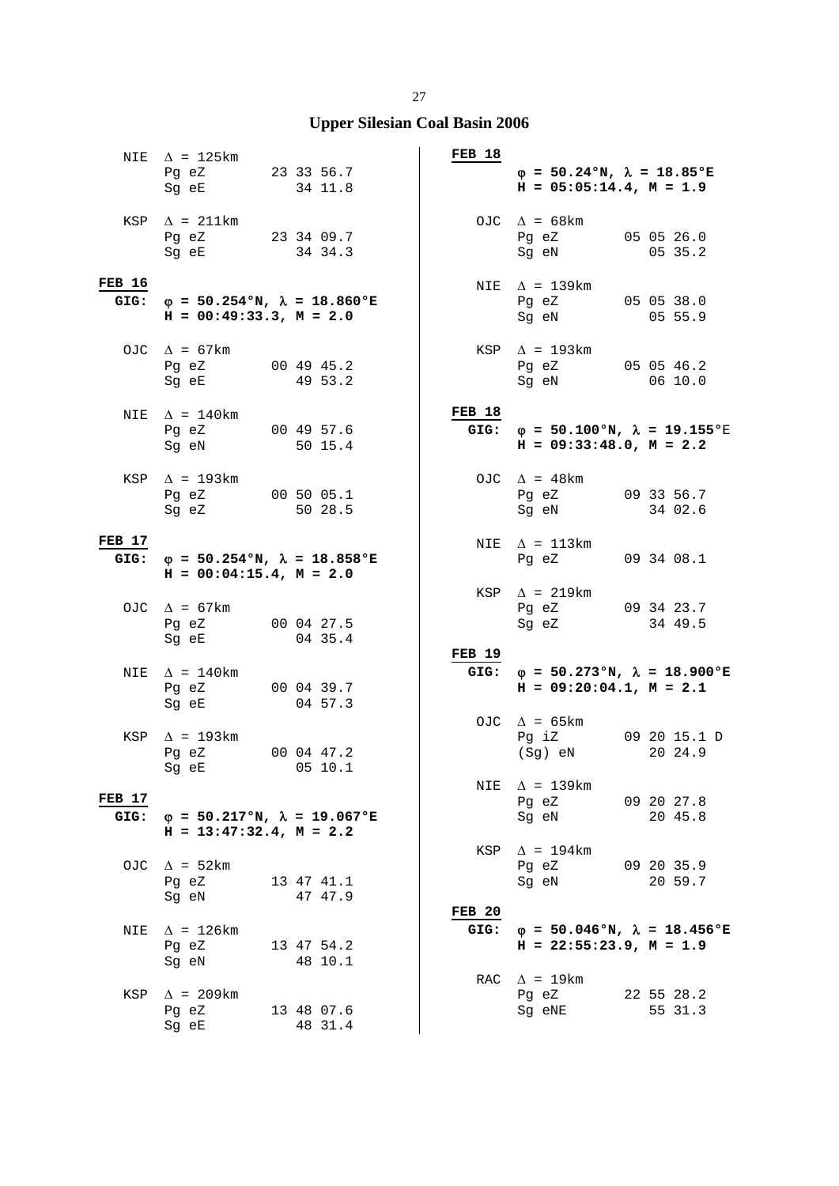# Upper Silesian Coal Basin 2006

```
     NIE  Δ = 125km
          Pg eZ        23 33 56.7
          Sg eE           34 11.8

     KSP  Δ = 211km
          Pg eZ        23 34 09.7
          Sg eE           34 34.3
```

**FEB 16**

**GIG:** **φ = 50.254°N, λ = 18.860°E**
**H = 00:49:33.3, M = 2.0**

```
     OJC  Δ = 67km
          Pg eZ        00 49 45.2
          Sg eE           49 53.2

     NIE  Δ = 140km
          Pg eZ        00 49 57.6
          Sg eN           50 15.4

     KSP  Δ = 193km
          Pg eZ        00 50 05.1
          Sg eZ           50 28.5
```

**FEB 17**

**GIG:** **φ = 50.254°N, λ = 18.858°E**
**H = 00:04:15.4, M = 2.0**

```
     OJC  Δ = 67km
          Pg eZ        00 04 27.5
          Sg eE           04 35.4

     NIE  Δ = 140km
          Pg eZ        00 04 39.7
          Sg eE           04 57.3

     KSP  Δ = 193km
          Pg eZ        00 04 47.2
          Sg eE           05 10.1
```

**FEB 17**

**GIG:** **φ = 50.217°N, λ = 19.067°E**
**H = 13:47:32.4, M = 2.2**

```
     OJC  Δ = 52km
          Pg eZ        13 47 41.1
          Sg eN           47 47.9

     NIE  Δ = 126km
          Pg eZ        13 47 54.2
          Sg eN           48 10.1

     KSP  Δ = 209km
          Pg eZ        13 48 07.6
          Sg eE           48 31.4
```

**FEB 18**

**φ = 50.24°N, λ = 18.85°E**
**H = 05:05:14.4, M = 1.9**

```
     OJC  Δ = 68km
          Pg eZ        05 05 26.0
          Sg eN        05 35.2

     NIE  Δ = 139km
          Pg eZ        05 05 38.0
          Sg eN        05 55.9

     KSP  Δ = 193km
          Pg eZ        05 05 46.2
          Sg eN        06 10.0
```

**FEB 18**

**GIG:** **φ = 50.100°N, λ = 19.155°**E
**H = 09:33:48.0, M = 2.2**

```
     OJC  Δ = 48km
          Pg eZ        09 33 56.7
          Sg eN           34 02.6

     NIE  Δ = 113km
          Pg eZ        09 34 08.1

     KSP  Δ = 219km
          Pg eZ        09 34 23.7
          Sg eZ           34 49.5
```

**FEB 19**

**GIG:** **φ = 50.273°N, λ = 18.900°E**
**H = 09:20:04.1, M = 2.1**

```
     OJC  Δ = 65km
          Pg iZ        09 20 15.1 D
          (Sg) eN         20 24.9

     NIE  Δ = 139km
          Pg eZ        09 20 27.8
          Sg eN           20 45.8

     KSP  Δ = 194km
          Pg eZ        09 20 35.9
          Sg eN           20 59.7
```

**FEB 20**

**GIG:** **φ = 50.046°N, λ = 18.456°E**
**H = 22:55:23.9, M = 1.9**

```
     RAC  Δ = 19km
          Pg eZ        22 55 28.2
          Sg eNE          55 31.3
```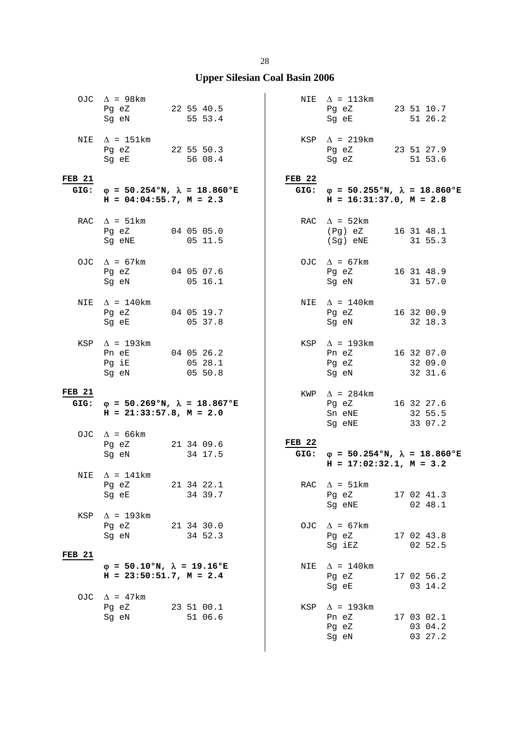## Upper Silesian Coal Basin 2006

OJC $\Delta$ = 98km

| | | |
|---|---|---|
| Pg | eZ | 22 55 40.5 |
| Sg | eN | 55 53.4 |

NIE $\Delta$ = 151km

| | | |
|---|---|---|
| Pg | eZ | 22 55 50.3 |
| Sg | eE | 56 08.4 |

**FEB 21**

**GIG: $\varphi$ = 50.254°N, $\lambda$ = 18.860°E**
**H = 04:04:55.7, M = 2.3**

RAC $\Delta$ = 51km

| | | |
|---|---|---|
| Pg | eZ | 04 05 05.0 |
| Sg | eNE | 05 11.5 |

OJC $\Delta$ = 67km

| | | |
|---|---|---|
| Pg | eZ | 04 05 07.6 |
| Sg | eN | 05 16.1 |

NIE $\Delta$ = 140km

| | | |
|---|---|---|
| Pg | eZ | 04 05 19.7 |
| Sg | eE | 05 37.8 |

KSP $\Delta$ = 193km

| | | |
|---|---|---|
| Pn | eE | 04 05 26.2 |
| Pg | iE | 05 28.1 |
| Sg | eN | 05 50.8 |

**FEB 21**

**GIG: $\varphi$ = 50.269°N, $\lambda$ = 18.867°E**
**H = 21:33:57.8, M = 2.0**

OJC $\Delta$ = 66km

| | | |
|---|---|---|
| Pg | eZ | 21 34 09.6 |
| Sg | eN | 34 17.5 |

NIE $\Delta$ = 141km

| | | |
|---|---|---|
| Pg | eZ | 21 34 22.1 |
| Sg | eE | 34 39.7 |

KSP $\Delta$ = 193km

| | | |
|---|---|---|
| Pg | eZ | 21 34 30.0 |
| Sg | eN | 34 52.3 |

**FEB 21**

**$\varphi$ = 50.10°N, $\lambda$ = 19.16°E**
**H = 23:50:51.7, M = 2.4**

OJC $\Delta$ = 47km

| | | |
|---|---|---|
| Pg | eZ | 23 51 00.1 |
| Sg | eN | 51 06.6 |

NIE $\Delta$ = 113km

| | | |
|---|---|---|
| Pg | eZ | 23 51 10.7 |
| Sg | eE | 51 26.2 |

KSP $\Delta$ = 219km

| | | |
|---|---|---|
| Pg | eZ | 23 51 27.9 |
| Sg | eZ | 51 53.6 |

**FEB 22**

**GIG: $\varphi$ = 50.255°N, $\lambda$ = 18.860°E**
**H = 16:31:37.0, M = 2.8**

RAC $\Delta$ = 52km

| | | |
|---|---|---|
| (Pg) | eZ | 16 31 48.1 |
| (Sg) | eNE | 31 55.3 |

OJC $\Delta$ = 67km

| | | |
|---|---|---|
| Pg | eZ | 16 31 48.9 |
| Sg | eN | 31 57.0 |

NIE $\Delta$ = 140km

| | | |
|---|---|---|
| Pg | eZ | 16 32 00.9 |
| Sg | eN | 32 18.3 |

KSP $\Delta$ = 193km

| | | |
|---|---|---|
| Pn | eZ | 16 32 07.0 |
| Pg | eZ | 32 09.0 |
| Sg | eN | 32 31.6 |

KWP $\Delta$ = 284km

| | | |
|---|---|---|
| Pg | eZ | 16 32 27.6 |
| Sn | eNE | 32 55.5 |
| Sg | eNE | 33 07.2 |

**FEB 22**

**GIG: $\varphi$ = 50.254°N, $\lambda$ = 18.860°E**
**H = 17:02:32.1, M = 3.2**

RAC $\Delta$ = 51km

| | | |
|---|---|---|
| Pg | eZ | 17 02 41.3 |
| Sg | eNE | 02 48.1 |

OJC $\Delta$ = 67km

| | | |
|---|---|---|
| Pg | eZ | 17 02 43.8 |
| Sg | iEZ | 02 52.5 |

NIE $\Delta$ = 140km

| | | |
|---|---|---|
| Pg | eZ | 17 02 56.2 |
| Sg | eE | 03 14.2 |

KSP $\Delta$ = 193km

| | | |
|---|---|---|
| Pn | eZ | 17 03 02.1 |
| Pg | eZ | 03 04.2 |
| Sg | eN | 03 27.2 |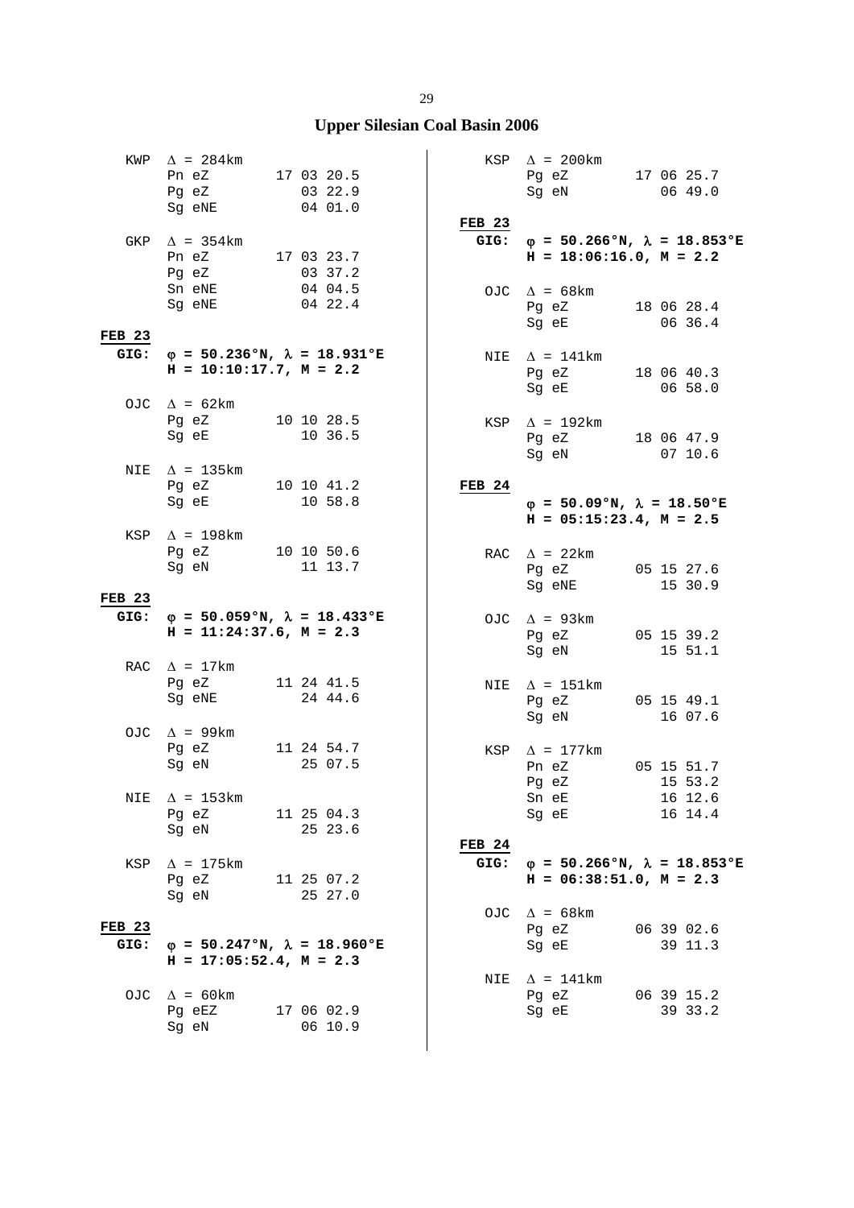## Upper Silesian Coal Basin 2006

KWP $\Delta$ = 284km
Pn eZ 17 03 20.5
Pg eZ 03 22.9
Sg eNE 04 01.0

GKP $\Delta$ = 354km
Pn eZ 17 03 23.7
Pg eZ 03 37.2
Sn eNE 04 04.5
Sg eNE 04 22.4

**FEB 23**
**GIG: $\varphi$ = 50.236°N, $\lambda$ = 18.931°E**
**H = 10:10:17.7, M = 2.2**

OJC $\Delta$ = 62km
Pg eZ 10 10 28.5
Sg eE 10 36.5

NIE $\Delta$ = 135km
Pg eZ 10 10 41.2
Sg eE 10 58.8

KSP $\Delta$ = 198km
Pg eZ 10 10 50.6
Sg eN 11 13.7

**FEB 23**
**GIG: $\varphi$ = 50.059°N, $\lambda$ = 18.433°E**
**H = 11:24:37.6, M = 2.3**

RAC $\Delta$ = 17km
Pg eZ 11 24 41.5
Sg eNE 24 44.6

OJC $\Delta$ = 99km
Pg eZ 11 24 54.7
Sg eN 25 07.5

NIE $\Delta$ = 153km
Pg eZ 11 25 04.3
Sg eN 25 23.6

KSP $\Delta$ = 175km
Pg eZ 11 25 07.2
Sg eN 25 27.0

**FEB 23**
**GIG: $\varphi$ = 50.247°N, $\lambda$ = 18.960°E**
**H = 17:05:52.4, M = 2.3**

OJC $\Delta$ = 60km
Pg eEZ 17 06 02.9
Sg eN 06 10.9

KSP $\Delta$ = 200km
Pg eZ 17 06 25.7
Sg eN 06 49.0

**FEB 23**
**GIG: $\varphi$ = 50.266°N, $\lambda$ = 18.853°E**
**H = 18:06:16.0, M = 2.2**

OJC $\Delta$ = 68km
Pg eZ 18 06 28.4
Sg eE 06 36.4

NIE $\Delta$ = 141km
Pg eZ 18 06 40.3
Sg eE 06 58.0

KSP $\Delta$ = 192km
Pg eZ 18 06 47.9
Sg eN 07 10.6

**FEB 24**
**$\varphi$ = 50.09°N, $\lambda$ = 18.50°E**
**H = 05:15:23.4, M = 2.5**

RAC $\Delta$ = 22km
Pg eZ 05 15 27.6
Sg eNE 15 30.9

OJC $\Delta$ = 93km
Pg eZ 05 15 39.2
Sg eN 15 51.1

NIE $\Delta$ = 151km
Pg eZ 05 15 49.1
Sg eN 16 07.6

KSP $\Delta$ = 177km
Pn eZ 05 15 51.7
Pg eZ 15 53.2
Sn eE 16 12.6
Sg eE 16 14.4

**FEB 24**
**GIG: $\varphi$ = 50.266°N, $\lambda$ = 18.853°E**
**H = 06:38:51.0, M = 2.3**

OJC $\Delta$ = 68km
Pg eZ 06 39 02.6
Sg eE 39 11.3

NIE $\Delta$ = 141km
Pg eZ 06 39 15.2
Sg eE 39 33.2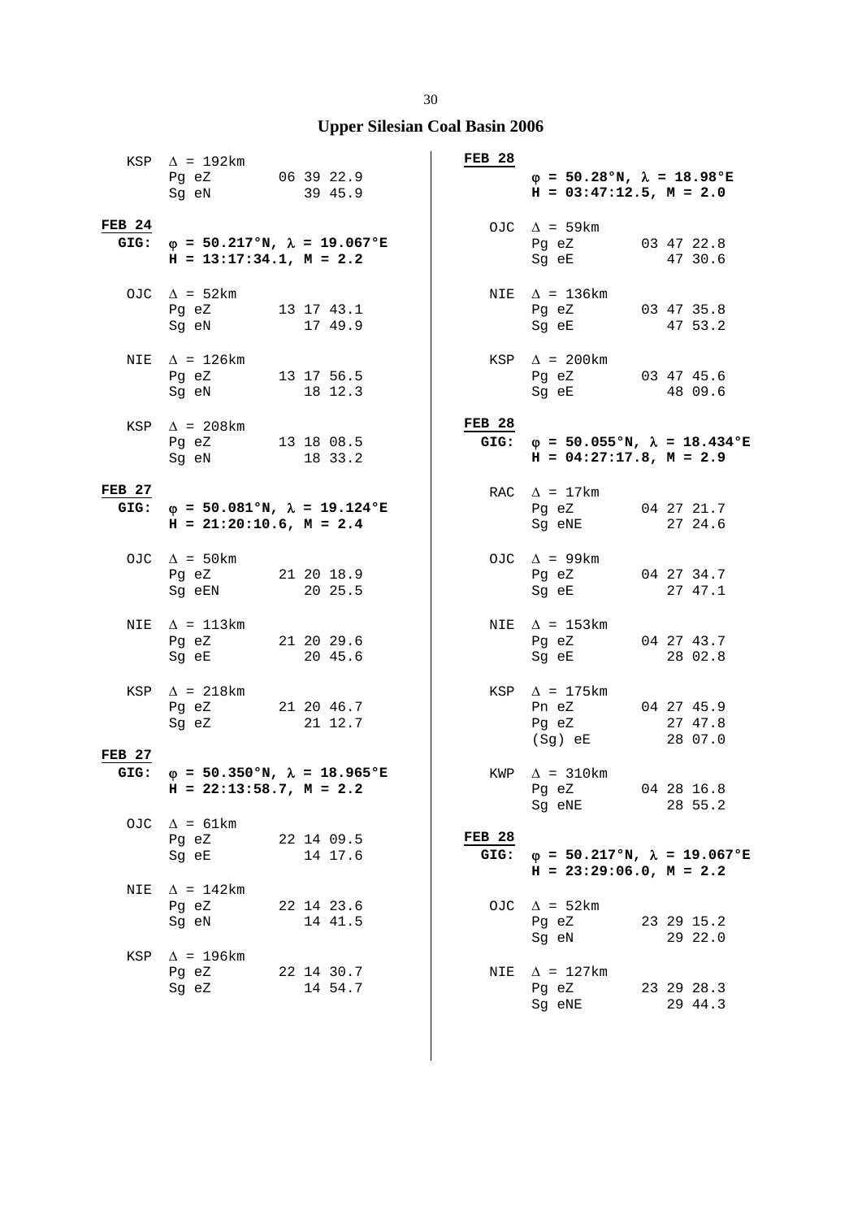## Upper Silesian Coal Basin 2006

```
KSP  Δ = 192km
     Pg eZ        06 39 22.9
     Sg eN           39 45.9
```

**FEB 24**

**GIG: φ = 50.217°N, λ = 19.067°E**
**H = 13:17:34.1, M = 2.2**

```
OJC  Δ = 52km
     Pg eZ        13 17 43.1
     Sg eN           17 49.9

NIE  Δ = 126km
     Pg eZ        13 17 56.5
     Sg eN           18 12.3

KSP  Δ = 208km
     Pg eZ        13 18 08.5
     Sg eN           18 33.2
```

**FEB 27**

**GIG: φ = 50.081°N, λ = 19.124°E**
**H = 21:20:10.6, M = 2.4**

```
OJC  Δ = 50km
     Pg eZ        21 20 18.9
     Sg eEN          20 25.5

NIE  Δ = 113km
     Pg eZ        21 20 29.6
     Sg eE           20 45.6

KSP  Δ = 218km
     Pg eZ        21 20 46.7
     Sg eZ           21 12.7
```

**FEB 27**

**GIG: φ = 50.350°N, λ = 18.965°E**
**H = 22:13:58.7, M = 2.2**

```
OJC  Δ = 61km
     Pg eZ        22 14 09.5
     Sg eE           14 17.6

NIE  Δ = 142km
     Pg eZ        22 14 23.6
     Sg eN           14 41.5

KSP  Δ = 196km
     Pg eZ        22 14 30.7
     Sg eZ           14 54.7
```

**FEB 28**

**φ = 50.28°N, λ = 18.98°E**
**H = 03:47:12.5, M = 2.0**

```
OJC  Δ = 59km
     Pg eZ        03 47 22.8
     Sg eE           47 30.6

NIE  Δ = 136km
     Pg eZ        03 47 35.8
     Sg eE           47 53.2

KSP  Δ = 200km
     Pg eZ        03 47 45.6
     Sg eE           48 09.6
```

**FEB 28**

**GIG: φ = 50.055°N, λ = 18.434°E**
**H = 04:27:17.8, M = 2.9**

```
RAC  Δ = 17km
     Pg eZ        04 27 21.7
     Sg eNE          27 24.6

OJC  Δ = 99km
     Pg eZ        04 27 34.7
     Sg eE           27 47.1

NIE  Δ = 153km
     Pg eZ        04 27 43.7
     Sg eE           28 02.8

KSP  Δ = 175km
     Pn eZ        04 27 45.9
     Pg eZ           27 47.8
     (Sg) eE         28 07.0

KWP  Δ = 310km
     Pg eZ        04 28 16.8
     Sg eNE          28 55.2
```

**FEB 28**

**GIG: φ = 50.217°N, λ = 19.067°E**
**H = 23:29:06.0, M = 2.2**

```
OJC  Δ = 52km
     Pg eZ        23 29 15.2
     Sg eN           29 22.0

NIE  Δ = 127km
     Pg eZ        23 29 28.3
     Sg eNE          29 44.3
```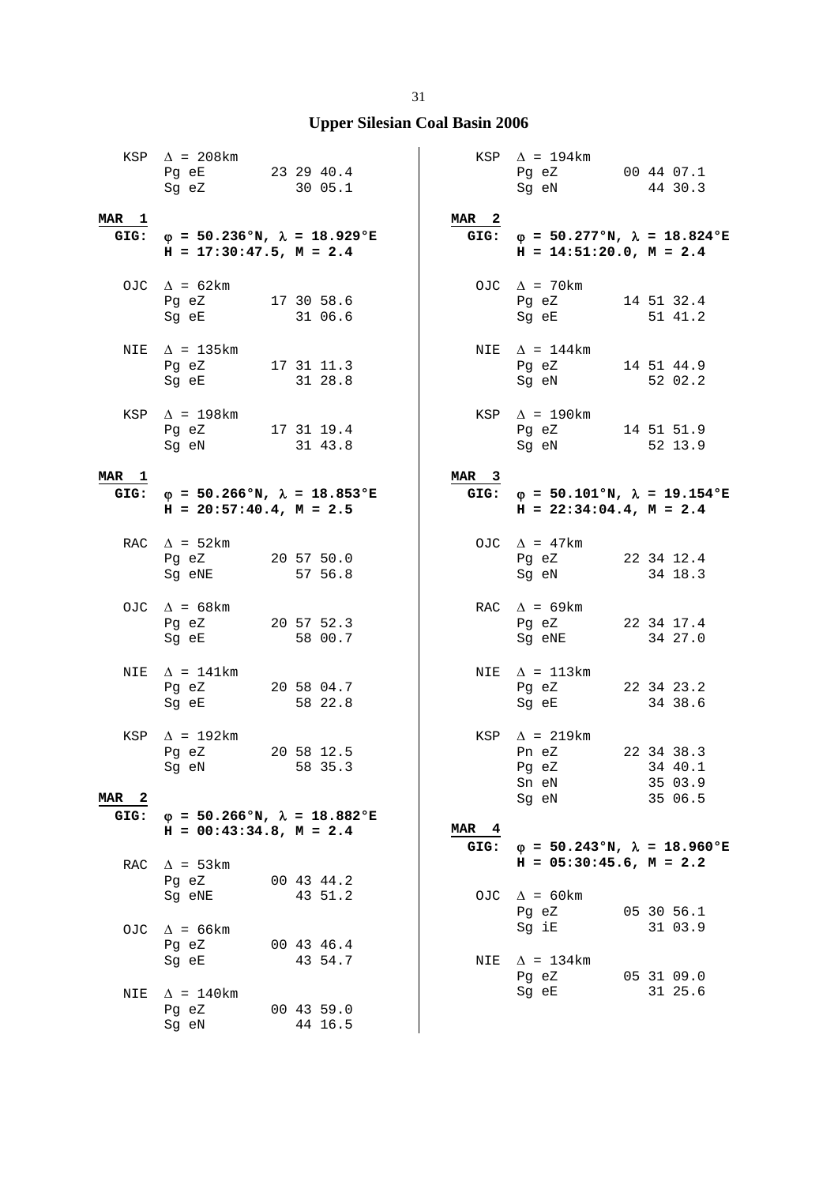# Upper Silesian Coal Basin 2006

KSP  Δ = 208km
Pg eE  23 29 40.4
Sg eZ  30 05.1

**MAR 1**
**GIG: φ = 50.236°N, λ = 18.929°E**
**H = 17:30:47.5, M = 2.4**

OJC  Δ = 62km
Pg eZ  17 30 58.6
Sg eE  31 06.6

NIE  Δ = 135km
Pg eZ  17 31 11.3
Sg eE  31 28.8

KSP  Δ = 198km
Pg eZ  17 31 19.4
Sg eN  31 43.8

**MAR 1**
**GIG: φ = 50.266°N, λ = 18.853°E**
**H = 20:57:40.4, M = 2.5**

RAC  Δ = 52km
Pg eZ  20 57 50.0
Sg eNE  57 56.8

OJC  Δ = 68km
Pg eZ  20 57 52.3
Sg eE  58 00.7

NIE  Δ = 141km
Pg eZ  20 58 04.7
Sg eE  58 22.8

KSP  Δ = 192km
Pg eZ  20 58 12.5
Sg eN  58 35.3

**MAR 2**
**GIG: φ = 50.266°N, λ = 18.882°E**
**H = 00:43:34.8, M = 2.4**

RAC  Δ = 53km
Pg eZ  00 43 44.2
Sg eNE  43 51.2

OJC  Δ = 66km
Pg eZ  00 43 46.4
Sg eE  43 54.7

NIE  Δ = 140km
Pg eZ  00 43 59.0
Sg eN  44 16.5

KSP  Δ = 194km
Pg eZ  00 44 07.1
Sg eN  44 30.3

**MAR 2**
**GIG: φ = 50.277°N, λ = 18.824°E**
**H = 14:51:20.0, M = 2.4**

OJC  Δ = 70km
Pg eZ  14 51 32.4
Sg eE  51 41.2

NIE  Δ = 144km
Pg eZ  14 51 44.9
Sg eN  52 02.2

KSP  Δ = 190km
Pg eZ  14 51 51.9
Sg eN  52 13.9

**MAR 3**
**GIG: φ = 50.101°N, λ = 19.154°E**
**H = 22:34:04.4, M = 2.4**

OJC  Δ = 47km
Pg eZ  22 34 12.4
Sg eN  34 18.3

RAC  Δ = 69km
Pg eZ  22 34 17.4
Sg eNE  34 27.0

NIE  Δ = 113km
Pg eZ  22 34 23.2
Sg eE  34 38.6

KSP  Δ = 219km
Pn eZ  22 34 38.3
Pg eZ  34 40.1
Sn eN  35 03.9
Sg eN  35 06.5

**MAR 4**
**GIG: φ = 50.243°N, λ = 18.960°E**
**H = 05:30:45.6, M = 2.2**

OJC  Δ = 60km
Pg eZ  05 30 56.1
Sg iE  31 03.9

NIE  Δ = 134km
Pg eZ  05 31 09.0
Sg eE  31 25.6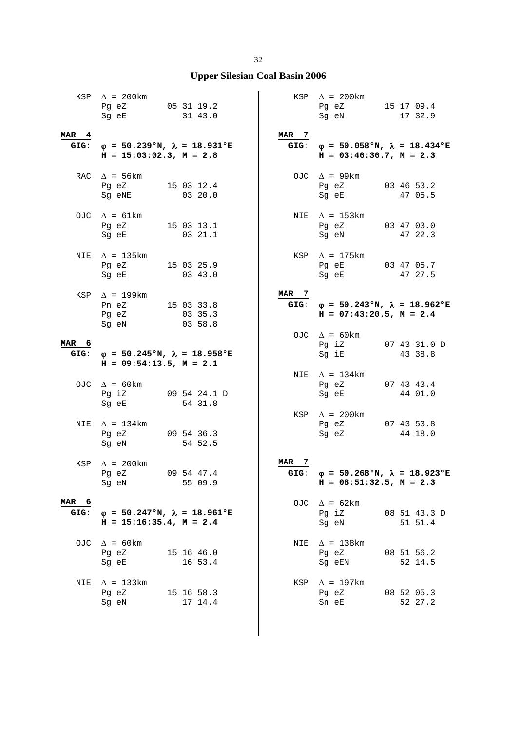# Upper Silesian Coal Basin 2006

```
  KSP  Δ = 200km
       Pg eZ        05 31 19.2
       Sg eE           31 43.0

MAR 4
 GIG:  φ = 50.239°N, λ = 18.931°E
       H = 15:03:02.3, M = 2.8

  RAC  Δ = 56km
       Pg eZ        15 03 12.4
       Sg eNE          03 20.0

  OJC  Δ = 61km
       Pg eZ        15 03 13.1
       Sg eE           03 21.1

  NIE  Δ = 135km
       Pg eZ        15 03 25.9
       Sg eE           03 43.0

  KSP  Δ = 199km
       Pn eZ        15 03 33.8
       Pg eZ           03 35.3
       Sg eN           03 58.8

MAR 6
 GIG:  φ = 50.245°N, λ = 18.958°E
       H = 09:54:13.5, M = 2.1

  OJC  Δ = 60km
       Pg iZ        09 54 24.1 D
       Sg eE           54 31.8

  NIE  Δ = 134km
       Pg eZ        09 54 36.3
       Sg eN           54 52.5

  KSP  Δ = 200km
       Pg eZ        09 54 47.4
       Sg eN           55 09.9

MAR 6
 GIG:  φ = 50.247°N, λ = 18.961°E
       H = 15:16:35.4, M = 2.4

  OJC  Δ = 60km
       Pg eZ        15 16 46.0
       Sg eE           16 53.4

  NIE  Δ = 133km
       Pg eZ        15 16 58.3
       Sg eN           17 14.4

  KSP  Δ = 200km
       Pg eZ        15 17 09.4
       Sg eN           17 32.9

MAR 7
 GIG:  φ = 50.058°N, λ = 18.434°E
       H = 03:46:36.7, M = 2.3

  OJC  Δ = 99km
       Pg eZ        03 46 53.2
       Sg eE           47 05.5

  NIE  Δ = 153km
       Pg eZ        03 47 03.0
       Sg eN           47 22.3

  KSP  Δ = 175km
       Pg eE        03 47 05.7
       Sg eE           47 27.5

MAR 7
 GIG:  φ = 50.243°N, λ = 18.962°E
       H = 07:43:20.5, M = 2.4

  OJC  Δ = 60km
       Pg iZ        07 43 31.0 D
       Sg iE           43 38.8

  NIE  Δ = 134km
       Pg eZ        07 43 43.4
       Sg eE           44 01.0

  KSP  Δ = 200km
       Pg eZ        07 43 53.8
       Sg eZ           44 18.0

MAR 7
 GIG:  φ = 50.268°N, λ = 18.923°E
       H = 08:51:32.5, M = 2.3

  OJC  Δ = 62km
       Pg iZ        08 51 43.3 D
       Sg eN           51 51.4

  NIE  Δ = 138km
       Pg eZ        08 51 56.2
       Sg eEN          52 14.5

  KSP  Δ = 197km
       Pg eZ        08 52 05.3
       Sn eE           52 27.2
```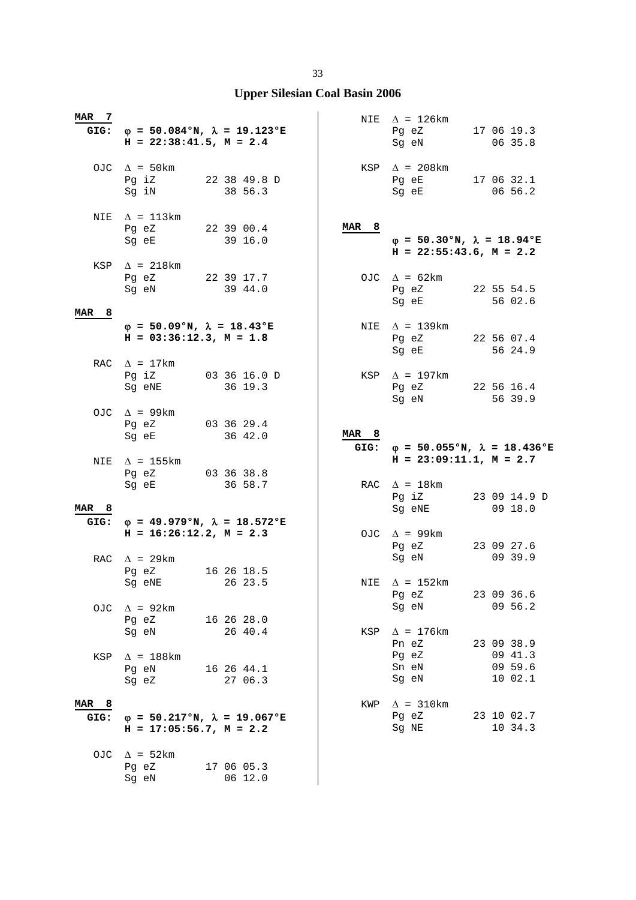# Upper Silesian Coal Basin 2006

**MAR 7**
**GIG:** **φ = 50.084°N, λ = 19.123°E**
**H = 22:38:41.5, M = 2.4**

```
OJC  Δ = 50km
     Pg iZ        22 38 49.8 D
     Sg iN           38 56.3

NIE  Δ = 113km
     Pg eZ        22 39 00.4
     Sg eE           39 16.0

KSP  Δ = 218km
     Pg eZ        22 39 17.7
     Sg eN           39 44.0
```

**MAR 8**
**φ = 50.09°N, λ = 18.43°E**
**H = 03:36:12.3, M = 1.8**

```
RAC  Δ = 17km
     Pg iZ        03 36 16.0 D
     Sg eNE          36 19.3

OJC  Δ = 99km
     Pg eZ        03 36 29.4
     Sg eE           36 42.0

NIE  Δ = 155km
     Pg eZ        03 36 38.8
     Sg eE           36 58.7
```

**MAR 8**
**GIG:** **φ = 49.979°N, λ = 18.572°E**
**H = 16:26:12.2, M = 2.3**

```
RAC  Δ = 29km
     Pg eZ        16 26 18.5
     Sg eNE          26 23.5

OJC  Δ = 92km
     Pg eZ        16 26 28.0
     Sg eN           26 40.4

KSP  Δ = 188km
     Pg eN        16 26 44.1
     Sg eZ           27 06.3
```

**MAR 8**
**GIG:** **φ = 50.217°N, λ = 19.067°E**
**H = 17:05:56.7, M = 2.2**

```
OJC  Δ = 52km
     Pg eZ        17 06 05.3
     Sg eN           06 12.0

NIE  Δ = 126km
     Pg eZ        17 06 19.3
     Sg eN           06 35.8

KSP  Δ = 208km
     Pg eE        17 06 32.1
     Sg eE           06 56.2
```

**MAR 8**
**φ = 50.30°N, λ = 18.94°E**
**H = 22:55:43.6, M = 2.2**

```
OJC  Δ = 62km
     Pg eZ        22 55 54.5
     Sg eE           56 02.6

NIE  Δ = 139km
     Pg eZ        22 56 07.4
     Sg eE           56 24.9

KSP  Δ = 197km
     Pg eZ        22 56 16.4
     Sg eN           56 39.9
```

**MAR 8**
**GIG:** **φ = 50.055°N, λ = 18.436°E**
**H = 23:09:11.1, M = 2.7**

```
RAC  Δ = 18km
     Pg iZ        23 09 14.9 D
     Sg eNE          09 18.0

OJC  Δ = 99km
     Pg eZ        23 09 27.6
     Sg eN           09 39.9

NIE  Δ = 152km
     Pg eZ        23 09 36.6
     Sg eN           09 56.2

KSP  Δ = 176km
     Pn eZ        23 09 38.9
     Pg eZ           09 41.3
     Sn eN           09 59.6
     Sg eN           10 02.1

KWP  Δ = 310km
     Pg eZ        23 10 02.7
     Sg NE           10 34.3
```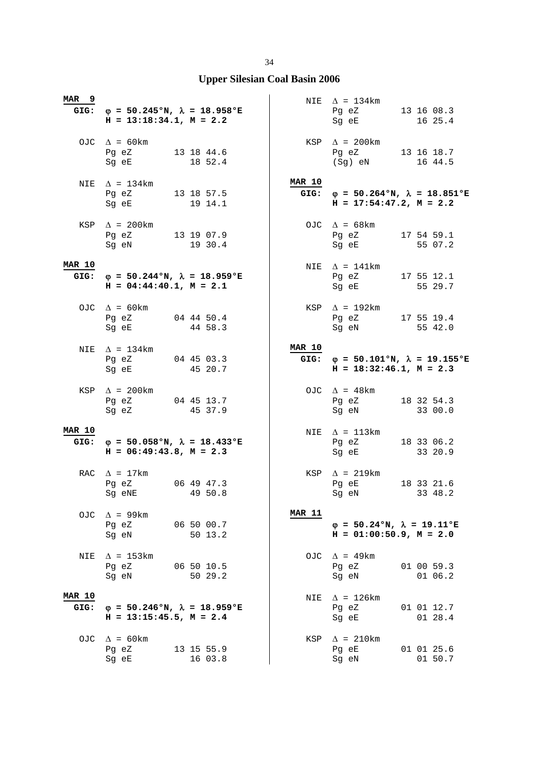# Upper Silesian Coal Basin 2006

**MAR 9**
**GIG:** **φ = 50.245°N, λ = 18.958°E**
**H = 13:18:34.1, M = 2.2**

```
OJC  Δ = 60km
     Pg eZ       13 18 44.6
     Sg eE          18 52.4

NIE  Δ = 134km
     Pg eZ       13 18 57.5
     Sg eE          19 14.1

KSP  Δ = 200km
     Pg eZ       13 19 07.9
     Sg eN          19 30.4
```

**MAR 10**
**GIG:** **φ = 50.244°N, λ = 18.959°E**
**H = 04:44:40.1, M = 2.1**

```
OJC  Δ = 60km
     Pg eZ       04 44 50.4
     Sg eE          44 58.3

NIE  Δ = 134km
     Pg eZ       04 45 03.3
     Sg eE          45 20.7

KSP  Δ = 200km
     Pg eZ       04 45 13.7
     Sg eZ          45 37.9
```

**MAR 10**
**GIG:** **φ = 50.058°N, λ = 18.433°E**
**H = 06:49:43.8, M = 2.3**

```
RAC  Δ = 17km
     Pg eZ       06 49 47.3
     Sg eNE         49 50.8

OJC  Δ = 99km
     Pg eZ       06 50 00.7
     Sg eN          50 13.2

NIE  Δ = 153km
     Pg eZ       06 50 10.5
     Sg eN          50 29.2
```

**MAR 10**
**GIG:** **φ = 50.246°N, λ = 18.959°E**
**H = 13:15:45.5, M = 2.4**

```
OJC  Δ = 60km
     Pg eZ       13 15 55.9
     Sg eE          16 03.8

NIE  Δ = 134km
     Pg eZ       13 16 08.3
     Sg eE          16 25.4

KSP  Δ = 200km
     Pg eZ       13 16 18.7
     (Sg) eN        16 44.5
```

**MAR 10**
**GIG:** **φ = 50.264°N, λ = 18.851°E**
**H = 17:54:47.2, M = 2.2**

```
OJC  Δ = 68km
     Pg eZ       17 54 59.1
     Sg eE          55 07.2

NIE  Δ = 141km
     Pg eZ       17 55 12.1
     Sg eE          55 29.7

KSP  Δ = 192km
     Pg eZ       17 55 19.4
     Sg eN          55 42.0
```

**MAR 10**
**GIG:** **φ = 50.101°N, λ = 19.155°E**
**H = 18:32:46.1, M = 2.3**

```
OJC  Δ = 48km
     Pg eZ       18 32 54.3
     Sg eN          33 00.0

NIE  Δ = 113km
     Pg eZ       18 33 06.2
     Sg eE          33 20.9

KSP  Δ = 219km
     Pg eE       18 33 21.6
     Sg eN          33 48.2
```

**MAR 11**
**φ = 50.24°N, λ = 19.11°E**
**H = 01:00:50.9, M = 2.0**

```
OJC  Δ = 49km
     Pg eZ       01 00 59.3
     Sg eN          01 06.2

NIE  Δ = 126km
     Pg eZ       01 01 12.7
     Sg eE          01 28.4

KSP  Δ = 210km
     Pg eE       01 01 25.6
     Sg eN          01 50.7
```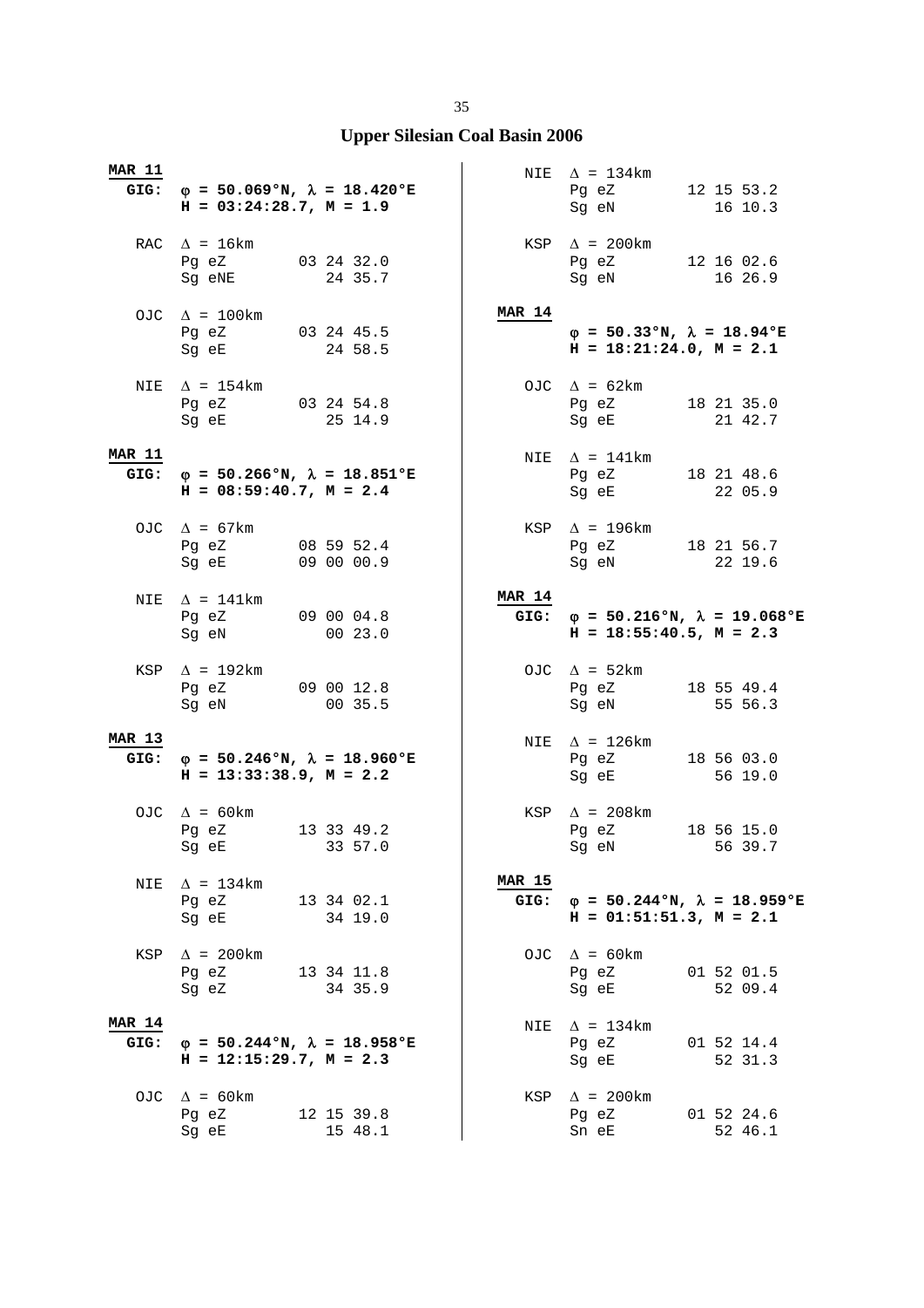# Upper Silesian Coal Basin 2006

**MAR 11**
**GIG: φ = 50.069°N, λ = 18.420°E**
**H = 03:24:28.7, M = 1.9**

```
RAC  Δ = 16km
     Pg eZ        03 24 32.0
     Sg eNE          24 35.7

OJC  Δ = 100km
     Pg eZ        03 24 45.5
     Sg eE           24 58.5

NIE  Δ = 154km
     Pg eZ        03 24 54.8
     Sg eE           25 14.9
```

**MAR 11**
**GIG: φ = 50.266°N, λ = 18.851°E**
**H = 08:59:40.7, M = 2.4**

```
OJC  Δ = 67km
     Pg eZ        08 59 52.4
     Sg eE        09 00 00.9

NIE  Δ = 141km
     Pg eZ        09 00 04.8
     Sg eN           00 23.0

KSP  Δ = 192km
     Pg eZ        09 00 12.8
     Sg eN           00 35.5
```

**MAR 13**
**GIG: φ = 50.246°N, λ = 18.960°E**
**H = 13:33:38.9, M = 2.2**

```
OJC  Δ = 60km
     Pg eZ        13 33 49.2
     Sg eE           33 57.0

NIE  Δ = 134km
     Pg eZ        13 34 02.1
     Sg eE           34 19.0

KSP  Δ = 200km
     Pg eZ        13 34 11.8
     Sg eZ           34 35.9
```

**MAR 14**
**GIG: φ = 50.244°N, λ = 18.958°E**
**H = 12:15:29.7, M = 2.3**

```
OJC  Δ = 60km
     Pg eZ        12 15 39.8
     Sg eE           15 48.1

NIE  Δ = 134km
     Pg eZ        12 15 53.2
     Sg eN           16 10.3

KSP  Δ = 200km
     Pg eZ        12 16 02.6
     Sg eN           16 26.9
```

**MAR 14**
**φ = 50.33°N, λ = 18.94°E**
**H = 18:21:24.0, M = 2.1**

```
OJC  Δ = 62km
     Pg eZ        18 21 35.0
     Sg eE           21 42.7

NIE  Δ = 141km
     Pg eZ        18 21 48.6
     Sg eE           22 05.9

KSP  Δ = 196km
     Pg eZ        18 21 56.7
     Sg eN           22 19.6
```

**MAR 14**
**GIG: φ = 50.216°N, λ = 19.068°E**
**H = 18:55:40.5, M = 2.3**

```
OJC  Δ = 52km
     Pg eZ        18 55 49.4
     Sg eN           55 56.3

NIE  Δ = 126km
     Pg eZ        18 56 03.0
     Sg eE           56 19.0

KSP  Δ = 208km
     Pg eZ        18 56 15.0
     Sg eN           56 39.7
```

**MAR 15**
**GIG: φ = 50.244°N, λ = 18.959°E**
**H = 01:51:51.3, M = 2.1**

```
OJC  Δ = 60km
     Pg eZ        01 52 01.5
     Sg eE           52 09.4

NIE  Δ = 134km
     Pg eZ        01 52 14.4
     Sg eE           52 31.3

KSP  Δ = 200km
     Pg eZ        01 52 24.6
     Sn eE           52 46.1
```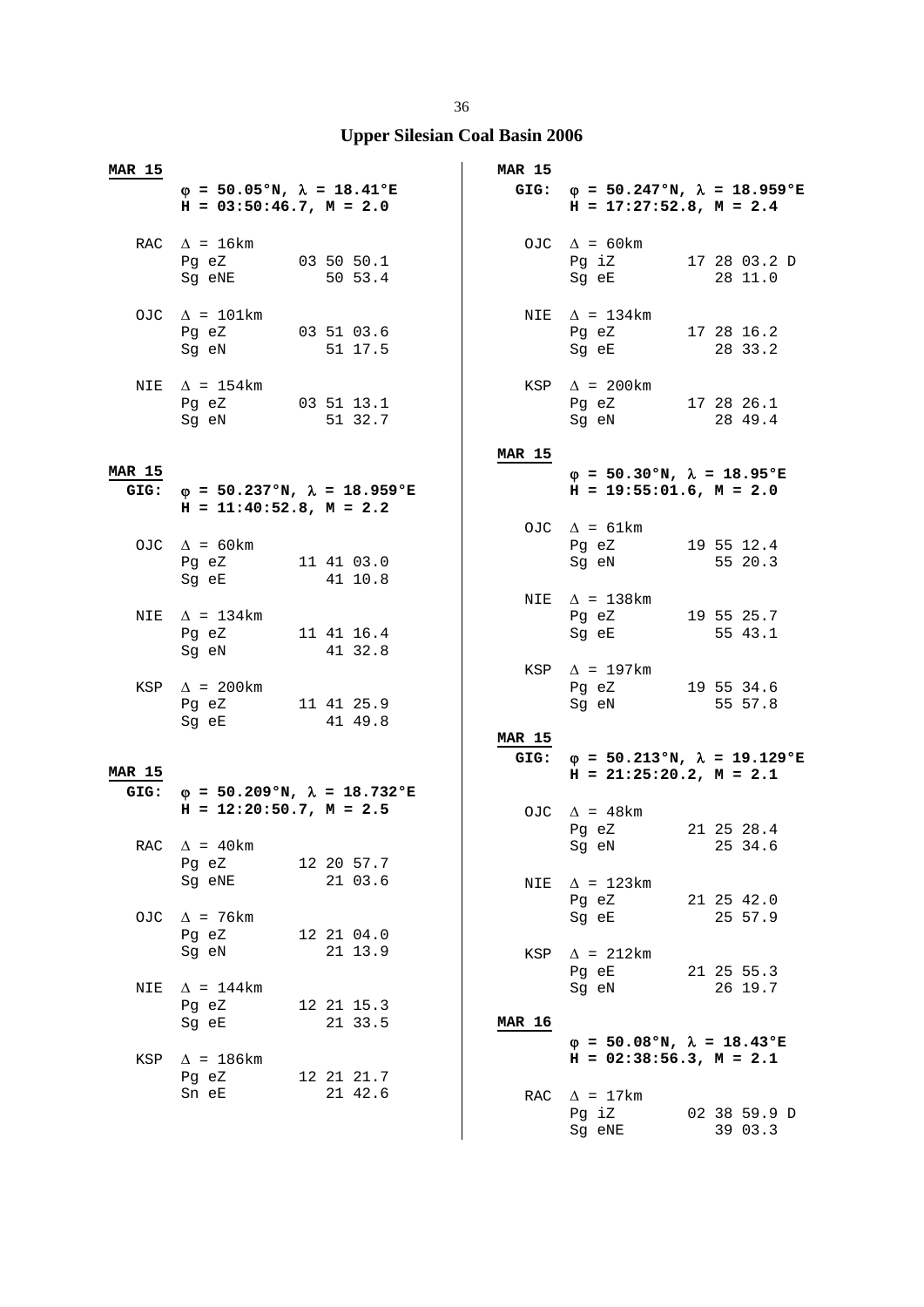# Upper Silesian Coal Basin 2006

**MAR 15**

$\varphi$ **= 50.05°N,** $\lambda$ **= 18.41°E**
**H = 03:50:46.7, M = 2.0**

```
RAC  Δ = 16km
     Pg eZ        03 50 50.1
     Sg eNE          50 53.4

OJC  Δ = 101km
     Pg eZ        03 51 03.6
     Sg eN           51 17.5

NIE  Δ = 154km
     Pg eZ        03 51 13.1
     Sg eN           51 32.7
```

**MAR 15**
**GIG:** $\varphi$ **= 50.237°N,** $\lambda$ **= 18.959°E**
**H = 11:40:52.8, M = 2.2**

```
OJC  Δ = 60km
     Pg eZ        11 41 03.0
     Sg eE           41 10.8

NIE  Δ = 134km
     Pg eZ        11 41 16.4
     Sg eN           41 32.8

KSP  Δ = 200km
     Pg eZ        11 41 25.9
     Sg eE           41 49.8
```

**MAR 15**
**GIG:** $\varphi$ **= 50.209°N,** $\lambda$ **= 18.732°E**
**H = 12:20:50.7, M = 2.5**

```
RAC  Δ = 40km
     Pg eZ        12 20 57.7
     Sg eNE          21 03.6

OJC  Δ = 76km
     Pg eZ        12 21 04.0
     Sg eN           21 13.9

NIE  Δ = 144km
     Pg eZ        12 21 15.3
     Sg eE           21 33.5

KSP  Δ = 186km
     Pg eZ        12 21 21.7
     Sn eE           21 42.6
```

**MAR 15**
**GIG:** $\varphi$ **= 50.247°N,** $\lambda$ **= 18.959°E**
**H = 17:27:52.8, M = 2.4**

```
OJC  Δ = 60km
     Pg iZ        17 28 03.2 D
     Sg eE           28 11.0

NIE  Δ = 134km
     Pg eZ        17 28 16.2
     Sg eE           28 33.2

KSP  Δ = 200km
     Pg eZ        17 28 26.1
     Sg eN           28 49.4
```

**MAR 15**

$\varphi$ **= 50.30°N,** $\lambda$ **= 18.95°E**
**H = 19:55:01.6, M = 2.0**

```
OJC  Δ = 61km
     Pg eZ        19 55 12.4
     Sg eN           55 20.3

NIE  Δ = 138km
     Pg eZ        19 55 25.7
     Sg eE           55 43.1

KSP  Δ = 197km
     Pg eZ        19 55 34.6
     Sg eN           55 57.8
```

**MAR 15**
**GIG:** $\varphi$ **= 50.213°N,** $\lambda$ **= 19.129°E**
**H = 21:25:20.2, M = 2.1**

```
OJC  Δ = 48km
     Pg eZ        21 25 28.4
     Sg eN           25 34.6

NIE  Δ = 123km
     Pg eZ        21 25 42.0
     Sg eE           25 57.9

KSP  Δ = 212km
     Pg eE        21 25 55.3
     Sg eN           26 19.7
```

**MAR 16**

$\varphi$ **= 50.08°N,** $\lambda$ **= 18.43°E**
**H = 02:38:56.3, M = 2.1**

```
RAC  Δ = 17km
     Pg iZ        02 38 59.9 D
     Sg eNE          39 03.3
```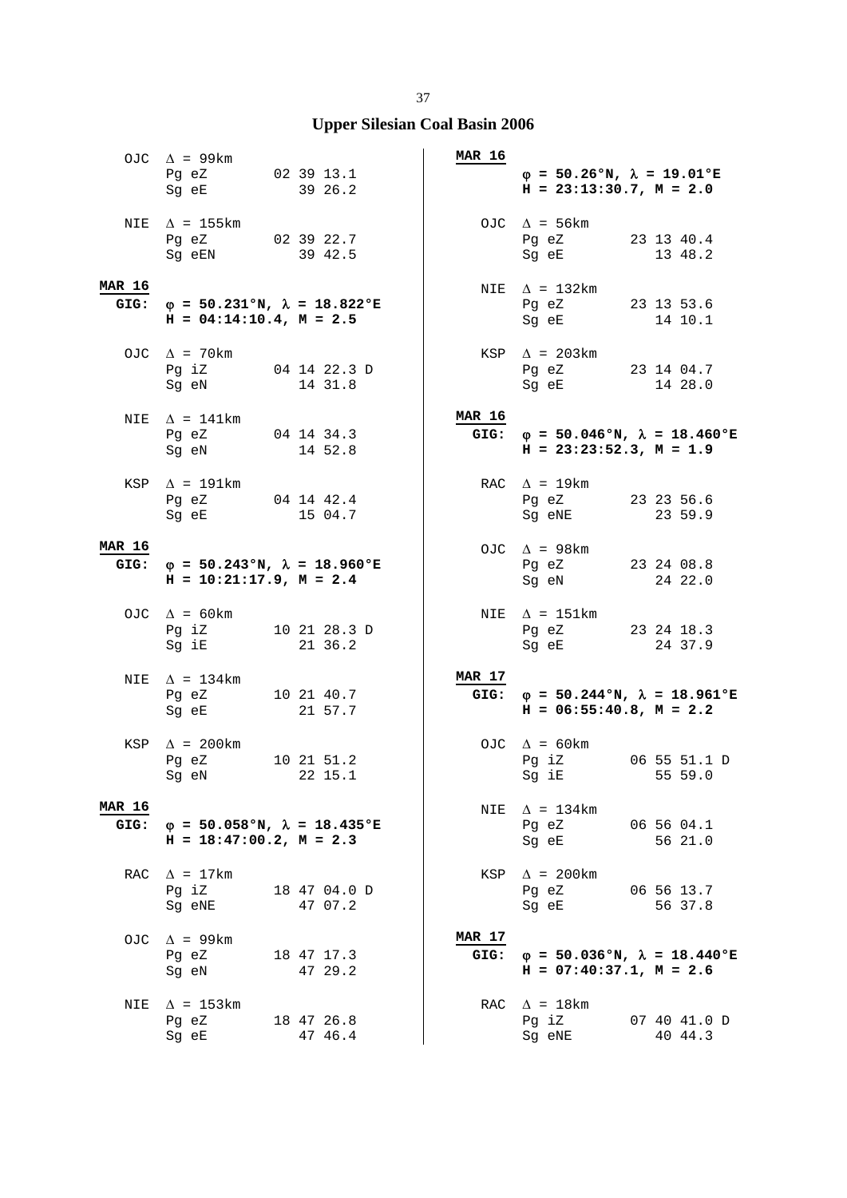# Upper Silesian Coal Basin 2006

```
    OJC  Δ = 99km
         Pg eZ        02 39 13.1
         Sg eE           39 26.2

    NIE  Δ = 155km
         Pg eZ        02 39 22.7
         Sg eEN          39 42.5

MAR 16
   GIG:  φ = 50.231°N, λ = 18.822°E
         H = 04:14:10.4, M = 2.5

    OJC  Δ = 70km
         Pg iZ        04 14 22.3 D
         Sg eN           14 31.8

    NIE  Δ = 141km
         Pg eZ        04 14 34.3
         Sg eN           14 52.8

    KSP  Δ = 191km
         Pg eZ        04 14 42.4
         Sg eE           15 04.7

MAR 16
   GIG:  φ = 50.243°N, λ = 18.960°E
         H = 10:21:17.9, M = 2.4

    OJC  Δ = 60km
         Pg iZ        10 21 28.3 D
         Sg iE           21 36.2

    NIE  Δ = 134km
         Pg eZ        10 21 40.7
         Sg eE           21 57.7

    KSP  Δ = 200km
         Pg eZ        10 21 51.2
         Sg eN           22 15.1

MAR 16
   GIG:  φ = 50.058°N, λ = 18.435°E
         H = 18:47:00.2, M = 2.3

    RAC  Δ = 17km
         Pg iZ        18 47 04.0 D
         Sg eNE          47 07.2

    OJC  Δ = 99km
         Pg eZ        18 47 17.3
         Sg eN           47 29.2

    NIE  Δ = 153km
         Pg eZ        18 47 26.8
         Sg eE           47 46.4

MAR 16
         φ = 50.26°N, λ = 19.01°E
         H = 23:13:30.7, M = 2.0

    OJC  Δ = 56km
         Pg eZ        23 13 40.4
         Sg eE           13 48.2

    NIE  Δ = 132km
         Pg eZ        23 13 53.6
         Sg eE           14 10.1

    KSP  Δ = 203km
         Pg eZ        23 14 04.7
         Sg eE           14 28.0

MAR 16
   GIG:  φ = 50.046°N, λ = 18.460°E
         H = 23:23:52.3, M = 1.9

    RAC  Δ = 19km
         Pg eZ        23 23 56.6
         Sg eNE          23 59.9

    OJC  Δ = 98km
         Pg eZ        23 24 08.8
         Sg eN           24 22.0

    NIE  Δ = 151km
         Pg eZ        23 24 18.3
         Sg eE           24 37.9

MAR 17
   GIG:  φ = 50.244°N, λ = 18.961°E
         H = 06:55:40.8, M = 2.2

    OJC  Δ = 60km
         Pg iZ        06 55 51.1 D
         Sg iE           55 59.0

    NIE  Δ = 134km
         Pg eZ        06 56 04.1
         Sg eE           56 21.0

    KSP  Δ = 200km
         Pg eZ        06 56 13.7
         Sg eE           56 37.8

MAR 17
   GIG:  φ = 50.036°N, λ = 18.440°E
         H = 07:40:37.1, M = 2.6

    RAC  Δ = 18km
         Pg iZ        07 40 41.0 D
         Sg eNE          40 44.3
```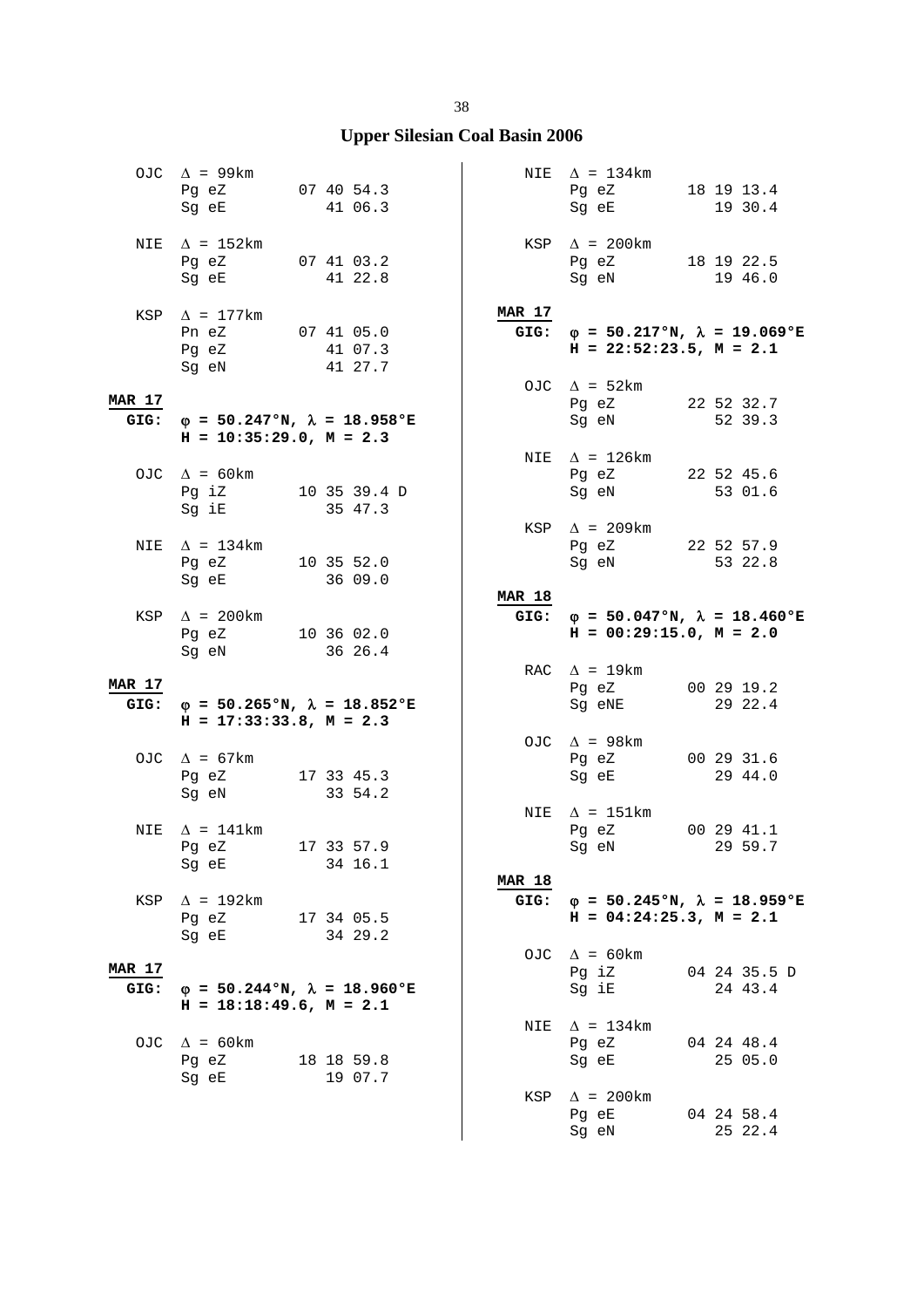# Upper Silesian Coal Basin 2006

```
   OJC  Δ = 99km
        Pg eZ        07 40 54.3
        Sg eE           41 06.3

   NIE  Δ = 152km
        Pg eZ        07 41 03.2
        Sg eE           41 22.8

   KSP  Δ = 177km
        Pn eZ        07 41 05.0
        Pg eZ           41 07.3
        Sg eN           41 27.7
```

**MAR 17**
**GIG:** **φ = 50.247°N, λ = 18.958°E**
**H = 10:35:29.0, M = 2.3**

```
   OJC  Δ = 60km
        Pg iZ        10 35 39.4 D
        Sg iE           35 47.3

   NIE  Δ = 134km
        Pg eZ        10 35 52.0
        Sg eE           36 09.0

   KSP  Δ = 200km
        Pg eZ        10 36 02.0
        Sg eN           36 26.4
```

**MAR 17**
**GIG:** **φ = 50.265°N, λ = 18.852°E**
**H = 17:33:33.8, M = 2.3**

```
   OJC  Δ = 67km
        Pg eZ        17 33 45.3
        Sg eN           33 54.2

   NIE  Δ = 141km
        Pg eZ        17 33 57.9
        Sg eE           34 16.1

   KSP  Δ = 192km
        Pg eZ        17 34 05.5
        Sg eE           34 29.2
```

**MAR 17**
**GIG:** **φ = 50.244°N, λ = 18.960°E**
**H = 18:18:49.6, M = 2.1**

```
   OJC  Δ = 60km
        Pg eZ        18 18 59.8
        Sg eE           19 07.7

   NIE  Δ = 134km
        Pg eZ        18 19 13.4
        Sg eE           19 30.4

   KSP  Δ = 200km
        Pg eZ        18 19 22.5
        Sg eN           19 46.0
```

**MAR 17**
**GIG:** **φ = 50.217°N, λ = 19.069°E**
**H = 22:52:23.5, M = 2.1**

```
   OJC  Δ = 52km
        Pg eZ        22 52 32.7
        Sg eN           52 39.3

   NIE  Δ = 126km
        Pg eZ        22 52 45.6
        Sg eN           53 01.6

   KSP  Δ = 209km
        Pg eZ        22 52 57.9
        Sg eN           53 22.8
```

**MAR 18**
**GIG:** **φ = 50.047°N, λ = 18.460°E**
**H = 00:29:15.0, M = 2.0**

```
   RAC  Δ = 19km
        Pg eZ        00 29 19.2
        Sg eNE          29 22.4

   OJC  Δ = 98km
        Pg eZ        00 29 31.6
        Sg eE           29 44.0

   NIE  Δ = 151km
        Pg eZ        00 29 41.1
        Sg eN           29 59.7
```

**MAR 18**
**GIG:** **φ = 50.245°N, λ = 18.959°E**
**H = 04:24:25.3, M = 2.1**

```
   OJC  Δ = 60km
        Pg iZ        04 24 35.5 D
        Sg iE           24 43.4

   NIE  Δ = 134km
        Pg eZ        04 24 48.4
        Sg eE           25 05.0

   KSP  Δ = 200km
        Pg eE        04 24 58.4
        Sg eN           25 22.4
```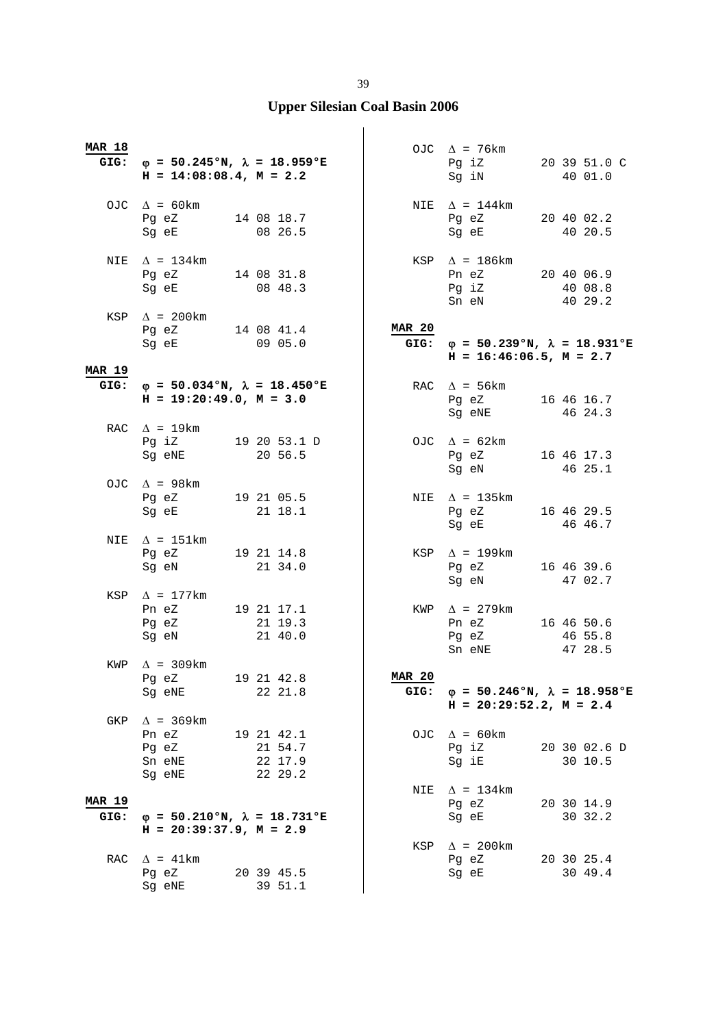# Upper Silesian Coal Basin 2006

**MAR 18**
**GIG:** **φ = 50.245°N, λ = 18.959°E**
**H = 14:08:08.4, M = 2.2**

```
OJC  Δ = 60km
     Pg eZ        14 08 18.7
     Sg eE           08 26.5

NIE  Δ = 134km
     Pg eZ        14 08 31.8
     Sg eE           08 48.3

KSP  Δ = 200km
     Pg eZ        14 08 41.4
     Sg eE           09 05.0
```

**MAR 19**
**GIG:** **φ = 50.034°N, λ = 18.450°E**
**H = 19:20:49.0, M = 3.0**

```
RAC  Δ = 19km
     Pg iZ        19 20 53.1 D
     Sg eNE          20 56.5

OJC  Δ = 98km
     Pg eZ        19 21 05.5
     Sg eE           21 18.1

NIE  Δ = 151km
     Pg eZ        19 21 14.8
     Sg eN           21 34.0

KSP  Δ = 177km
     Pn eZ        19 21 17.1
     Pg eZ           21 19.3
     Sg eN           21 40.0

KWP  Δ = 309km
     Pg eZ        19 21 42.8
     Sg eNE          22 21.8

GKP  Δ = 369km
     Pn eZ        19 21 42.1
     Pg eZ           21 54.7
     Sn eNE          22 17.9
     Sg eNE          22 29.2
```

**MAR 19**
**GIG:** **φ = 50.210°N, λ = 18.731°E**
**H = 20:39:37.9, M = 2.9**

```
RAC  Δ = 41km
     Pg eZ        20 39 45.5
     Sg eNE          39 51.1

OJC  Δ = 76km
     Pg iZ        20 39 51.0 C
     Sg iN           40 01.0

NIE  Δ = 144km
     Pg eZ        20 40 02.2
     Sg eE           40 20.5

KSP  Δ = 186km
     Pn eZ        20 40 06.9
     Pg iZ           40 08.8
     Sn eN           40 29.2
```

**MAR 20**
**GIG:** **φ = 50.239°N, λ = 18.931°E**
**H = 16:46:06.5, M = 2.7**

```
RAC  Δ = 56km
     Pg eZ        16 46 16.7
     Sg eNE          46 24.3

OJC  Δ = 62km
     Pg eZ        16 46 17.3
     Sg eN           46 25.1

NIE  Δ = 135km
     Pg eZ        16 46 29.5
     Sg eE           46 46.7

KSP  Δ = 199km
     Pg eZ        16 46 39.6
     Sg eN           47 02.7

KWP  Δ = 279km
     Pn eZ        16 46 50.6
     Pg eZ           46 55.8
     Sn eNE          47 28.5
```

**MAR 20**
**GIG:** **φ = 50.246°N, λ = 18.958°E**
**H = 20:29:52.2, M = 2.4**

```
OJC  Δ = 60km
     Pg iZ        20 30 02.6 D
     Sg iE           30 10.5

NIE  Δ = 134km
     Pg eZ        20 30 14.9
     Sg eE           30 32.2

KSP  Δ = 200km
     Pg eZ        20 30 25.4
     Sg eE           30 49.4
```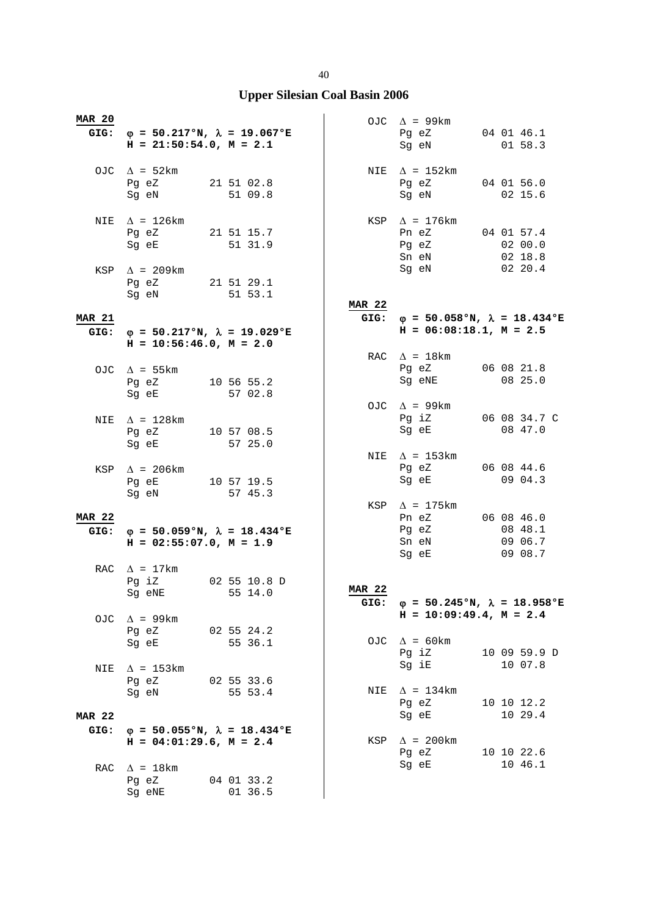## Upper Silesian Coal Basin 2006

**MAR 20**
**GIG: φ = 50.217°N, λ = 19.067°E**
**H = 21:50:54.0, M = 2.1**

```
OJC  Δ = 52km
     Pg eZ        21 51 02.8
     Sg eN           51 09.8

NIE  Δ = 126km
     Pg eZ        21 51 15.7
     Sg eE           51 31.9

KSP  Δ = 209km
     Pg eZ        21 51 29.1
     Sg eN           51 53.1
```

**MAR 21**
**GIG: φ = 50.217°N, λ = 19.029°E**
**H = 10:56:46.0, M = 2.0**

```
OJC  Δ = 55km
     Pg eZ        10 56 55.2
     Sg eE           57 02.8

NIE  Δ = 128km
     Pg eZ        10 57 08.5
     Sg eE           57 25.0

KSP  Δ = 206km
     Pg eE        10 57 19.5
     Sg eN           57 45.3
```

**MAR 22**
**GIG: φ = 50.059°N, λ = 18.434°E**
**H = 02:55:07.0, M = 1.9**

```
RAC  Δ = 17km
     Pg iZ        02 55 10.8 D
     Sg eNE          55 14.0

OJC  Δ = 99km
     Pg eZ        02 55 24.2
     Sg eE           55 36.1

NIE  Δ = 153km
     Pg eZ        02 55 33.6
     Sg eN           55 53.4
```

**MAR 22**
**GIG: φ = 50.055°N, λ = 18.434°E**
**H = 04:01:29.6, M = 2.4**

```
RAC  Δ = 18km
     Pg eZ        04 01 33.2
     Sg eNE          01 36.5

OJC  Δ = 99km
     Pg eZ        04 01 46.1
     Sg eN           01 58.3

NIE  Δ = 152km
     Pg eZ        04 01 56.0
     Sg eN           02 15.6

KSP  Δ = 176km
     Pn eZ        04 01 57.4
     Pg eZ           02 00.0
     Sn eN           02 18.8
     Sg eN           02 20.4
```

**MAR 22**
**GIG: φ = 50.058°N, λ = 18.434°E**
**H = 06:08:18.1, M = 2.5**

```
RAC  Δ = 18km
     Pg eZ        06 08 21.8
     Sg eNE          08 25.0

OJC  Δ = 99km
     Pg iZ        06 08 34.7 C
     Sg eE           08 47.0

NIE  Δ = 153km
     Pg eZ        06 08 44.6
     Sg eE           09 04.3

KSP  Δ = 175km
     Pn eZ        06 08 46.0
     Pg eZ           08 48.1
     Sn eN           09 06.7
     Sg eE           09 08.7
```

**MAR 22**
**GIG: φ = 50.245°N, λ = 18.958°E**
**H = 10:09:49.4, M = 2.4**

```
OJC  Δ = 60km
     Pg iZ        10 09 59.9 D
     Sg iE           10 07.8

NIE  Δ = 134km
     Pg eZ        10 10 12.2
     Sg eE           10 29.4

KSP  Δ = 200km
     Pg eZ        10 10 22.6
     Sg eE           10 46.1
```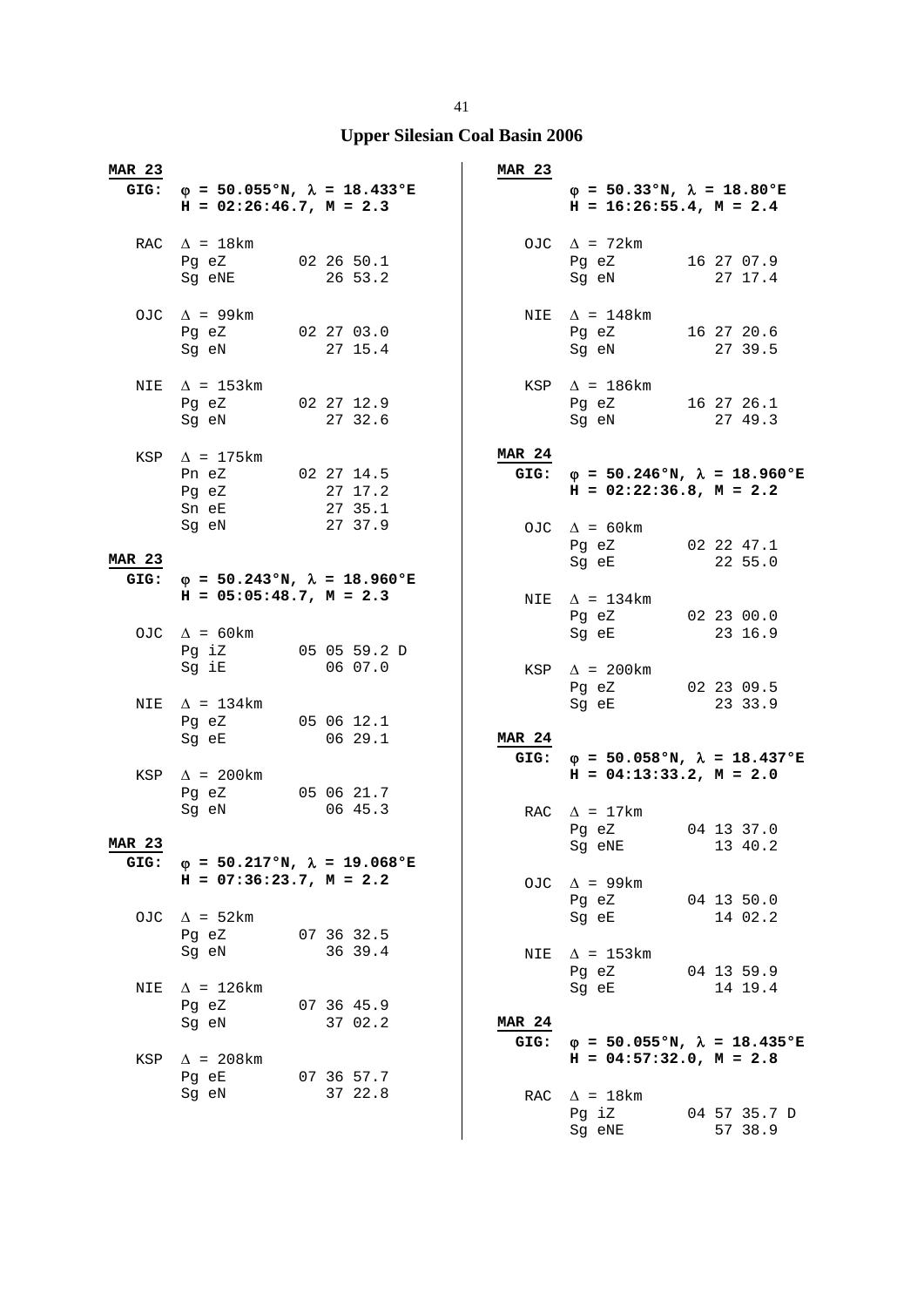# Upper Silesian Coal Basin 2006

**MAR 23**

**GIG:** **$\varphi$ = 50.055°N, $\lambda$ = 18.433°E**
**H = 02:26:46.7, M = 2.3**

RAC $\Delta$ = 18km
```
Pg eZ      02 26 50.1
Sg eNE        26 53.2
```

OJC $\Delta$ = 99km
```
Pg eZ      02 27 03.0
Sg eN         27 15.4
```

NIE $\Delta$ = 153km
```
Pg eZ      02 27 12.9
Sg eN         27 32.6
```

KSP $\Delta$ = 175km
```
Pn eZ      02 27 14.5
Pg eZ         27 17.2
Sn eE         27 35.1
Sg eN         27 37.9
```

**MAR 23**

**GIG:** **$\varphi$ = 50.243°N, $\lambda$ = 18.960°E**
**H = 05:05:48.7, M = 2.3**

OJC $\Delta$ = 60km
```
Pg iZ      05 05 59.2 D
Sg iE         06 07.0
```

NIE $\Delta$ = 134km
```
Pg eZ      05 06 12.1
Sg eE         06 29.1
```

KSP $\Delta$ = 200km
```
Pg eZ      05 06 21.7
Sg eN         06 45.3
```

**MAR 23**

**GIG:** **$\varphi$ = 50.217°N, $\lambda$ = 19.068°E**
**H = 07:36:23.7, M = 2.2**

OJC $\Delta$ = 52km
```
Pg eZ      07 36 32.5
Sg eN         36 39.4
```

NIE $\Delta$ = 126km
```
Pg eZ      07 36 45.9
Sg eN         37 02.2
```

KSP $\Delta$ = 208km
```
Pg eE      07 36 57.7
Sg eN         37 22.8
```

**MAR 23**

**$\varphi$ = 50.33°N, $\lambda$ = 18.80°E**
**H = 16:26:55.4, M = 2.4**

OJC $\Delta$ = 72km
```
Pg eZ      16 27 07.9
Sg eN         27 17.4
```

NIE $\Delta$ = 148km
```
Pg eZ      16 27 20.6
Sg eN         27 39.5
```

KSP $\Delta$ = 186km
```
Pg eZ      16 27 26.1
Sg eN         27 49.3
```

**MAR 24**

**GIG:** **$\varphi$ = 50.246°N, $\lambda$ = 18.960°E**
**H = 02:22:36.8, M = 2.2**

OJC $\Delta$ = 60km
```
Pg eZ      02 22 47.1
Sg eE         22 55.0
```

NIE $\Delta$ = 134km
```
Pg eZ      02 23 00.0
Sg eE         23 16.9
```

KSP $\Delta$ = 200km
```
Pg eZ      02 23 09.5
Sg eE         23 33.9
```

**MAR 24**

**GIG:** **$\varphi$ = 50.058°N, $\lambda$ = 18.437°E**
**H = 04:13:33.2, M = 2.0**

RAC $\Delta$ = 17km
```
Pg eZ      04 13 37.0
Sg eNE        13 40.2
```

OJC $\Delta$ = 99km
```
Pg eZ      04 13 50.0
Sg eE         14 02.2
```

NIE $\Delta$ = 153km
```
Pg eZ      04 13 59.9
Sg eE         14 19.4
```

**MAR 24**

**GIG:** **$\varphi$ = 50.055°N, $\lambda$ = 18.435°E**
**H = 04:57:32.0, M = 2.8**

RAC $\Delta$ = 18km
```
Pg iZ      04 57 35.7 D
Sg eNE        57 38.9
```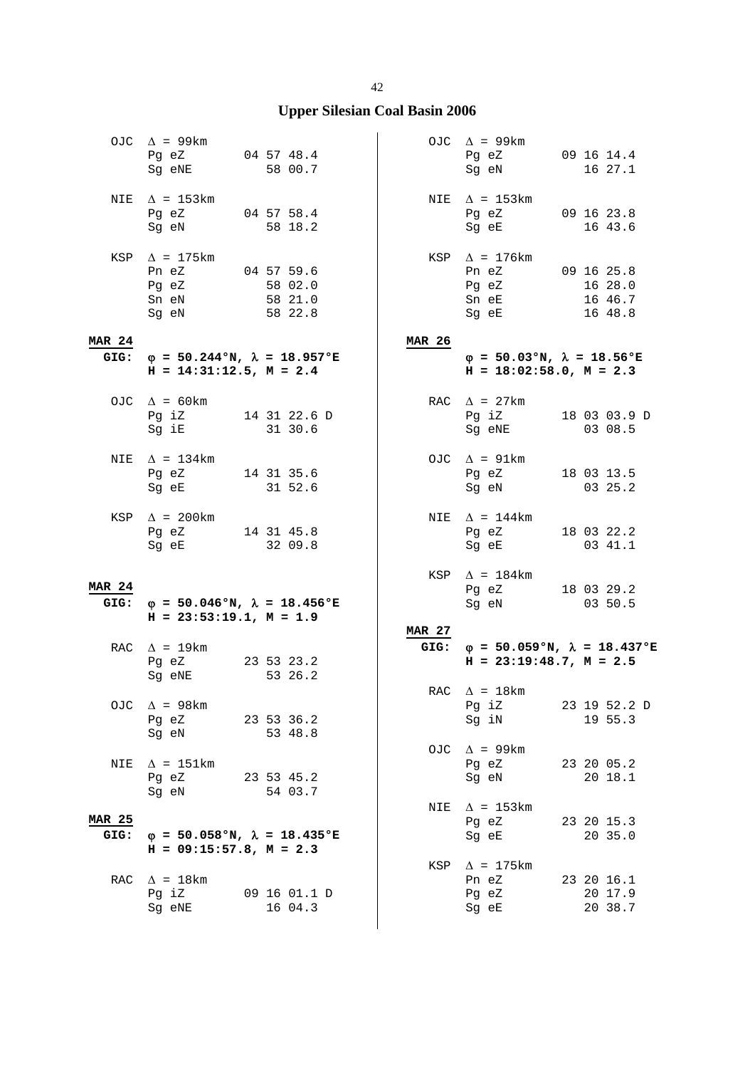# Upper Silesian Coal Basin 2006

```
  OJC  Δ = 99km
       Pg eZ        04 57 48.4
       Sg eNE          58 00.7

  NIE  Δ = 153km
       Pg eZ        04 57 58.4
       Sg eN           58 18.2

  KSP  Δ = 175km
       Pn eZ        04 57 59.6
       Pg eZ           58 02.0
       Sn eN           58 21.0
       Sg eN           58 22.8
```

**MAR 24**
**GIG: φ = 50.244°N, λ = 18.957°E**
**H = 14:31:12.5, M = 2.4**

```
  OJC  Δ = 60km
       Pg iZ        14 31 22.6 D
       Sg iE           31 30.6

  NIE  Δ = 134km
       Pg eZ        14 31 35.6
       Sg eE           31 52.6

  KSP  Δ = 200km
       Pg eZ        14 31 45.8
       Sg eE           32 09.8
```

**MAR 24**
**GIG: φ = 50.046°N, λ = 18.456°E**
**H = 23:53:19.1, M = 1.9**

```
  RAC  Δ = 19km
       Pg eZ        23 53 23.2
       Sg eNE          53 26.2

  OJC  Δ = 98km
       Pg eZ        23 53 36.2
       Sg eN           53 48.8

  NIE  Δ = 151km
       Pg eZ        23 53 45.2
       Sg eN           54 03.7
```

**MAR 25**
**GIG: φ = 50.058°N, λ = 18.435°E**
**H = 09:15:57.8, M = 2.3**

```
  RAC  Δ = 18km
       Pg iZ        09 16 01.1 D
       Sg eNE          16 04.3

  OJC  Δ = 99km
       Pg eZ        09 16 14.4
       Sg eN           16 27.1

  NIE  Δ = 153km
       Pg eZ        09 16 23.8
       Sg eE           16 43.6

  KSP  Δ = 176km
       Pn eZ        09 16 25.8
       Pg eZ           16 28.0
       Sn eE           16 46.7
       Sg eE           16 48.8
```

**MAR 26**
**φ = 50.03°N, λ = 18.56°E**
**H = 18:02:58.0, M = 2.3**

```
  RAC  Δ = 27km
       Pg iZ        18 03 03.9 D
       Sg eNE          03 08.5

  OJC  Δ = 91km
       Pg eZ        18 03 13.5
       Sg eN           03 25.2

  NIE  Δ = 144km
       Pg eZ        18 03 22.2
       Sg eE           03 41.1

  KSP  Δ = 184km
       Pg eZ        18 03 29.2
       Sg eN           03 50.5
```

**MAR 27**
**GIG: φ = 50.059°N, λ = 18.437°E**
**H = 23:19:48.7, M = 2.5**

```
  RAC  Δ = 18km
       Pg iZ        23 19 52.2 D
       Sg iN           19 55.3

  OJC  Δ = 99km
       Pg eZ        23 20 05.2
       Sg eN           20 18.1

  NIE  Δ = 153km
       Pg eZ        23 20 15.3
       Sg eE           20 35.0

  KSP  Δ = 175km
       Pn eZ        23 20 16.1
       Pg eZ           20 17.9
       Sg eE           20 38.7
```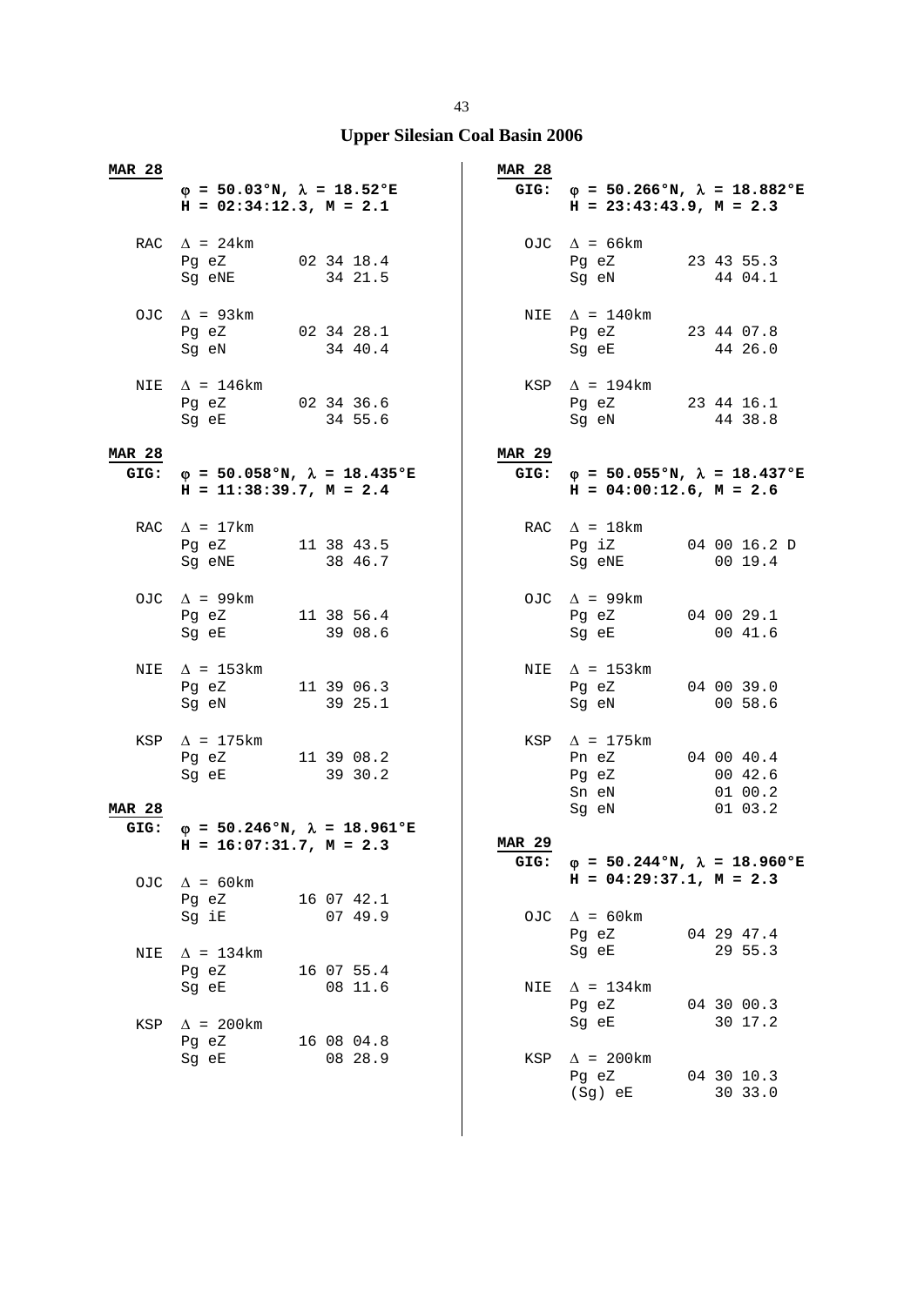# Upper Silesian Coal Basin 2006

**MAR 28**

$\varphi$ = 50.03°N, $\lambda$ = 18.52°E
H = 02:34:12.3, M = 2.1

| Station | Phase | Time |
|---|---|---|
| RAC $\Delta$ = 24km | Pg eZ | 02 34 18.4 |
| | Sg eNE | 34 21.5 |
| OJC $\Delta$ = 93km | Pg eZ | 02 34 28.1 |
| | Sg eN | 34 40.4 |
| NIE $\Delta$ = 146km | Pg eZ | 02 34 36.6 |
| | Sg eE | 34 55.6 |

**MAR 28**

GIG: $\varphi$ = 50.058°N, $\lambda$ = 18.435°E
H = 11:38:39.7, M = 2.4

| Station | Phase | Time |
|---|---|---|
| RAC $\Delta$ = 17km | Pg eZ | 11 38 43.5 |
| | Sg eNE | 38 46.7 |
| OJC $\Delta$ = 99km | Pg eZ | 11 38 56.4 |
| | Sg eE | 39 08.6 |
| NIE $\Delta$ = 153km | Pg eZ | 11 39 06.3 |
| | Sg eN | 39 25.1 |
| KSP $\Delta$ = 175km | Pg eZ | 11 39 08.2 |
| | Sg eE | 39 30.2 |

**MAR 28**

GIG: $\varphi$ = 50.246°N, $\lambda$ = 18.961°E
H = 16:07:31.7, M = 2.3

| Station | Phase | Time |
|---|---|---|
| OJC $\Delta$ = 60km | Pg eZ | 16 07 42.1 |
| | Sg iE | 07 49.9 |
| NIE $\Delta$ = 134km | Pg eZ | 16 07 55.4 |
| | Sg eE | 08 11.6 |
| KSP $\Delta$ = 200km | Pg eZ | 16 08 04.8 |
| | Sg eE | 08 28.9 |

**MAR 28**

GIG: $\varphi$ = 50.266°N, $\lambda$ = 18.882°E
H = 23:43:43.9, M = 2.3

| Station | Phase | Time |
|---|---|---|
| OJC $\Delta$ = 66km | Pg eZ | 23 43 55.3 |
| | Sg eN | 44 04.1 |
| NIE $\Delta$ = 140km | Pg eZ | 23 44 07.8 |
| | Sg eE | 44 26.0 |
| KSP $\Delta$ = 194km | Pg eZ | 23 44 16.1 |
| | Sg eN | 44 38.8 |

**MAR 29**

GIG: $\varphi$ = 50.055°N, $\lambda$ = 18.437°E
H = 04:00:12.6, M = 2.6

| Station | Phase | Time |
|---|---|---|
| RAC $\Delta$ = 18km | Pg iZ | 04 00 16.2 D |
| | Sg eNE | 00 19.4 |
| OJC $\Delta$ = 99km | Pg eZ | 04 00 29.1 |
| | Sg eE | 00 41.6 |
| NIE $\Delta$ = 153km | Pg eZ | 04 00 39.0 |
| | Sg eN | 00 58.6 |
| KSP $\Delta$ = 175km | Pn eZ | 04 00 40.4 |
| | Pg eZ | 00 42.6 |
| | Sn eN | 01 00.2 |
| | Sg eN | 01 03.2 |

**MAR 29**

GIG: $\varphi$ = 50.244°N, $\lambda$ = 18.960°E
H = 04:29:37.1, M = 2.3

| Station | Phase | Time |
|---|---|---|
| OJC $\Delta$ = 60km | Pg eZ | 04 29 47.4 |
| | Sg eE | 29 55.3 |
| NIE $\Delta$ = 134km | Pg eZ | 04 30 00.3 |
| | Sg eE | 30 17.2 |
| KSP $\Delta$ = 200km | Pg eZ | 04 30 10.3 |
| | (Sg) eE | 30 33.0 |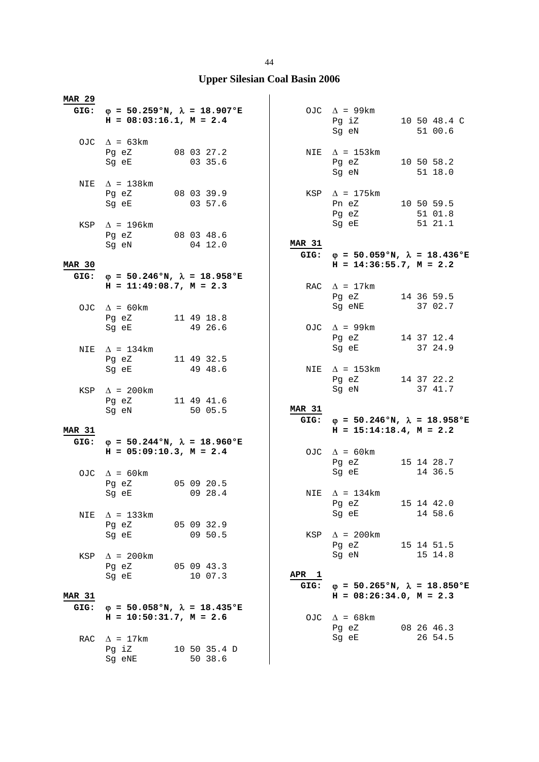## Upper Silesian Coal Basin 2006

**MAR 29**

**GIG:** $\varphi$ **= 50.259°N,** $\lambda$ **= 18.907°E**
**H = 08:03:16.1, M = 2.4**

```
OJC  Δ = 63km
     Pg eZ        08 03 27.2
     Sg eE           03 35.6

NIE  Δ = 138km
     Pg eZ        08 03 39.9
     Sg eE           03 57.6

KSP  Δ = 196km
     Pg eZ        08 03 48.6
     Sg eN           04 12.0
```

**MAR 30**

**GIG:** $\varphi$ **= 50.246°N,** $\lambda$ **= 18.958°E**
**H = 11:49:08.7, M = 2.3**

```
OJC  Δ = 60km
     Pg eZ        11 49 18.8
     Sg eE           49 26.6

NIE  Δ = 134km
     Pg eZ        11 49 32.5
     Sg eE           49 48.6

KSP  Δ = 200km
     Pg eZ        11 49 41.6
     Sg eN           50 05.5
```

**MAR 31**

**GIG:** $\varphi$ **= 50.244°N,** $\lambda$ **= 18.960°E**
**H = 05:09:10.3, M = 2.4**

```
OJC  Δ = 60km
     Pg eZ        05 09 20.5
     Sg eE           09 28.4

NIE  Δ = 133km
     Pg eZ        05 09 32.9
     Sg eE           09 50.5

KSP  Δ = 200km
     Pg eZ        05 09 43.3
     Sg eE           10 07.3
```

**MAR 31**

**GIG:** $\varphi$ **= 50.058°N,** $\lambda$ **= 18.435°E**
**H = 10:50:31.7, M = 2.6**

```
RAC  Δ = 17km
     Pg iZ        10 50 35.4 D
     Sg eNE          50 38.6

OJC  Δ = 99km
     Pg iZ        10 50 48.4 C
     Sg eN           51 00.6

NIE  Δ = 153km
     Pg eZ        10 50 58.2
     Sg eN           51 18.0

KSP  Δ = 175km
     Pn eZ        10 50 59.5
     Pg eZ           51 01.8
     Sg eE           51 21.1
```

**MAR 31**

**GIG:** $\varphi$ **= 50.059°N,** $\lambda$ **= 18.436°E**
**H = 14:36:55.7, M = 2.2**

```
RAC  Δ = 17km
     Pg eZ        14 36 59.5
     Sg eNE          37 02.7

OJC  Δ = 99km
     Pg eZ        14 37 12.4
     Sg eE           37 24.9

NIE  Δ = 153km
     Pg eZ        14 37 22.2
     Sg eN           37 41.7
```

**MAR 31**

**GIG:** $\varphi$ **= 50.246°N,** $\lambda$ **= 18.958°E**
**H = 15:14:18.4, M = 2.2**

```
OJC  Δ = 60km
     Pg eZ        15 14 28.7
     Sg eE           14 36.5

NIE  Δ = 134km
     Pg eZ        15 14 42.0
     Sg eE           14 58.6

KSP  Δ = 200km
     Pg eZ        15 14 51.5
     Sg eN           15 14.8
```

**APR 1**

**GIG:** $\varphi$ **= 50.265°N,** $\lambda$ **= 18.850°E**
**H = 08:26:34.0, M = 2.3**

```
OJC  Δ = 68km
     Pg eZ        08 26 46.3
     Sg eE           26 54.5
```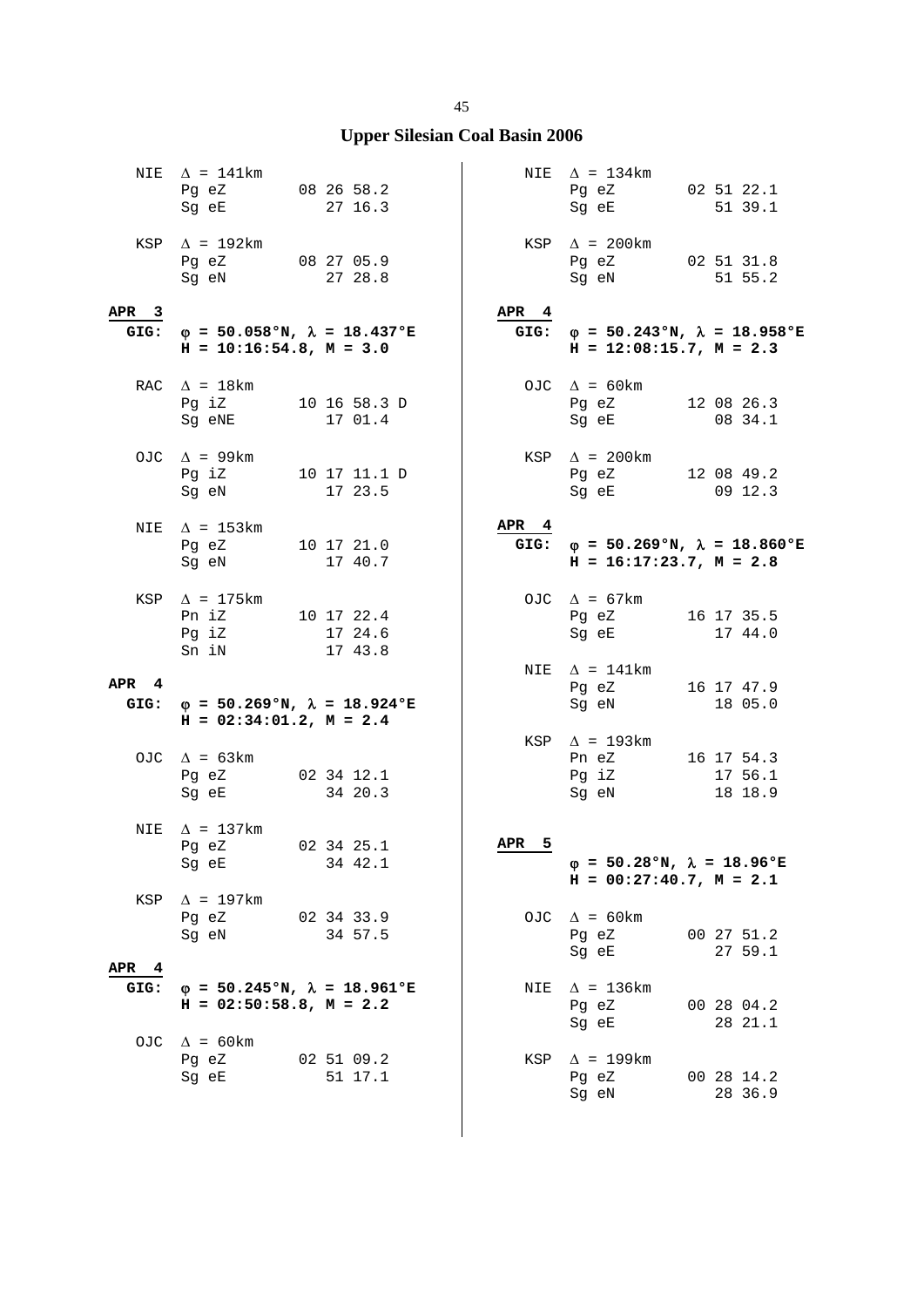# Upper Silesian Coal Basin 2006

NIE $\Delta$ = 141km
Pg eZ 08 26 58.2
Sg eE 27 16.3

KSP $\Delta$ = 192km
Pg eZ 08 27 05.9
Sg eN 27 28.8

**APR 3**

**GIG: $\varphi$ = 50.058°N, $\lambda$ = 18.437°E**
**H = 10:16:54.8, M = 3.0**

RAC $\Delta$ = 18km
Pg iZ 10 16 58.3 D
Sg eNE 17 01.4

OJC $\Delta$ = 99km
Pg iZ 10 17 11.1 D
Sg eN 17 23.5

NIE $\Delta$ = 153km
Pg eZ 10 17 21.0
Sg eN 17 40.7

KSP $\Delta$ = 175km
Pn iZ 10 17 22.4
Pg iZ 17 24.6
Sn iN 17 43.8

**APR 4**

**GIG: $\varphi$ = 50.269°N, $\lambda$ = 18.924°E**
**H = 02:34:01.2, M = 2.4**

OJC $\Delta$ = 63km
Pg eZ 02 34 12.1
Sg eE 34 20.3

NIE $\Delta$ = 137km
Pg eZ 02 34 25.1
Sg eE 34 42.1

KSP $\Delta$ = 197km
Pg eZ 02 34 33.9
Sg eN 34 57.5

**APR 4**

**GIG: $\varphi$ = 50.245°N, $\lambda$ = 18.961°E**
**H = 02:50:58.8, M = 2.2**

OJC $\Delta$ = 60km
Pg eZ 02 51 09.2
Sg eE 51 17.1

NIE $\Delta$ = 134km
Pg eZ 02 51 22.1
Sg eE 51 39.1

KSP $\Delta$ = 200km
Pg eZ 02 51 31.8
Sg eN 51 55.2

**APR 4**

**GIG: $\varphi$ = 50.243°N, $\lambda$ = 18.958°E**
**H = 12:08:15.7, M = 2.3**

OJC $\Delta$ = 60km
Pg eZ 12 08 26.3
Sg eE 08 34.1

KSP $\Delta$ = 200km
Pg eZ 12 08 49.2
Sg eE 09 12.3

**APR 4**

**GIG: $\varphi$ = 50.269°N, $\lambda$ = 18.860°E**
**H = 16:17:23.7, M = 2.8**

OJC $\Delta$ = 67km
Pg eZ 16 17 35.5
Sg eE 17 44.0

NIE $\Delta$ = 141km
Pg eZ 16 17 47.9
Sg eN 18 05.0

KSP $\Delta$ = 193km
Pn eZ 16 17 54.3
Pg iZ 17 56.1
Sg eN 18 18.9

**APR 5**

**$\varphi$ = 50.28°N, $\lambda$ = 18.96°E**
**H = 00:27:40.7, M = 2.1**

OJC $\Delta$ = 60km
Pg eZ 00 27 51.2
Sg eE 27 59.1

NIE $\Delta$ = 136km
Pg eZ 00 28 04.2
Sg eE 28 21.1

KSP $\Delta$ = 199km
Pg eZ 00 28 14.2
Sg eN 28 36.9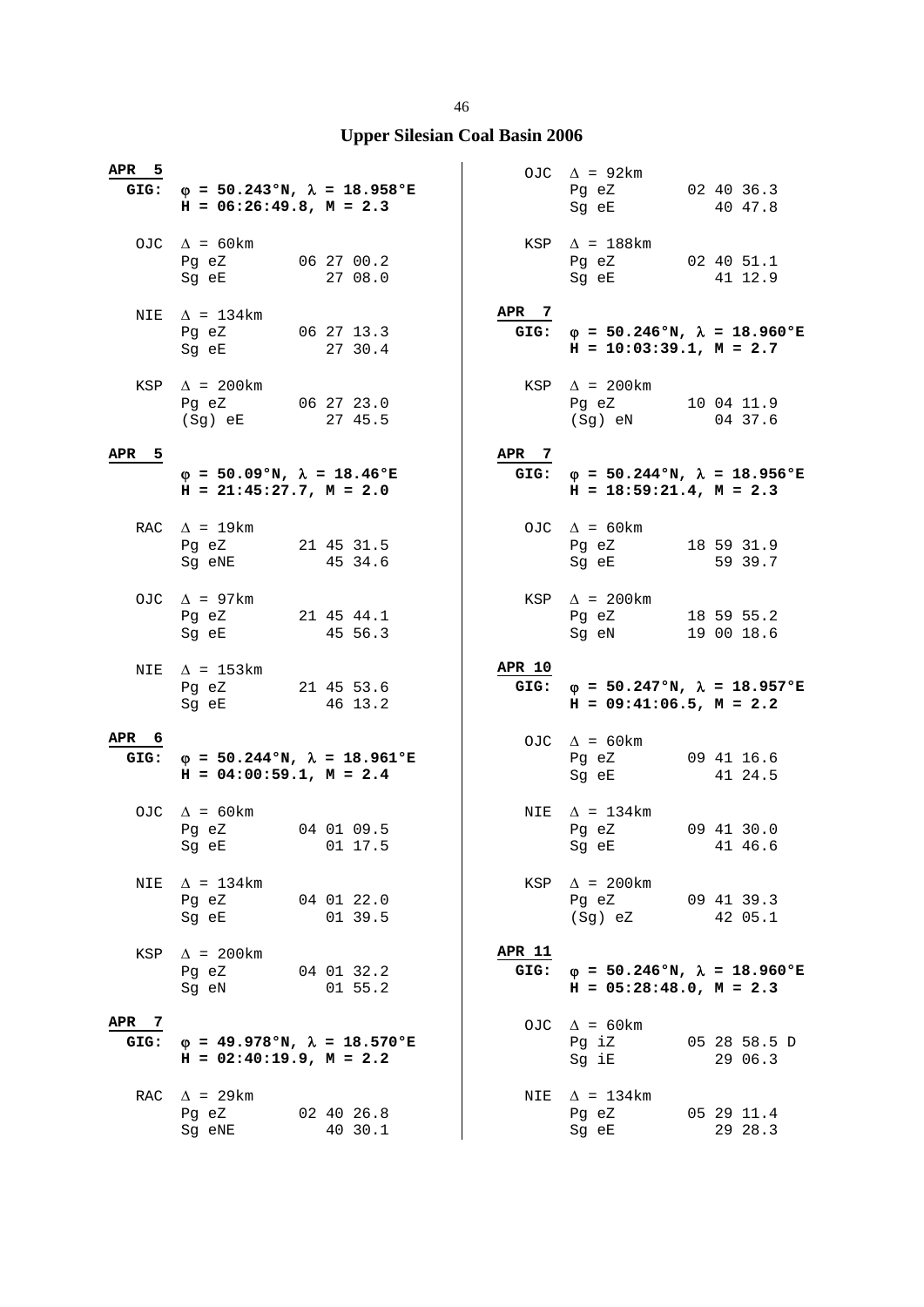# Upper Silesian Coal Basin 2006

**APR 5**

**GIG:** **$\varphi$ = 50.243°N, $\lambda$ = 18.958°E**
**H = 06:26:49.8, M = 2.3**

OJC $\Delta$ = 60km
Pg eZ 06 27 00.2
Sg eE 27 08.0

NIE $\Delta$ = 134km
Pg eZ 06 27 13.3
Sg eE 27 30.4

KSP $\Delta$ = 200km
Pg eZ 06 27 23.0
(Sg) eE 27 45.5

**APR 5**

**$\varphi$ = 50.09°N, $\lambda$ = 18.46°E**
**H = 21:45:27.7, M = 2.0**

RAC $\Delta$ = 19km
Pg eZ 21 45 31.5
Sg eNE 45 34.6

OJC $\Delta$ = 97km
Pg eZ 21 45 44.1
Sg eE 45 56.3

NIE $\Delta$ = 153km
Pg eZ 21 45 53.6
Sg eE 46 13.2

**APR 6**

**GIG:** **$\varphi$ = 50.244°N, $\lambda$ = 18.961°E**
**H = 04:00:59.1, M = 2.4**

OJC $\Delta$ = 60km
Pg eZ 04 01 09.5
Sg eE 01 17.5

NIE $\Delta$ = 134km
Pg eZ 04 01 22.0
Sg eE 01 39.5

KSP $\Delta$ = 200km
Pg eZ 04 01 32.2
Sg eN 01 55.2

**APR 7**

**GIG:** **$\varphi$ = 49.978°N, $\lambda$ = 18.570°E**
**H = 02:40:19.9, M = 2.2**

RAC $\Delta$ = 29km
Pg eZ 02 40 26.8
Sg eNE 40 30.1

OJC $\Delta$ = 92km
Pg eZ 02 40 36.3
Sg eE 40 47.8

KSP $\Delta$ = 188km
Pg eZ 02 40 51.1
Sg eE 41 12.9

**APR 7**

**GIG:** **$\varphi$ = 50.246°N, $\lambda$ = 18.960°E**
**H = 10:03:39.1, M = 2.7**

KSP $\Delta$ = 200km
Pg eZ 10 04 11.9
(Sg) eN 04 37.6

**APR 7**

**GIG:** **$\varphi$ = 50.244°N, $\lambda$ = 18.956°E**
**H = 18:59:21.4, M = 2.3**

OJC $\Delta$ = 60km
Pg eZ 18 59 31.9
Sg eE 59 39.7

KSP $\Delta$ = 200km
Pg eZ 18 59 55.2
Sg eN 19 00 18.6

**APR 10**

**GIG:** **$\varphi$ = 50.247°N, $\lambda$ = 18.957°E**
**H = 09:41:06.5, M = 2.2**

OJC $\Delta$ = 60km
Pg eZ 09 41 16.6
Sg eE 41 24.5

NIE $\Delta$ = 134km
Pg eZ 09 41 30.0
Sg eE 41 46.6

KSP $\Delta$ = 200km
Pg eZ 09 41 39.3
(Sg) eZ 42 05.1

**APR 11**

**GIG:** **$\varphi$ = 50.246°N, $\lambda$ = 18.960°E**
**H = 05:28:48.0, M = 2.3**

OJC $\Delta$ = 60km
Pg iZ 05 28 58.5 D
Sg iE 29 06.3

NIE $\Delta$ = 134km
Pg eZ 05 29 11.4
Sg eE 29 28.3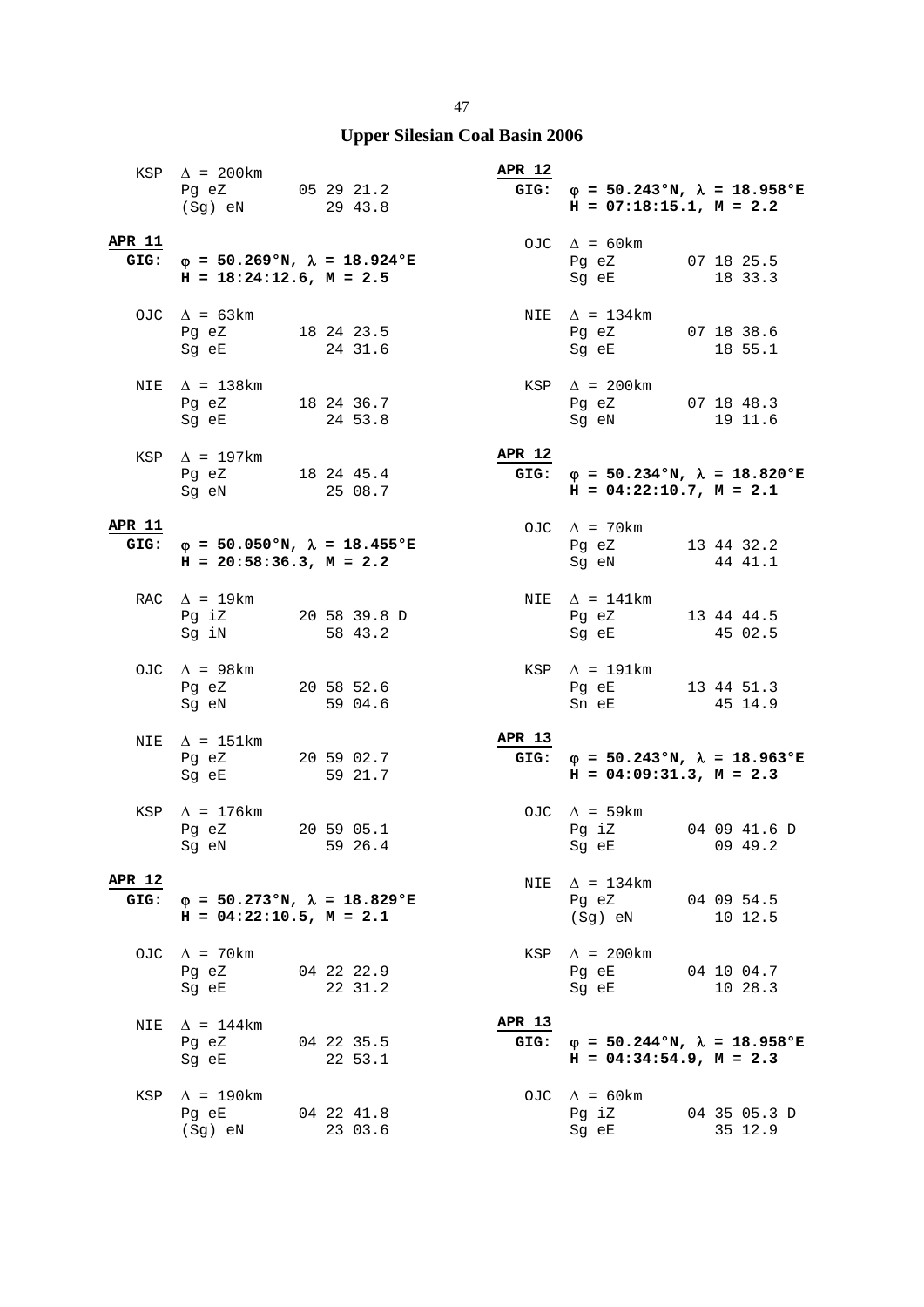# Upper Silesian Coal Basin 2006

KSP  Δ = 200km
Pg eZ  05 29 21.2
(Sg) eN  29 43.8

**APR 11**
**GIG:  φ = 50.269°N, λ = 18.924°E**
**H = 18:24:12.6, M = 2.5**

OJC  Δ = 63km
Pg eZ  18 24 23.5
Sg eE  24 31.6

NIE  Δ = 138km
Pg eZ  18 24 36.7
Sg eE  24 53.8

KSP  Δ = 197km
Pg eZ  18 24 45.4
Sg eN  25 08.7

**APR 11**
**GIG:  φ = 50.050°N, λ = 18.455°E**
**H = 20:58:36.3, M = 2.2**

RAC  Δ = 19km
Pg iZ  20 58 39.8 D
Sg iN  58 43.2

OJC  Δ = 98km
Pg eZ  20 58 52.6
Sg eN  59 04.6

NIE  Δ = 151km
Pg eZ  20 59 02.7
Sg eE  59 21.7

KSP  Δ = 176km
Pg eZ  20 59 05.1
Sg eN  59 26.4

**APR 12**
**GIG:  φ = 50.273°N, λ = 18.829°E**
**H = 04:22:10.5, M = 2.1**

OJC  Δ = 70km
Pg eZ  04 22 22.9
Sg eE  22 31.2

NIE  Δ = 144km
Pg eZ  04 22 35.5
Sg eE  22 53.1

KSP  Δ = 190km
Pg eE  04 22 41.8
(Sg) eN  23 03.6

**APR 12**
**GIG:  φ = 50.243°N, λ = 18.958°E**
**H = 07:18:15.1, M = 2.2**

OJC  Δ = 60km
Pg eZ  07 18 25.5
Sg eE  18 33.3

NIE  Δ = 134km
Pg eZ  07 18 38.6
Sg eE  18 55.1

KSP  Δ = 200km
Pg eZ  07 18 48.3
Sg eN  19 11.6

**APR 12**
**GIG:  φ = 50.234°N, λ = 18.820°E**
**H = 04:22:10.7, M = 2.1**

OJC  Δ = 70km
Pg eZ  13 44 32.2
Sg eN  44 41.1

NIE  Δ = 141km
Pg eZ  13 44 44.5
Sg eE  45 02.5

KSP  Δ = 191km
Pg eE  13 44 51.3
Sn eE  45 14.9

**APR 13**
**GIG:  φ = 50.243°N, λ = 18.963°E**
**H = 04:09:31.3, M = 2.3**

OJC  Δ = 59km
Pg iZ  04 09 41.6 D
Sg eE  09 49.2

NIE  Δ = 134km
Pg eZ  04 09 54.5
(Sg) eN  10 12.5

KSP  Δ = 200km
Pg eE  04 10 04.7
Sg eE  10 28.3

**APR 13**
**GIG:  φ = 50.244°N, λ = 18.958°E**
**H = 04:34:54.9, M = 2.3**

OJC  Δ = 60km
Pg iZ  04 35 05.3 D
Sg eE  35 12.9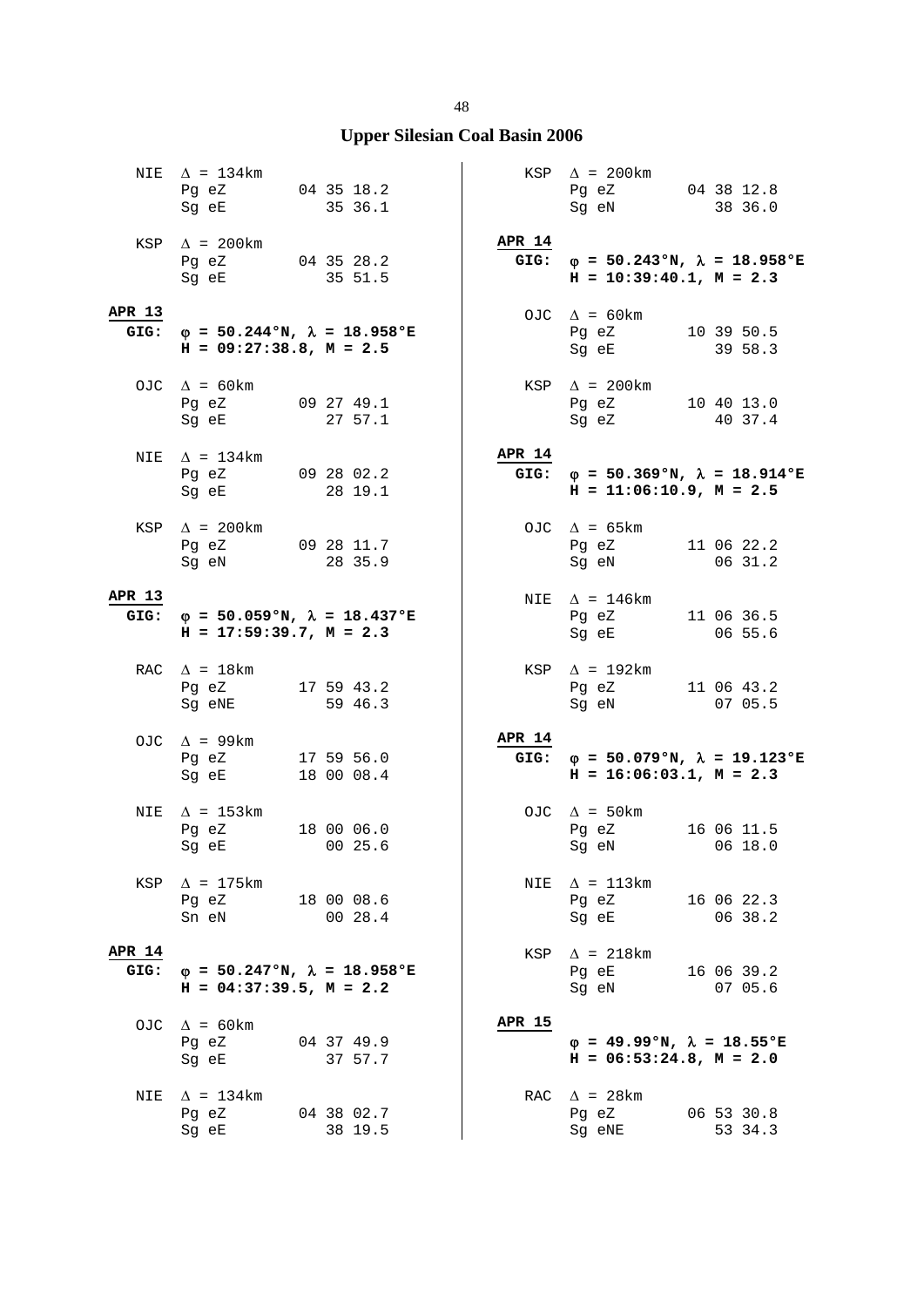## Upper Silesian Coal Basin 2006

```
   NIE  Δ = 134km
        Pg eZ        04 35 18.2
        Sg eE           35 36.1

   KSP  Δ = 200km
        Pg eZ        04 35 28.2
        Sg eE           35 51.5
```

**APR 13**
**GIG: φ = 50.244°N, λ = 18.958°E**
**H = 09:27:38.8, M = 2.5**

```
   OJC  Δ = 60km
        Pg eZ        09 27 49.1
        Sg eE           27 57.1

   NIE  Δ = 134km
        Pg eZ        09 28 02.2
        Sg eE           28 19.1

   KSP  Δ = 200km
        Pg eZ        09 28 11.7
        Sg eN           28 35.9
```

**APR 13**
**GIG: φ = 50.059°N, λ = 18.437°E**
**H = 17:59:39.7, M = 2.3**

```
   RAC  Δ = 18km
        Pg eZ        17 59 43.2
        Sg eNE          59 46.3

   OJC  Δ = 99km
        Pg eZ        17 59 56.0
        Sg eE        18 00 08.4

   NIE  Δ = 153km
        Pg eZ        18 00 06.0
        Sg eE           00 25.6

   KSP  Δ = 175km
        Pg eZ        18 00 08.6
        Sn eN           00 28.4
```

**APR 14**
**GIG: φ = 50.247°N, λ = 18.958°E**
**H = 04:37:39.5, M = 2.2**

```
   OJC  Δ = 60km
        Pg eZ        04 37 49.9
        Sg eE           37 57.7

   NIE  Δ = 134km
        Pg eZ        04 38 02.7
        Sg eE           38 19.5

   KSP  Δ = 200km
        Pg eZ        04 38 12.8
        Sg eN           38 36.0
```

**APR 14**
**GIG: φ = 50.243°N, λ = 18.958°E**
**H = 10:39:40.1, M = 2.3**

```
   OJC  Δ = 60km
        Pg eZ        10 39 50.5
        Sg eE           39 58.3

   KSP  Δ = 200km
        Pg eZ        10 40 13.0
        Sg eZ           40 37.4
```

**APR 14**
**GIG: φ = 50.369°N, λ = 18.914°E**
**H = 11:06:10.9, M = 2.5**

```
   OJC  Δ = 65km
        Pg eZ        11 06 22.2
        Sg eN           06 31.2

   NIE  Δ = 146km
        Pg eZ        11 06 36.5
        Sg eE           06 55.6

   KSP  Δ = 192km
        Pg eZ        11 06 43.2
        Sg eN           07 05.5
```

**APR 14**
**GIG: φ = 50.079°N, λ = 19.123°E**
**H = 16:06:03.1, M = 2.3**

```
   OJC  Δ = 50km
        Pg eZ        16 06 11.5
        Sg eN           06 18.0

   NIE  Δ = 113km
        Pg eZ        16 06 22.3
        Sg eE           06 38.2

   KSP  Δ = 218km
        Pg eE        16 06 39.2
        Sg eN           07 05.6
```

**APR 15**
**φ = 49.99°N, λ = 18.55°E**
**H = 06:53:24.8, M = 2.0**

```
   RAC  Δ = 28km
        Pg eZ        06 53 30.8
        Sg eNE          53 34.3
```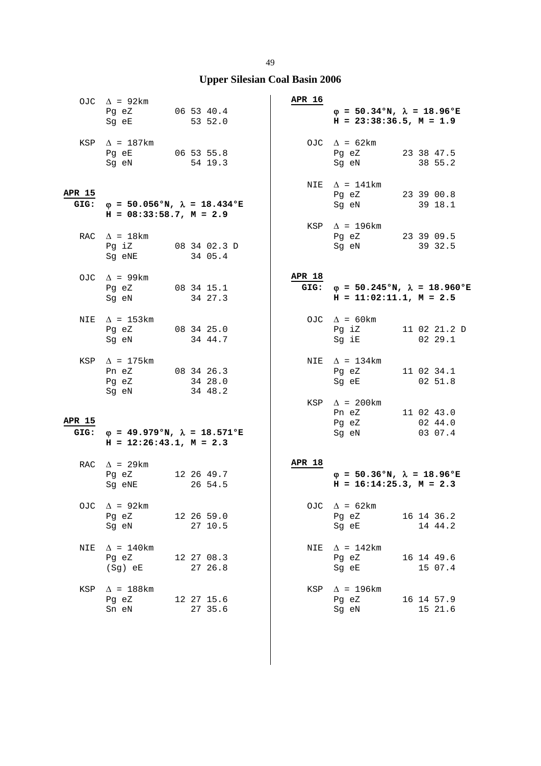## Upper Silesian Coal Basin 2006

OJC Δ = 92km
Pg eZ 06 53 40.4
Sg eE 53 52.0

KSP Δ = 187km
Pg eE 06 53 55.8
Sg eN 54 19.3

**APR 15**
**GIG:** **φ = 50.056°N, λ = 18.434°E**
**H = 08:33:58.7, M = 2.9**

RAC Δ = 18km
Pg iZ 08 34 02.3 D
Sg eNE 34 05.4

OJC Δ = 99km
Pg eZ 08 34 15.1
Sg eN 34 27.3

NIE Δ = 153km
Pg eZ 08 34 25.0
Sg eN 34 44.7

KSP Δ = 175km
Pn eZ 08 34 26.3
Pg eZ 34 28.0
Sg eN 34 48.2

**APR 15**
**GIG:** **φ = 49.979°N, λ = 18.571°E**
**H = 12:26:43.1, M = 2.3**

RAC Δ = 29km
Pg eZ 12 26 49.7
Sg eNE 26 54.5

OJC Δ = 92km
Pg eZ 12 26 59.0
Sg eN 27 10.5

NIE Δ = 140km
Pg eZ 12 27 08.3
(Sg) eE 27 26.8

KSP Δ = 188km
Pg eZ 12 27 15.6
Sn eN 27 35.6

**APR 16**
**φ = 50.34°N, λ = 18.96°E**
**H = 23:38:36.5, M = 1.9**

OJC Δ = 62km
Pg eZ 23 38 47.5
Sg eN 38 55.2

NIE Δ = 141km
Pg eZ 23 39 00.8
Sg eN 39 18.1

KSP Δ = 196km
Pg eZ 23 39 09.5
Sg eN 39 32.5

**APR 18**
**GIG:** **φ = 50.245°N, λ = 18.960°E**
**H = 11:02:11.1, M = 2.5**

OJC Δ = 60km
Pg iZ 11 02 21.2 D
Sg iE 02 29.1

NIE Δ = 134km
Pg eZ 11 02 34.1
Sg eE 02 51.8

KSP Δ = 200km
Pn eZ 11 02 43.0
Pg eZ 02 44.0
Sg eN 03 07.4

**APR 18**
**φ = 50.36°N, λ = 18.96°E**
**H = 16:14:25.3, M = 2.3**

OJC Δ = 62km
Pg eZ 16 14 36.2
Sg eE 14 44.2

NIE Δ = 142km
Pg eZ 16 14 49.6
Sg eE 15 07.4

KSP Δ = 196km
Pg eZ 16 14 57.9
Sg eN 15 21.6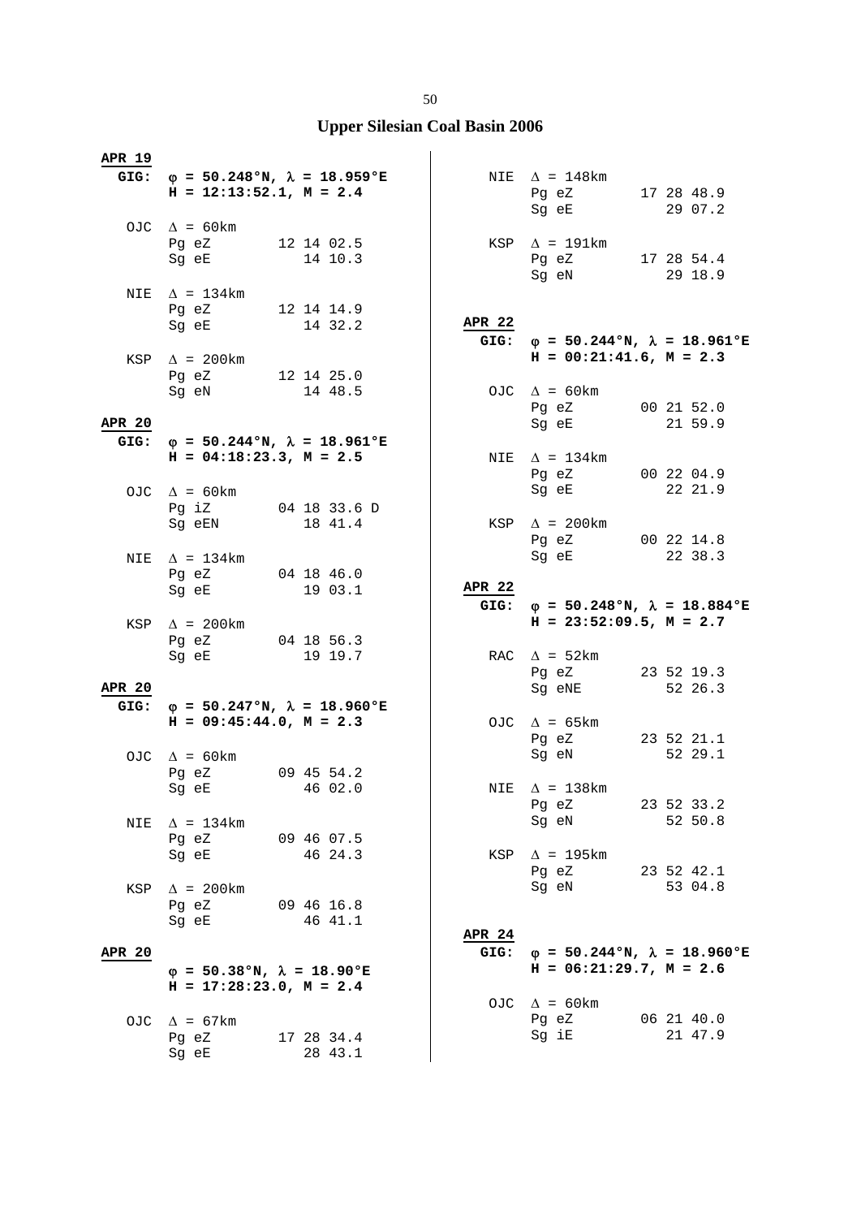## Upper Silesian Coal Basin 2006

**APR 19**

**GIG:** **φ = 50.248°N, λ = 18.959°E**
**H = 12:13:52.1, M = 2.4**

```
OJC  Δ = 60km
     Pg eZ        12 14 02.5
     Sg eE           14 10.3

NIE  Δ = 134km
     Pg eZ        12 14 14.9
     Sg eE           14 32.2

KSP  Δ = 200km
     Pg eZ        12 14 25.0
     Sg eN           14 48.5
```

**APR 20**

**GIG:** **φ = 50.244°N, λ = 18.961°E**
**H = 04:18:23.3, M = 2.5**

```
OJC  Δ = 60km
     Pg iZ        04 18 33.6 D
     Sg eEN          18 41.4

NIE  Δ = 134km
     Pg eZ        04 18 46.0
     Sg eE           19 03.1

KSP  Δ = 200km
     Pg eZ        04 18 56.3
     Sg eE           19 19.7
```

**APR 20**

**GIG:** **φ = 50.247°N, λ = 18.960°E**
**H = 09:45:44.0, M = 2.3**

```
OJC  Δ = 60km
     Pg eZ        09 45 54.2
     Sg eE           46 02.0

NIE  Δ = 134km
     Pg eZ        09 46 07.5
     Sg eE           46 24.3

KSP  Δ = 200km
     Pg eZ        09 46 16.8
     Sg eE           46 41.1
```

**APR 20**

**φ = 50.38°N, λ = 18.90°E**
**H = 17:28:23.0, M = 2.4**

```
OJC  Δ = 67km
     Pg eZ        17 28 34.4
     Sg eE           28 43.1

NIE  Δ = 148km
     Pg eZ        17 28 48.9
     Sg eE           29 07.2

KSP  Δ = 191km
     Pg eZ        17 28 54.4
     Sg eN           29 18.9
```

**APR 22**

**GIG:** **φ = 50.244°N, λ = 18.961°E**
**H = 00:21:41.6, M = 2.3**

```
OJC  Δ = 60km
     Pg eZ        00 21 52.0
     Sg eE           21 59.9

NIE  Δ = 134km
     Pg eZ        00 22 04.9
     Sg eE           22 21.9

KSP  Δ = 200km
     Pg eZ        00 22 14.8
     Sg eE           22 38.3
```

**APR 22**

**GIG:** **φ = 50.248°N, λ = 18.884°E**
**H = 23:52:09.5, M = 2.7**

```
RAC  Δ = 52km
     Pg eZ        23 52 19.3
     Sg eNE          52 26.3

OJC  Δ = 65km
     Pg eZ        23 52 21.1
     Sg eN           52 29.1

NIE  Δ = 138km
     Pg eZ        23 52 33.2
     Sg eN           52 50.8

KSP  Δ = 195km
     Pg eZ        23 52 42.1
     Sg eN           53 04.8
```

**APR 24**

**GIG:** **φ = 50.244°N, λ = 18.960°E**
**H = 06:21:29.7, M = 2.6**

```
OJC  Δ = 60km
     Pg eZ        06 21 40.0
     Sg iE           21 47.9
```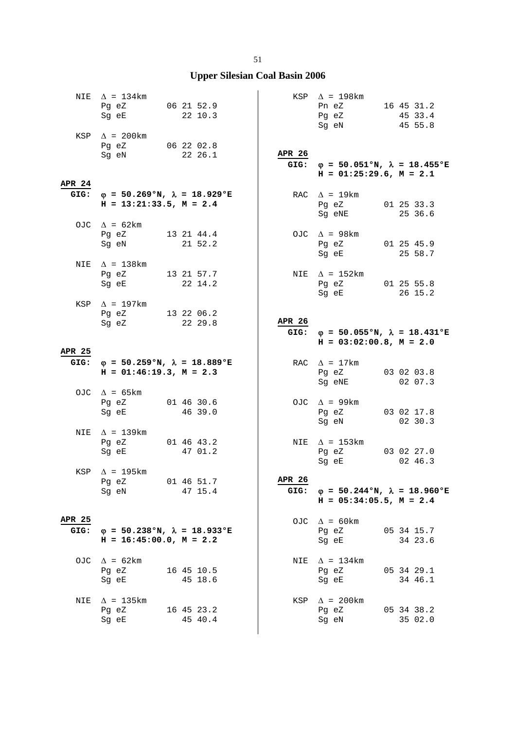## Upper Silesian Coal Basin 2006

```
  NIE  Δ = 134km
       Pg eZ        06 21 52.9
       Sg eE           22 10.3

  KSP  Δ = 200km
       Pg eZ        06 22 02.8
       Sg eN           22 26.1
```

**APR 24**

**GIG: φ = 50.269°N, λ = 18.929°E**
**H = 13:21:33.5, M = 2.4**

```
  OJC  Δ = 62km
       Pg eZ        13 21 44.4
       Sg eN           21 52.2

  NIE  Δ = 138km
       Pg eZ        13 21 57.7
       Sg eE           22 14.2

  KSP  Δ = 197km
       Pg eZ        13 22 06.2
       Sg eZ           22 29.8
```

**APR 25**

**GIG: φ = 50.259°N, λ = 18.889°E**
**H = 01:46:19.3, M = 2.3**

```
  OJC  Δ = 65km
       Pg eZ        01 46 30.6
       Sg eE           46 39.0

  NIE  Δ = 139km
       Pg eZ        01 46 43.2
       Sg eE           47 01.2

  KSP  Δ = 195km
       Pg eZ        01 46 51.7
       Sg eN           47 15.4
```

**APR 25**

**GIG: φ = 50.238°N, λ = 18.933°E**
**H = 16:45:00.0, M = 2.2**

```
  OJC  Δ = 62km
       Pg eZ        16 45 10.5
       Sg eE           45 18.6

  NIE  Δ = 135km
       Pg eZ        16 45 23.2
       Sg eE           45 40.4

  KSP  Δ = 198km
       Pn eZ        16 45 31.2
       Pg eZ           45 33.4
       Sg eN           45 55.8
```

**APR 26**

**GIG: φ = 50.051°N, λ = 18.455°E**
**H = 01:25:29.6, M = 2.1**

```
  RAC  Δ = 19km
       Pg eZ        01 25 33.3
       Sg eNE          25 36.6

  OJC  Δ = 98km
       Pg eZ        01 25 45.9
       Sg eE           25 58.7

  NIE  Δ = 152km
       Pg eZ        01 25 55.8
       Sg eE           26 15.2
```

**APR 26**

**GIG: φ = 50.055°N, λ = 18.431°E**
**H = 03:02:00.8, M = 2.0**

```
  RAC  Δ = 17km
       Pg eZ        03 02 03.8
       Sg eNE          02 07.3

  OJC  Δ = 99km
       Pg eZ        03 02 17.8
       Sg eN           02 30.3

  NIE  Δ = 153km
       Pg eZ        03 02 27.0
       Sg eE           02 46.3
```

**APR 26**

**GIG: φ = 50.244°N, λ = 18.960°E**
**H = 05:34:05.5, M = 2.4**

```
  OJC  Δ = 60km
       Pg eZ        05 34 15.7
       Sg eE           34 23.6

  NIE  Δ = 134km
       Pg eZ        05 34 29.1
       Sg eE           34 46.1

  KSP  Δ = 200km
       Pg eZ        05 34 38.2
       Sg eN           35 02.0
```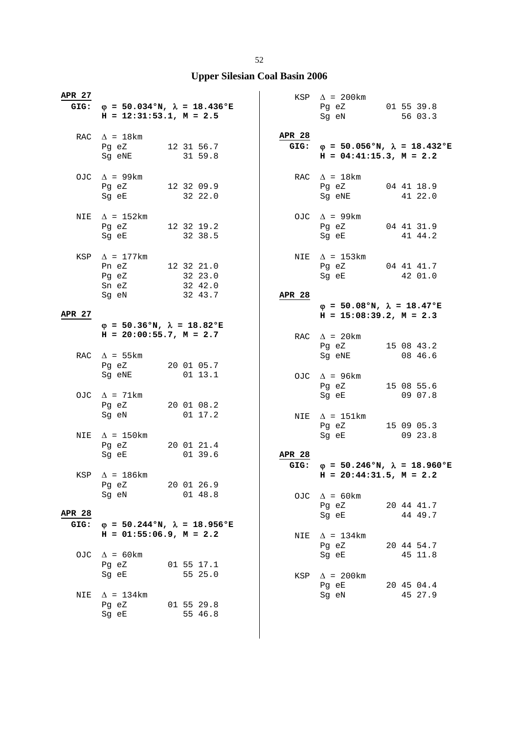## Upper Silesian Coal Basin 2006

**APR 27**
**GIG:** **φ = 50.034°N, λ = 18.436°E**
**H = 12:31:53.1, M = 2.5**

```
RAC  Δ = 18km
     Pg eZ        12 31 56.7
     Sg eNE          31 59.8

OJC  Δ = 99km
     Pg eZ        12 32 09.9
     Sg eE           32 22.0

NIE  Δ = 152km
     Pg eZ        12 32 19.2
     Sg eE           32 38.5

KSP  Δ = 177km
     Pn eZ        12 32 21.0
     Pg eZ           32 23.0
     Sn eZ           32 42.0
     Sg eN           32 43.7
```

**APR 27**
**φ = 50.36°N, λ = 18.82°E**
**H = 20:00:55.7, M = 2.7**

```
RAC  Δ = 55km
     Pg eZ        20 01 05.7
     Sg eNE          01 13.1

OJC  Δ = 71km
     Pg eZ        20 01 08.2
     Sg eN           01 17.2

NIE  Δ = 150km
     Pg eZ        20 01 21.4
     Sg eE           01 39.6

KSP  Δ = 186km
     Pg eZ        20 01 26.9
     Sg eN           01 48.8
```

**APR 28**
**GIG:** **φ = 50.244°N, λ = 18.956°E**
**H = 01:55:06.9, M = 2.2**

```
OJC  Δ = 60km
     Pg eZ        01 55 17.1
     Sg eE           55 25.0

NIE  Δ = 134km
     Pg eZ        01 55 29.8
     Sg eE           55 46.8

KSP  Δ = 200km
     Pg eZ        01 55 39.8
     Sg eN           56 03.3
```

**APR 28**
**GIG:** **φ = 50.056°N, λ = 18.432°E**
**H = 04:41:15.3, M = 2.2**

```
RAC  Δ = 18km
     Pg eZ        04 41 18.9
     Sg eNE          41 22.0

OJC  Δ = 99km
     Pg eZ        04 41 31.9
     Sg eE           41 44.2

NIE  Δ = 153km
     Pg eZ        04 41 41.7
     Sg eE           42 01.0
```

**APR 28**
**φ = 50.08°N, λ = 18.47°E**
**H = 15:08:39.2, M = 2.3**

```
RAC  Δ = 20km
     Pg eZ        15 08 43.2
     Sg eNE          08 46.6

OJC  Δ = 96km
     Pg eZ        15 08 55.6
     Sg eE           09 07.8

NIE  Δ = 151km
     Pg eZ        15 09 05.3
     Sg eE           09 23.8
```

**APR 28**
**GIG:** **φ = 50.246°N, λ = 18.960°E**
**H = 20:44:31.5, M = 2.2**

```
OJC  Δ = 60km
     Pg eZ        20 44 41.7
     Sg eE           44 49.7

NIE  Δ = 134km
     Pg eZ        20 44 54.7
     Sg eE           45 11.8

KSP  Δ = 200km
     Pg eE        20 45 04.4
     Sg eN           45 27.9
```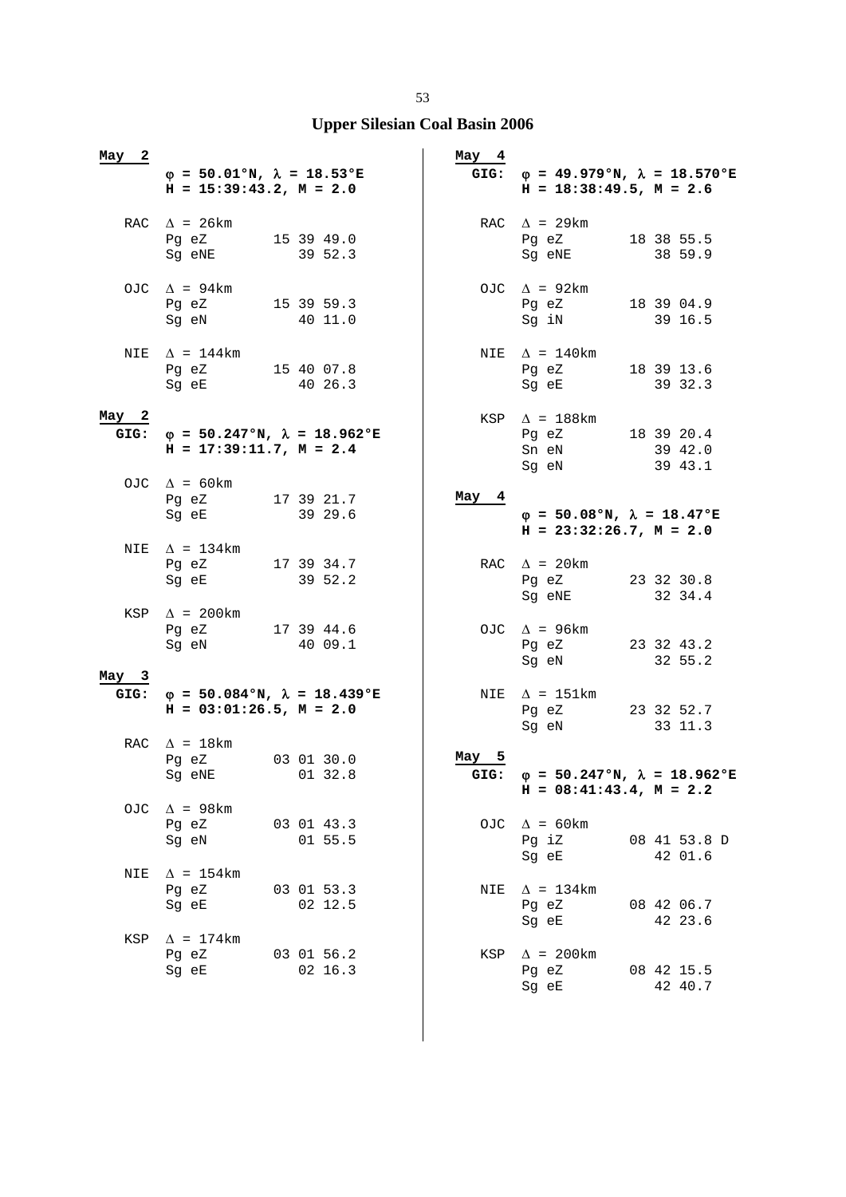## Upper Silesian Coal Basin 2006

**May 2**
$\varphi$ = 50.01°N, $\lambda$ = 18.53°E
H = 15:39:43.2, M = 2.0

```
RAC  Δ = 26km
     Pg eZ       15 39 49.0
     Sg eNE         39 52.3

OJC  Δ = 94km
     Pg eZ       15 39 59.3
     Sg eN          40 11.0

NIE  Δ = 144km
     Pg eZ       15 40 07.8
     Sg eE          40 26.3
```

**May 2**
**GIG:** $\varphi$ = 50.247°N, $\lambda$ = 18.962°E
H = 17:39:11.7, M = 2.4

```
OJC  Δ = 60km
     Pg eZ       17 39 21.7
     Sg eE          39 29.6

NIE  Δ = 134km
     Pg eZ       17 39 34.7
     Sg eE          39 52.2

KSP  Δ = 200km
     Pg eZ       17 39 44.6
     Sg eN          40 09.1
```

**May 3**
**GIG:** $\varphi$ = 50.084°N, $\lambda$ = 18.439°E
H = 03:01:26.5, M = 2.0

```
RAC  Δ = 18km
     Pg eZ       03 01 30.0
     Sg eNE         01 32.8

OJC  Δ = 98km
     Pg eZ       03 01 43.3
     Sg eN          01 55.5

NIE  Δ = 154km
     Pg eZ       03 01 53.3
     Sg eE          02 12.5

KSP  Δ = 174km
     Pg eZ       03 01 56.2
     Sg eE          02 16.3
```

**May 4**
**GIG:** $\varphi$ = 49.979°N, $\lambda$ = 18.570°E
H = 18:38:49.5, M = 2.6

```
RAC  Δ = 29km
     Pg eZ       18 38 55.5
     Sg eNE         38 59.9

OJC  Δ = 92km
     Pg eZ       18 39 04.9
     Sg iN          39 16.5

NIE  Δ = 140km
     Pg eZ       18 39 13.6
     Sg eE          39 32.3

KSP  Δ = 188km
     Pg eZ       18 39 20.4
     Sn eN          39 42.0
     Sg eN          39 43.1
```

**May 4**
$\varphi$ = 50.08°N, $\lambda$ = 18.47°E
H = 23:32:26.7, M = 2.0

```
RAC  Δ = 20km
     Pg eZ       23 32 30.8
     Sg eNE         32 34.4

OJC  Δ = 96km
     Pg eZ       23 32 43.2
     Sg eN          32 55.2

NIE  Δ = 151km
     Pg eZ       23 32 52.7
     Sg eN          33 11.3
```

**May 5**
**GIG:** $\varphi$ = 50.247°N, $\lambda$ = 18.962°E
H = 08:41:43.4, M = 2.2

```
OJC  Δ = 60km
     Pg iZ       08 41 53.8 D
     Sg eE          42 01.6

NIE  Δ = 134km
     Pg eZ       08 42 06.7
     Sg eE          42 23.6

KSP  Δ = 200km
     Pg eZ       08 42 15.5
     Sg eE          42 40.7
```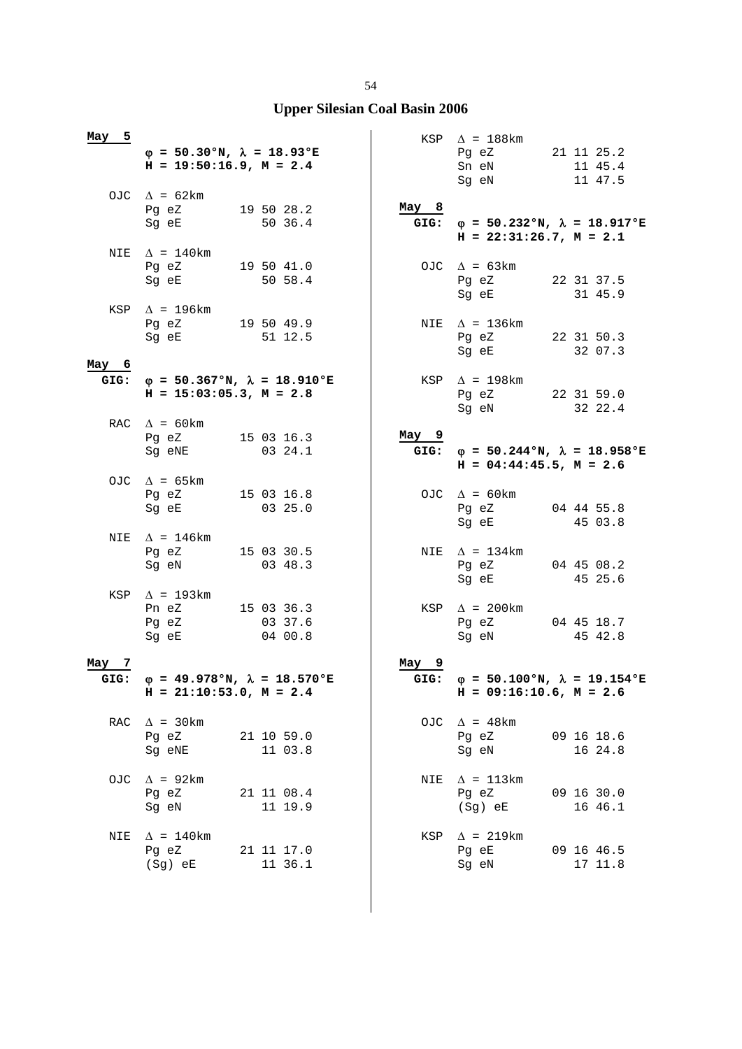## Upper Silesian Coal Basin 2006

**May 5**

**φ = 50.30°N, λ = 18.93°E**
**H = 19:50:16.9, M = 2.4**

```
OJC  Δ = 62km
     Pg eZ       19 50 28.2
     Sg eE          50 36.4

NIE  Δ = 140km
     Pg eZ       19 50 41.0
     Sg eE          50 58.4

KSP  Δ = 196km
     Pg eZ       19 50 49.9
     Sg eE          51 12.5
```

**May 6**

**GIG: φ = 50.367°N, λ = 18.910°E**
**H = 15:03:05.3, M = 2.8**

```
RAC  Δ = 60km
     Pg eZ       15 03 16.3
     Sg eNE         03 24.1

OJC  Δ = 65km
     Pg eZ       15 03 16.8
     Sg eE          03 25.0

NIE  Δ = 146km
     Pg eZ       15 03 30.5
     Sg eN          03 48.3

KSP  Δ = 193km
     Pn eZ       15 03 36.3
     Pg eZ          03 37.6
     Sg eE          04 00.8
```

**May 7**

**GIG: φ = 49.978°N, λ = 18.570°E**
**H = 21:10:53.0, M = 2.4**

```
RAC  Δ = 30km
     Pg eZ       21 10 59.0
     Sg eNE         11 03.8

OJC  Δ = 92km
     Pg eZ       21 11 08.4
     Sg eN          11 19.9

NIE  Δ = 140km
     Pg eZ       21 11 17.0
     (Sg) eE        11 36.1

KSP  Δ = 188km
     Pg eZ       21 11 25.2
     Sn eN          11 45.4
     Sg eN          11 47.5
```

**May 8**

**GIG: φ = 50.232°N, λ = 18.917°E**
**H = 22:31:26.7, M = 2.1**

```
OJC  Δ = 63km
     Pg eZ       22 31 37.5
     Sg eE          31 45.9

NIE  Δ = 136km
     Pg eZ       22 31 50.3
     Sg eE          32 07.3

KSP  Δ = 198km
     Pg eZ       22 31 59.0
     Sg eN          32 22.4
```

**May 9**

**GIG: φ = 50.244°N, λ = 18.958°E**
**H = 04:44:45.5, M = 2.6**

```
OJC  Δ = 60km
     Pg eZ       04 44 55.8
     Sg eE          45 03.8

NIE  Δ = 134km
     Pg eZ       04 45 08.2
     Sg eE          45 25.6

KSP  Δ = 200km
     Pg eZ       04 45 18.7
     Sg eN          45 42.8
```

**May 9**

**GIG: φ = 50.100°N, λ = 19.154°E**
**H = 09:16:10.6, M = 2.6**

```
OJC  Δ = 48km
     Pg eZ       09 16 18.6
     Sg eN          16 24.8

NIE  Δ = 113km
     Pg eZ       09 16 30.0
     (Sg) eE        16 46.1

KSP  Δ = 219km
     Pg eE       09 16 46.5
     Sg eN          17 11.8
```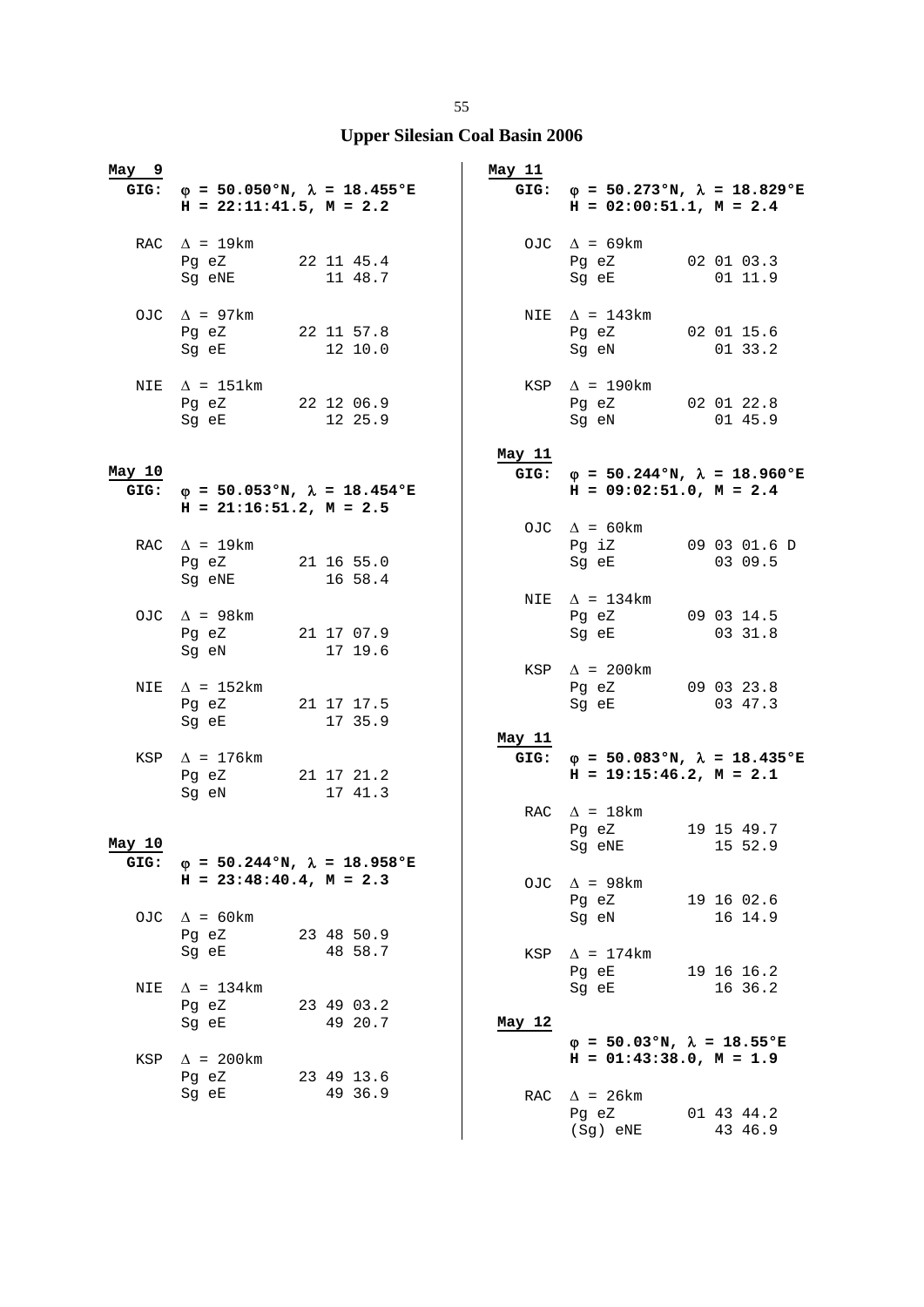# Upper Silesian Coal Basin 2006

**May 9**

**GIG:** **$\varphi$ = 50.050°N, $\lambda$ = 18.455°E**
**H = 22:11:41.5, M = 2.2**

```
RAC  Δ = 19km
     Pg eZ        22 11 45.4
     Sg eNE          11 48.7

OJC  Δ = 97km
     Pg eZ        22 11 57.8
     Sg eE           12 10.0

NIE  Δ = 151km
     Pg eZ        22 12 06.9
     Sg eE           12 25.9
```

**May 10**

**GIG:** **$\varphi$ = 50.053°N, $\lambda$ = 18.454°E**
**H = 21:16:51.2, M = 2.5**

```
RAC  Δ = 19km
     Pg eZ        21 16 55.0
     Sg eNE          16 58.4

OJC  Δ = 98km
     Pg eZ        21 17 07.9
     Sg eN           17 19.6

NIE  Δ = 152km
     Pg eZ        21 17 17.5
     Sg eE           17 35.9

KSP  Δ = 176km
     Pg eZ        21 17 21.2
     Sg eN           17 41.3
```

**May 10**

**GIG:** **$\varphi$ = 50.244°N, $\lambda$ = 18.958°E**
**H = 23:48:40.4, M = 2.3**

```
OJC  Δ = 60km
     Pg eZ        23 48 50.9
     Sg eE           48 58.7

NIE  Δ = 134km
     Pg eZ        23 49 03.2
     Sg eE           49 20.7

KSP  Δ = 200km
     Pg eZ        23 49 13.6
     Sg eE           49 36.9
```

**May 11**

**GIG:** **$\varphi$ = 50.273°N, $\lambda$ = 18.829°E**
**H = 02:00:51.1, M = 2.4**

```
OJC  Δ = 69km
     Pg eZ        02 01 03.3
     Sg eE           01 11.9

NIE  Δ = 143km
     Pg eZ        02 01 15.6
     Sg eN           01 33.2

KSP  Δ = 190km
     Pg eZ        02 01 22.8
     Sg eN           01 45.9
```

**May 11**

**GIG:** **$\varphi$ = 50.244°N, $\lambda$ = 18.960°E**
**H = 09:02:51.0, M = 2.4**

```
OJC  Δ = 60km
     Pg iZ        09 03 01.6 D
     Sg eE           03 09.5

NIE  Δ = 134km
     Pg eZ        09 03 14.5
     Sg eE           03 31.8

KSP  Δ = 200km
     Pg eZ        09 03 23.8
     Sg eE           03 47.3
```

**May 11**

**GIG:** **$\varphi$ = 50.083°N, $\lambda$ = 18.435°E**
**H = 19:15:46.2, M = 2.1**

```
RAC  Δ = 18km
     Pg eZ        19 15 49.7
     Sg eNE          15 52.9

OJC  Δ = 98km
     Pg eZ        19 16 02.6
     Sg eN           16 14.9

KSP  Δ = 174km
     Pg eE        19 16 16.2
     Sg eE           16 36.2
```

**May 12**

**$\varphi$ = 50.03°N, $\lambda$ = 18.55°E**
**H = 01:43:38.0, M = 1.9**

```
RAC  Δ = 26km
     Pg eZ        01 43 44.2
     (Sg) eNE        43 46.9
```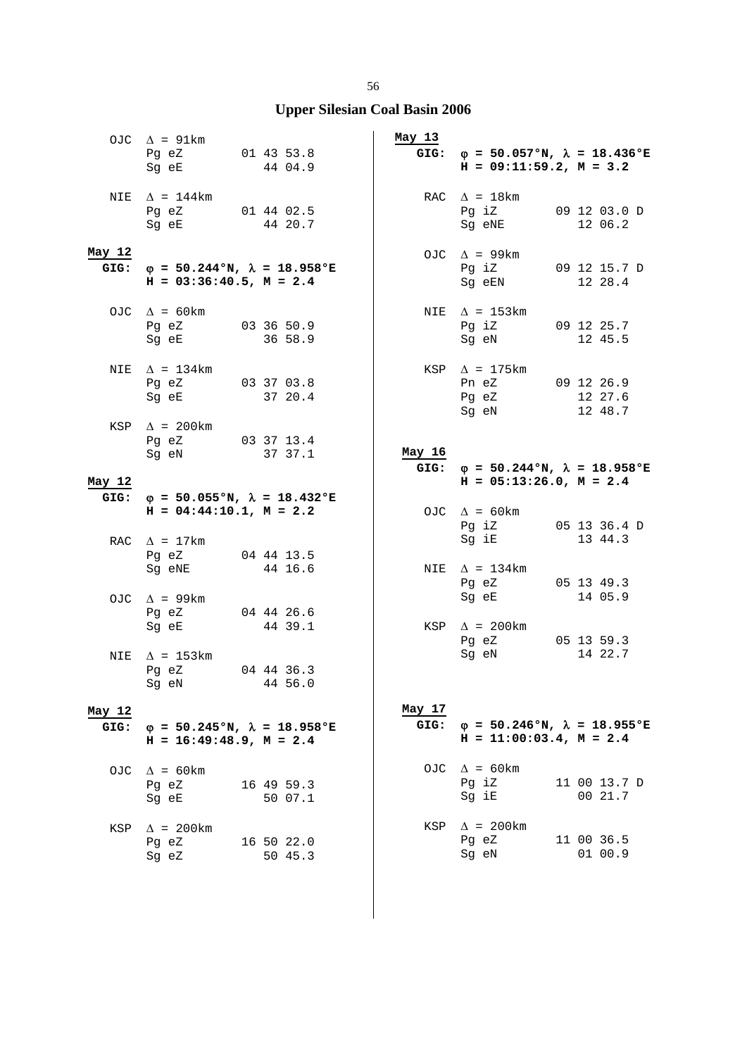## Upper Silesian Coal Basin 2006

OJC Δ = 91km
Pg eZ 01 43 53.8
Sg eE 44 04.9

NIE Δ = 144km
Pg eZ 01 44 02.5
Sg eE 44 20.7

**May 12**
**GIG: φ = 50.244°N, λ = 18.958°E**
**H = 03:36:40.5, M = 2.4**

OJC Δ = 60km
Pg eZ 03 36 50.9
Sg eE 36 58.9

NIE Δ = 134km
Pg eZ 03 37 03.8
Sg eE 37 20.4

KSP Δ = 200km
Pg eZ 03 37 13.4
Sg eN 37 37.1

**May 12**
**GIG: φ = 50.055°N, λ = 18.432°E**
**H = 04:44:10.1, M = 2.2**

RAC Δ = 17km
Pg eZ 04 44 13.5
Sg eNE 44 16.6

OJC Δ = 99km
Pg eZ 04 44 26.6
Sg eE 44 39.1

NIE Δ = 153km
Pg eZ 04 44 36.3
Sg eN 44 56.0

**May 12**
**GIG: φ = 50.245°N, λ = 18.958°E**
**H = 16:49:48.9, M = 2.4**

OJC Δ = 60km
Pg eZ 16 49 59.3
Sg eE 50 07.1

KSP Δ = 200km
Pg eZ 16 50 22.0
Sg eZ 50 45.3

**May 13**
**GIG: φ = 50.057°N, λ = 18.436°E**
**H = 09:11:59.2, M = 3.2**

RAC Δ = 18km
Pg iZ 09 12 03.0 D
Sg eNE 12 06.2

OJC Δ = 99km
Pg iZ 09 12 15.7 D
Sg eEN 12 28.4

NIE Δ = 153km
Pg iZ 09 12 25.7
Sg eN 12 45.5

KSP Δ = 175km
Pn eZ 09 12 26.9
Pg eZ 12 27.6
Sg eN 12 48.7

**May 16**
**GIG: φ = 50.244°N, λ = 18.958°E**
**H = 05:13:26.0, M = 2.4**

OJC Δ = 60km
Pg iZ 05 13 36.4 D
Sg iE 13 44.3

NIE Δ = 134km
Pg eZ 05 13 49.3
Sg eE 14 05.9

KSP Δ = 200km
Pg eZ 05 13 59.3
Sg eN 14 22.7

**May 17**
**GIG: φ = 50.246°N, λ = 18.955°E**
**H = 11:00:03.4, M = 2.4**

OJC Δ = 60km
Pg iZ 11 00 13.7 D
Sg iE 00 21.7

KSP Δ = 200km
Pg eZ 11 00 36.5
Sg eN 01 00.9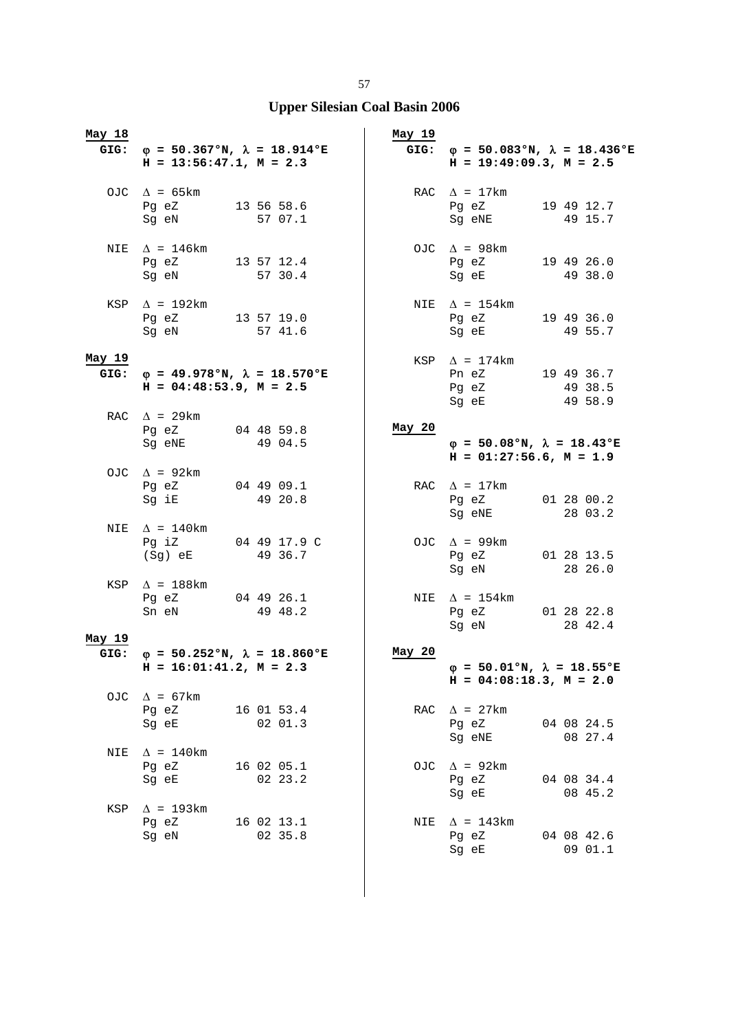# Upper Silesian Coal Basin 2006

**May 18**
**GIG: $\varphi$ = 50.367°N, $\lambda$ = 18.914°E**
**H = 13:56:47.1, M = 2.3**

```
OJC  Δ = 65km
     Pg eZ        13 56 58.6
     Sg eN           57 07.1

NIE  Δ = 146km
     Pg eZ        13 57 12.4
     Sg eN           57 30.4

KSP  Δ = 192km
     Pg eZ        13 57 19.0
     Sg eN           57 41.6
```

**May 19**
**GIG: $\varphi$ = 49.978°N, $\lambda$ = 18.570°E**
**H = 04:48:53.9, M = 2.5**

```
RAC  Δ = 29km
     Pg eZ        04 48 59.8
     Sg eNE          49 04.5

OJC  Δ = 92km
     Pg eZ        04 49 09.1
     Sg iE           49 20.8

NIE  Δ = 140km
     Pg iZ        04 49 17.9 C
     (Sg) eE         49 36.7

KSP  Δ = 188km
     Pg eZ        04 49 26.1
     Sn eN           49 48.2
```

**May 19**
**GIG: $\varphi$ = 50.252°N, $\lambda$ = 18.860°E**
**H = 16:01:41.2, M = 2.3**

```
OJC  Δ = 67km
     Pg eZ        16 01 53.4
     Sg eE           02 01.3

NIE  Δ = 140km
     Pg eZ        16 02 05.1
     Sg eE           02 23.2

KSP  Δ = 193km
     Pg eZ        16 02 13.1
     Sg eN           02 35.8
```

**May 19**
**GIG: $\varphi$ = 50.083°N, $\lambda$ = 18.436°E**
**H = 19:49:09.3, M = 2.5**

```
RAC  Δ = 17km
     Pg eZ        19 49 12.7
     Sg eNE          49 15.7

OJC  Δ = 98km
     Pg eZ        19 49 26.0
     Sg eE           49 38.0

NIE  Δ = 154km
     Pg eZ        19 49 36.0
     Sg eE           49 55.7

KSP  Δ = 174km
     Pn eZ        19 49 36.7
     Pg eZ           49 38.5
     Sg eE           49 58.9
```

**May 20**
**$\varphi$ = 50.08°N, $\lambda$ = 18.43°E**
**H = 01:27:56.6, M = 1.9**

```
RAC  Δ = 17km
     Pg eZ        01 28 00.2
     Sg eNE          28 03.2

OJC  Δ = 99km
     Pg eZ        01 28 13.5
     Sg eN           28 26.0

NIE  Δ = 154km
     Pg eZ        01 28 22.8
     Sg eN           28 42.4
```

**May 20**
**$\varphi$ = 50.01°N, $\lambda$ = 18.55°E**
**H = 04:08:18.3, M = 2.0**

```
RAC  Δ = 27km
     Pg eZ        04 08 24.5
     Sg eNE          08 27.4

OJC  Δ = 92km
     Pg eZ        04 08 34.4
     Sg eE           08 45.2

NIE  Δ = 143km
     Pg eZ        04 08 42.6
     Sg eE           09 01.1
```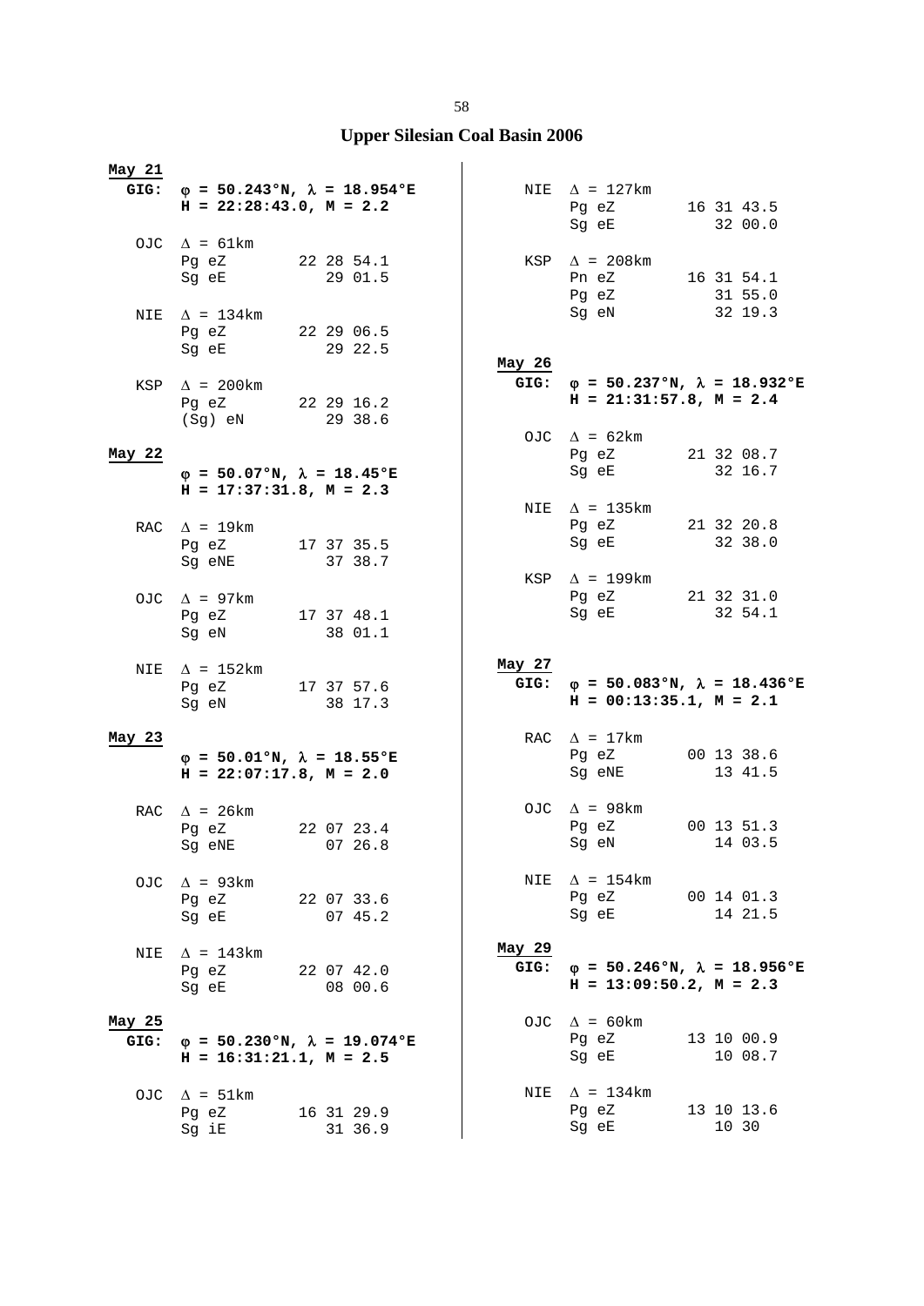# Upper Silesian Coal Basin 2006

**May 21**

**GIG:** **φ = 50.243°N, λ = 18.954°E**
**H = 22:28:43.0, M = 2.2**

OJC Δ = 61km
Pg eZ 22 28 54.1
Sg eE 29 01.5

NIE Δ = 134km
Pg eZ 22 29 06.5
Sg eE 29 22.5

KSP Δ = 200km
Pg eZ 22 29 16.2
(Sg) eN 29 38.6

**May 22**

**φ = 50.07°N, λ = 18.45°E**
**H = 17:37:31.8, M = 2.3**

RAC Δ = 19km
Pg eZ 17 37 35.5
Sg eNE 37 38.7

OJC Δ = 97km
Pg eZ 17 37 48.1
Sg eN 38 01.1

NIE Δ = 152km
Pg eZ 17 37 57.6
Sg eN 38 17.3

**May 23**

**φ = 50.01°N, λ = 18.55°E**
**H = 22:07:17.8, M = 2.0**

RAC Δ = 26km
Pg eZ 22 07 23.4
Sg eNE 07 26.8

OJC Δ = 93km
Pg eZ 22 07 33.6
Sg eE 07 45.2

NIE Δ = 143km
Pg eZ 22 07 42.0
Sg eE 08 00.6

**May 25**

**GIG:** **φ = 50.230°N, λ = 19.074°E**
**H = 16:31:21.1, M = 2.5**

OJC Δ = 51km
Pg eZ 16 31 29.9
Sg iE 31 36.9

NIE Δ = 127km
Pg eZ 16 31 43.5
Sg eE 32 00.0

KSP Δ = 208km
Pn eZ 16 31 54.1
Pg eZ 31 55.0
Sg eN 32 19.3

**May 26**

**GIG:** **φ = 50.237°N, λ = 18.932°E**
**H = 21:31:57.8, M = 2.4**

OJC Δ = 62km
Pg eZ 21 32 08.7
Sg eE 32 16.7

NIE Δ = 135km
Pg eZ 21 32 20.8
Sg eE 32 38.0

KSP Δ = 199km
Pg eZ 21 32 31.0
Sg eE 32 54.1

**May 27**

**GIG:** **φ = 50.083°N, λ = 18.436°E**
**H = 00:13:35.1, M = 2.1**

RAC Δ = 17km
Pg eZ 00 13 38.6
Sg eNE 13 41.5

OJC Δ = 98km
Pg eZ 00 13 51.3
Sg eN 14 03.5

NIE Δ = 154km
Pg eZ 00 14 01.3
Sg eE 14 21.5

**May 29**

**GIG:** **φ = 50.246°N, λ = 18.956°E**
**H = 13:09:50.2, M = 2.3**

OJC Δ = 60km
Pg eZ 13 10 00.9
Sg eE 10 08.7

NIE Δ = 134km
Pg eZ 13 10 13.6
Sg eE 10 30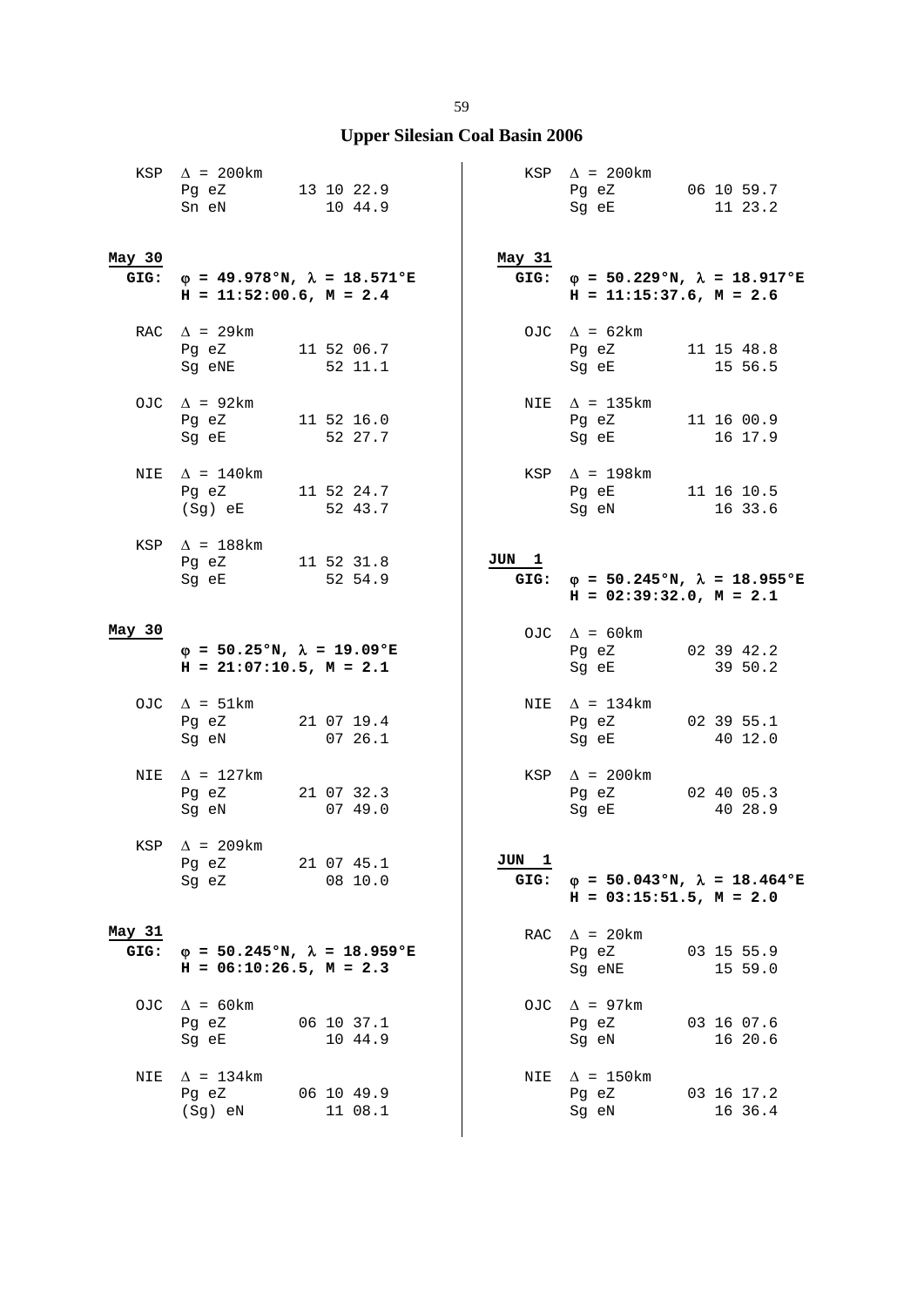## Upper Silesian Coal Basin 2006

KSP $\Delta$ = 200km
Pg eZ 13 10 22.9
Sn eN 10 44.9

**May 30**
**GIG:** **$\varphi$ = 49.978°N, $\lambda$ = 18.571°E**
**H = 11:52:00.6, M = 2.4**

RAC $\Delta$ = 29km
Pg eZ 11 52 06.7
Sg eNE 52 11.1

OJC $\Delta$ = 92km
Pg eZ 11 52 16.0
Sg eE 52 27.7

NIE $\Delta$ = 140km
Pg eZ 11 52 24.7
(Sg) eE 52 43.7

KSP $\Delta$ = 188km
Pg eZ 11 52 31.8
Sg eE 52 54.9

**May 30**
**$\varphi$ = 50.25°N, $\lambda$ = 19.09°E**
**H = 21:07:10.5, M = 2.1**

OJC $\Delta$ = 51km
Pg eZ 21 07 19.4
Sg eN 07 26.1

NIE $\Delta$ = 127km
Pg eZ 21 07 32.3
Sg eN 07 49.0

KSP $\Delta$ = 209km
Pg eZ 21 07 45.1
Sg eZ 08 10.0

**May 31**
**GIG:** **$\varphi$ = 50.245°N, $\lambda$ = 18.959°E**
**H = 06:10:26.5, M = 2.3**

OJC $\Delta$ = 60km
Pg eZ 06 10 37.1
Sg eE 10 44.9

NIE $\Delta$ = 134km
Pg eZ 06 10 49.9
(Sg) eN 11 08.1

KSP $\Delta$ = 200km
Pg eZ 06 10 59.7
Sg eE 11 23.2

**May 31**
**GIG:** **$\varphi$ = 50.229°N, $\lambda$ = 18.917°E**
**H = 11:15:37.6, M = 2.6**

OJC $\Delta$ = 62km
Pg eZ 11 15 48.8
Sg eE 15 56.5

NIE $\Delta$ = 135km
Pg eZ 11 16 00.9
Sg eE 16 17.9

KSP $\Delta$ = 198km
Pg eE 11 16 10.5
Sg eN 16 33.6

**JUN 1**
**GIG:** **$\varphi$ = 50.245°N, $\lambda$ = 18.955°E**
**H = 02:39:32.0, M = 2.1**

OJC $\Delta$ = 60km
Pg eZ 02 39 42.2
Sg eE 39 50.2

NIE $\Delta$ = 134km
Pg eZ 02 39 55.1
Sg eE 40 12.0

KSP $\Delta$ = 200km
Pg eZ 02 40 05.3
Sg eE 40 28.9

**JUN 1**
**GIG:** **$\varphi$ = 50.043°N, $\lambda$ = 18.464°E**
**H = 03:15:51.5, M = 2.0**

RAC $\Delta$ = 20km
Pg eZ 03 15 55.9
Sg eNE 15 59.0

OJC $\Delta$ = 97km
Pg eZ 03 16 07.6
Sg eN 16 20.6

NIE $\Delta$ = 150km
Pg eZ 03 16 17.2
Sg eN 16 36.4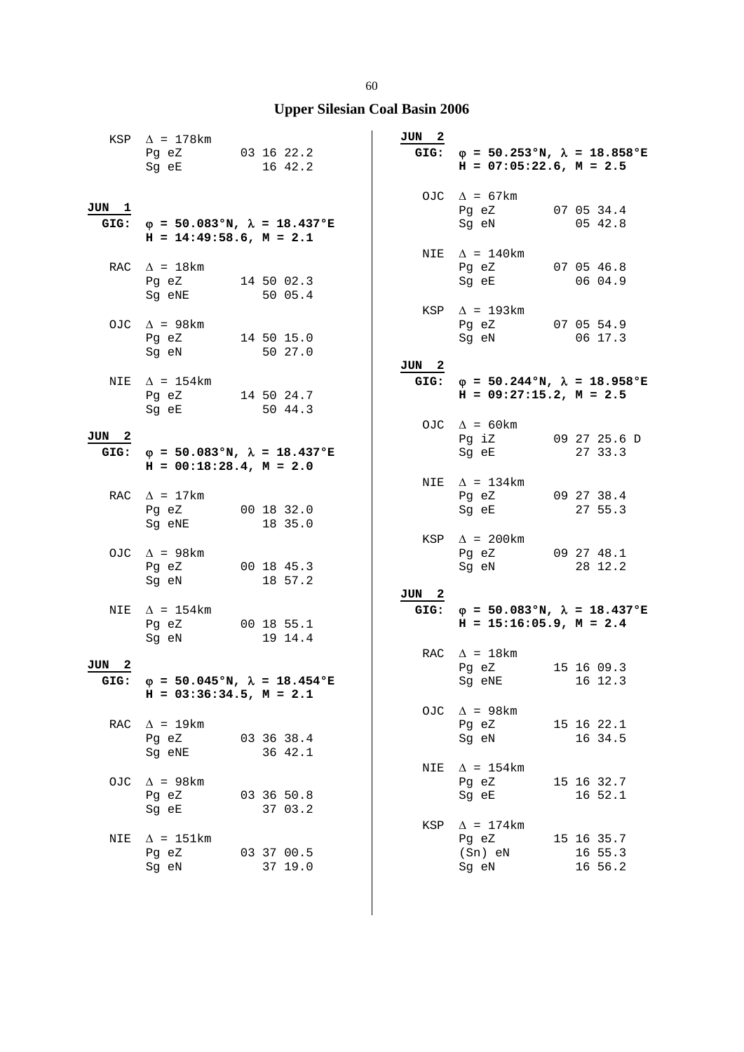# Upper Silesian Coal Basin 2006

KSP $\Delta$ = 178km
Pg eZ 03 16 22.2
Sg eE 16 42.2

**JUN 1**

**GIG:** $\varphi$ **= 50.083°N,** $\lambda$ **= 18.437°E**
**H = 14:49:58.6, M = 2.1**

RAC $\Delta$ = 18km
Pg eZ 14 50 02.3
Sg eNE 50 05.4

OJC $\Delta$ = 98km
Pg eZ 14 50 15.0
Sg eN 50 27.0

NIE $\Delta$ = 154km
Pg eZ 14 50 24.7
Sg eE 50 44.3

**JUN 2**

**GIG:** $\varphi$ **= 50.083°N,** $\lambda$ **= 18.437°E**
**H = 00:18:28.4, M = 2.0**

RAC $\Delta$ = 17km
Pg eZ 00 18 32.0
Sg eNE 18 35.0

OJC $\Delta$ = 98km
Pg eZ 00 18 45.3
Sg eN 18 57.2

NIE $\Delta$ = 154km
Pg eZ 00 18 55.1
Sg eN 19 14.4

**JUN 2**

**GIG:** $\varphi$ **= 50.045°N,** $\lambda$ **= 18.454°E**
**H = 03:36:34.5, M = 2.1**

RAC $\Delta$ = 19km
Pg eZ 03 36 38.4
Sg eNE 36 42.1

OJC $\Delta$ = 98km
Pg eZ 03 36 50.8
Sg eE 37 03.2

NIE $\Delta$ = 151km
Pg eZ 03 37 00.5
Sg eN 37 19.0

**JUN 2**

**GIG:** $\varphi$ **= 50.253°N,** $\lambda$ **= 18.858°E**
**H = 07:05:22.6, M = 2.5**

OJC $\Delta$ = 67km
Pg eZ 07 05 34.4
Sg eN 05 42.8

NIE $\Delta$ = 140km
Pg eZ 07 05 46.8
Sg eE 06 04.9

KSP $\Delta$ = 193km
Pg eZ 07 05 54.9
Sg eN 06 17.3

**JUN 2**

**GIG:** $\varphi$ **= 50.244°N,** $\lambda$ **= 18.958°E**
**H = 09:27:15.2, M = 2.5**

OJC $\Delta$ = 60km
Pg iZ 09 27 25.6 D
Sg eE 27 33.3

NIE $\Delta$ = 134km
Pg eZ 09 27 38.4
Sg eE 27 55.3

KSP $\Delta$ = 200km
Pg eZ 09 27 48.1
Sg eN 28 12.2

**JUN 2**

**GIG:** $\varphi$ **= 50.083°N,** $\lambda$ **= 18.437°E**
**H = 15:16:05.9, M = 2.4**

RAC $\Delta$ = 18km
Pg eZ 15 16 09.3
Sg eNE 16 12.3

OJC $\Delta$ = 98km
Pg eZ 15 16 22.1
Sg eN 16 34.5

NIE $\Delta$ = 154km
Pg eZ 15 16 32.7
Sg eE 16 52.1

KSP $\Delta$ = 174km
Pg eZ 15 16 35.7
(Sn) eN 16 55.3
Sg eN 16 56.2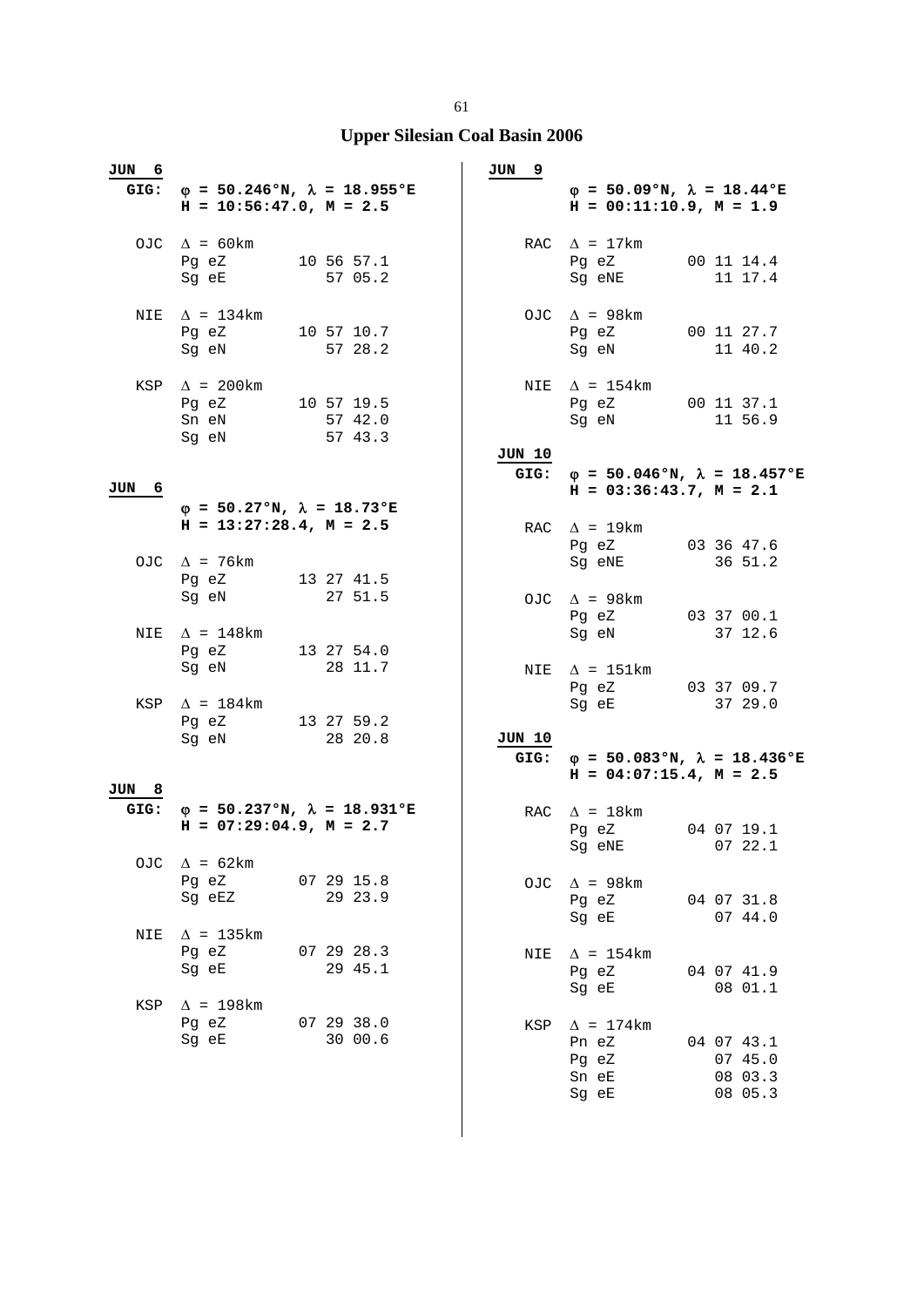# Upper Silesian Coal Basin 2006

**JUN 6**

**GIG:** **φ = 50.246°N, λ = 18.955°E**
**H = 10:56:47.0, M = 2.5**

```
OJC  Δ = 60km
     Pg eZ      10 56 57.1
     Sg eE         57 05.2

NIE  Δ = 134km
     Pg eZ      10 57 10.7
     Sg eN         57 28.2

KSP  Δ = 200km
     Pg eZ      10 57 19.5
     Sn eN         57 42.0
     Sg eN         57 43.3
```

**JUN 6**

**φ = 50.27°N, λ = 18.73°E**
**H = 13:27:28.4, M = 2.5**

```
OJC  Δ = 76km
     Pg eZ      13 27 41.5
     Sg eN         27 51.5

NIE  Δ = 148km
     Pg eZ      13 27 54.0
     Sg eN         28 11.7

KSP  Δ = 184km
     Pg eZ      13 27 59.2
     Sg eN         28 20.8
```

**JUN 8**

**GIG:** **φ = 50.237°N, λ = 18.931°E**
**H = 07:29:04.9, M = 2.7**

```
OJC  Δ = 62km
     Pg eZ      07 29 15.8
     Sg eEZ        29 23.9

NIE  Δ = 135km
     Pg eZ      07 29 28.3
     Sg eE         29 45.1

KSP  Δ = 198km
     Pg eZ      07 29 38.0
     Sg eE         30 00.6
```

**JUN 9**

**φ = 50.09°N, λ = 18.44°E**
**H = 00:11:10.9, M = 1.9**

```
RAC  Δ = 17km
     Pg eZ      00 11 14.4
     Sg eNE        11 17.4

OJC  Δ = 98km
     Pg eZ      00 11 27.7
     Sg eN         11 40.2

NIE  Δ = 154km
     Pg eZ      00 11 37.1
     Sg eN         11 56.9
```

**JUN 10**

**GIG:** **φ = 50.046°N, λ = 18.457°E**
**H = 03:36:43.7, M = 2.1**

```
RAC  Δ = 19km
     Pg eZ      03 36 47.6
     Sg eNE        36 51.2

OJC  Δ = 98km
     Pg eZ      03 37 00.1
     Sg eN         37 12.6

NIE  Δ = 151km
     Pg eZ      03 37 09.7
     Sg eE         37 29.0
```

**JUN 10**

**GIG:** **φ = 50.083°N, λ = 18.436°E**
**H = 04:07:15.4, M = 2.5**

```
RAC  Δ = 18km
     Pg eZ      04 07 19.1
     Sg eNE        07 22.1

OJC  Δ = 98km
     Pg eZ      04 07 31.8
     Sg eE         07 44.0

NIE  Δ = 154km
     Pg eZ      04 07 41.9
     Sg eE         08 01.1

KSP  Δ = 174km
     Pn eZ      04 07 43.1
     Pg eZ         07 45.0
     Sn eE         08 03.3
     Sg eE         08 05.3
```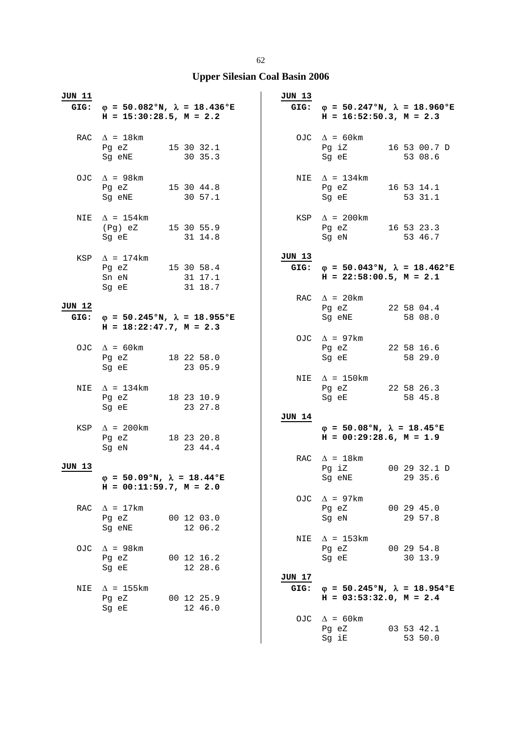## Upper Silesian Coal Basin 2006

**JUN 11**

**GIG:** $\varphi$ **= 50.082°N,** $\lambda$ **= 18.436°E**
**H = 15:30:28.5, M = 2.2**

| Station | Phase | Time |
|---|---|---|
| RAC | $\Delta$ = 18km | |
| | Pg eZ | 15 30 32.1 |
| | Sg eNE | 30 35.3 |
| OJC | $\Delta$ = 98km | |
| | Pg eZ | 15 30 44.8 |
| | Sg eNE | 30 57.1 |
| NIE | $\Delta$ = 154km | |
| | (Pg) eZ | 15 30 55.9 |
| | Sg eE | 31 14.8 |
| KSP | $\Delta$ = 174km | |
| | Pg eZ | 15 30 58.4 |
| | Sn eN | 31 17.1 |
| | Sg eE | 31 18.7 |

**JUN 12**

**GIG:** $\varphi$ **= 50.245°N,** $\lambda$ **= 18.955°E**
**H = 18:22:47.7, M = 2.3**

| Station | Phase | Time |
|---|---|---|
| OJC | $\Delta$ = 60km | |
| | Pg eZ | 18 22 58.0 |
| | Sg eE | 23 05.9 |
| NIE | $\Delta$ = 134km | |
| | Pg eZ | 18 23 10.9 |
| | Sg eE | 23 27.8 |
| KSP | $\Delta$ = 200km | |
| | Pg eZ | 18 23 20.8 |
| | Sg eN | 23 44.4 |

**JUN 13**

$\varphi$ **= 50.09°N,** $\lambda$ **= 18.44°E**
**H = 00:11:59.7, M = 2.0**

| Station | Phase | Time |
|---|---|---|
| RAC | $\Delta$ = 17km | |
| | Pg eZ | 00 12 03.0 |
| | Sg eNE | 12 06.2 |
| OJC | $\Delta$ = 98km | |
| | Pg eZ | 00 12 16.2 |
| | Sg eE | 12 28.6 |
| NIE | $\Delta$ = 155km | |
| | Pg eZ | 00 12 25.9 |
| | Sg eE | 12 46.0 |

**JUN 13**

**GIG:** $\varphi$ **= 50.247°N,** $\lambda$ **= 18.960°E**
**H = 16:52:50.3, M = 2.3**

| Station | Phase | Time |
|---|---|---|
| OJC | $\Delta$ = 60km | |
| | Pg iZ | 16 53 00.7 D |
| | Sg eE | 53 08.6 |
| NIE | $\Delta$ = 134km | |
| | Pg eZ | 16 53 14.1 |
| | Sg eE | 53 31.1 |
| KSP | $\Delta$ = 200km | |
| | Pg eZ | 16 53 23.3 |
| | Sg eN | 53 46.7 |

**JUN 13**

**GIG:** $\varphi$ **= 50.043°N,** $\lambda$ **= 18.462°E**
**H = 22:58:00.5, M = 2.1**

| Station | Phase | Time |
|---|---|---|
| RAC | $\Delta$ = 20km | |
| | Pg eZ | 22 58 04.4 |
| | Sg eNE | 58 08.0 |
| OJC | $\Delta$ = 97km | |
| | Pg eZ | 22 58 16.6 |
| | Sg eE | 58 29.0 |
| NIE | $\Delta$ = 150km | |
| | Pg eZ | 22 58 26.3 |
| | Sg eE | 58 45.8 |

**JUN 14**

$\varphi$ **= 50.08°N,** $\lambda$ **= 18.45°E**
**H = 00:29:28.6, M = 1.9**

| Station | Phase | Time |
|---|---|---|
| RAC | $\Delta$ = 18km | |
| | Pg iZ | 00 29 32.1 D |
| | Sg eNE | 29 35.6 |
| OJC | $\Delta$ = 97km | |
| | Pg eZ | 00 29 45.0 |
| | Sg eN | 29 57.8 |
| NIE | $\Delta$ = 153km | |
| | Pg eZ | 00 29 54.8 |
| | Sg eE | 30 13.9 |

**JUN 17**

**GIG:** $\varphi$ **= 50.245°N,** $\lambda$ **= 18.954°E**
**H = 03:53:32.0, M = 2.4**

| Station | Phase | Time |
|---|---|---|
| OJC | $\Delta$ = 60km | |
| | Pg eZ | 03 53 42.1 |
| | Sg iE | 53 50.0 |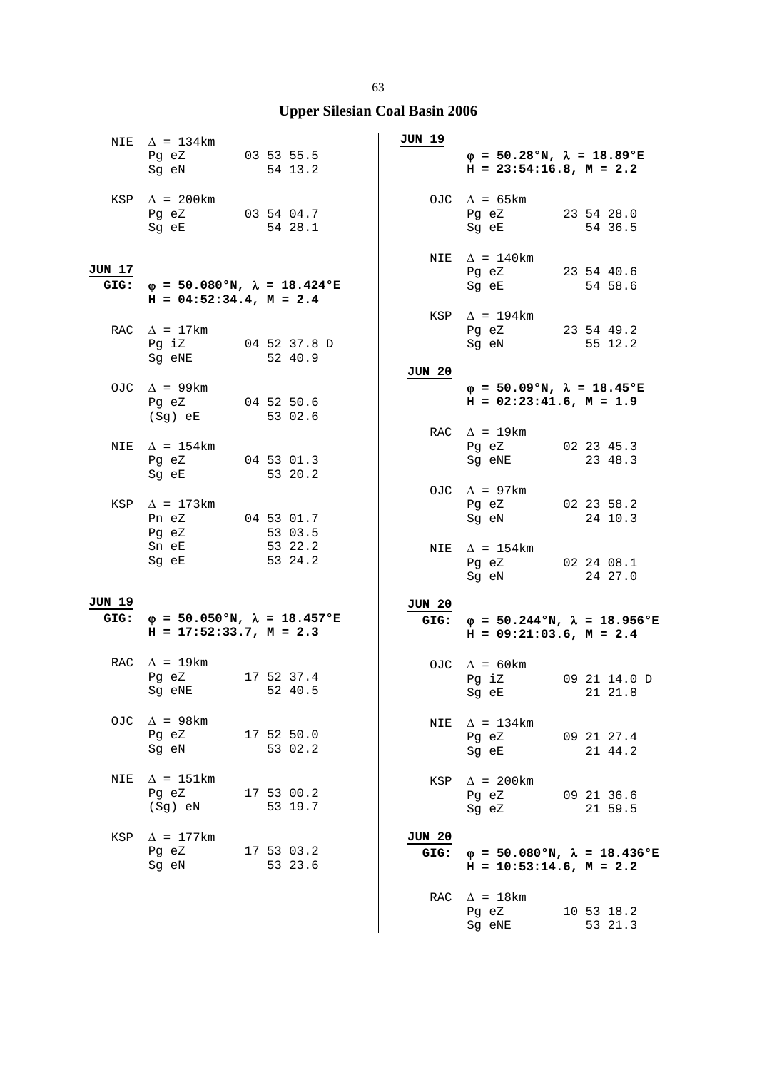# Upper Silesian Coal Basin 2006

NIE $\Delta$ = 134km
```
Pg eZ       03 53 55.5
Sg eN          54 13.2
```

KSP $\Delta$ = 200km
```
Pg eZ       03 54 04.7
Sg eE          54 28.1
```

**JUN 17**
**GIG:** **$\varphi$ = 50.080°N, $\lambda$ = 18.424°E**
**H = 04:52:34.4, M = 2.4**

RAC $\Delta$ = 17km
```
Pg iZ       04 52 37.8 D
Sg eNE         52 40.9
```

OJC $\Delta$ = 99km
```
Pg eZ       04 52 50.6
(Sg) eE        53 02.6
```

NIE $\Delta$ = 154km
```
Pg eZ       04 53 01.3
Sg eE          53 20.2
```

KSP $\Delta$ = 173km
```
Pn eZ       04 53 01.7
Pg eZ          53 03.5
Sn eE          53 22.2
Sg eE          53 24.2
```

**JUN 19**
**GIG:** **$\varphi$ = 50.050°N, $\lambda$ = 18.457°E**
**H = 17:52:33.7, M = 2.3**

RAC $\Delta$ = 19km
```
Pg eZ       17 52 37.4
Sg eNE         52 40.5
```

OJC $\Delta$ = 98km
```
Pg eZ       17 52 50.0
Sg eN          53 02.2
```

NIE $\Delta$ = 151km
```
Pg eZ       17 53 00.2
(Sg) eN        53 19.7
```

KSP $\Delta$ = 177km
```
Pg eZ       17 53 03.2
Sg eN          53 23.6
```

**JUN 19**
**$\varphi$ = 50.28°N, $\lambda$ = 18.89°E**
**H = 23:54:16.8, M = 2.2**

OJC $\Delta$ = 65km
```
Pg eZ       23 54 28.0
Sg eE          54 36.5
```

NIE $\Delta$ = 140km
```
Pg eZ       23 54 40.6
Sg eE          54 58.6
```

KSP $\Delta$ = 194km
```
Pg eZ       23 54 49.2
Sg eN          55 12.2
```

**JUN 20**
**$\varphi$ = 50.09°N, $\lambda$ = 18.45°E**
**H = 02:23:41.6, M = 1.9**

RAC $\Delta$ = 19km
```
Pg eZ       02 23 45.3
Sg eNE         23 48.3
```

OJC $\Delta$ = 97km
```
Pg eZ       02 23 58.2
Sg eN          24 10.3
```

NIE $\Delta$ = 154km
```
Pg eZ       02 24 08.1
Sg eN          24 27.0
```

**JUN 20**
**GIG:** **$\varphi$ = 50.244°N, $\lambda$ = 18.956°E**
**H = 09:21:03.6, M = 2.4**

OJC $\Delta$ = 60km
```
Pg iZ       09 21 14.0 D
Sg eE          21 21.8
```

NIE $\Delta$ = 134km
```
Pg eZ       09 21 27.4
Sg eE          21 44.2
```

KSP $\Delta$ = 200km
```
Pg eZ       09 21 36.6
Sg eZ          21 59.5
```

**JUN 20**
**GIG:** **$\varphi$ = 50.080°N, $\lambda$ = 18.436°E**
**H = 10:53:14.6, M = 2.2**

RAC $\Delta$ = 18km
```
Pg eZ       10 53 18.2
Sg eNE         53 21.3
```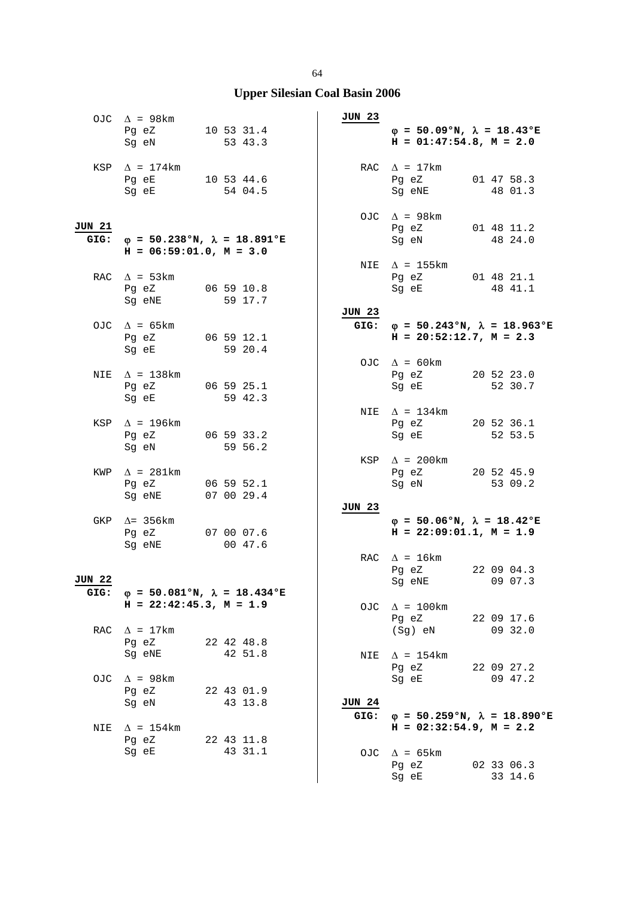# Upper Silesian Coal Basin 2006

OJC $\Delta$ = 98km
Pg eZ 10 53 31.4
Sg eN 53 43.3

KSP $\Delta$ = 174km
Pg eE 10 53 44.6
Sg eE 54 04.5

**JUN 21**
**GIG:** **$\varphi$ = 50.238°N, $\lambda$ = 18.891°E**
**H = 06:59:01.0, M = 3.0**

RAC $\Delta$ = 53km
Pg eZ 06 59 10.8
Sg eNE 59 17.7

OJC $\Delta$ = 65km
Pg eZ 06 59 12.1
Sg eE 59 20.4

NIE $\Delta$ = 138km
Pg eZ 06 59 25.1
Sg eE 59 42.3

KSP $\Delta$ = 196km
Pg eZ 06 59 33.2
Sg eN 59 56.2

KWP $\Delta$ = 281km
Pg eZ 06 59 52.1
Sg eNE 07 00 29.4

GKP $\Delta$= 356km
Pg eZ 07 00 07.6
Sg eNE 00 47.6

**JUN 22**
**GIG:** **$\varphi$ = 50.081°N, $\lambda$ = 18.434°E**
**H = 22:42:45.3, M = 1.9**

RAC $\Delta$ = 17km
Pg eZ 22 42 48.8
Sg eNE 42 51.8

OJC $\Delta$ = 98km
Pg eZ 22 43 01.9
Sg eN 43 13.8

NIE $\Delta$ = 154km
Pg eZ 22 43 11.8
Sg eE 43 31.1

**JUN 23**
**$\varphi$ = 50.09°N, $\lambda$ = 18.43°E**
**H = 01:47:54.8, M = 2.0**

RAC $\Delta$ = 17km
Pg eZ 01 47 58.3
Sg eNE 48 01.3

OJC $\Delta$ = 98km
Pg eZ 01 48 11.2
Sg eN 48 24.0

NIE $\Delta$ = 155km
Pg eZ 01 48 21.1
Sg eE 48 41.1

**JUN 23**
**GIG:** **$\varphi$ = 50.243°N, $\lambda$ = 18.963°E**
**H = 20:52:12.7, M = 2.3**

OJC $\Delta$ = 60km
Pg eZ 20 52 23.0
Sg eE 52 30.7

NIE $\Delta$ = 134km
Pg eZ 20 52 36.1
Sg eE 52 53.5

KSP $\Delta$ = 200km
Pg eZ 20 52 45.9
Sg eN 53 09.2

**JUN 23**
**$\varphi$ = 50.06°N, $\lambda$ = 18.42°E**
**H = 22:09:01.1, M = 1.9**

RAC $\Delta$ = 16km
Pg eZ 22 09 04.3
Sg eNE 09 07.3

OJC $\Delta$ = 100km
Pg eZ 22 09 17.6
(Sg) eN 09 32.0

NIE $\Delta$ = 154km
Pg eZ 22 09 27.2
Sg eE 09 47.2

**JUN 24**
**GIG:** **$\varphi$ = 50.259°N, $\lambda$ = 18.890°E**
**H = 02:32:54.9, M = 2.2**

OJC $\Delta$ = 65km
Pg eZ 02 33 06.3
Sg eE 33 14.6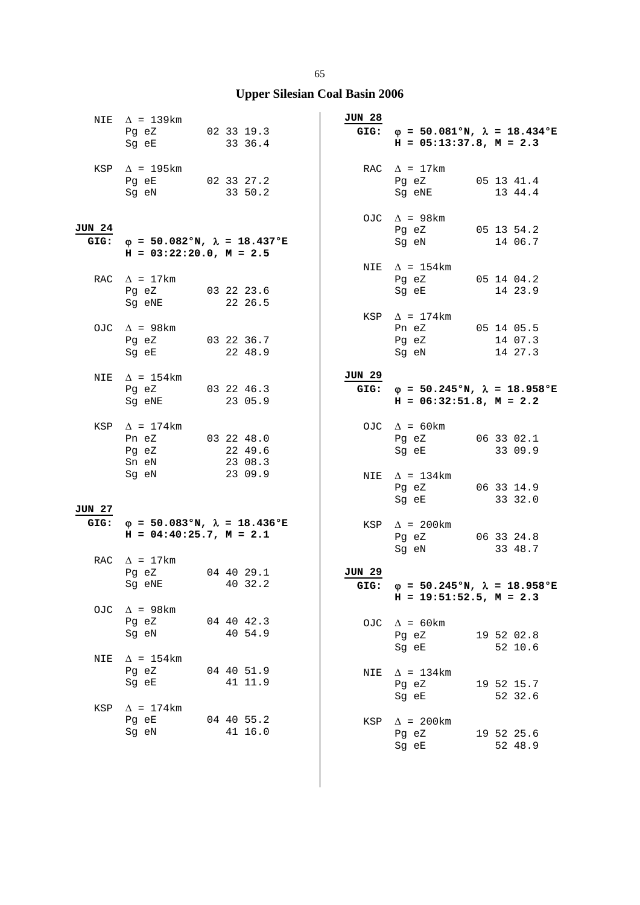# Upper Silesian Coal Basin 2006

```
  NIE  Δ = 139km
       Pg eZ        02 33 19.3
       Sg eE           33 36.4

  KSP  Δ = 195km
       Pg eE        02 33 27.2
       Sg eN           33 50.2
```

**JUN 24**
**GIG:** **φ = 50.082°N, λ = 18.437°E**
**H = 03:22:20.0, M = 2.5**

```
  RAC  Δ = 17km
       Pg eZ        03 22 23.6
       Sg eNE          22 26.5

  OJC  Δ = 98km
       Pg eZ        03 22 36.7
       Sg eE           22 48.9

  NIE  Δ = 154km
       Pg eZ        03 22 46.3
       Sg eNE          23 05.9

  KSP  Δ = 174km
       Pn eZ        03 22 48.0
       Pg eZ           22 49.6
       Sn eN           23 08.3
       Sg eN           23 09.9
```

**JUN 27**
**GIG:** **φ = 50.083°N, λ = 18.436°E**
**H = 04:40:25.7, M = 2.1**

```
  RAC  Δ = 17km
       Pg eZ        04 40 29.1
       Sg eNE          40 32.2

  OJC  Δ = 98km
       Pg eZ        04 40 42.3
       Sg eN           40 54.9

  NIE  Δ = 154km
       Pg eZ        04 40 51.9
       Sg eE           41 11.9

  KSP  Δ = 174km
       Pg eE        04 40 55.2
       Sg eN           41 16.0
```

**JUN 28**
**GIG:** **φ = 50.081°N, λ = 18.434°E**
**H = 05:13:37.8, M = 2.3**

```
  RAC  Δ = 17km
       Pg eZ        05 13 41.4
       Sg eNE          13 44.4

  OJC  Δ = 98km
       Pg eZ        05 13 54.2
       Sg eN           14 06.7

  NIE  Δ = 154km
       Pg eZ        05 14 04.2
       Sg eE           14 23.9

  KSP  Δ = 174km
       Pn eZ        05 14 05.5
       Pg eZ           14 07.3
       Sg eN           14 27.3
```

**JUN 29**
**GIG:** **φ = 50.245°N, λ = 18.958°E**
**H = 06:32:51.8, M = 2.2**

```
  OJC  Δ = 60km
       Pg eZ        06 33 02.1
       Sg eE           33 09.9

  NIE  Δ = 134km
       Pg eZ        06 33 14.9
       Sg eE           33 32.0

  KSP  Δ = 200km
       Pg eZ        06 33 24.8
       Sg eN           33 48.7
```

**JUN 29**
**GIG:** **φ = 50.245°N, λ = 18.958°E**
**H = 19:51:52.5, M = 2.3**

```
  OJC  Δ = 60km
       Pg eZ        19 52 02.8
       Sg eE           52 10.6

  NIE  Δ = 134km
       Pg eZ        19 52 15.7
       Sg eE           52 32.6

  KSP  Δ = 200km
       Pg eZ        19 52 25.6
       Sg eE           52 48.9
```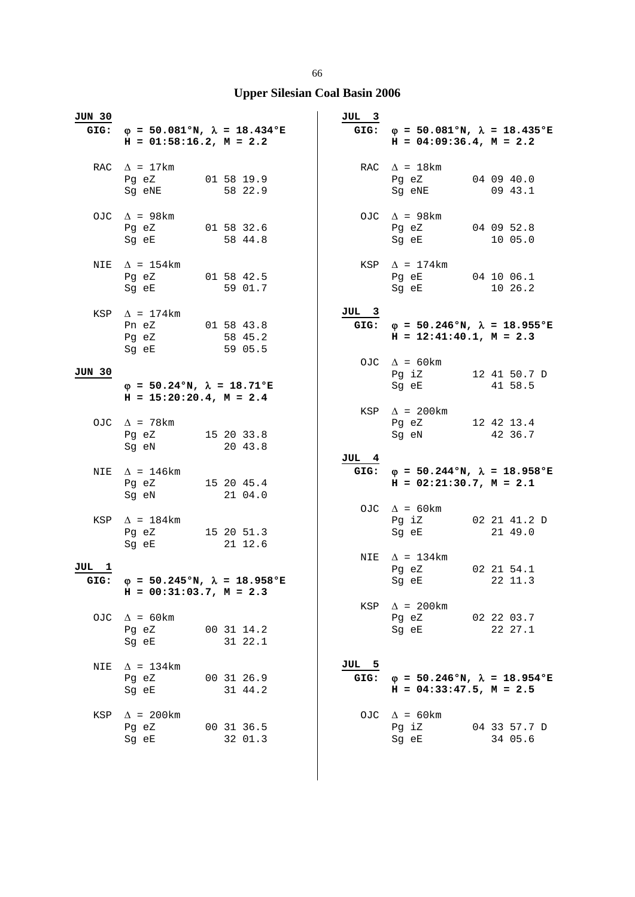# Upper Silesian Coal Basin 2006

**JUN 30**

**GIG:** **φ = 50.081°N, λ = 18.434°E**
**H = 01:58:16.2, M = 2.2**

```
RAC  Δ = 17km
     Pg eZ        01 58 19.9
     Sg eNE          58 22.9

OJC  Δ = 98km
     Pg eZ        01 58 32.6
     Sg eE           58 44.8

NIE  Δ = 154km
     Pg eZ        01 58 42.5
     Sg eE           59 01.7

KSP  Δ = 174km
     Pn eZ        01 58 43.8
     Pg eZ           58 45.2
     Sg eE           59 05.5
```

**JUN 30**

**φ = 50.24°N, λ = 18.71°E**
**H = 15:20:20.4, M = 2.4**

```
OJC  Δ = 78km
     Pg eZ        15 20 33.8
     Sg eN           20 43.8

NIE  Δ = 146km
     Pg eZ        15 20 45.4
     Sg eN           21 04.0

KSP  Δ = 184km
     Pg eZ        15 20 51.3
     Sg eE           21 12.6
```

**JUL 1**

**GIG:** **φ = 50.245°N, λ = 18.958°E**
**H = 00:31:03.7, M = 2.3**

```
OJC  Δ = 60km
     Pg eZ        00 31 14.2
     Sg eE           31 22.1

NIE  Δ = 134km
     Pg eZ        00 31 26.9
     Sg eE           31 44.2

KSP  Δ = 200km
     Pg eZ        00 31 36.5
     Sg eE           32 01.3
```

**JUL 3**

**GIG:** **φ = 50.081°N, λ = 18.435°E**
**H = 04:09:36.4, M = 2.2**

```
RAC  Δ = 18km
     Pg eZ        04 09 40.0
     Sg eNE          09 43.1

OJC  Δ = 98km
     Pg eZ        04 09 52.8
     Sg eE           10 05.0

KSP  Δ = 174km
     Pg eE        04 10 06.1
     Sg eE           10 26.2
```

**JUL 3**

**GIG:** **φ = 50.246°N, λ = 18.955°E**
**H = 12:41:40.1, M = 2.3**

```
OJC  Δ = 60km
     Pg iZ        12 41 50.7 D
     Sg eE           41 58.5

KSP  Δ = 200km
     Pg eZ        12 42 13.4
     Sg eN           42 36.7
```

**JUL 4**

**GIG:** **φ = 50.244°N, λ = 18.958°E**
**H = 02:21:30.7, M = 2.1**

```
OJC  Δ = 60km
     Pg iZ        02 21 41.2 D
     Sg eE           21 49.0

NIE  Δ = 134km
     Pg eZ        02 21 54.1
     Sg eE           22 11.3

KSP  Δ = 200km
     Pg eZ        02 22 03.7
     Sg eE           22 27.1
```

**JUL 5**

**GIG:** **φ = 50.246°N, λ = 18.954°E**
**H = 04:33:47.5, M = 2.5**

```
OJC  Δ = 60km
     Pg iZ        04 33 57.7 D
     Sg eE           34 05.6
```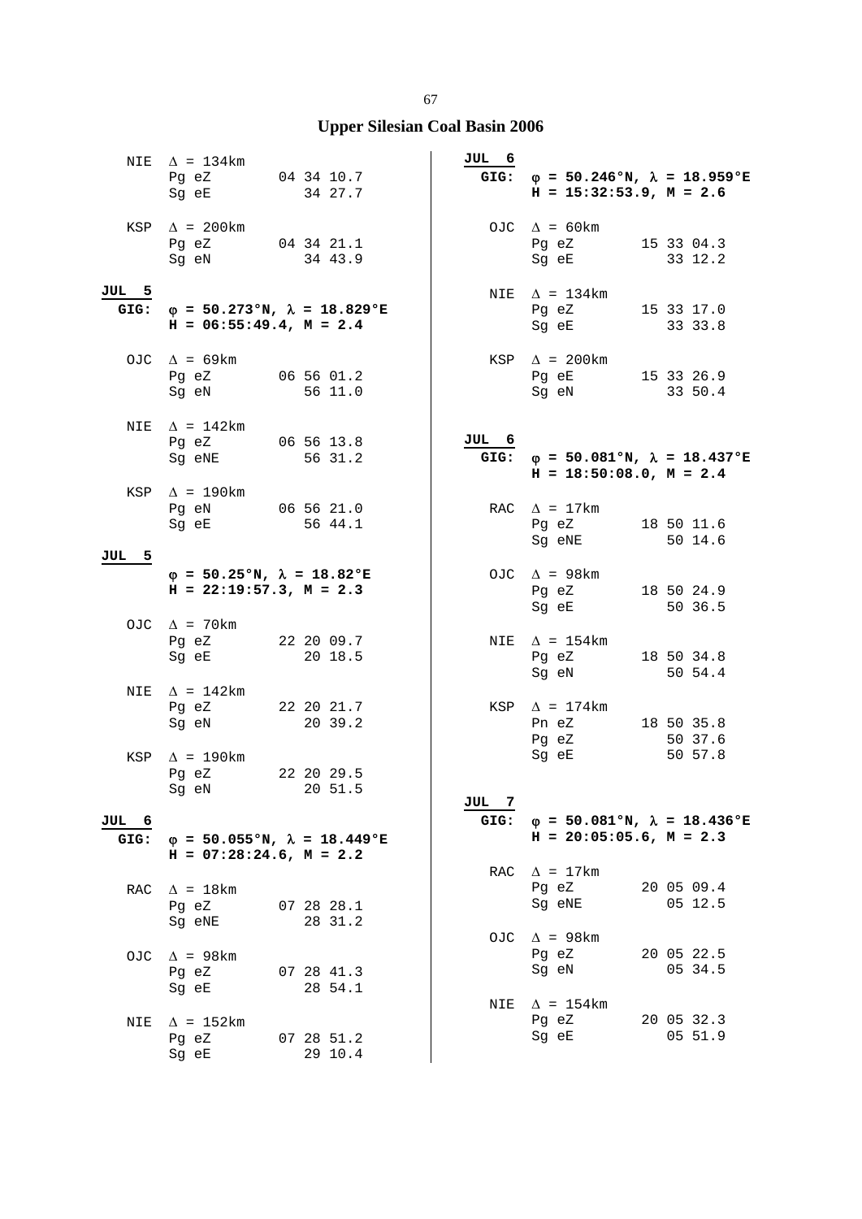## Upper Silesian Coal Basin 2006

NIE $\Delta$ = 134km
Pg eZ 04 34 10.7
Sg eE 34 27.7

KSP $\Delta$ = 200km
Pg eZ 04 34 21.1
Sg eN 34 43.9

**JUL 5**

**GIG:** $\varphi$ **= 50.273°N,** $\lambda$ **= 18.829°E**
**H = 06:55:49.4, M = 2.4**

OJC $\Delta$ = 69km
Pg eZ 06 56 01.2
Sg eN 56 11.0

NIE $\Delta$ = 142km
Pg eZ 06 56 13.8
Sg eNE 56 31.2

KSP $\Delta$ = 190km
Pg eN 06 56 21.0
Sg eE 56 44.1

**JUL 5**

$\varphi$ **= 50.25°N,** $\lambda$ **= 18.82°E**
**H = 22:19:57.3, M = 2.3**

OJC $\Delta$ = 70km
Pg eZ 22 20 09.7
Sg eE 20 18.5

NIE $\Delta$ = 142km
Pg eZ 22 20 21.7
Sg eN 20 39.2

KSP $\Delta$ = 190km
Pg eZ 22 20 29.5
Sg eN 20 51.5

**JUL 6**

**GIG:** $\varphi$ **= 50.055°N,** $\lambda$ **= 18.449°E**
**H = 07:28:24.6, M = 2.2**

RAC $\Delta$ = 18km
Pg eZ 07 28 28.1
Sg eNE 28 31.2

OJC $\Delta$ = 98km
Pg eZ 07 28 41.3
Sg eE 28 54.1

NIE $\Delta$ = 152km
Pg eZ 07 28 51.2
Sg eE 29 10.4

**JUL 6**

**GIG:** $\varphi$ **= 50.246°N,** $\lambda$ **= 18.959°E**
**H = 15:32:53.9, M = 2.6**

OJC $\Delta$ = 60km
Pg eZ 15 33 04.3
Sg eE 33 12.2

NIE $\Delta$ = 134km
Pg eZ 15 33 17.0
Sg eE 33 33.8

KSP $\Delta$ = 200km
Pg eE 15 33 26.9
Sg eN 33 50.4

**JUL 6**

**GIG:** $\varphi$ **= 50.081°N,** $\lambda$ **= 18.437°E**
**H = 18:50:08.0, M = 2.4**

RAC $\Delta$ = 17km
Pg eZ 18 50 11.6
Sg eNE 50 14.6

OJC $\Delta$ = 98km
Pg eZ 18 50 24.9
Sg eE 50 36.5

NIE $\Delta$ = 154km
Pg eZ 18 50 34.8
Sg eN 50 54.4

KSP $\Delta$ = 174km
Pn eZ 18 50 35.8
Pg eZ 50 37.6
Sg eE 50 57.8

**JUL 7**

**GIG:** $\varphi$ **= 50.081°N,** $\lambda$ **= 18.436°E**
**H = 20:05:05.6, M = 2.3**

RAC $\Delta$ = 17km
Pg eZ 20 05 09.4
Sg eNE 05 12.5

OJC $\Delta$ = 98km
Pg eZ 20 05 22.5
Sg eN 05 34.5

NIE $\Delta$ = 154km
Pg eZ 20 05 32.3
Sg eE 05 51.9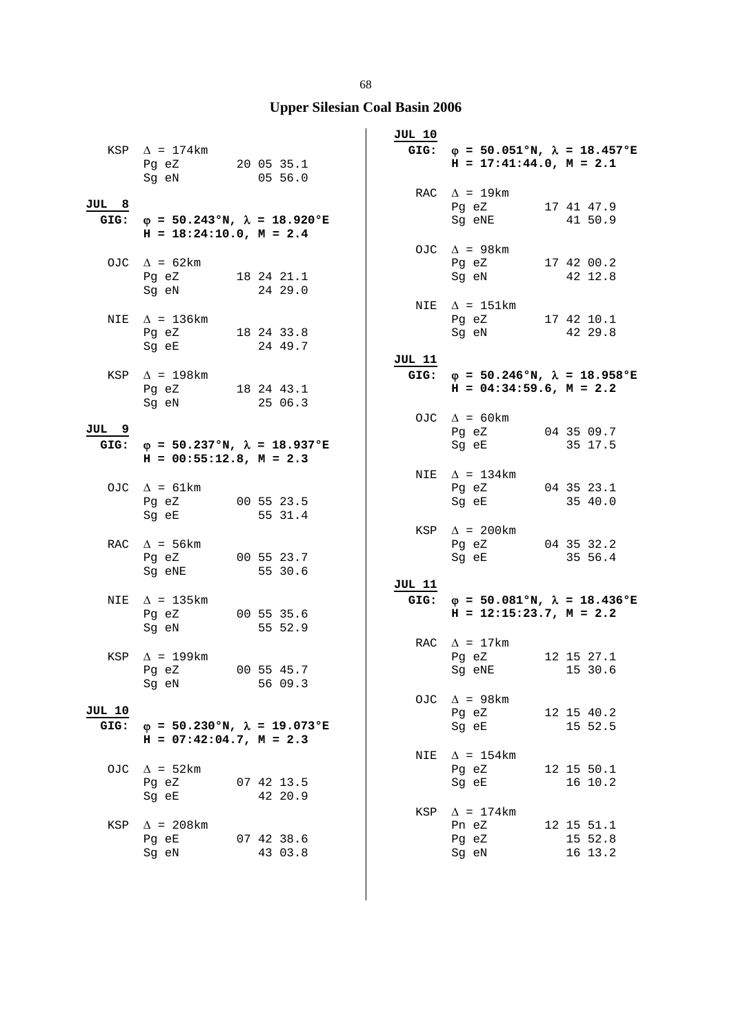## Upper Silesian Coal Basin 2006

```
 KSP  Δ = 174km
      Pg eZ         20 05 35.1
      Sg eN            05 56.0

JUL  8
GIG:  φ = 50.243°N, λ = 18.920°E
      H = 18:24:10.0, M = 2.4

 OJC  Δ = 62km
      Pg eZ         18 24 21.1
      Sg eN            24 29.0

 NIE  Δ = 136km
      Pg eZ         18 24 33.8
      Sg eE            24 49.7

 KSP  Δ = 198km
      Pg eZ         18 24 43.1
      Sg eN            25 06.3

JUL  9
GIG:  φ = 50.237°N, λ = 18.937°E
      H = 00:55:12.8, M = 2.3

 OJC  Δ = 61km
      Pg eZ         00 55 23.5
      Sg eE            55 31.4

 RAC  Δ = 56km
      Pg eZ         00 55 23.7
      Sg eNE           55 30.6

 NIE  Δ = 135km
      Pg eZ         00 55 35.6
      Sg eN            55 52.9

 KSP  Δ = 199km
      Pg eZ         00 55 45.7
      Sg eN            56 09.3

JUL 10
GIG:  φ = 50.230°N, λ = 19.073°E
      H = 07:42:04.7, M = 2.3

 OJC  Δ = 52km
      Pg eZ         07 42 13.5
      Sg eE            42 20.9

 KSP  Δ = 208km
      Pg eE         07 42 38.6
      Sg eN            43 03.8

JUL 10
GIG:  φ = 50.051°N, λ = 18.457°E
      H = 17:41:44.0, M = 2.1

 RAC  Δ = 19km
      Pg eZ         17 41 47.9
      Sg eNE           41 50.9

 OJC  Δ = 98km
      Pg eZ         17 42 00.2
      Sg eN            42 12.8

 NIE  Δ = 151km
      Pg eZ         17 42 10.1
      Sg eN            42 29.8

JUL 11
GIG:  φ = 50.246°N, λ = 18.958°E
      H = 04:34:59.6, M = 2.2

 OJC  Δ = 60km
      Pg eZ         04 35 09.7
      Sg eE            35 17.5

 NIE  Δ = 134km
      Pg eZ         04 35 23.1
      Sg eE            35 40.0

 KSP  Δ = 200km
      Pg eZ         04 35 32.2
      Sg eE            35 56.4

JUL 11
GIG:  φ = 50.081°N, λ = 18.436°E
      H = 12:15:23.7, M = 2.2

 RAC  Δ = 17km
      Pg eZ         12 15 27.1
      Sg eNE           15 30.6

 OJC  Δ = 98km
      Pg eZ         12 15 40.2
      Sg eE            15 52.5

 NIE  Δ = 154km
      Pg eZ         12 15 50.1
      Sg eE            16 10.2

 KSP  Δ = 174km
      Pn eZ         12 15 51.1
      Pg eZ            15 52.8
      Sg eN            16 13.2
```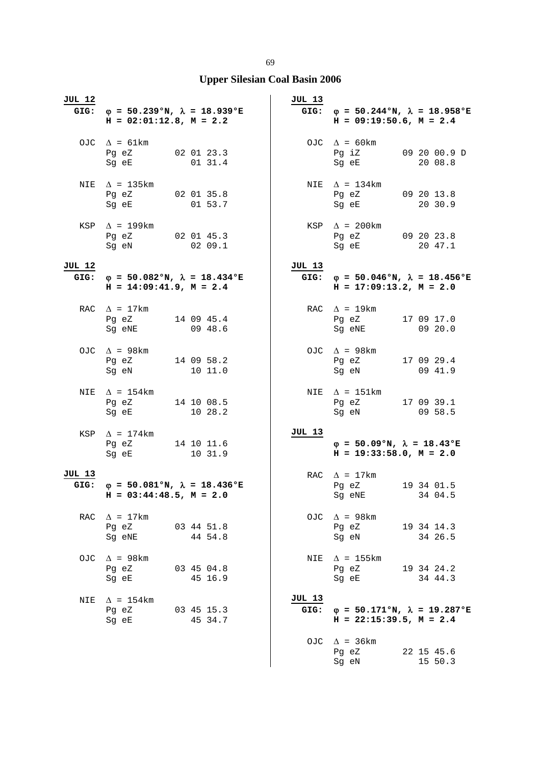# Upper Silesian Coal Basin 2006

**JUL 12**
**GIG:** **φ = 50.239°N, λ = 18.939°E**
**H = 02:01:12.8, M = 2.2**

| Station | Δ | Phase | Time |
|---|---|---|---|
| OJC | Δ = 61km | Pg eZ | 02 01 23.3 |
| | | Sg eE | 01 31.4 |
| NIE | Δ = 135km | Pg eZ | 02 01 35.8 |
| | | Sg eE | 01 53.7 |
| KSP | Δ = 199km | Pg eZ | 02 01 45.3 |
| | | Sg eN | 02 09.1 |

**JUL 12**
**GIG:** **φ = 50.082°N, λ = 18.434°E**
**H = 14:09:41.9, M = 2.4**

| Station | Δ | Phase | Time |
|---|---|---|---|
| RAC | Δ = 17km | Pg eZ | 14 09 45.4 |
| | | Sg eNE | 09 48.6 |
| OJC | Δ = 98km | Pg eZ | 14 09 58.2 |
| | | Sg eN | 10 11.0 |
| NIE | Δ = 154km | Pg eZ | 14 10 08.5 |
| | | Sg eE | 10 28.2 |
| KSP | Δ = 174km | Pg eZ | 14 10 11.6 |
| | | Sg eE | 10 31.9 |

**JUL 13**
**GIG:** **φ = 50.081°N, λ = 18.436°E**
**H = 03:44:48.5, M = 2.0**

| Station | Δ | Phase | Time |
|---|---|---|---|
| RAC | Δ = 17km | Pg eZ | 03 44 51.8 |
| | | Sg eNE | 44 54.8 |
| OJC | Δ = 98km | Pg eZ | 03 45 04.8 |
| | | Sg eE | 45 16.9 |
| NIE | Δ = 154km | Pg eZ | 03 45 15.3 |
| | | Sg eE | 45 34.7 |

**JUL 13**
**GIG:** **φ = 50.244°N, λ = 18.958°E**
**H = 09:19:50.6, M = 2.4**

| Station | Δ | Phase | Time |
|---|---|---|---|
| OJC | Δ = 60km | Pg iZ | 09 20 00.9 D |
| | | Sg eE | 20 08.8 |
| NIE | Δ = 134km | Pg eZ | 09 20 13.8 |
| | | Sg eE | 20 30.9 |
| KSP | Δ = 200km | Pg eZ | 09 20 23.8 |
| | | Sg eE | 20 47.1 |

**JUL 13**
**GIG:** **φ = 50.046°N, λ = 18.456°E**
**H = 17:09:13.2, M = 2.0**

| Station | Δ | Phase | Time |
|---|---|---|---|
| RAC | Δ = 19km | Pg eZ | 17 09 17.0 |
| | | Sg eNE | 09 20.0 |
| OJC | Δ = 98km | Pg eZ | 17 09 29.4 |
| | | Sg eN | 09 41.9 |
| NIE | Δ = 151km | Pg eZ | 17 09 39.1 |
| | | Sg eN | 09 58.5 |

**JUL 13**
**φ = 50.09°N, λ = 18.43°E**
**H = 19:33:58.0, M = 2.0**

| Station | Δ | Phase | Time |
|---|---|---|---|
| RAC | Δ = 17km | Pg eZ | 19 34 01.5 |
| | | Sg eNE | 34 04.5 |
| OJC | Δ = 98km | Pg eZ | 19 34 14.3 |
| | | Sg eN | 34 26.5 |
| NIE | Δ = 155km | Pg eZ | 19 34 24.2 |
| | | Sg eE | 34 44.3 |

**JUL 13**
**GIG:** **φ = 50.171°N, λ = 19.287°E**
**H = 22:15:39.5, M = 2.4**

| Station | Δ | Phase | Time |
|---|---|---|---|
| OJC | Δ = 36km | Pg eZ | 22 15 45.6 |
| | | Sg eN | 15 50.3 |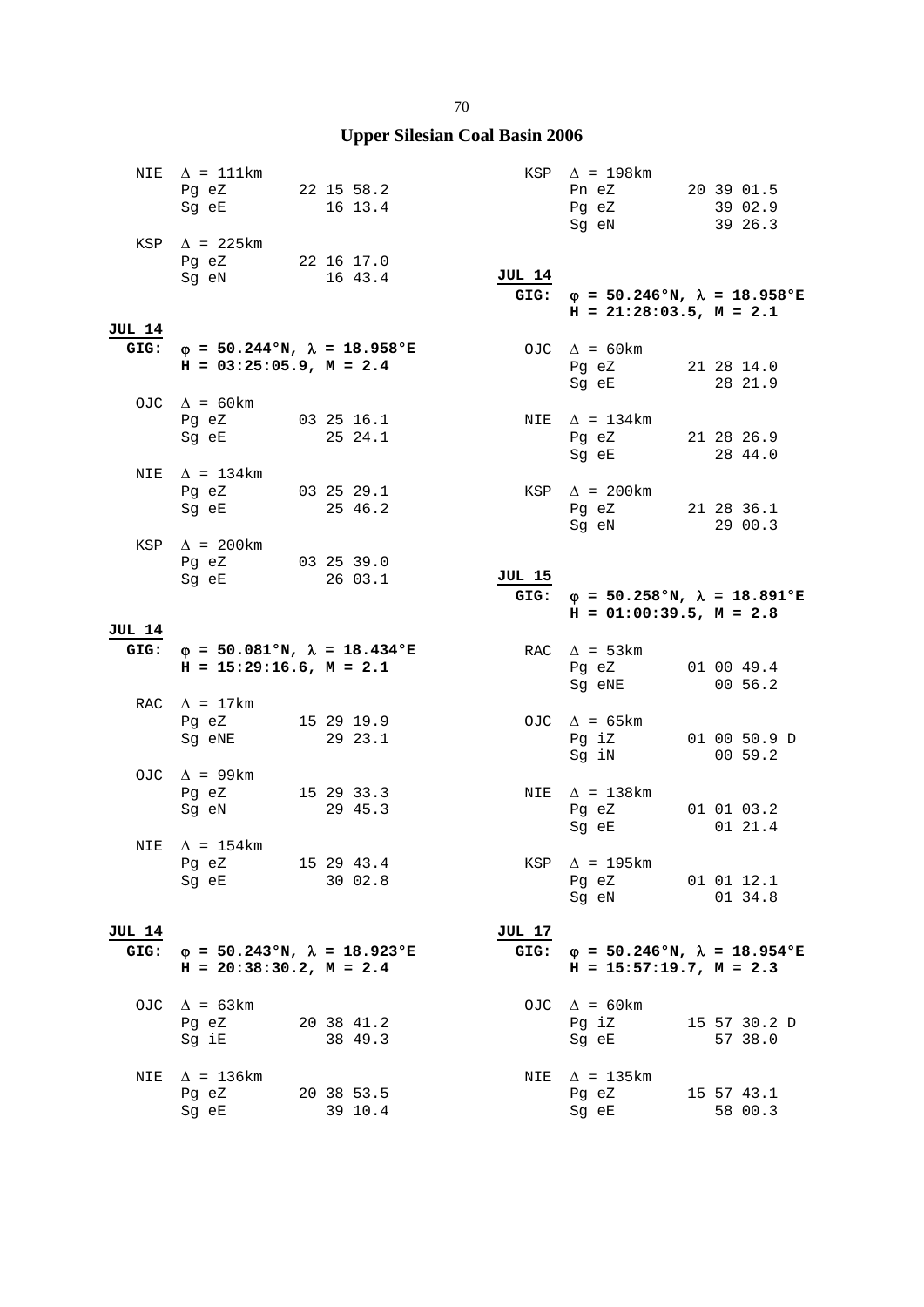## Upper Silesian Coal Basin 2006

NIE $\Delta$ = 111km
```
Pg eZ      22 15 58.2
Sg eE         16 13.4
```

KSP $\Delta$ = 225km
```
Pg eZ      22 16 17.0
Sg eN         16 43.4
```

**JUL 14**

**GIG: $\varphi$ = 50.244°N, $\lambda$ = 18.958°E**
**H = 03:25:05.9, M = 2.4**

OJC $\Delta$ = 60km
```
Pg eZ      03 25 16.1
Sg eE         25 24.1
```

NIE $\Delta$ = 134km
```
Pg eZ      03 25 29.1
Sg eE         25 46.2
```

KSP $\Delta$ = 200km
```
Pg eZ      03 25 39.0
Sg eE         26 03.1
```

**JUL 14**

**GIG: $\varphi$ = 50.081°N, $\lambda$ = 18.434°E**
**H = 15:29:16.6, M = 2.1**

RAC $\Delta$ = 17km
```
Pg eZ      15 29 19.9
Sg eNE        29 23.1
```

OJC $\Delta$ = 99km
```
Pg eZ      15 29 33.3
Sg eN         29 45.3
```

NIE $\Delta$ = 154km
```
Pg eZ      15 29 43.4
Sg eE         30 02.8
```

**JUL 14**

**GIG: $\varphi$ = 50.243°N, $\lambda$ = 18.923°E**
**H = 20:38:30.2, M = 2.4**

OJC $\Delta$ = 63km
```
Pg eZ      20 38 41.2
Sg iE         38 49.3
```

NIE $\Delta$ = 136km
```
Pg eZ      20 38 53.5
Sg eE         39 10.4
```

KSP $\Delta$ = 198km
```
Pn eZ      20 39 01.5
Pg eZ         39 02.9
Sg eN         39 26.3
```

**JUL 14**

**GIG: $\varphi$ = 50.246°N, $\lambda$ = 18.958°E**
**H = 21:28:03.5, M = 2.1**

OJC $\Delta$ = 60km
```
Pg eZ      21 28 14.0
Sg eE         28 21.9
```

NIE $\Delta$ = 134km
```
Pg eZ      21 28 26.9
Sg eE         28 44.0
```

KSP $\Delta$ = 200km
```
Pg eZ      21 28 36.1
Sg eN         29 00.3
```

**JUL 15**

**GIG: $\varphi$ = 50.258°N, $\lambda$ = 18.891°E**
**H = 01:00:39.5, M = 2.8**

RAC $\Delta$ = 53km
```
Pg eZ      01 00 49.4
Sg eNE        00 56.2
```

OJC $\Delta$ = 65km
```
Pg iZ      01 00 50.9 D
Sg iN         00 59.2
```

NIE $\Delta$ = 138km
```
Pg eZ      01 01 03.2
Sg eE         01 21.4
```

KSP $\Delta$ = 195km
```
Pg eZ      01 01 12.1
Sg eN         01 34.8
```

**JUL 17**

**GIG: $\varphi$ = 50.246°N, $\lambda$ = 18.954°E**
**H = 15:57:19.7, M = 2.3**

OJC $\Delta$ = 60km
```
Pg iZ      15 57 30.2 D
Sg eE         57 38.0
```

NIE $\Delta$ = 135km
```
Pg eZ      15 57 43.1
Sg eE         58 00.3
```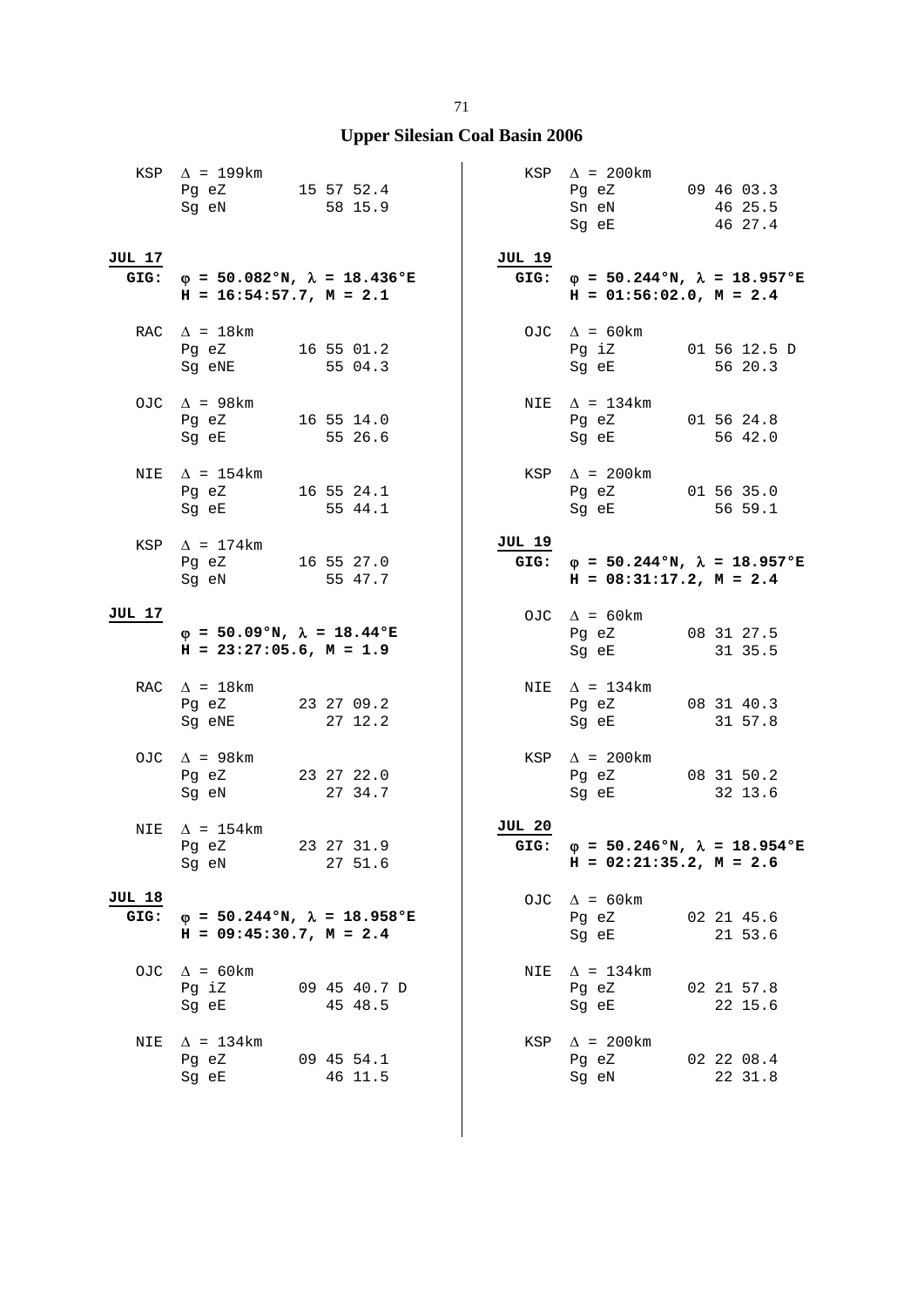## Upper Silesian Coal Basin 2006

KSP $\Delta$ = 199km
Pg eZ 15 57 52.4
Sg eN 58 15.9

**JUL 17**
**GIG:** $\varphi$ **= 50.082°N,** $\lambda$ **= 18.436°E**
**H = 16:54:57.7, M = 2.1**

RAC $\Delta$ = 18km
Pg eZ 16 55 01.2
Sg eNE 55 04.3

OJC $\Delta$ = 98km
Pg eZ 16 55 14.0
Sg eE 55 26.6

NIE $\Delta$ = 154km
Pg eZ 16 55 24.1
Sg eE 55 44.1

KSP $\Delta$ = 174km
Pg eZ 16 55 27.0
Sg eN 55 47.7

**JUL 17**
$\varphi$ **= 50.09°N,** $\lambda$ **= 18.44°E**
**H = 23:27:05.6, M = 1.9**

RAC $\Delta$ = 18km
Pg eZ 23 27 09.2
Sg eNE 27 12.2

OJC $\Delta$ = 98km
Pg eZ 23 27 22.0
Sg eN 27 34.7

NIE $\Delta$ = 154km
Pg eZ 23 27 31.9
Sg eN 27 51.6

**JUL 18**
**GIG:** $\varphi$ **= 50.244°N,** $\lambda$ **= 18.958°E**
**H = 09:45:30.7, M = 2.4**

OJC $\Delta$ = 60km
Pg iZ 09 45 40.7 D
Sg eE 45 48.5

NIE $\Delta$ = 134km
Pg eZ 09 45 54.1
Sg eE 46 11.5

KSP $\Delta$ = 200km
Pg eZ 09 46 03.3
Sn eN 46 25.5
Sg eE 46 27.4

**JUL 19**
**GIG:** $\varphi$ **= 50.244°N,** $\lambda$ **= 18.957°E**
**H = 01:56:02.0, M = 2.4**

OJC $\Delta$ = 60km
Pg iZ 01 56 12.5 D
Sg eE 56 20.3

NIE $\Delta$ = 134km
Pg eZ 01 56 24.8
Sg eE 56 42.0

KSP $\Delta$ = 200km
Pg eZ 01 56 35.0
Sg eE 56 59.1

**JUL 19**
**GIG:** $\varphi$ **= 50.244°N,** $\lambda$ **= 18.957°E**
**H = 08:31:17.2, M = 2.4**

OJC $\Delta$ = 60km
Pg eZ 08 31 27.5
Sg eE 31 35.5

NIE $\Delta$ = 134km
Pg eZ 08 31 40.3
Sg eE 31 57.8

KSP $\Delta$ = 200km
Pg eZ 08 31 50.2
Sg eE 32 13.6

**JUL 20**
**GIG:** $\varphi$ **= 50.246°N,** $\lambda$ **= 18.954°E**
**H = 02:21:35.2, M = 2.6**

OJC $\Delta$ = 60km
Pg eZ 02 21 45.6
Sg eE 21 53.6

NIE $\Delta$ = 134km
Pg eZ 02 21 57.8
Sg eE 22 15.6

KSP $\Delta$ = 200km
Pg eZ 02 22 08.4
Sg eN 22 31.8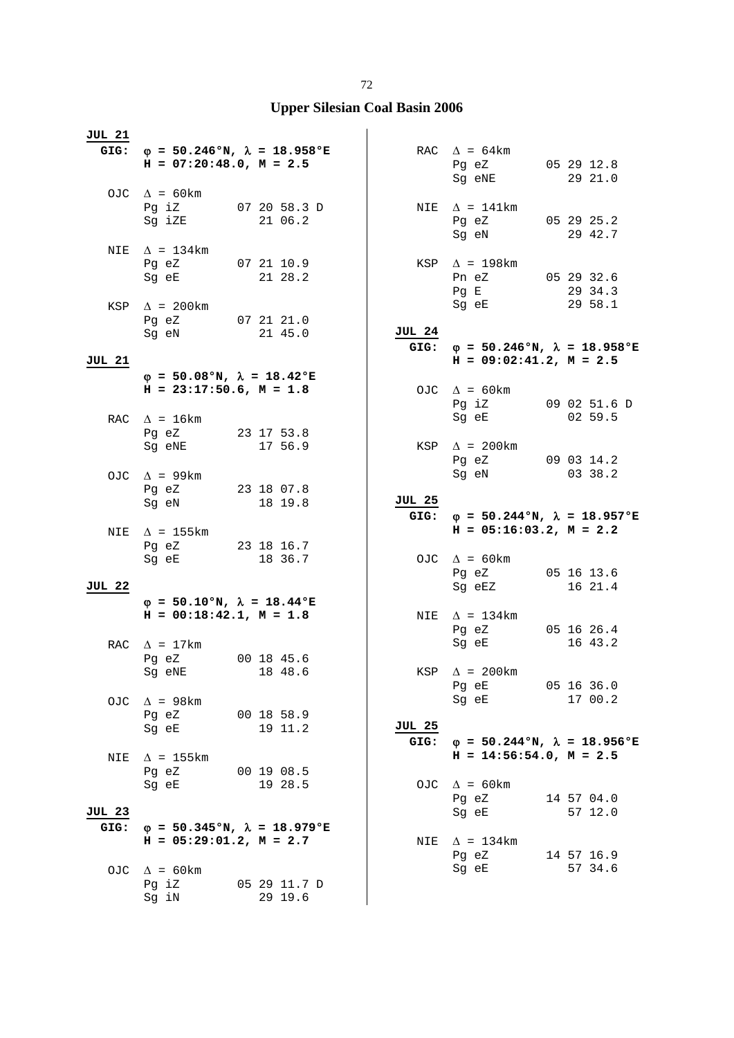# Upper Silesian Coal Basin 2006

**JUL 21**
**GIG:** $\varphi$ **= 50.246°N,** $\lambda$ **= 18.958°E**
**H = 07:20:48.0, M = 2.5**

```
OJC  Δ = 60km
     Pg iZ        07 20 58.3 D
     Sg iZE          21 06.2

NIE  Δ = 134km
     Pg eZ        07 21 10.9
     Sg eE           21 28.2

KSP  Δ = 200km
     Pg eZ        07 21 21.0
     Sg eN           21 45.0
```

**JUL 21**
$\varphi$ **= 50.08°N,** $\lambda$ **= 18.42°E**
**H = 23:17:50.6, M = 1.8**

```
RAC  Δ = 16km
     Pg eZ        23 17 53.8
     Sg eNE          17 56.9

OJC  Δ = 99km
     Pg eZ        23 18 07.8
     Sg eN           18 19.8

NIE  Δ = 155km
     Pg eZ        23 18 16.7
     Sg eE           18 36.7
```

**JUL 22**
$\varphi$ **= 50.10°N,** $\lambda$ **= 18.44°E**
**H = 00:18:42.1, M = 1.8**

```
RAC  Δ = 17km
     Pg eZ        00 18 45.6
     Sg eNE          18 48.6

OJC  Δ = 98km
     Pg eZ        00 18 58.9
     Sg eE           19 11.2

NIE  Δ = 155km
     Pg eZ        00 19 08.5
     Sg eE           19 28.5
```

**JUL 23**
**GIG:** $\varphi$ **= 50.345°N,** $\lambda$ **= 18.979°E**
**H = 05:29:01.2, M = 2.7**

```
OJC  Δ = 60km
     Pg iZ        05 29 11.7 D
     Sg iN           29 19.6

RAC  Δ = 64km
     Pg eZ        05 29 12.8
     Sg eNE          29 21.0

NIE  Δ = 141km
     Pg eZ        05 29 25.2
     Sg eN           29 42.7

KSP  Δ = 198km
     Pn eZ        05 29 32.6
     Pg E            29 34.3
     Sg eE           29 58.1
```

**JUL 24**
**GIG:** $\varphi$ **= 50.246°N,** $\lambda$ **= 18.958°E**
**H = 09:02:41.2, M = 2.5**

```
OJC  Δ = 60km
     Pg iZ        09 02 51.6 D
     Sg eE           02 59.5

KSP  Δ = 200km
     Pg eZ        09 03 14.2
     Sg eN           03 38.2
```

**JUL 25**
**GIG:** $\varphi$ **= 50.244°N,** $\lambda$ **= 18.957°E**
**H = 05:16:03.2, M = 2.2**

```
OJC  Δ = 60km
     Pg eZ        05 16 13.6
     Sg eEZ          16 21.4

NIE  Δ = 134km
     Pg eZ        05 16 26.4
     Sg eE           16 43.2

KSP  Δ = 200km
     Pg eE        05 16 36.0
     Sg eE           17 00.2
```

**JUL 25**
**GIG:** $\varphi$ **= 50.244°N,** $\lambda$ **= 18.956°E**
**H = 14:56:54.0, M = 2.5**

```
OJC  Δ = 60km
     Pg eZ        14 57 04.0
     Sg eE           57 12.0

NIE  Δ = 134km
     Pg eZ        14 57 16.9
     Sg eE           57 34.6
```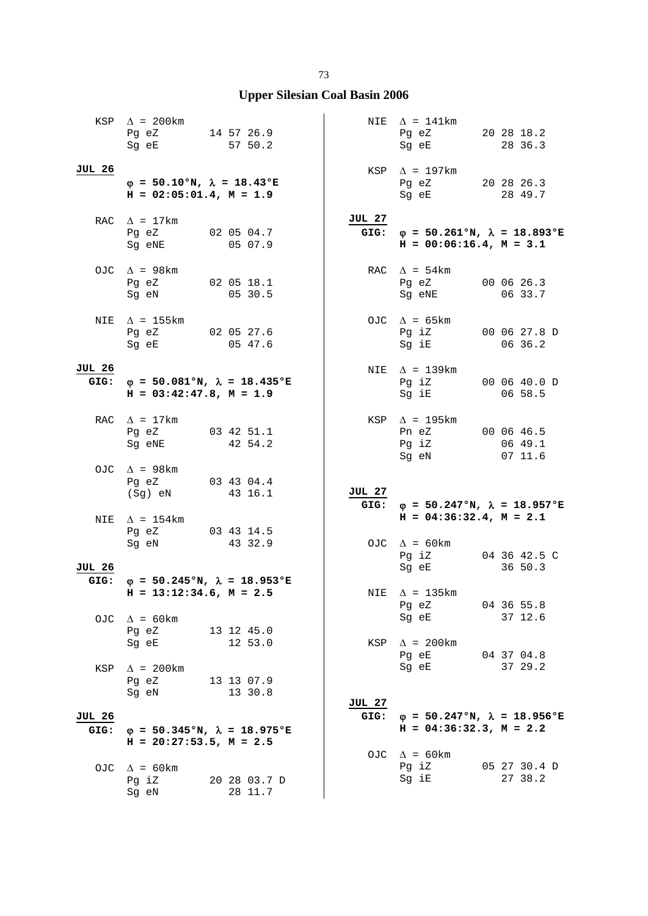## Upper Silesian Coal Basin 2006

KSP $\Delta$ = 200km
Pg eZ 14 57 26.9
Sg eE 57 50.2

**JUL 26**
**$\varphi$ = 50.10°N, $\lambda$ = 18.43°E**
**H = 02:05:01.4, M = 1.9**

RAC $\Delta$ = 17km
Pg eZ 02 05 04.7
Sg eNE 05 07.9

OJC $\Delta$ = 98km
Pg eZ 02 05 18.1
Sg eN 05 30.5

NIE $\Delta$ = 155km
Pg eZ 02 05 27.6
Sg eE 05 47.6

**JUL 26**
**GIG: $\varphi$ = 50.081°N, $\lambda$ = 18.435°E**
**H = 03:42:47.8, M = 1.9**

RAC $\Delta$ = 17km
Pg eZ 03 42 51.1
Sg eNE 42 54.2

OJC $\Delta$ = 98km
Pg eZ 03 43 04.4
(Sg) eN 43 16.1

NIE $\Delta$ = 154km
Pg eZ 03 43 14.5
Sg eN 43 32.9

**JUL 26**
**GIG: $\varphi$ = 50.245°N, $\lambda$ = 18.953°E**
**H = 13:12:34.6, M = 2.5**

OJC $\Delta$ = 60km
Pg eZ 13 12 45.0
Sg eE 12 53.0

KSP $\Delta$ = 200km
Pg eZ 13 13 07.9
Sg eN 13 30.8

**JUL 26**
**GIG: $\varphi$ = 50.345°N, $\lambda$ = 18.975°E**
**H = 20:27:53.5, M = 2.5**

OJC $\Delta$ = 60km
Pg iZ 20 28 03.7 D
Sg eN 28 11.7

NIE $\Delta$ = 141km
Pg eZ 20 28 18.2
Sg eE 28 36.3

KSP $\Delta$ = 197km
Pg eZ 20 28 26.3
Sg eE 28 49.7

**JUL 27**
**GIG: $\varphi$ = 50.261°N, $\lambda$ = 18.893°E**
**H = 00:06:16.4, M = 3.1**

RAC $\Delta$ = 54km
Pg eZ 00 06 26.3
Sg eNE 06 33.7

OJC $\Delta$ = 65km
Pg iZ 00 06 27.8 D
Sg iE 06 36.2

NIE $\Delta$ = 139km
Pg iZ 00 06 40.0 D
Sg iE 06 58.5

KSP $\Delta$ = 195km
Pn eZ 00 06 46.5
Pg iZ 06 49.1
Sg eN 07 11.6

**JUL 27**
**GIG: $\varphi$ = 50.247°N, $\lambda$ = 18.957°E**
**H = 04:36:32.4, M = 2.1**

OJC $\Delta$ = 60km
Pg iZ 04 36 42.5 C
Sg eE 36 50.3

NIE $\Delta$ = 135km
Pg eZ 04 36 55.8
Sg eE 37 12.6

KSP $\Delta$ = 200km
Pg eE 04 37 04.8
Sg eE 37 29.2

**JUL 27**
**GIG: $\varphi$ = 50.247°N, $\lambda$ = 18.956°E**
**H = 04:36:32.3, M = 2.2**

OJC $\Delta$ = 60km
Pg iZ 05 27 30.4 D
Sg iE 27 38.2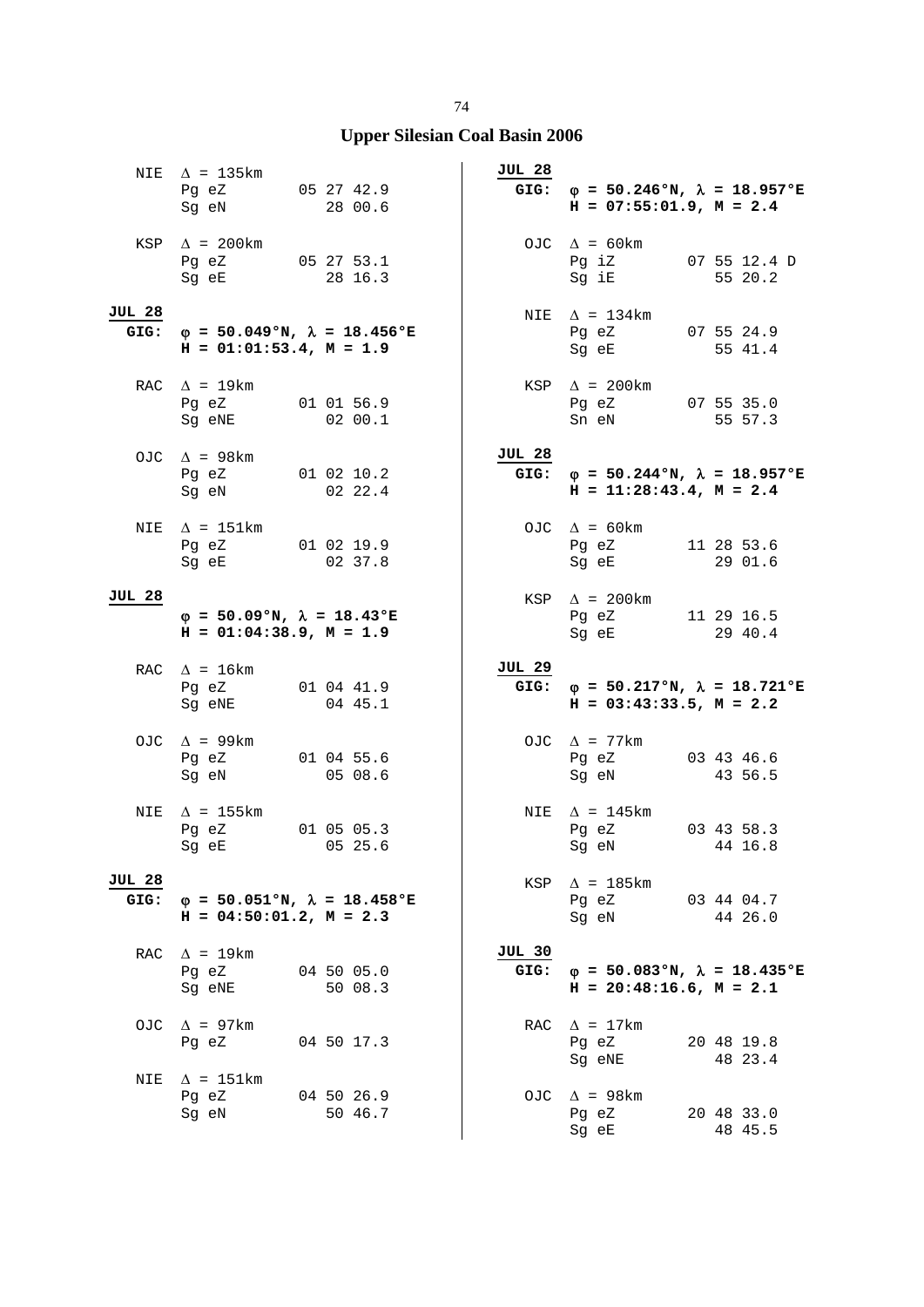## Upper Silesian Coal Basin 2006

```
 NIE  Δ = 135km
      Pg eZ        05 27 42.9
      Sg eN           28 00.6

 KSP  Δ = 200km
      Pg eZ        05 27 53.1
      Sg eE           28 16.3
```

**JUL 28**
**GIG:** **φ = 50.049°N, λ = 18.456°E**
**H = 01:01:53.4, M = 1.9**

```
 RAC  Δ = 19km
      Pg eZ        01 01 56.9
      Sg eNE          02 00.1

 OJC  Δ = 98km
      Pg eZ        01 02 10.2
      Sg eN           02 22.4

 NIE  Δ = 151km
      Pg eZ        01 02 19.9
      Sg eE           02 37.8
```

**JUL 28**
**φ = 50.09°N, λ = 18.43°E**
**H = 01:04:38.9, M = 1.9**

```
 RAC  Δ = 16km
      Pg eZ        01 04 41.9
      Sg eNE          04 45.1

 OJC  Δ = 99km
      Pg eZ        01 04 55.6
      Sg eN           05 08.6

 NIE  Δ = 155km
      Pg eZ        01 05 05.3
      Sg eE           05 25.6
```

**JUL 28**
**GIG:** **φ = 50.051°N, λ = 18.458°E**
**H = 04:50:01.2, M = 2.3**

```
 RAC  Δ = 19km
      Pg eZ        04 50 05.0
      Sg eNE          50 08.3

 OJC  Δ = 97km
      Pg eZ        04 50 17.3

 NIE  Δ = 151km
      Pg eZ        04 50 26.9
      Sg eN           50 46.7
```

**JUL 28**
**GIG:** **φ = 50.246°N, λ = 18.957°E**
**H = 07:55:01.9, M = 2.4**

```
 OJC  Δ = 60km
      Pg iZ        07 55 12.4 D
      Sg iE           55 20.2

 NIE  Δ = 134km
      Pg eZ        07 55 24.9
      Sg eE           55 41.4

 KSP  Δ = 200km
      Pg eZ        07 55 35.0
      Sn eN           55 57.3
```

**JUL 28**
**GIG:** **φ = 50.244°N, λ = 18.957°E**
**H = 11:28:43.4, M = 2.4**

```
 OJC  Δ = 60km
      Pg eZ        11 28 53.6
      Sg eE           29 01.6

 KSP  Δ = 200km
      Pg eZ        11 29 16.5
      Sg eE           29 40.4
```

**JUL 29**
**GIG:** **φ = 50.217°N, λ = 18.721°E**
**H = 03:43:33.5, M = 2.2**

```
 OJC  Δ = 77km
      Pg eZ        03 43 46.6
      Sg eN           43 56.5

 NIE  Δ = 145km
      Pg eZ        03 43 58.3
      Sg eN           44 16.8

 KSP  Δ = 185km
      Pg eZ        03 44 04.7
      Sg eN           44 26.0
```

**JUL 30**
**GIG:** **φ = 50.083°N, λ = 18.435°E**
**H = 20:48:16.6, M = 2.1**

```
 RAC  Δ = 17km
      Pg eZ        20 48 19.8
      Sg eNE          48 23.4

 OJC  Δ = 98km
      Pg eZ        20 48 33.0
      Sg eE           48 45.5
```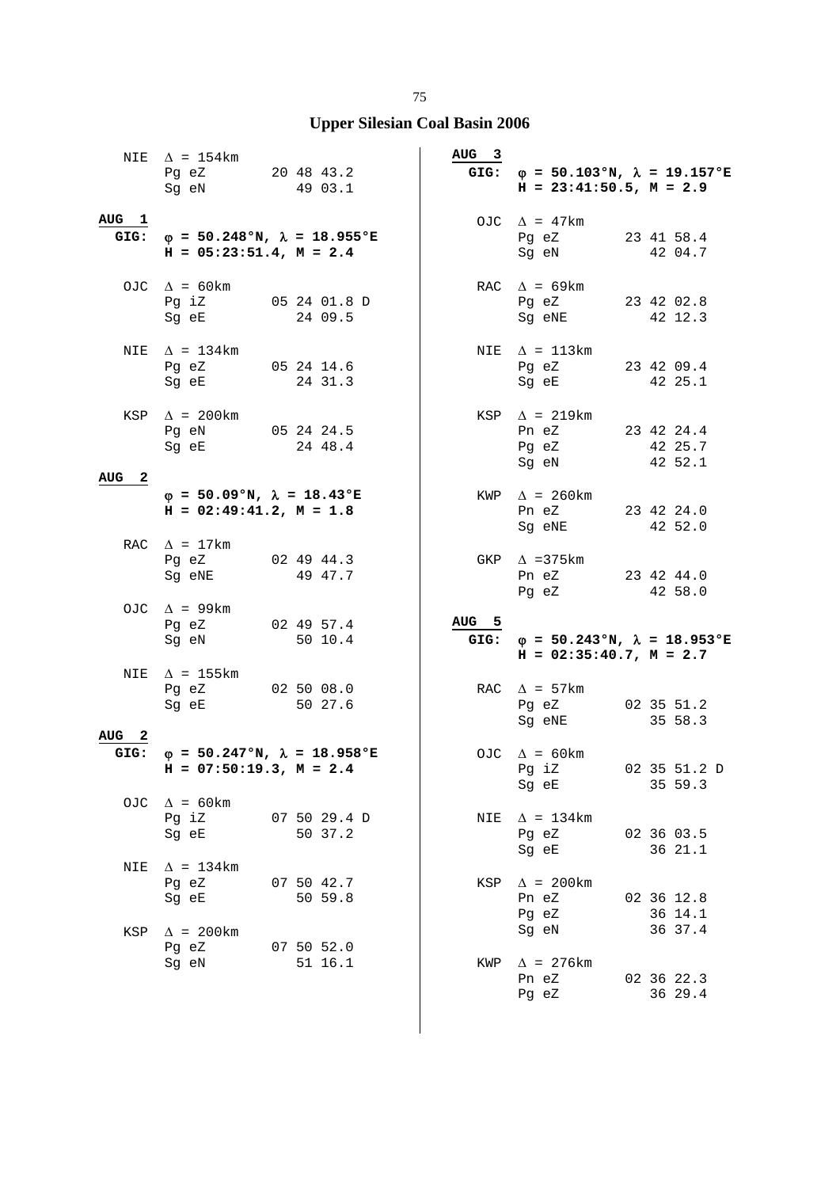## Upper Silesian Coal Basin 2006

NIE  $\Delta$ = 154km
Pg eZ  20 48 43.2
Sg eN  49 03.1

**AUG 1**

**GIG: $\varphi$ = 50.248°N, $\lambda$ = 18.955°E**
**H = 05:23:51.4, M = 2.4**

OJC  $\Delta$ = 60km
Pg iZ  05 24 01.8 D
Sg eE  24 09.5

NIE  $\Delta$ = 134km
Pg eZ  05 24 14.6
Sg eE  24 31.3

KSP  $\Delta$ = 200km
Pg eN  05 24 24.5
Sg eE  24 48.4

**AUG 2**

**$\varphi$ = 50.09°N, $\lambda$ = 18.43°E**
**H = 02:49:41.2, M = 1.8**

RAC  $\Delta$ = 17km
Pg eZ  02 49 44.3
Sg eNE  49 47.7

OJC  $\Delta$ = 99km
Pg eZ  02 49 57.4
Sg eN  50 10.4

NIE  $\Delta$ = 155km
Pg eZ  02 50 08.0
Sg eE  50 27.6

**AUG 2**

**GIG: $\varphi$ = 50.247°N, $\lambda$ = 18.958°E**
**H = 07:50:19.3, M = 2.4**

OJC  $\Delta$ = 60km
Pg iZ  07 50 29.4 D
Sg eE  50 37.2

NIE  $\Delta$ = 134km
Pg eZ  07 50 42.7
Sg eE  50 59.8

KSP  $\Delta$ = 200km
Pg eZ  07 50 52.0
Sg eN  51 16.1

**AUG 3**

**GIG: $\varphi$ = 50.103°N, $\lambda$ = 19.157°E**
**H = 23:41:50.5, M = 2.9**

OJC  $\Delta$ = 47km
Pg eZ  23 41 58.4
Sg eN  42 04.7

RAC  $\Delta$ = 69km
Pg eZ  23 42 02.8
Sg eNE  42 12.3

NIE  $\Delta$ = 113km
Pg eZ  23 42 09.4
Sg eE  42 25.1

KSP  $\Delta$ = 219km
Pn eZ  23 42 24.4
Pg eZ  42 25.7
Sg eN  42 52.1

KWP  $\Delta$ = 260km
Pn eZ  23 42 24.0
Sg eNE  42 52.0

GKP  $\Delta$ =375km
Pn eZ  23 42 44.0
Pg eZ  42 58.0

**AUG 5**

**GIG: $\varphi$ = 50.243°N, $\lambda$ = 18.953°E**
**H = 02:35:40.7, M = 2.7**

RAC  $\Delta$ = 57km
Pg eZ  02 35 51.2
Sg eNE  35 58.3

OJC  $\Delta$ = 60km
Pg iZ  02 35 51.2 D
Sg eE  35 59.3

NIE  $\Delta$ = 134km
Pg eZ  02 36 03.5
Sg eE  36 21.1

KSP  $\Delta$ = 200km
Pn eZ  02 36 12.8
Pg eZ  36 14.1
Sg eN  36 37.4

KWP  $\Delta$ = 276km
Pn eZ  02 36 22.3
Pg eZ  36 29.4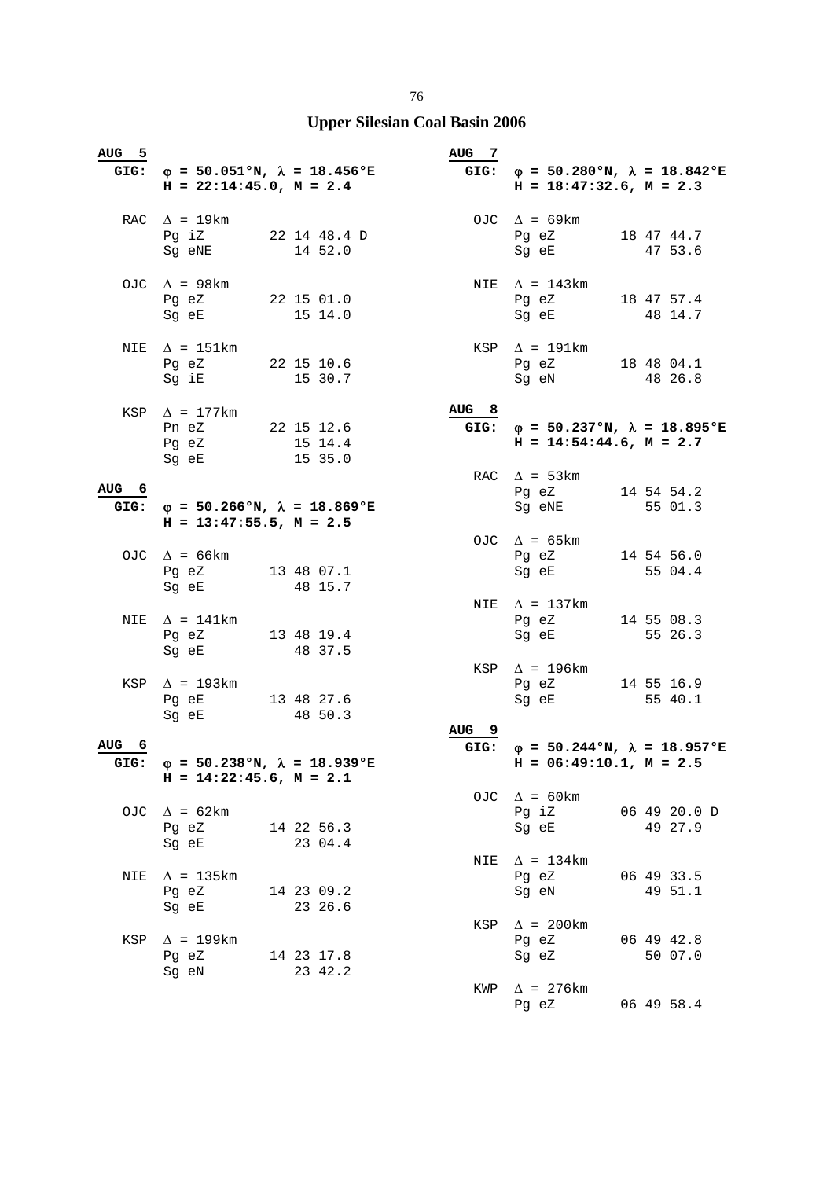# Upper Silesian Coal Basin 2006

**AUG 5**
**GIG:** **φ = 50.051°N, λ = 18.456°E**
**H = 22:14:45.0, M = 2.4**

```
RAC  Δ = 19km
     Pg iZ        22 14 48.4 D
     Sg eNE          14 52.0

OJC  Δ = 98km
     Pg eZ        22 15 01.0
     Sg eE           15 14.0

NIE  Δ = 151km
     Pg eZ        22 15 10.6
     Sg iE           15 30.7

KSP  Δ = 177km
     Pn eZ        22 15 12.6
     Pg eZ           15 14.4
     Sg eE           15 35.0
```

**AUG 6**
**GIG:** **φ = 50.266°N, λ = 18.869°E**
**H = 13:47:55.5, M = 2.5**

```
OJC  Δ = 66km
     Pg eZ        13 48 07.1
     Sg eE           48 15.7

NIE  Δ = 141km
     Pg eZ        13 48 19.4
     Sg eE           48 37.5

KSP  Δ = 193km
     Pg eE        13 48 27.6
     Sg eE           48 50.3
```

**AUG 6**
**GIG:** **φ = 50.238°N, λ = 18.939°E**
**H = 14:22:45.6, M = 2.1**

```
OJC  Δ = 62km
     Pg eZ        14 22 56.3
     Sg eE           23 04.4

NIE  Δ = 135km
     Pg eZ        14 23 09.2
     Sg eE           23 26.6

KSP  Δ = 199km
     Pg eZ        14 23 17.8
     Sg eN           23 42.2
```

**AUG 7**
**GIG:** **φ = 50.280°N, λ = 18.842°E**
**H = 18:47:32.6, M = 2.3**

```
OJC  Δ = 69km
     Pg eZ        18 47 44.7
     Sg eE           47 53.6

NIE  Δ = 143km
     Pg eZ        18 47 57.4
     Sg eE           48 14.7

KSP  Δ = 191km
     Pg eZ        18 48 04.1
     Sg eN           48 26.8
```

**AUG 8**
**GIG:** **φ = 50.237°N, λ = 18.895°E**
**H = 14:54:44.6, M = 2.7**

```
RAC  Δ = 53km
     Pg eZ        14 54 54.2
     Sg eNE          55 01.3

OJC  Δ = 65km
     Pg eZ        14 54 56.0
     Sg eE           55 04.4

NIE  Δ = 137km
     Pg eZ        14 55 08.3
     Sg eE           55 26.3

KSP  Δ = 196km
     Pg eZ        14 55 16.9
     Sg eE           55 40.1
```

**AUG 9**
**GIG:** **φ = 50.244°N, λ = 18.957°E**
**H = 06:49:10.1, M = 2.5**

```
OJC  Δ = 60km
     Pg iZ        06 49 20.0 D
     Sg eE           49 27.9

NIE  Δ = 134km
     Pg eZ        06 49 33.5
     Sg eN           49 51.1

KSP  Δ = 200km
     Pg eZ        06 49 42.8
     Sg eZ           50 07.0

KWP  Δ = 276km
     Pg eZ        06 49 58.4
```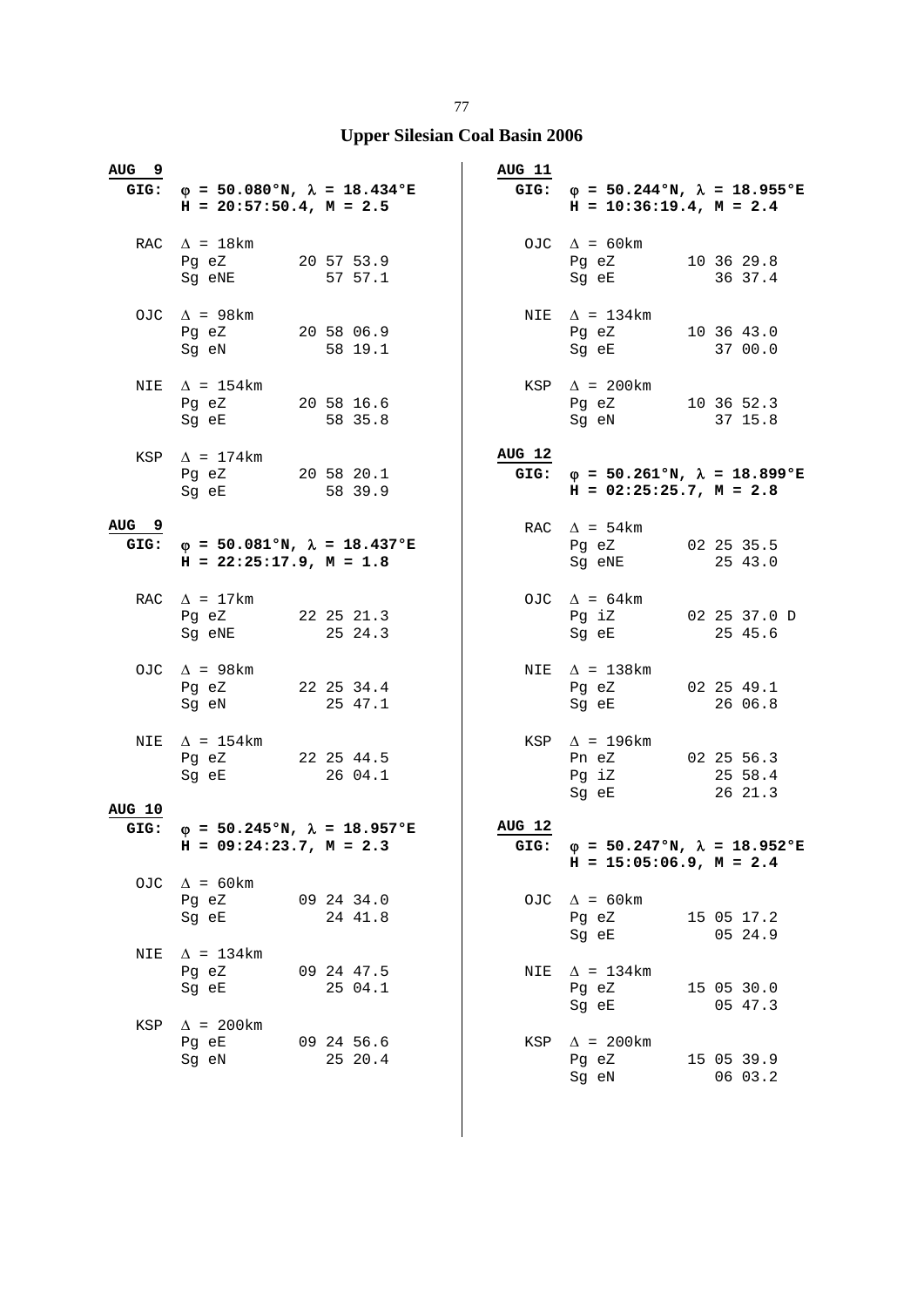# Upper Silesian Coal Basin 2006

**AUG 9**

**GIG: φ = 50.080°N, λ = 18.434°E**
**H = 20:57:50.4, M = 2.5**

```
RAC  Δ = 18km
     Pg eZ       20 57 53.9
     Sg eNE         57 57.1

OJC  Δ = 98km
     Pg eZ       20 58 06.9
     Sg eN          58 19.1

NIE  Δ = 154km
     Pg eZ       20 58 16.6
     Sg eE          58 35.8

KSP  Δ = 174km
     Pg eZ       20 58 20.1
     Sg eE          58 39.9
```

**AUG 9**

**GIG: φ = 50.081°N, λ = 18.437°E**
**H = 22:25:17.9, M = 1.8**

```
RAC  Δ = 17km
     Pg eZ       22 25 21.3
     Sg eNE         25 24.3

OJC  Δ = 98km
     Pg eZ       22 25 34.4
     Sg eN          25 47.1

NIE  Δ = 154km
     Pg eZ       22 25 44.5
     Sg eE          26 04.1
```

**AUG 10**

**GIG: φ = 50.245°N, λ = 18.957°E**
**H = 09:24:23.7, M = 2.3**

```
OJC  Δ = 60km
     Pg eZ       09 24 34.0
     Sg eE          24 41.8

NIE  Δ = 134km
     Pg eZ       09 24 47.5
     Sg eE          25 04.1

KSP  Δ = 200km
     Pg eE       09 24 56.6
     Sg eN          25 20.4
```

**AUG 11**

**GIG: φ = 50.244°N, λ = 18.955°E**
**H = 10:36:19.4, M = 2.4**

```
OJC  Δ = 60km
     Pg eZ       10 36 29.8
     Sg eE          36 37.4

NIE  Δ = 134km
     Pg eZ       10 36 43.0
     Sg eE          37 00.0

KSP  Δ = 200km
     Pg eZ       10 36 52.3
     Sg eN          37 15.8
```

**AUG 12**

**GIG: φ = 50.261°N, λ = 18.899°E**
**H = 02:25:25.7, M = 2.8**

```
RAC  Δ = 54km
     Pg eZ       02 25 35.5
     Sg eNE         25 43.0

OJC  Δ = 64km
     Pg iZ       02 25 37.0 D
     Sg eE          25 45.6

NIE  Δ = 138km
     Pg eZ       02 25 49.1
     Sg eE          26 06.8

KSP  Δ = 196km
     Pn eZ       02 25 56.3
     Pg iZ          25 58.4
     Sg eE          26 21.3
```

**AUG 12**

**GIG: φ = 50.247°N, λ = 18.952°E**
**H = 15:05:06.9, M = 2.4**

```
OJC  Δ = 60km
     Pg eZ       15 05 17.2
     Sg eE          05 24.9

NIE  Δ = 134km
     Pg eZ       15 05 30.0
     Sg eE          05 47.3

KSP  Δ = 200km
     Pg eZ       15 05 39.9
     Sg eN          06 03.2
```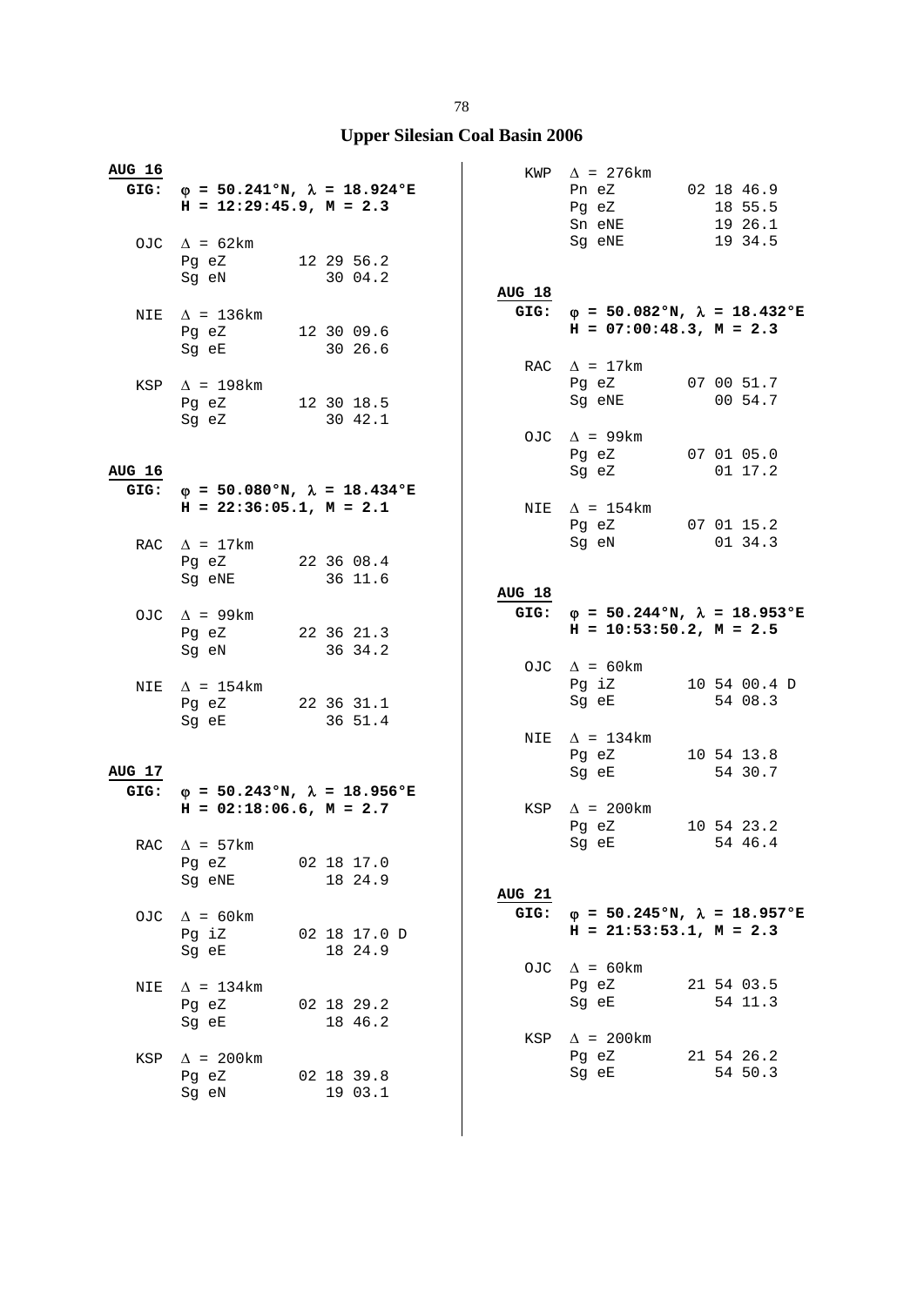## Upper Silesian Coal Basin 2006

**AUG 16**
**GIG: φ = 50.241°N, λ = 18.924°E**
**H = 12:29:45.9, M = 2.3**

```
OJC  Δ = 62km
     Pg eZ        12 29 56.2
     Sg eN           30 04.2

NIE  Δ = 136km
     Pg eZ        12 30 09.6
     Sg eE           30 26.6

KSP  Δ = 198km
     Pg eZ        12 30 18.5
     Sg eZ           30 42.1
```

**AUG 16**
**GIG: φ = 50.080°N, λ = 18.434°E**
**H = 22:36:05.1, M = 2.1**

```
RAC  Δ = 17km
     Pg eZ        22 36 08.4
     Sg eNE          36 11.6

OJC  Δ = 99km
     Pg eZ        22 36 21.3
     Sg eN           36 34.2

NIE  Δ = 154km
     Pg eZ        22 36 31.1
     Sg eE           36 51.4
```

**AUG 17**
**GIG: φ = 50.243°N, λ = 18.956°E**
**H = 02:18:06.6, M = 2.7**

```
RAC  Δ = 57km
     Pg eZ        02 18 17.0
     Sg eNE          18 24.9

OJC  Δ = 60km
     Pg iZ        02 18 17.0 D
     Sg eE           18 24.9

NIE  Δ = 134km
     Pg eZ        02 18 29.2
     Sg eE           18 46.2

KSP  Δ = 200km
     Pg eZ        02 18 39.8
     Sg eN           19 03.1

KWP  Δ = 276km
     Pn eZ        02 18 46.9
     Pg eZ           18 55.5
     Sn eNE          19 26.1
     Sg eNE          19 34.5
```

**AUG 18**
**GIG: φ = 50.082°N, λ = 18.432°E**
**H = 07:00:48.3, M = 2.3**

```
RAC  Δ = 17km
     Pg eZ        07 00 51.7
     Sg eNE          00 54.7

OJC  Δ = 99km
     Pg eZ        07 01 05.0
     Sg eZ           01 17.2

NIE  Δ = 154km
     Pg eZ        07 01 15.2
     Sg eN           01 34.3
```

**AUG 18**
**GIG: φ = 50.244°N, λ = 18.953°E**
**H = 10:53:50.2, M = 2.5**

```
OJC  Δ = 60km
     Pg iZ        10 54 00.4 D
     Sg eE           54 08.3

NIE  Δ = 134km
     Pg eZ        10 54 13.8
     Sg eE           54 30.7

KSP  Δ = 200km
     Pg eZ        10 54 23.2
     Sg eE           54 46.4
```

**AUG 21**
**GIG: φ = 50.245°N, λ = 18.957°E**
**H = 21:53:53.1, M = 2.3**

```
OJC  Δ = 60km
     Pg eZ        21 54 03.5
     Sg eE           54 11.3

KSP  Δ = 200km
     Pg eZ        21 54 26.2
     Sg eE           54 50.3
```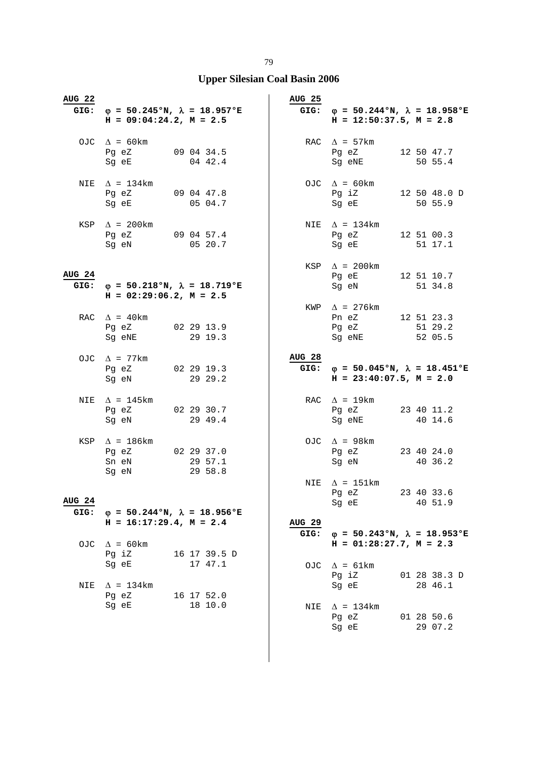# Upper Silesian Coal Basin 2006

**AUG 22**
**GIG:** **φ = 50.245°N, λ = 18.957°E**
**H = 09:04:24.2, M = 2.5**

```
OJC  Δ = 60km
     Pg eZ        09 04 34.5
     Sg eE           04 42.4

NIE  Δ = 134km
     Pg eZ        09 04 47.8
     Sg eE           05 04.7

KSP  Δ = 200km
     Pg eZ        09 04 57.4
     Sg eN           05 20.7
```

**AUG 24**
**GIG:** **φ = 50.218°N, λ = 18.719°E**
**H = 02:29:06.2, M = 2.5**

```
RAC  Δ = 40km
     Pg eZ        02 29 13.9
     Sg eNE          29 19.3

OJC  Δ = 77km
     Pg eZ        02 29 19.3
     Sg eN           29 29.2

NIE  Δ = 145km
     Pg eZ        02 29 30.7
     Sg eN           29 49.4

KSP  Δ = 186km
     Pg eZ        02 29 37.0
     Sn eN           29 57.1
     Sg eN           29 58.8
```

**AUG 24**
**GIG:** **φ = 50.244°N, λ = 18.956°E**
**H = 16:17:29.4, M = 2.4**

```
OJC  Δ = 60km
     Pg iZ        16 17 39.5 D
     Sg eE           17 47.1

NIE  Δ = 134km
     Pg eZ        16 17 52.0
     Sg eE           18 10.0
```

**AUG 25**
**GIG:** **φ = 50.244°N, λ = 18.958°E**
**H = 12:50:37.5, M = 2.8**

```
RAC  Δ = 57km
     Pg eZ        12 50 47.7
     Sg eNE          50 55.4

OJC  Δ = 60km
     Pg iZ        12 50 48.0 D
     Sg eE           50 55.9

NIE  Δ = 134km
     Pg eZ        12 51 00.3
     Sg eE           51 17.1

KSP  Δ = 200km
     Pg eE        12 51 10.7
     Sg eN           51 34.8

KWP  Δ = 276km
     Pn eZ        12 51 23.3
     Pg eZ           51 29.2
     Sg eNE          52 05.5
```

**AUG 28**
**GIG:** **φ = 50.045°N, λ = 18.451°E**
**H = 23:40:07.5, M = 2.0**

```
RAC  Δ = 19km
     Pg eZ        23 40 11.2
     Sg eNE          40 14.6

OJC  Δ = 98km
     Pg eZ        23 40 24.0
     Sg eN           40 36.2

NIE  Δ = 151km
     Pg eZ        23 40 33.6
     Sg eE           40 51.9
```

**AUG 29**
**GIG:** **φ = 50.243°N, λ = 18.953°E**
**H = 01:28:27.7, M = 2.3**

```
OJC  Δ = 61km
     Pg iZ        01 28 38.3 D
     Sg eE           28 46.1

NIE  Δ = 134km
     Pg eZ        01 28 50.6
     Sg eE           29 07.2
```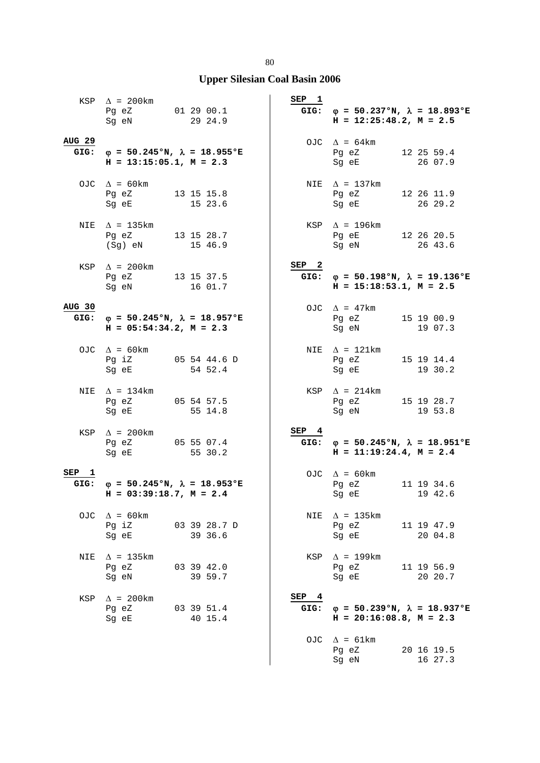## Upper Silesian Coal Basin 2006

```
  KSP  Δ = 200km
       Pg eZ        01 29 00.1
       Sg eN           29 24.9
```

**AUG 29**

**GIG: φ = 50.245°N, λ = 18.955°E**
**H = 13:15:05.1, M = 2.3**

```
  OJC  Δ = 60km
       Pg eZ        13 15 15.8
       Sg eE           15 23.6

  NIE  Δ = 135km
       Pg eZ        13 15 28.7
       (Sg) eN         15 46.9

  KSP  Δ = 200km
       Pg eZ        13 15 37.5
       Sg eN           16 01.7
```

**AUG 30**

**GIG: φ = 50.245°N, λ = 18.957°E**
**H = 05:54:34.2, M = 2.3**

```
  OJC  Δ = 60km
       Pg iZ        05 54 44.6 D
       Sg eE           54 52.4

  NIE  Δ = 134km
       Pg eZ        05 54 57.5
       Sg eE           55 14.8

  KSP  Δ = 200km
       Pg eZ        05 55 07.4
       Sg eE           55 30.2
```

**SEP 1**

**GIG: φ = 50.245°N, λ = 18.953°E**
**H = 03:39:18.7, M = 2.4**

```
  OJC  Δ = 60km
       Pg iZ        03 39 28.7 D
       Sg eE           39 36.6

  NIE  Δ = 135km
       Pg eZ        03 39 42.0
       Sg eN           39 59.7

  KSP  Δ = 200km
       Pg eZ        03 39 51.4
       Sg eE           40 15.4
```

**SEP 1**

**GIG: φ = 50.237°N, λ = 18.893°E**
**H = 12:25:48.2, M = 2.5**

```
  OJC  Δ = 64km
       Pg eZ        12 25 59.4
       Sg eE           26 07.9

  NIE  Δ = 137km
       Pg eZ        12 26 11.9
       Sg eE           26 29.2

  KSP  Δ = 196km
       Pg eE        12 26 20.5
       Sg eN           26 43.6
```

**SEP 2**

**GIG: φ = 50.198°N, λ = 19.136°E**
**H = 15:18:53.1, M = 2.5**

```
  OJC  Δ = 47km
       Pg eZ        15 19 00.9
       Sg eN           19 07.3

  NIE  Δ = 121km
       Pg eZ        15 19 14.4
       Sg eE           19 30.2

  KSP  Δ = 214km
       Pg eZ        15 19 28.7
       Sg eN           19 53.8
```

**SEP 4**

**GIG: φ = 50.245°N, λ = 18.951°E**
**H = 11:19:24.4, M = 2.4**

```
  OJC  Δ = 60km
       Pg eZ        11 19 34.6
       Sg eE           19 42.6

  NIE  Δ = 135km
       Pg eZ        11 19 47.9
       Sg eE           20 04.8

  KSP  Δ = 199km
       Pg eZ        11 19 56.9
       Sg eE           20 20.7
```

**SEP 4**

**GIG: φ = 50.239°N, λ = 18.937°E**
**H = 20:16:08.8, M = 2.3**

```
  OJC  Δ = 61km
       Pg eZ        20 16 19.5
       Sg eN           16 27.3
```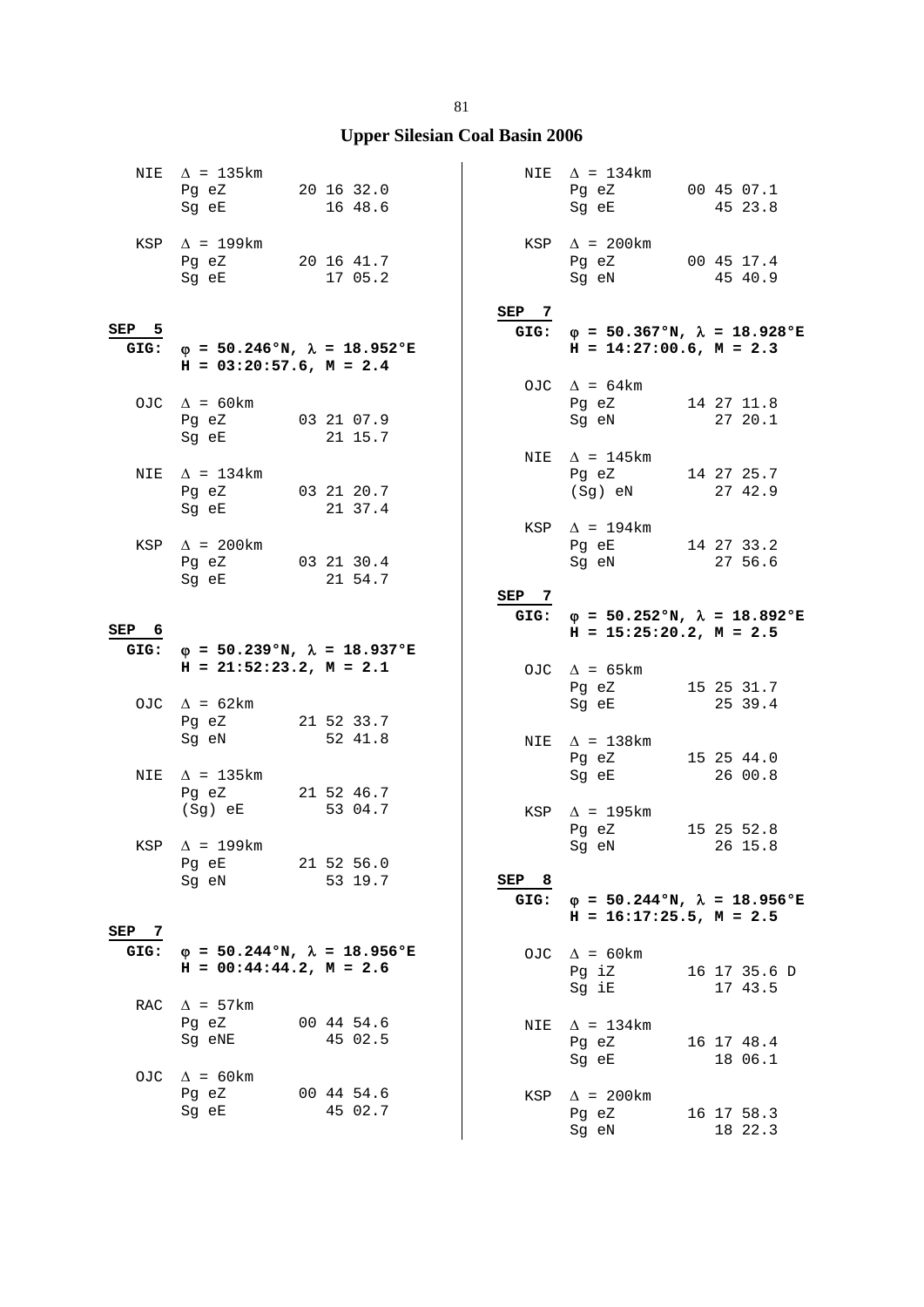# Upper Silesian Coal Basin 2006

NIE $\Delta$ = 135km
Pg eZ 20 16 32.0
Sg eE 16 48.6

KSP $\Delta$ = 199km
Pg eZ 20 16 41.7
Sg eE 17 05.2

**SEP 5**
**GIG: $\varphi$ = 50.246°N, $\lambda$ = 18.952°E**
**H = 03:20:57.6, M = 2.4**

OJC $\Delta$ = 60km
Pg eZ 03 21 07.9
Sg eE 21 15.7

NIE $\Delta$ = 134km
Pg eZ 03 21 20.7
Sg eE 21 37.4

KSP $\Delta$ = 200km
Pg eZ 03 21 30.4
Sg eE 21 54.7

**SEP 6**
**GIG: $\varphi$ = 50.239°N, $\lambda$ = 18.937°E**
**H = 21:52:23.2, M = 2.1**

OJC $\Delta$ = 62km
Pg eZ 21 52 33.7
Sg eN 52 41.8

NIE $\Delta$ = 135km
Pg eZ 21 52 46.7
(Sg) eE 53 04.7

KSP $\Delta$ = 199km
Pg eE 21 52 56.0
Sg eN 53 19.7

**SEP 7**
**GIG: $\varphi$ = 50.244°N, $\lambda$ = 18.956°E**
**H = 00:44:44.2, M = 2.6**

RAC $\Delta$ = 57km
Pg eZ 00 44 54.6
Sg eNE 45 02.5

OJC $\Delta$ = 60km
Pg eZ 00 44 54.6
Sg eE 45 02.7

NIE $\Delta$ = 134km
Pg eZ 00 45 07.1
Sg eE 45 23.8

KSP $\Delta$ = 200km
Pg eZ 00 45 17.4
Sg eN 45 40.9

**SEP 7**
**GIG: $\varphi$ = 50.367°N, $\lambda$ = 18.928°E**
**H = 14:27:00.6, M = 2.3**

OJC $\Delta$ = 64km
Pg eZ 14 27 11.8
Sg eN 27 20.1

NIE $\Delta$ = 145km
Pg eZ 14 27 25.7
(Sg) eN 27 42.9

KSP $\Delta$ = 194km
Pg eE 14 27 33.2
Sg eN 27 56.6

**SEP 7**
**GIG: $\varphi$ = 50.252°N, $\lambda$ = 18.892°E**
**H = 15:25:20.2, M = 2.5**

OJC $\Delta$ = 65km
Pg eZ 15 25 31.7
Sg eE 25 39.4

NIE $\Delta$ = 138km
Pg eZ 15 25 44.0
Sg eE 26 00.8

KSP $\Delta$ = 195km
Pg eZ 15 25 52.8
Sg eN 26 15.8

**SEP 8**
**GIG: $\varphi$ = 50.244°N, $\lambda$ = 18.956°E**
**H = 16:17:25.5, M = 2.5**

OJC $\Delta$ = 60km
Pg iZ 16 17 35.6 D
Sg iE 17 43.5

NIE $\Delta$ = 134km
Pg eZ 16 17 48.4
Sg eE 18 06.1

KSP $\Delta$ = 200km
Pg eZ 16 17 58.3
Sg eN 18 22.3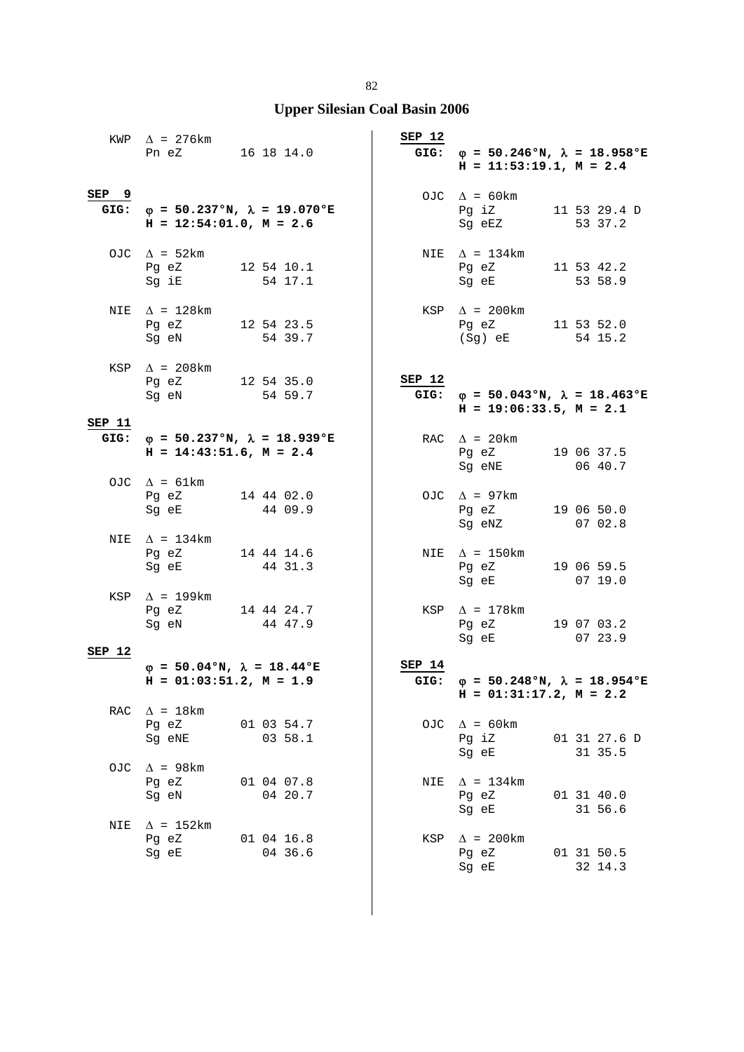## Upper Silesian Coal Basin 2006

KWP $\Delta$ = 276km
Pn eZ 16 18 14.0

**SEP 9**
**GIG: $\varphi$ = 50.237°N, $\lambda$ = 19.070°E**
**H = 12:54:01.0, M = 2.6**

OJC $\Delta$ = 52km
Pg eZ 12 54 10.1
Sg iE 54 17.1

NIE $\Delta$ = 128km
Pg eZ 12 54 23.5
Sg eN 54 39.7

KSP $\Delta$ = 208km
Pg eZ 12 54 35.0
Sg eN 54 59.7

**SEP 11**
**GIG: $\varphi$ = 50.237°N, $\lambda$ = 18.939°E**
**H = 14:43:51.6, M = 2.4**

OJC $\Delta$ = 61km
Pg eZ 14 44 02.0
Sg eE 44 09.9

NIE $\Delta$ = 134km
Pg eZ 14 44 14.6
Sg eE 44 31.3

KSP $\Delta$ = 199km
Pg eZ 14 44 24.7
Sg eN 44 47.9

**SEP 12**
**$\varphi$ = 50.04°N, $\lambda$ = 18.44°E**
**H = 01:03:51.2, M = 1.9**

RAC $\Delta$ = 18km
Pg eZ 01 03 54.7
Sg eNE 03 58.1

OJC $\Delta$ = 98km
Pg eZ 01 04 07.8
Sg eN 04 20.7

NIE $\Delta$ = 152km
Pg eZ 01 04 16.8
Sg eE 04 36.6

**SEP 12**
**GIG: $\varphi$ = 50.246°N, $\lambda$ = 18.958°E**
**H = 11:53:19.1, M = 2.4**

OJC $\Delta$ = 60km
Pg iZ 11 53 29.4 D
Sg eEZ 53 37.2

NIE $\Delta$ = 134km
Pg eZ 11 53 42.2
Sg eE 53 58.9

KSP $\Delta$ = 200km
Pg eZ 11 53 52.0
(Sg) eE 54 15.2

**SEP 12**
**GIG: $\varphi$ = 50.043°N, $\lambda$ = 18.463°E**
**H = 19:06:33.5, M = 2.1**

RAC $\Delta$ = 20km
Pg eZ 19 06 37.5
Sg eNE 06 40.7

OJC $\Delta$ = 97km
Pg eZ 19 06 50.0
Sg eNZ 07 02.8

NIE $\Delta$ = 150km
Pg eZ 19 06 59.5
Sg eE 07 19.0

KSP $\Delta$ = 178km
Pg eZ 19 07 03.2
Sg eE 07 23.9

**SEP 14**
**GIG: $\varphi$ = 50.248°N, $\lambda$ = 18.954°E**
**H = 01:31:17.2, M = 2.2**

OJC $\Delta$ = 60km
Pg iZ 01 31 27.6 D
Sg eE 31 35.5

NIE $\Delta$ = 134km
Pg eZ 01 31 40.0
Sg eE 31 56.6

KSP $\Delta$ = 200km
Pg eZ 01 31 50.5
Sg eE 32 14.3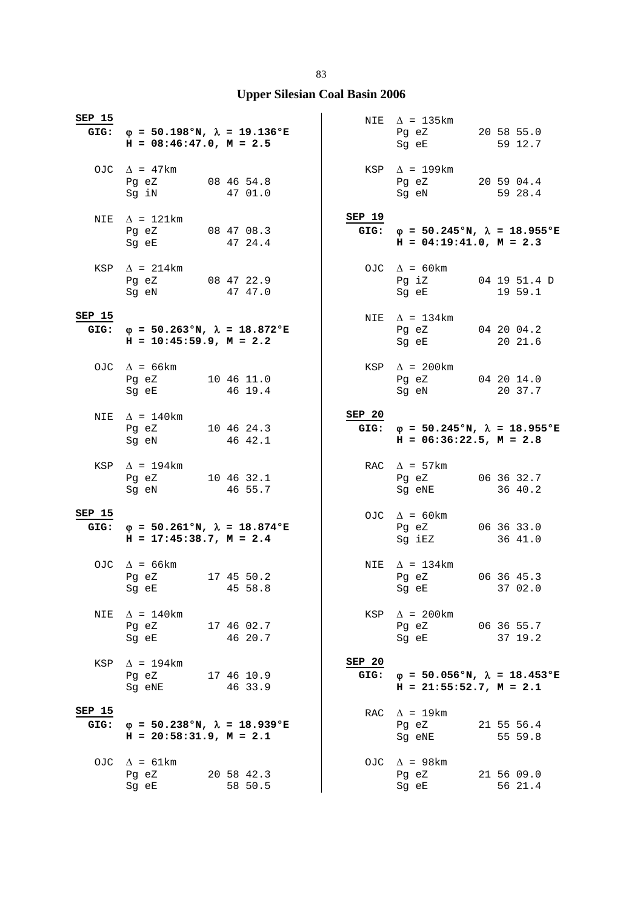# Upper Silesian Coal Basin 2006

**SEP 15**
**GIG: $\varphi$ = 50.198°N, $\lambda$ = 19.136°E**
**H = 08:46:47.0, M = 2.5**

OJC $\Delta$ = 47km
```
Pg eZ     08 46 54.8
Sg iN        47 01.0
```

NIE $\Delta$ = 121km
```
Pg eZ     08 47 08.3
Sg eE        47 24.4
```

KSP $\Delta$ = 214km
```
Pg eZ     08 47 22.9
Sg eN        47 47.0
```

**SEP 15**
**GIG: $\varphi$ = 50.263°N, $\lambda$ = 18.872°E**
**H = 10:45:59.9, M = 2.2**

OJC $\Delta$ = 66km
```
Pg eZ     10 46 11.0
Sg eE        46 19.4
```

NIE $\Delta$ = 140km
```
Pg eZ     10 46 24.3
Sg eN        46 42.1
```

KSP $\Delta$ = 194km
```
Pg eZ     10 46 32.1
Sg eN        46 55.7
```

**SEP 15**
**GIG: $\varphi$ = 50.261°N, $\lambda$ = 18.874°E**
**H = 17:45:38.7, M = 2.4**

OJC $\Delta$ = 66km
```
Pg eZ     17 45 50.2
Sg eE        45 58.8
```

NIE $\Delta$ = 140km
```
Pg eZ     17 46 02.7
Sg eE        46 20.7
```

KSP $\Delta$ = 194km
```
Pg eZ     17 46 10.9
Sg eNE       46 33.9
```

**SEP 15**
**GIG: $\varphi$ = 50.238°N, $\lambda$ = 18.939°E**
**H = 20:58:31.9, M = 2.1**

OJC $\Delta$ = 61km
```
Pg eZ     20 58 42.3
Sg eE        58 50.5
```

NIE $\Delta$ = 135km
```
Pg eZ     20 58 55.0
Sg eE        59 12.7
```

KSP $\Delta$ = 199km
```
Pg eZ     20 59 04.4
Sg eN        59 28.4
```

**SEP 19**
**GIG: $\varphi$ = 50.245°N, $\lambda$ = 18.955°E**
**H = 04:19:41.0, M = 2.3**

OJC $\Delta$ = 60km
```
Pg iZ     04 19 51.4 D
Sg eE        19 59.1
```

NIE $\Delta$ = 134km
```
Pg eZ     04 20 04.2
Sg eE        20 21.6
```

KSP $\Delta$ = 200km
```
Pg eZ     04 20 14.0
Sg eN        20 37.7
```

**SEP 20**
**GIG: $\varphi$ = 50.245°N, $\lambda$ = 18.955°E**
**H = 06:36:22.5, M = 2.8**

RAC $\Delta$ = 57km
```
Pg eZ     06 36 32.7
Sg eNE       36 40.2
```

OJC $\Delta$ = 60km
```
Pg eZ     06 36 33.0
Sg iEZ       36 41.0
```

NIE $\Delta$ = 134km
```
Pg eZ     06 36 45.3
Sg eE        37 02.0
```

KSP $\Delta$ = 200km
```
Pg eZ     06 36 55.7
Sg eE        37 19.2
```

**SEP 20**
**GIG: $\varphi$ = 50.056°N, $\lambda$ = 18.453°E**
**H = 21:55:52.7, M = 2.1**

RAC $\Delta$ = 19km
```
Pg eZ     21 55 56.4
Sg eNE       55 59.8
```

OJC $\Delta$ = 98km
```
Pg eZ     21 56 09.0
Sg eE        56 21.4
```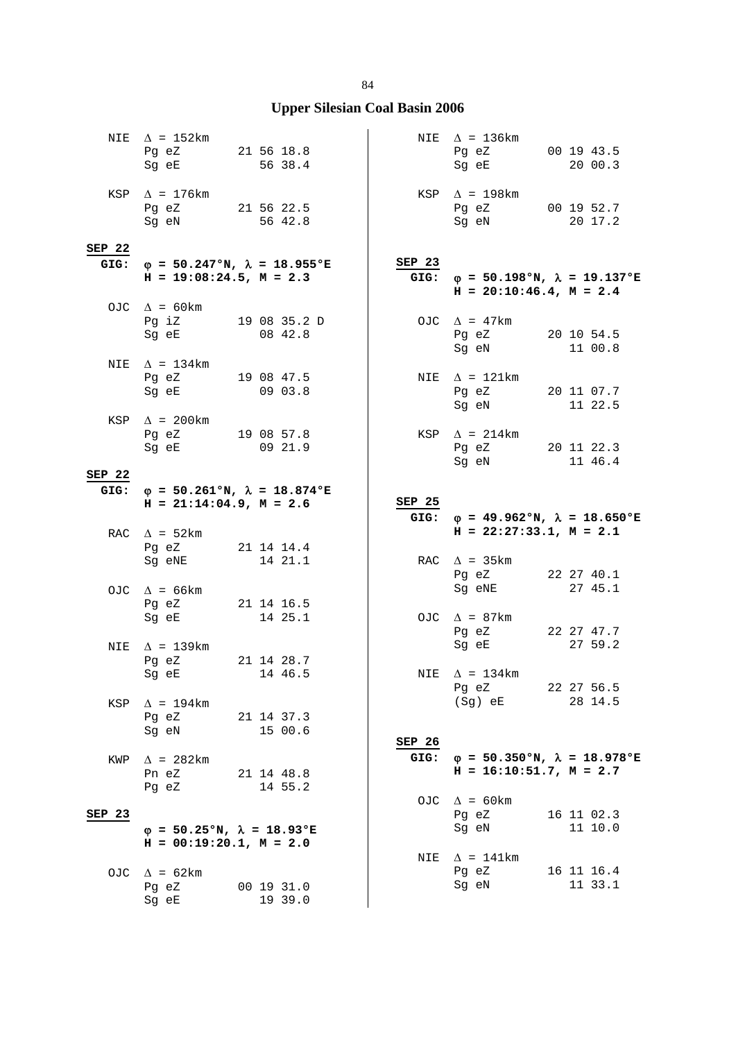## Upper Silesian Coal Basin 2006

NIE  $\Delta$ = 152km
Pg eZ  21 56 18.8
Sg eE  56 38.4

KSP  $\Delta$ = 176km
Pg eZ  21 56 22.5
Sg eN  56 42.8

**SEP 22**
**GIG:  $\varphi$ = 50.247°N, $\lambda$ = 18.955°E**
**H = 19:08:24.5, M = 2.3**

OJC  $\Delta$ = 60km
Pg iZ  19 08 35.2 D
Sg eE  08 42.8

NIE  $\Delta$ = 134km
Pg eZ  19 08 47.5
Sg eE  09 03.8

KSP  $\Delta$ = 200km
Pg eZ  19 08 57.8
Sg eE  09 21.9

**SEP 22**
**GIG:  $\varphi$ = 50.261°N, $\lambda$ = 18.874°E**
**H = 21:14:04.9, M = 2.6**

RAC  $\Delta$ = 52km
Pg eZ  21 14 14.4
Sg eNE  14 21.1

OJC  $\Delta$ = 66km
Pg eZ  21 14 16.5
Sg eE  14 25.1

NIE  $\Delta$ = 139km
Pg eZ  21 14 28.7
Sg eE  14 46.5

KSP  $\Delta$ = 194km
Pg eZ  21 14 37.3
Sg eN  15 00.6

KWP  $\Delta$ = 282km
Pn eZ  21 14 48.8
Pg eZ  14 55.2

**SEP 23**
**$\varphi$ = 50.25°N, $\lambda$ = 18.93°E**
**H = 00:19:20.1, M = 2.0**

OJC  $\Delta$ = 62km
Pg eZ  00 19 31.0
Sg eE  19 39.0

NIE  $\Delta$ = 136km
Pg eZ  00 19 43.5
Sg eE  20 00.3

KSP  $\Delta$ = 198km
Pg eZ  00 19 52.7
Sg eN  20 17.2

**SEP 23**
**GIG:  $\varphi$ = 50.198°N, $\lambda$ = 19.137°E**
**H = 20:10:46.4, M = 2.4**

OJC  $\Delta$ = 47km
Pg eZ  20 10 54.5
Sg eN  11 00.8

NIE  $\Delta$ = 121km
Pg eZ  20 11 07.7
Sg eN  11 22.5

KSP  $\Delta$ = 214km
Pg eZ  20 11 22.3
Sg eN  11 46.4

**SEP 25**
**GIG:  $\varphi$ = 49.962°N, $\lambda$ = 18.650°E**
**H = 22:27:33.1, M = 2.1**

RAC  $\Delta$ = 35km
Pg eZ  22 27 40.1
Sg eNE  27 45.1

OJC  $\Delta$ = 87km
Pg eZ  22 27 47.7
Sg eE  27 59.2

NIE  $\Delta$ = 134km
Pg eZ  22 27 56.5
(Sg) eE  28 14.5

**SEP 26**
**GIG:  $\varphi$ = 50.350°N, $\lambda$ = 18.978°E**
**H = 16:10:51.7, M = 2.7**

OJC  $\Delta$ = 60km
Pg eZ  16 11 02.3
Sg eN  11 10.0

NIE  $\Delta$ = 141km
Pg eZ  16 11 16.4
Sg eN  11 33.1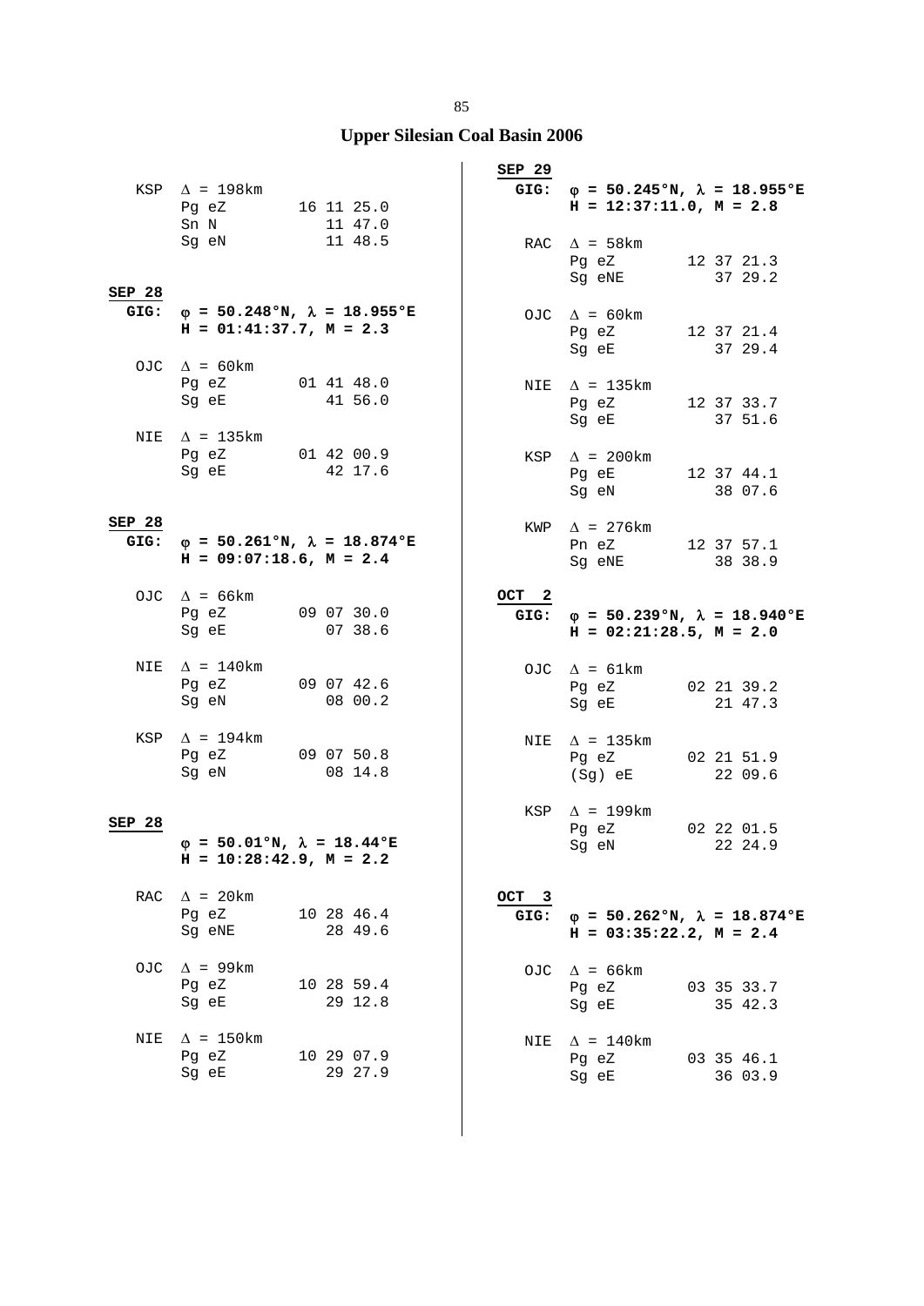# Upper Silesian Coal Basin 2006

KSP $\Delta$ = 198km

| | | |
|---|---|---|
| Pg | eZ | 16 11 25.0 |
| Sn | N | 11 47.0 |
| Sg | eN | 11 48.5 |

**SEP 28**

**GIG: φ = 50.248°N, λ = 18.955°E**
**H = 01:41:37.7, M = 2.3**

OJC $\Delta$ = 60km

| | | |
|---|---|---|
| Pg | eZ | 01 41 48.0 |
| Sg | eE | 41 56.0 |

NIE $\Delta$ = 135km

| | | |
|---|---|---|
| Pg | eZ | 01 42 00.9 |
| Sg | eE | 42 17.6 |

**SEP 28**

**GIG: φ = 50.261°N, λ = 18.874°E**
**H = 09:07:18.6, M = 2.4**

OJC $\Delta$ = 66km

| | | |
|---|---|---|
| Pg | eZ | 09 07 30.0 |
| Sg | eE | 07 38.6 |

NIE $\Delta$ = 140km

| | | |
|---|---|---|
| Pg | eZ | 09 07 42.6 |
| Sg | eN | 08 00.2 |

KSP $\Delta$ = 194km

| | | |
|---|---|---|
| Pg | eZ | 09 07 50.8 |
| Sg | eN | 08 14.8 |

**SEP 28**

**φ = 50.01°N, λ = 18.44°E**
**H = 10:28:42.9, M = 2.2**

RAC $\Delta$ = 20km

| | | |
|---|---|---|
| Pg | eZ | 10 28 46.4 |
| Sg | eNE | 28 49.6 |

OJC $\Delta$ = 99km

| | | |
|---|---|---|
| Pg | eZ | 10 28 59.4 |
| Sg | eE | 29 12.8 |

NIE $\Delta$ = 150km

| | | |
|---|---|---|
| Pg | eZ | 10 29 07.9 |
| Sg | eE | 29 27.9 |

**SEP 29**

**GIG: φ = 50.245°N, λ = 18.955°E**
**H = 12:37:11.0, M = 2.8**

RAC $\Delta$ = 58km

| | | |
|---|---|---|
| Pg | eZ | 12 37 21.3 |
| Sg | eNE | 37 29.2 |

OJC $\Delta$ = 60km

| | | |
|---|---|---|
| Pg | eZ | 12 37 21.4 |
| Sg | eE | 37 29.4 |

NIE $\Delta$ = 135km

| | | |
|---|---|---|
| Pg | eZ | 12 37 33.7 |
| Sg | eE | 37 51.6 |

KSP $\Delta$ = 200km

| | | |
|---|---|---|
| Pg | eE | 12 37 44.1 |
| Sg | eN | 38 07.6 |

KWP $\Delta$ = 276km

| | | |
|---|---|---|
| Pn | eZ | 12 37 57.1 |
| Sg | eNE | 38 38.9 |

**OCT 2**

**GIG: φ = 50.239°N, λ = 18.940°E**
**H = 02:21:28.5, M = 2.0**

OJC $\Delta$ = 61km

| | | |
|---|---|---|
| Pg | eZ | 02 21 39.2 |
| Sg | eE | 21 47.3 |

NIE $\Delta$ = 135km

| | | |
|---|---|---|
| Pg | eZ | 02 21 51.9 |
| (Sg) | eE | 22 09.6 |

KSP $\Delta$ = 199km

| | | |
|---|---|---|
| Pg | eZ | 02 22 01.5 |
| Sg | eN | 22 24.9 |

**OCT 3**

**GIG: φ = 50.262°N, λ = 18.874°E**
**H = 03:35:22.2, M = 2.4**

OJC $\Delta$ = 66km

| | | |
|---|---|---|
| Pg | eZ | 03 35 33.7 |
| Sg | eE | 35 42.3 |

NIE $\Delta$ = 140km

| | | |
|---|---|---|
| Pg | eZ | 03 35 46.1 |
| Sg | eE | 36 03.9 |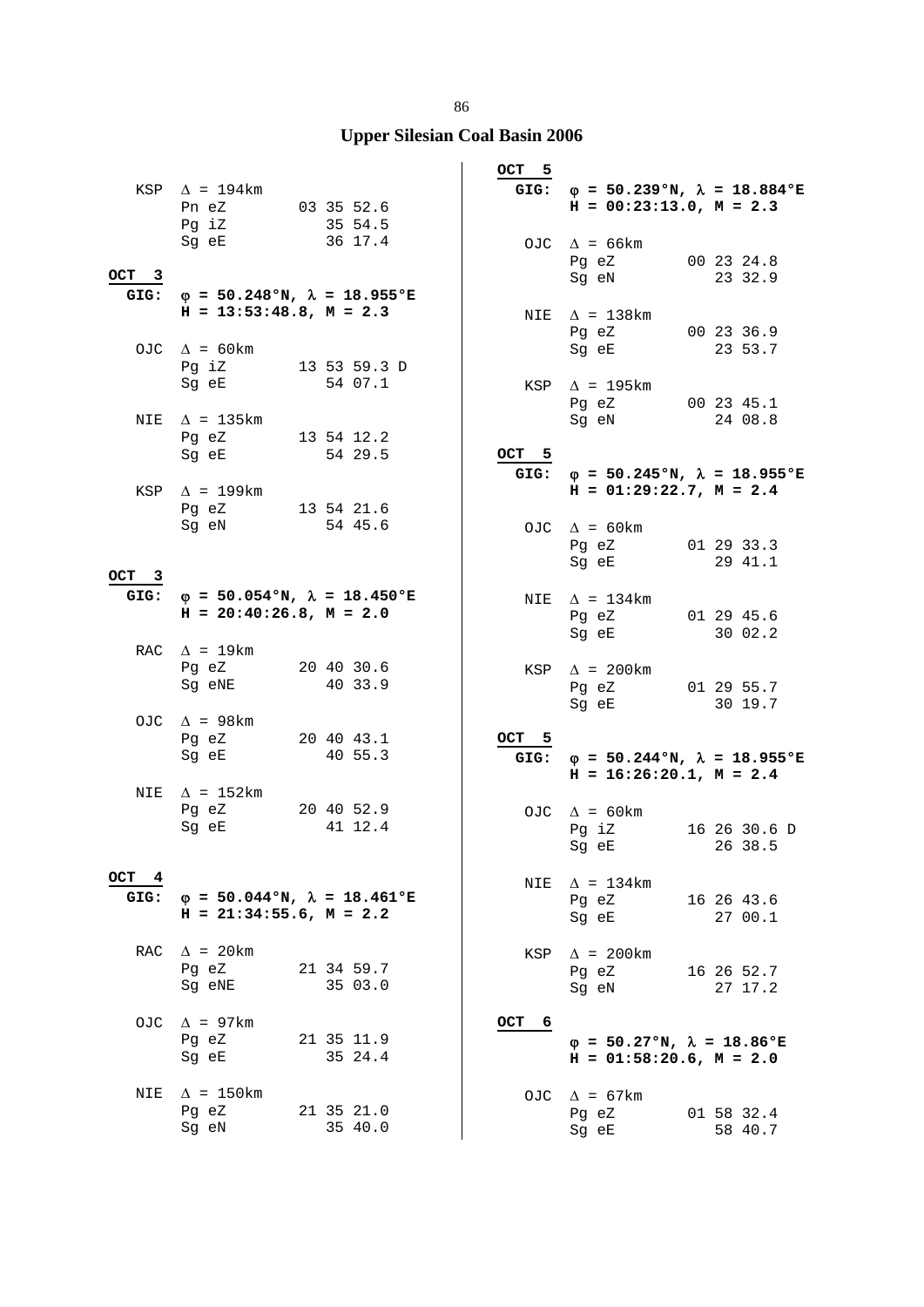## Upper Silesian Coal Basin 2006

KSP  $\Delta$ = 194km
Pn eZ  03 35 52.6
Pg iZ  35 54.5
Sg eE  36 17.4

**OCT 3**

**GIG:** **$\varphi$ = 50.248°N, $\lambda$ = 18.955°E**
**H = 13:53:48.8, M = 2.3**

OJC  $\Delta$ = 60km
Pg iZ  13 53 59.3 D
Sg eE  54 07.1

NIE  $\Delta$ = 135km
Pg eZ  13 54 12.2
Sg eE  54 29.5

KSP  $\Delta$ = 199km
Pg eZ  13 54 21.6
Sg eN  54 45.6

**OCT 3**

**GIG:** **$\varphi$ = 50.054°N, $\lambda$ = 18.450°E**
**H = 20:40:26.8, M = 2.0**

RAC  $\Delta$ = 19km
Pg eZ  20 40 30.6
Sg eNE  40 33.9

OJC  $\Delta$ = 98km
Pg eZ  20 40 43.1
Sg eE  40 55.3

NIE  $\Delta$ = 152km
Pg eZ  20 40 52.9
Sg eE  41 12.4

**OCT 4**

**GIG:** **$\varphi$ = 50.044°N, $\lambda$ = 18.461°E**
**H = 21:34:55.6, M = 2.2**

RAC  $\Delta$ = 20km
Pg eZ  21 34 59.7
Sg eNE  35 03.0

OJC  $\Delta$ = 97km
Pg eZ  21 35 11.9
Sg eE  35 24.4

NIE  $\Delta$ = 150km
Pg eZ  21 35 21.0
Sg eN  35 40.0

**OCT 5**

**GIG:** **$\varphi$ = 50.239°N, $\lambda$ = 18.884°E**
**H = 00:23:13.0, M = 2.3**

OJC  $\Delta$ = 66km
Pg eZ  00 23 24.8
Sg eN  23 32.9

NIE  $\Delta$ = 138km
Pg eZ  00 23 36.9
Sg eE  23 53.7

KSP  $\Delta$ = 195km
Pg eZ  00 23 45.1
Sg eN  24 08.8

**OCT 5**

**GIG:** **$\varphi$ = 50.245°N, $\lambda$ = 18.955°E**
**H = 01:29:22.7, M = 2.4**

OJC  $\Delta$ = 60km
Pg eZ  01 29 33.3
Sg eE  29 41.1

NIE  $\Delta$ = 134km
Pg eZ  01 29 45.6
Sg eE  30 02.2

KSP  $\Delta$ = 200km
Pg eZ  01 29 55.7
Sg eE  30 19.7

**OCT 5**

**GIG:** **$\varphi$ = 50.244°N, $\lambda$ = 18.955°E**
**H = 16:26:20.1, M = 2.4**

OJC  $\Delta$ = 60km
Pg iZ  16 26 30.6 D
Sg eE  26 38.5

NIE  $\Delta$ = 134km
Pg eZ  16 26 43.6
Sg eE  27 00.1

KSP  $\Delta$ = 200km
Pg eZ  16 26 52.7
Sg eN  27 17.2

**OCT 6**

**$\varphi$ = 50.27°N, $\lambda$ = 18.86°E**
**H = 01:58:20.6, M = 2.0**

OJC  $\Delta$ = 67km
Pg eZ  01 58 32.4
Sg eE  58 40.7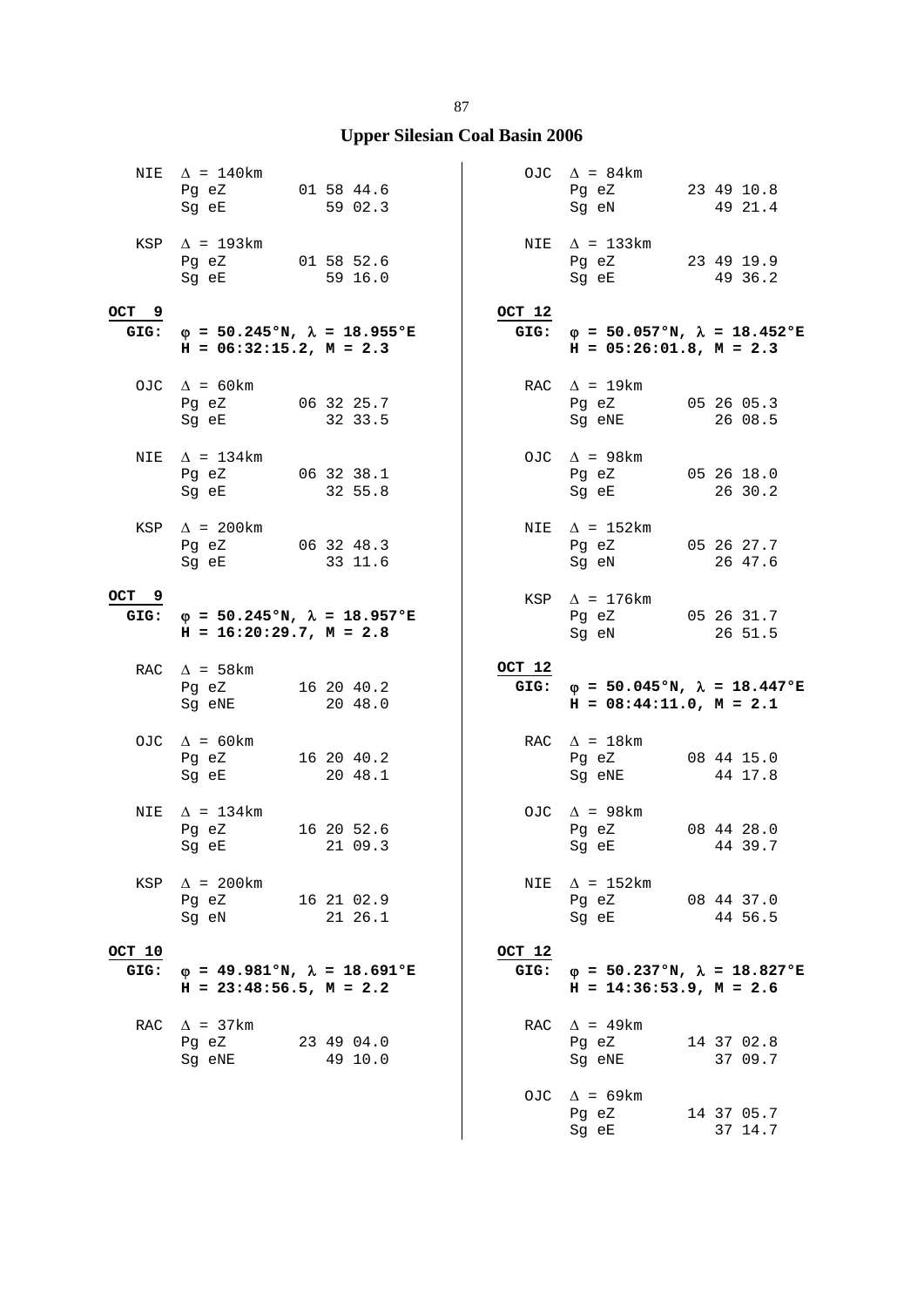# Upper Silesian Coal Basin 2006

```
  NIE  Δ = 140km
       Pg eZ        01 58 44.6
       Sg eE           59 02.3

  KSP  Δ = 193km
       Pg eZ        01 58 52.6
       Sg eE           59 16.0
```

**OCT 9**
**GIG: φ = 50.245°N, λ = 18.955°E**
**H = 06:32:15.2, M = 2.3**

```
  OJC  Δ = 60km
       Pg eZ        06 32 25.7
       Sg eE           32 33.5

  NIE  Δ = 134km
       Pg eZ        06 32 38.1
       Sg eE           32 55.8

  KSP  Δ = 200km
       Pg eZ        06 32 48.3
       Sg eE           33 11.6
```

**OCT 9**
**GIG: φ = 50.245°N, λ = 18.957°E**
**H = 16:20:29.7, M = 2.8**

```
  RAC  Δ = 58km
       Pg eZ        16 20 40.2
       Sg eNE          20 48.0

  OJC  Δ = 60km
       Pg eZ        16 20 40.2
       Sg eE           20 48.1

  NIE  Δ = 134km
       Pg eZ        16 20 52.6
       Sg eE           21 09.3

  KSP  Δ = 200km
       Pg eZ        16 21 02.9
       Sg eN           21 26.1
```

**OCT 10**
**GIG: φ = 49.981°N, λ = 18.691°E**
**H = 23:48:56.5, M = 2.2**

```
  RAC  Δ = 37km
       Pg eZ        23 49 04.0
       Sg eNE          49 10.0

  OJC  Δ = 84km
       Pg eZ        23 49 10.8
       Sg eN           49 21.4

  NIE  Δ = 133km
       Pg eZ        23 49 19.9
       Sg eE           49 36.2
```

**OCT 12**
**GIG: φ = 50.057°N, λ = 18.452°E**
**H = 05:26:01.8, M = 2.3**

```
  RAC  Δ = 19km
       Pg eZ        05 26 05.3
       Sg eNE          26 08.5

  OJC  Δ = 98km
       Pg eZ        05 26 18.0
       Sg eE           26 30.2

  NIE  Δ = 152km
       Pg eZ        05 26 27.7
       Sg eN           26 47.6

  KSP  Δ = 176km
       Pg eZ        05 26 31.7
       Sg eN           26 51.5
```

**OCT 12**
**GIG: φ = 50.045°N, λ = 18.447°E**
**H = 08:44:11.0, M = 2.1**

```
  RAC  Δ = 18km
       Pg eZ        08 44 15.0
       Sg eNE          44 17.8

  OJC  Δ = 98km
       Pg eZ        08 44 28.0
       Sg eE           44 39.7

  NIE  Δ = 152km
       Pg eZ        08 44 37.0
       Sg eE           44 56.5
```

**OCT 12**
**GIG: φ = 50.237°N, λ = 18.827°E**
**H = 14:36:53.9, M = 2.6**

```
  RAC  Δ = 49km
       Pg eZ        14 37 02.8
       Sg eNE          37 09.7

  OJC  Δ = 69km
       Pg eZ        14 37 05.7
       Sg eE           37 14.7
```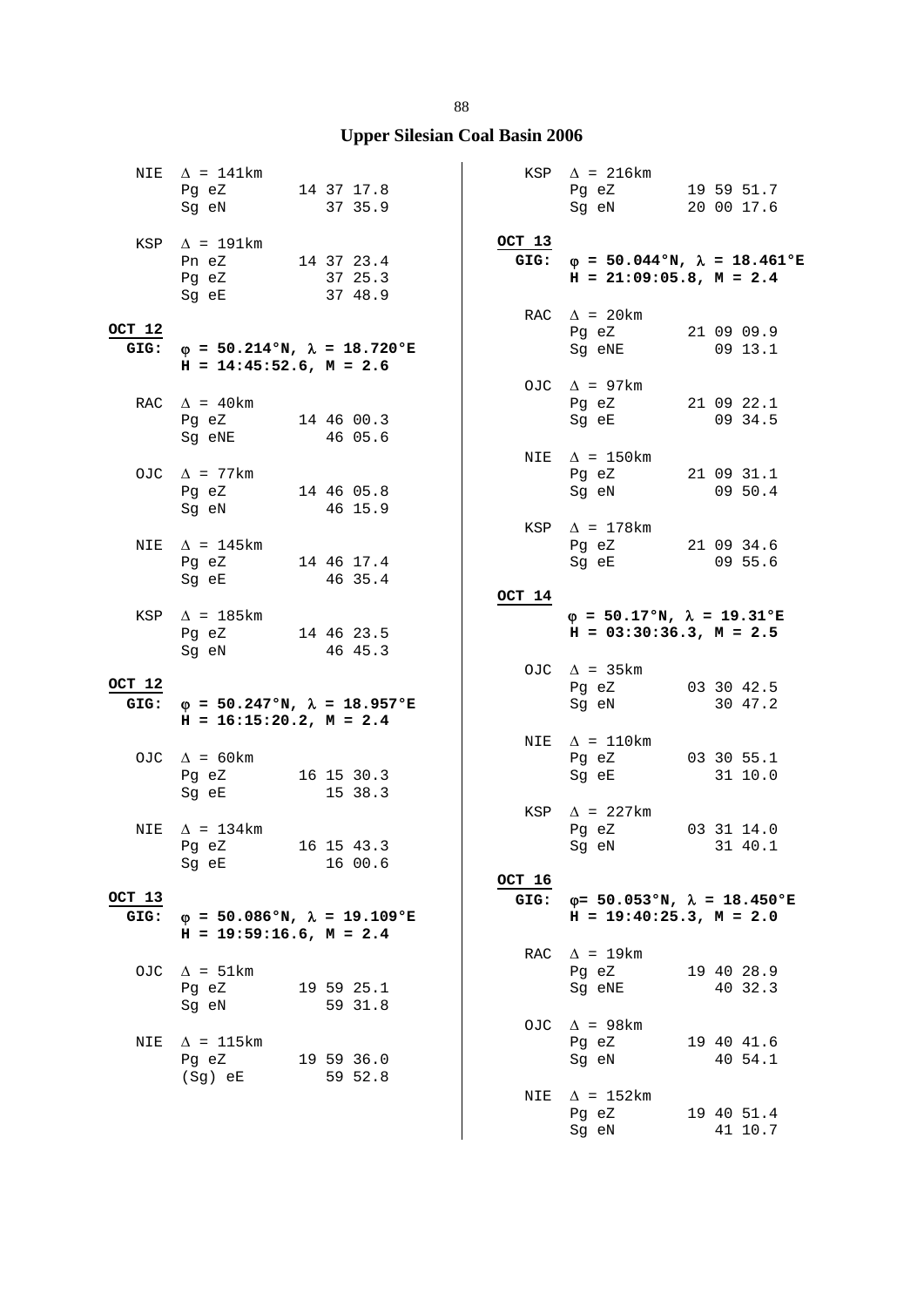## Upper Silesian Coal Basin 2006

NIE $\Delta$ = 141km
Pg eZ 14 37 17.8
Sg eN 37 35.9

KSP $\Delta$ = 191km
Pn eZ 14 37 23.4
Pg eZ 37 25.3
Sg eE 37 48.9

**OCT 12**
**GIG:** $\varphi$ **= 50.214°N,** $\lambda$ **= 18.720°E**
**H = 14:45:52.6, M = 2.6**

RAC $\Delta$ = 40km
Pg eZ 14 46 00.3
Sg eNE 46 05.6

OJC $\Delta$ = 77km
Pg eZ 14 46 05.8
Sg eN 46 15.9

NIE $\Delta$ = 145km
Pg eZ 14 46 17.4
Sg eE 46 35.4

KSP $\Delta$ = 185km
Pg eZ 14 46 23.5
Sg eN 46 45.3

**OCT 12**
**GIG:** $\varphi$ **= 50.247°N,** $\lambda$ **= 18.957°E**
**H = 16:15:20.2, M = 2.4**

OJC $\Delta$ = 60km
Pg eZ 16 15 30.3
Sg eE 15 38.3

NIE $\Delta$ = 134km
Pg eZ 16 15 43.3
Sg eE 16 00.6

**OCT 13**
**GIG:** $\varphi$ **= 50.086°N,** $\lambda$ **= 19.109°E**
**H = 19:59:16.6, M = 2.4**

OJC $\Delta$ = 51km
Pg eZ 19 59 25.1
Sg eN 59 31.8

NIE $\Delta$ = 115km
Pg eZ 19 59 36.0
(Sg) eE 59 52.8

KSP $\Delta$ = 216km
Pg eZ 19 59 51.7
Sg eN 20 00 17.6

**OCT 13**
**GIG:** $\varphi$ **= 50.044°N,** $\lambda$ **= 18.461°E**
**H = 21:09:05.8, M = 2.4**

RAC $\Delta$ = 20km
Pg eZ 21 09 09.9
Sg eNE 09 13.1

OJC $\Delta$ = 97km
Pg eZ 21 09 22.1
Sg eE 09 34.5

NIE $\Delta$ = 150km
Pg eZ 21 09 31.1
Sg eN 09 50.4

KSP $\Delta$ = 178km
Pg eZ 21 09 34.6
Sg eE 09 55.6

**OCT 14**
$\varphi$ **= 50.17°N,** $\lambda$ **= 19.31°E**
**H = 03:30:36.3, M = 2.5**

OJC $\Delta$ = 35km
Pg eZ 03 30 42.5
Sg eN 30 47.2

NIE $\Delta$ = 110km
Pg eZ 03 30 55.1
Sg eE 31 10.0

KSP $\Delta$ = 227km
Pg eZ 03 31 14.0
Sg eN 31 40.1

**OCT 16**
**GIG:** $\varphi$**= 50.053°N,** $\lambda$ **= 18.450°E**
**H = 19:40:25.3, M = 2.0**

RAC $\Delta$ = 19km
Pg eZ 19 40 28.9
Sg eNE 40 32.3

OJC $\Delta$ = 98km
Pg eZ 19 40 41.6
Sg eN 40 54.1

NIE $\Delta$ = 152km
Pg eZ 19 40 51.4
Sg eN 41 10.7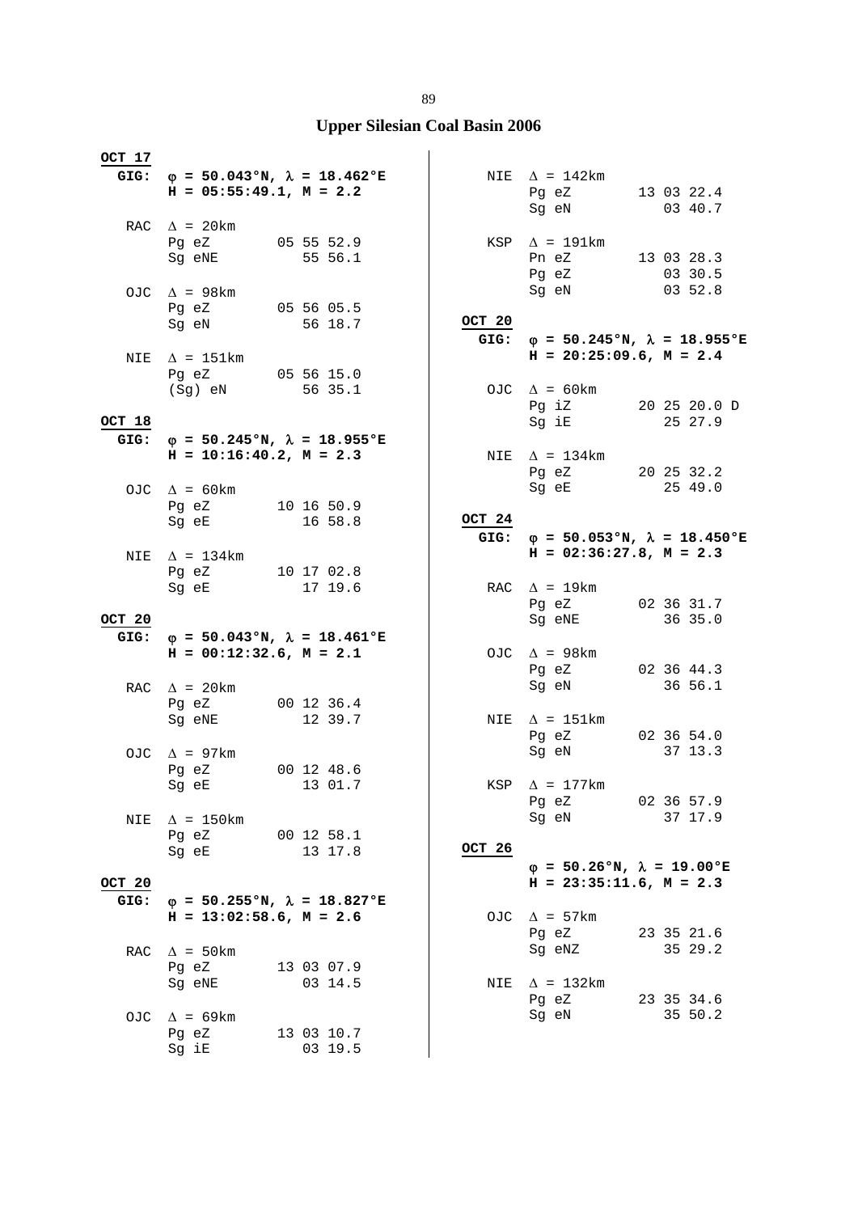## Upper Silesian Coal Basin 2006

**OCT 17**

**GIG:** **φ = 50.043°N, λ = 18.462°E**
**H = 05:55:49.1, M = 2.2**

RAC Δ = 20km
Pg eZ 05 55 52.9
Sg eNE 55 56.1

OJC Δ = 98km
Pg eZ 05 56 05.5
Sg eN 56 18.7

NIE Δ = 151km
Pg eZ 05 56 15.0
(Sg) eN 56 35.1

**OCT 18**

**GIG:** **φ = 50.245°N, λ = 18.955°E**
**H = 10:16:40.2, M = 2.3**

OJC Δ = 60km
Pg eZ 10 16 50.9
Sg eE 16 58.8

NIE Δ = 134km
Pg eZ 10 17 02.8
Sg eE 17 19.6

**OCT 20**

**GIG:** **φ = 50.043°N, λ = 18.461°E**
**H = 00:12:32.6, M = 2.1**

RAC Δ = 20km
Pg eZ 00 12 36.4
Sg eNE 12 39.7

OJC Δ = 97km
Pg eZ 00 12 48.6
Sg eE 13 01.7

NIE Δ = 150km
Pg eZ 00 12 58.1
Sg eE 13 17.8

**OCT 20**

**GIG:** **φ = 50.255°N, λ = 18.827°E**
**H = 13:02:58.6, M = 2.6**

RAC Δ = 50km
Pg eZ 13 03 07.9
Sg eNE 03 14.5

OJC Δ = 69km
Pg eZ 13 03 10.7
Sg iE 03 19.5

NIE Δ = 142km
Pg eZ 13 03 22.4
Sg eN 03 40.7

KSP Δ = 191km
Pn eZ 13 03 28.3
Pg eZ 03 30.5
Sg eN 03 52.8

**OCT 20**

**GIG:** **φ = 50.245°N, λ = 18.955°E**
**H = 20:25:09.6, M = 2.4**

OJC Δ = 60km
Pg iZ 20 25 20.0 D
Sg iE 25 27.9

NIE Δ = 134km
Pg eZ 20 25 32.2
Sg eE 25 49.0

**OCT 24**

**GIG:** **φ = 50.053°N, λ = 18.450°E**
**H = 02:36:27.8, M = 2.3**

RAC Δ = 19km
Pg eZ 02 36 31.7
Sg eNE 36 35.0

OJC Δ = 98km
Pg eZ 02 36 44.3
Sg eN 36 56.1

NIE Δ = 151km
Pg eZ 02 36 54.0
Sg eN 37 13.3

KSP Δ = 177km
Pg eZ 02 36 57.9
Sg eN 37 17.9

**OCT 26**

**φ = 50.26°N, λ = 19.00°E**
**H = 23:35:11.6, M = 2.3**

OJC Δ = 57km
Pg eZ 23 35 21.6
Sg eNZ 35 29.2

NIE Δ = 132km
Pg eZ 23 35 34.6
Sg eN 35 50.2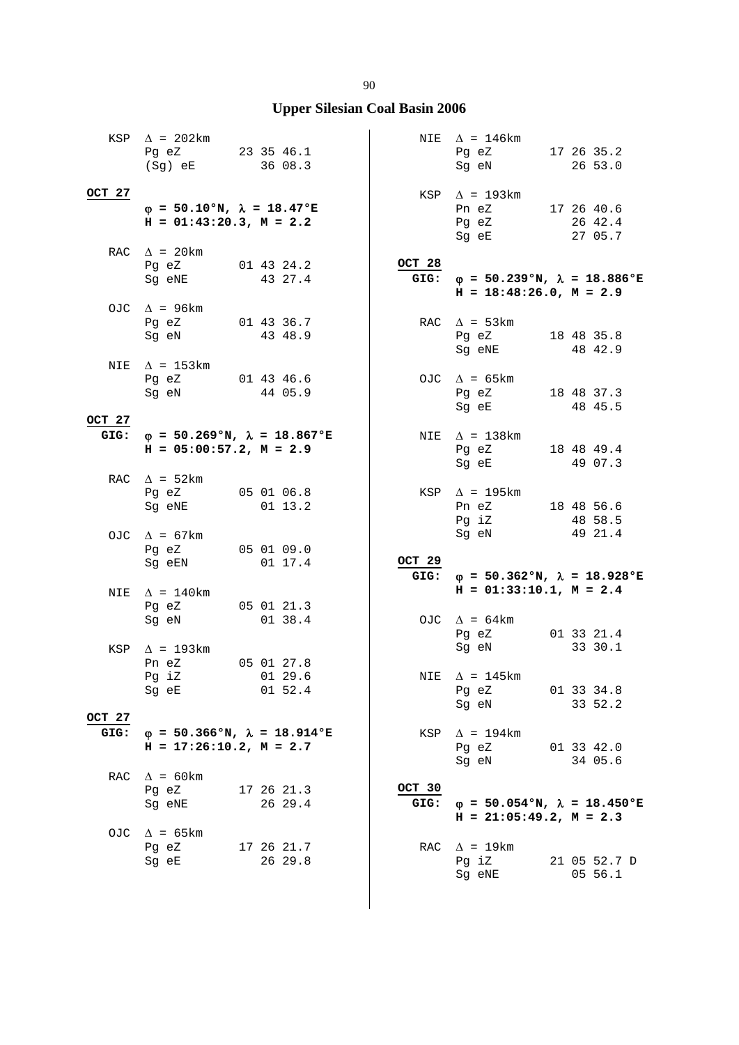# Upper Silesian Coal Basin 2006

KSP  $\Delta$ = 202km
Pg eZ  23 35 46.1
(Sg) eE  36 08.3

**OCT 27**

**$\varphi$ = 50.10°N, $\lambda$ = 18.47°E**
**H = 01:43:20.3, M = 2.2**

RAC  $\Delta$ = 20km
Pg eZ  01 43 24.2
Sg eNE  43 27.4

OJC  $\Delta$ = 96km
Pg eZ  01 43 36.7
Sg eN  43 48.9

NIE  $\Delta$ = 153km
Pg eZ  01 43 46.6
Sg eN  44 05.9

**OCT 27**
**GIG:** **$\varphi$ = 50.269°N, $\lambda$ = 18.867°E**
**H = 05:00:57.2, M = 2.9**

RAC  $\Delta$ = 52km
Pg eZ  05 01 06.8
Sg eNE  01 13.2

OJC  $\Delta$ = 67km
Pg eZ  05 01 09.0
Sg eEN  01 17.4

NIE  $\Delta$ = 140km
Pg eZ  05 01 21.3
Sg eN  01 38.4

KSP  $\Delta$ = 193km
Pn eZ  05 01 27.8
Pg iZ  01 29.6
Sg eE  01 52.4

**OCT 27**
**GIG:** **$\varphi$ = 50.366°N, $\lambda$ = 18.914°E**
**H = 17:26:10.2, M = 2.7**

RAC  $\Delta$ = 60km
Pg eZ  17 26 21.3
Sg eNE  26 29.4

OJC  $\Delta$ = 65km
Pg eZ  17 26 21.7
Sg eE  26 29.8

NIE  $\Delta$ = 146km
Pg eZ  17 26 35.2
Sg eN  26 53.0

KSP  $\Delta$ = 193km
Pn eZ  17 26 40.6
Pg eZ  26 42.4
Sg eE  27 05.7

**OCT 28**
**GIG:** **$\varphi$ = 50.239°N, $\lambda$ = 18.886°E**
**H = 18:48:26.0, M = 2.9**

RAC  $\Delta$ = 53km
Pg eZ  18 48 35.8
Sg eNE  48 42.9

OJC  $\Delta$ = 65km
Pg eZ  18 48 37.3
Sg eE  48 45.5

NIE  $\Delta$ = 138km
Pg eZ  18 48 49.4
Sg eE  49 07.3

KSP  $\Delta$ = 195km
Pn eZ  18 48 56.6
Pg iZ  48 58.5
Sg eN  49 21.4

**OCT 29**
**GIG:** **$\varphi$ = 50.362°N, $\lambda$ = 18.928°E**
**H = 01:33:10.1, M = 2.4**

OJC  $\Delta$ = 64km
Pg eZ  01 33 21.4
Sg eN  33 30.1

NIE  $\Delta$ = 145km
Pg eZ  01 33 34.8
Sg eN  33 52.2

KSP  $\Delta$ = 194km
Pg eZ  01 33 42.0
Sg eN  34 05.6

**OCT 30**
**GIG:** **$\varphi$ = 50.054°N, $\lambda$ = 18.450°E**
**H = 21:05:49.2, M = 2.3**

RAC  $\Delta$ = 19km
Pg iZ  21 05 52.7 D
Sg eNE  05 56.1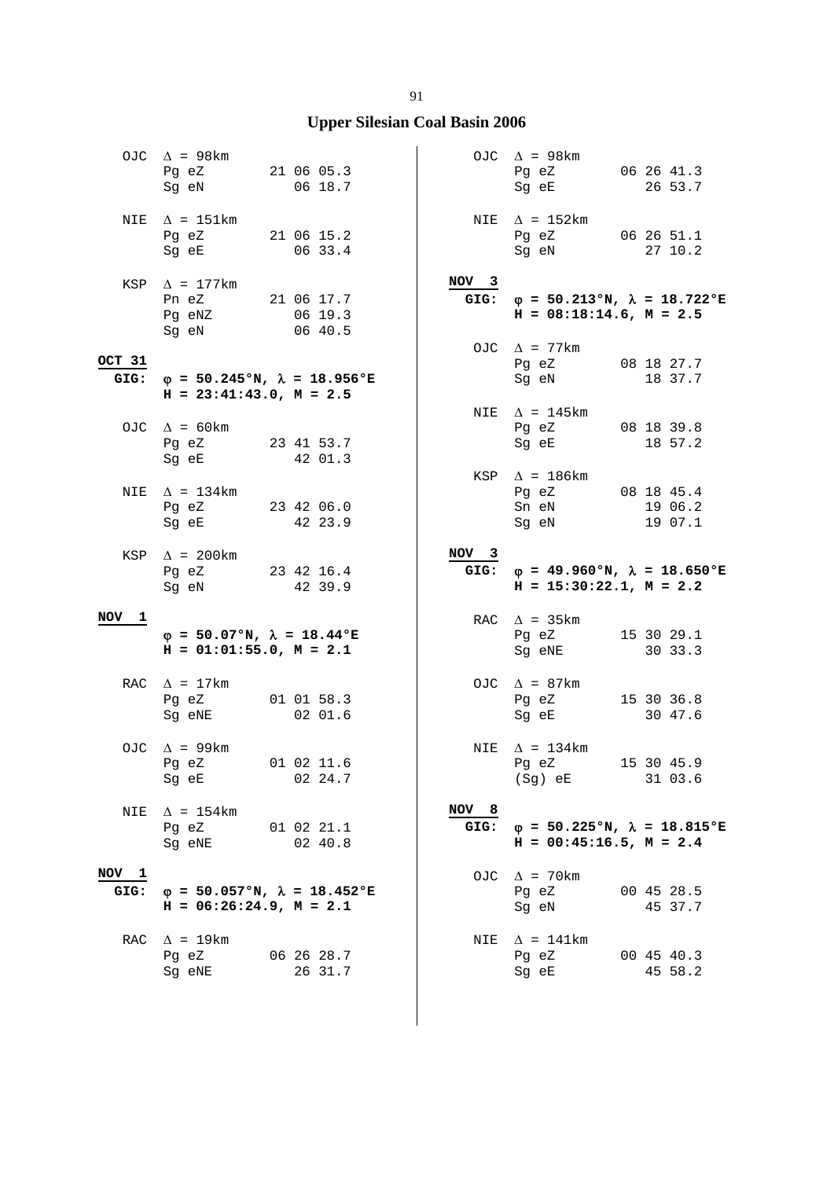## Upper Silesian Coal Basin 2006

```
  OJC  Δ = 98km
       Pg eZ        21 06 05.3
       Sg eN           06 18.7

  NIE  Δ = 151km
       Pg eZ        21 06 15.2
       Sg eE           06 33.4

  KSP  Δ = 177km
       Pn eZ        21 06 17.7
       Pg eNZ          06 19.3
       Sg eN           06 40.5
```

**OCT 31**
**GIG: φ = 50.245°N, λ = 18.956°E**
**H = 23:41:43.0, M = 2.5**

```
  OJC  Δ = 60km
       Pg eZ        23 41 53.7
       Sg eE           42 01.3

  NIE  Δ = 134km
       Pg eZ        23 42 06.0
       Sg eE           42 23.9

  KSP  Δ = 200km
       Pg eZ        23 42 16.4
       Sg eN           42 39.9
```

**NOV 1**
**φ = 50.07°N, λ = 18.44°E**
**H = 01:01:55.0, M = 2.1**

```
  RAC  Δ = 17km
       Pg eZ        01 01 58.3
       Sg eNE          02 01.6

  OJC  Δ = 99km
       Pg eZ        01 02 11.6
       Sg eE           02 24.7

  NIE  Δ = 154km
       Pg eZ        01 02 21.1
       Sg eNE          02 40.8
```

**NOV 1**
**GIG: φ = 50.057°N, λ = 18.452°E**
**H = 06:26:24.9, M = 2.1**

```
  RAC  Δ = 19km
       Pg eZ        06 26 28.7
       Sg eNE          26 31.7

  OJC  Δ = 98km
       Pg eZ        06 26 41.3
       Sg eE           26 53.7

  NIE  Δ = 152km
       Pg eZ        06 26 51.1
       Sg eN           27 10.2
```

**NOV 3**
**GIG: φ = 50.213°N, λ = 18.722°E**
**H = 08:18:14.6, M = 2.5**

```
  OJC  Δ = 77km
       Pg eZ        08 18 27.7
       Sg eN           18 37.7

  NIE  Δ = 145km
       Pg eZ        08 18 39.8
       Sg eE           18 57.2

  KSP  Δ = 186km
       Pg eZ        08 18 45.4
       Sn eN           19 06.2
       Sg eN           19 07.1
```

**NOV 3**
**GIG: φ = 49.960°N, λ = 18.650°E**
**H = 15:30:22.1, M = 2.2**

```
  RAC  Δ = 35km
       Pg eZ        15 30 29.1
       Sg eNE          30 33.3

  OJC  Δ = 87km
       Pg eZ        15 30 36.8
       Sg eE           30 47.6

  NIE  Δ = 134km
       Pg eZ        15 30 45.9
       (Sg) eE         31 03.6
```

**NOV 8**
**GIG: φ = 50.225°N, λ = 18.815°E**
**H = 00:45:16.5, M = 2.4**

```
  OJC  Δ = 70km
       Pg eZ        00 45 28.5
       Sg eN           45 37.7

  NIE  Δ = 141km
       Pg eZ        00 45 40.3
       Sg eE           45 58.2
```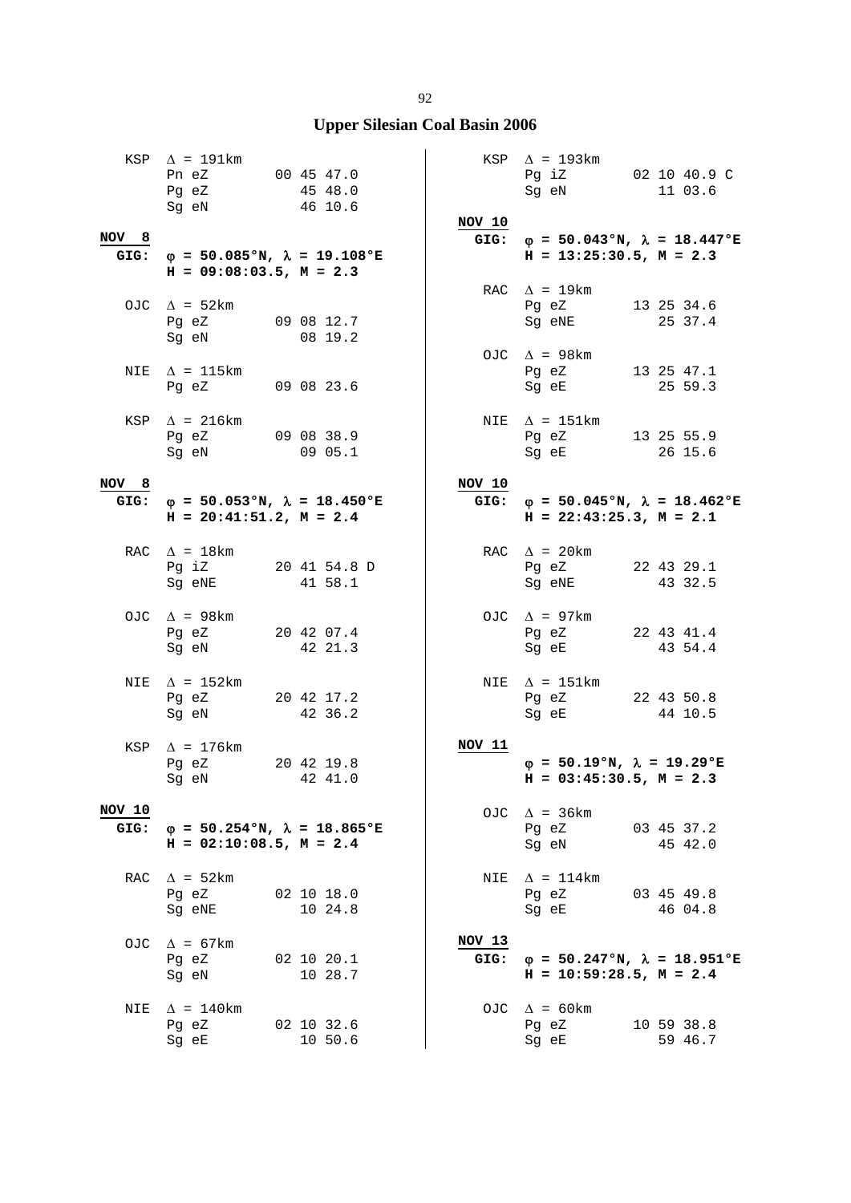## Upper Silesian Coal Basin 2006

KSP $\Delta$ = 191km
```
Pn eZ      00 45 47.0
Pg eZ         45 48.0
Sg eN         46 10.6
```

**NOV 8**

**GIG: $\varphi$ = 50.085°N, $\lambda$ = 19.108°E**
**H = 09:08:03.5, M = 2.3**

OJC $\Delta$ = 52km
```
Pg eZ      09 08 12.7
Sg eN         08 19.2
```

NIE $\Delta$ = 115km
```
Pg eZ      09 08 23.6
```

KSP $\Delta$ = 216km
```
Pg eZ      09 08 38.9
Sg eN         09 05.1
```

**NOV 8**

**GIG: $\varphi$ = 50.053°N, $\lambda$ = 18.450°E**
**H = 20:41:51.2, M = 2.4**

RAC $\Delta$ = 18km
```
Pg iZ      20 41 54.8 D
Sg eNE        41 58.1
```

OJC $\Delta$ = 98km
```
Pg eZ      20 42 07.4
Sg eN         42 21.3
```

NIE $\Delta$ = 152km
```
Pg eZ      20 42 17.2
Sg eN         42 36.2
```

KSP $\Delta$ = 176km
```
Pg eZ      20 42 19.8
Sg eN         42 41.0
```

**NOV 10**

**GIG: $\varphi$ = 50.254°N, $\lambda$ = 18.865°E**
**H = 02:10:08.5, M = 2.4**

RAC $\Delta$ = 52km
```
Pg eZ      02 10 18.0
Sg eNE        10 24.8
```

OJC $\Delta$ = 67km
```
Pg eZ      02 10 20.1
Sg eN         10 28.7
```

NIE $\Delta$ = 140km
```
Pg eZ      02 10 32.6
Sg eE         10 50.6
```

KSP $\Delta$ = 193km
```
Pg iZ      02 10 40.9 C
Sg eN         11 03.6
```

**NOV 10**

**GIG: $\varphi$ = 50.043°N, $\lambda$ = 18.447°E**
**H = 13:25:30.5, M = 2.3**

RAC $\Delta$ = 19km
```
Pg eZ      13 25 34.6
Sg eNE        25 37.4
```

OJC $\Delta$ = 98km
```
Pg eZ      13 25 47.1
Sg eE         25 59.3
```

NIE $\Delta$ = 151km
```
Pg eZ      13 25 55.9
Sg eE         26 15.6
```

**NOV 10**

**GIG: $\varphi$ = 50.045°N, $\lambda$ = 18.462°E**
**H = 22:43:25.3, M = 2.1**

RAC $\Delta$ = 20km
```
Pg eZ      22 43 29.1
Sg eNE        43 32.5
```

OJC $\Delta$ = 97km
```
Pg eZ      22 43 41.4
Sg eE         43 54.4
```

NIE $\Delta$ = 151km
```
Pg eZ      22 43 50.8
Sg eE         44 10.5
```

**NOV 11**

**$\varphi$ = 50.19°N, $\lambda$ = 19.29°E**
**H = 03:45:30.5, M = 2.3**

OJC $\Delta$ = 36km
```
Pg eZ      03 45 37.2
Sg eN         45 42.0
```

NIE $\Delta$ = 114km
```
Pg eZ      03 45 49.8
Sg eE         46 04.8
```

**NOV 13**

**GIG: $\varphi$ = 50.247°N, $\lambda$ = 18.951°E**
**H = 10:59:28.5, M = 2.4**

OJC $\Delta$ = 60km
```
Pg eZ      10 59 38.8
Sg eE         59 46.7
```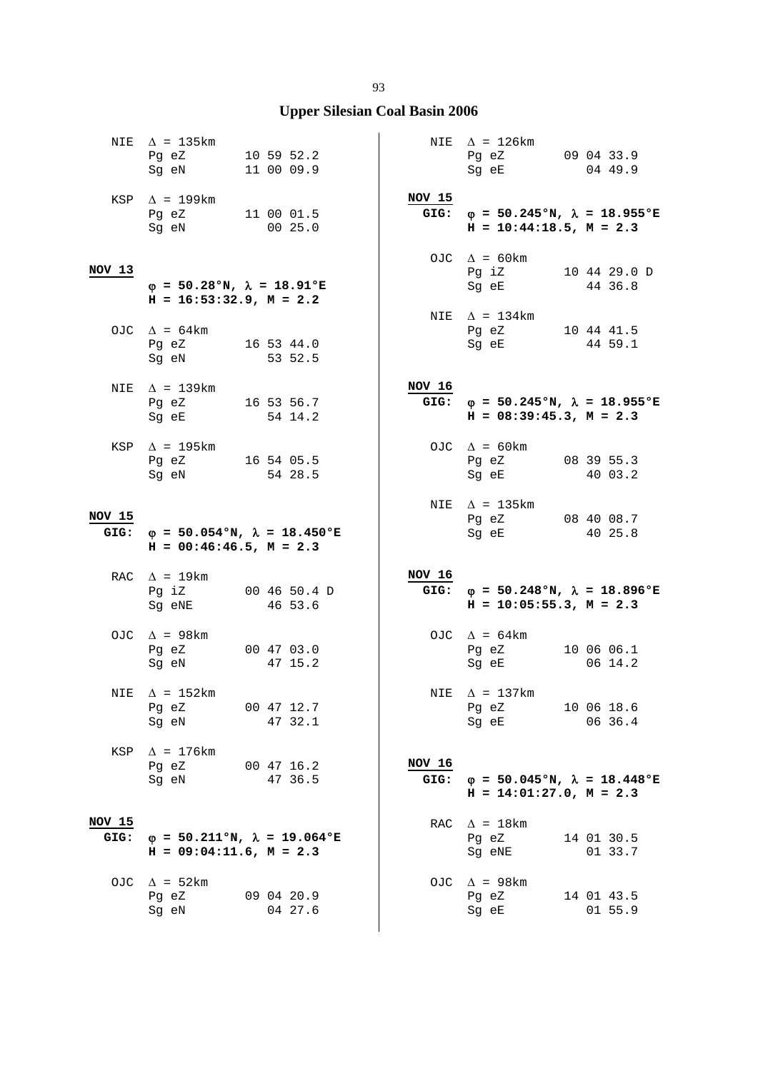## Upper Silesian Coal Basin 2006

NIE $\Delta$ = 135km
Pg eZ 10 59 52.2
Sg eN 11 00 09.9

KSP $\Delta$ = 199km
Pg eZ 11 00 01.5
Sg eN 00 25.0

**NOV 13**

**$\varphi$ = 50.28°N, $\lambda$ = 18.91°E**
**H = 16:53:32.9, M = 2.2**

OJC $\Delta$ = 64km
Pg eZ 16 53 44.0
Sg eN 53 52.5

NIE $\Delta$ = 139km
Pg eZ 16 53 56.7
Sg eE 54 14.2

KSP $\Delta$ = 195km
Pg eZ 16 54 05.5
Sg eN 54 28.5

**NOV 15**
**GIG: $\varphi$ = 50.054°N, $\lambda$ = 18.450°E**
**H = 00:46:46.5, M = 2.3**

RAC $\Delta$ = 19km
Pg iZ 00 46 50.4 D
Sg eNE 46 53.6

OJC $\Delta$ = 98km
Pg eZ 00 47 03.0
Sg eN 47 15.2

NIE $\Delta$ = 152km
Pg eZ 00 47 12.7
Sg eN 47 32.1

KSP $\Delta$ = 176km
Pg eZ 00 47 16.2
Sg eN 47 36.5

**NOV 15**
**GIG: $\varphi$ = 50.211°N, $\lambda$ = 19.064°E**
**H = 09:04:11.6, M = 2.3**

OJC $\Delta$ = 52km
Pg eZ 09 04 20.9
Sg eN 04 27.6

NIE $\Delta$ = 126km
Pg eZ 09 04 33.9
Sg eE 04 49.9

**NOV 15**
**GIG: $\varphi$ = 50.245°N, $\lambda$ = 18.955°E**
**H = 10:44:18.5, M = 2.3**

OJC $\Delta$ = 60km
Pg iZ 10 44 29.0 D
Sg eE 44 36.8

NIE $\Delta$ = 134km
Pg eZ 10 44 41.5
Sg eE 44 59.1

**NOV 16**
**GIG: $\varphi$ = 50.245°N, $\lambda$ = 18.955°E**
**H = 08:39:45.3, M = 2.3**

OJC $\Delta$ = 60km
Pg eZ 08 39 55.3
Sg eE 40 03.2

NIE $\Delta$ = 135km
Pg eZ 08 40 08.7
Sg eE 40 25.8

**NOV 16**
**GIG: $\varphi$ = 50.248°N, $\lambda$ = 18.896°E**
**H = 10:05:55.3, M = 2.3**

OJC $\Delta$ = 64km
Pg eZ 10 06 06.1
Sg eE 06 14.2

NIE $\Delta$ = 137km
Pg eZ 10 06 18.6
Sg eE 06 36.4

**NOV 16**
**GIG: $\varphi$ = 50.045°N, $\lambda$ = 18.448°E**
**H = 14:01:27.0, M = 2.3**

RAC $\Delta$ = 18km
Pg eZ 14 01 30.5
Sg eNE 01 33.7

OJC $\Delta$ = 98km
Pg eZ 14 01 43.5
Sg eE 01 55.9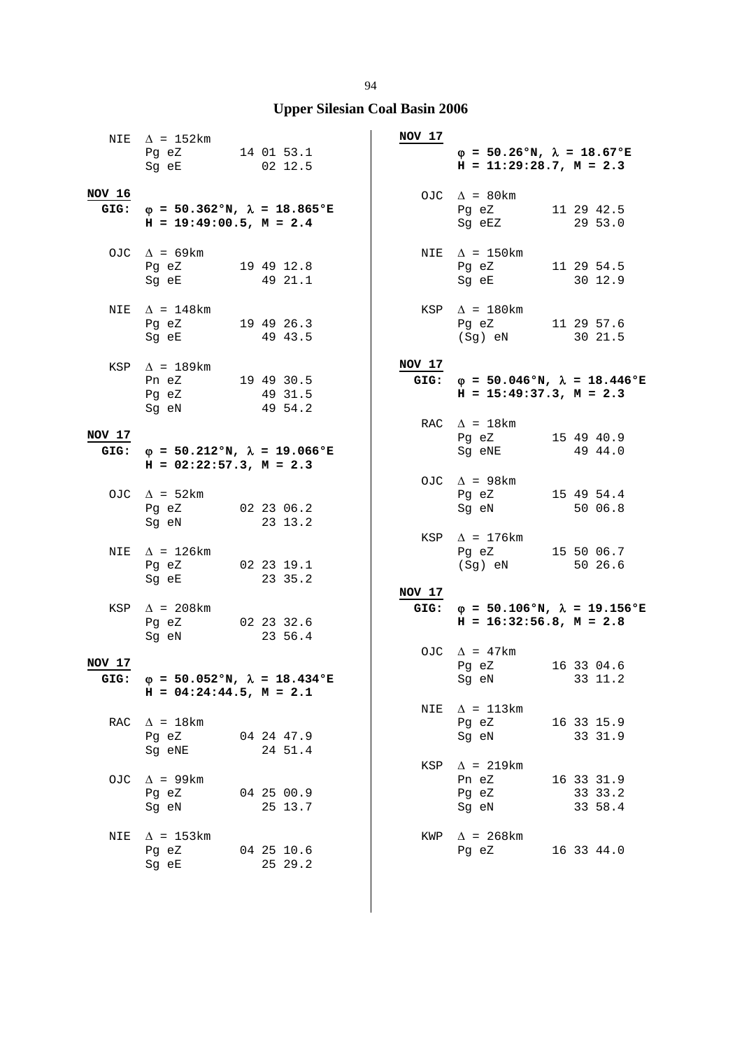# Upper Silesian Coal Basin 2006

```
    NIE  Δ = 152km
         Pg eZ        14 01 53.1
         Sg eE           02 12.5

NOV 16
   GIG:  φ = 50.362°N, λ = 18.865°E
         H = 19:49:00.5, M = 2.4

    OJC  Δ = 69km
         Pg eZ        19 49 12.8
         Sg eE           49 21.1

    NIE  Δ = 148km
         Pg eZ        19 49 26.3
         Sg eE           49 43.5

    KSP  Δ = 189km
         Pn eZ        19 49 30.5
         Pg eZ           49 31.5
         Sg eN           49 54.2

NOV 17
   GIG:  φ = 50.212°N, λ = 19.066°E
         H = 02:22:57.3, M = 2.3

    OJC  Δ = 52km
         Pg eZ        02 23 06.2
         Sg eN           23 13.2

    NIE  Δ = 126km
         Pg eZ        02 23 19.1
         Sg eE           23 35.2

    KSP  Δ = 208km
         Pg eZ        02 23 32.6
         Sg eN           23 56.4

NOV 17
   GIG:  φ = 50.052°N, λ = 18.434°E
         H = 04:24:44.5, M = 2.1

    RAC  Δ = 18km
         Pg eZ        04 24 47.9
         Sg eNE          24 51.4

    OJC  Δ = 99km
         Pg eZ        04 25 00.9
         Sg eN           25 13.7

    NIE  Δ = 153km
         Pg eZ        04 25 10.6
         Sg eE           25 29.2

NOV 17
         φ = 50.26°N, λ = 18.67°E
         H = 11:29:28.7, M = 2.3

    OJC  Δ = 80km
         Pg eZ        11 29 42.5
         Sg eEZ          29 53.0

    NIE  Δ = 150km
         Pg eZ        11 29 54.5
         Sg eE           30 12.9

    KSP  Δ = 180km
         Pg eZ        11 29 57.6
         (Sg) eN         30 21.5

NOV 17
   GIG:  φ = 50.046°N, λ = 18.446°E
         H = 15:49:37.3, M = 2.3

    RAC  Δ = 18km
         Pg eZ        15 49 40.9
         Sg eNE          49 44.0

    OJC  Δ = 98km
         Pg eZ        15 49 54.4
         Sg eN           50 06.8

    KSP  Δ = 176km
         Pg eZ        15 50 06.7
         (Sg) eN         50 26.6

NOV 17
   GIG:  φ = 50.106°N, λ = 19.156°E
         H = 16:32:56.8, M = 2.8

    OJC  Δ = 47km
         Pg eZ        16 33 04.6
         Sg eN           33 11.2

    NIE  Δ = 113km
         Pg eZ        16 33 15.9
         Sg eN           33 31.9

    KSP  Δ = 219km
         Pn eZ        16 33 31.9
         Pg eZ           33 33.2
         Sg eN           33 58.4

    KWP  Δ = 268km
         Pg eZ        16 33 44.0
```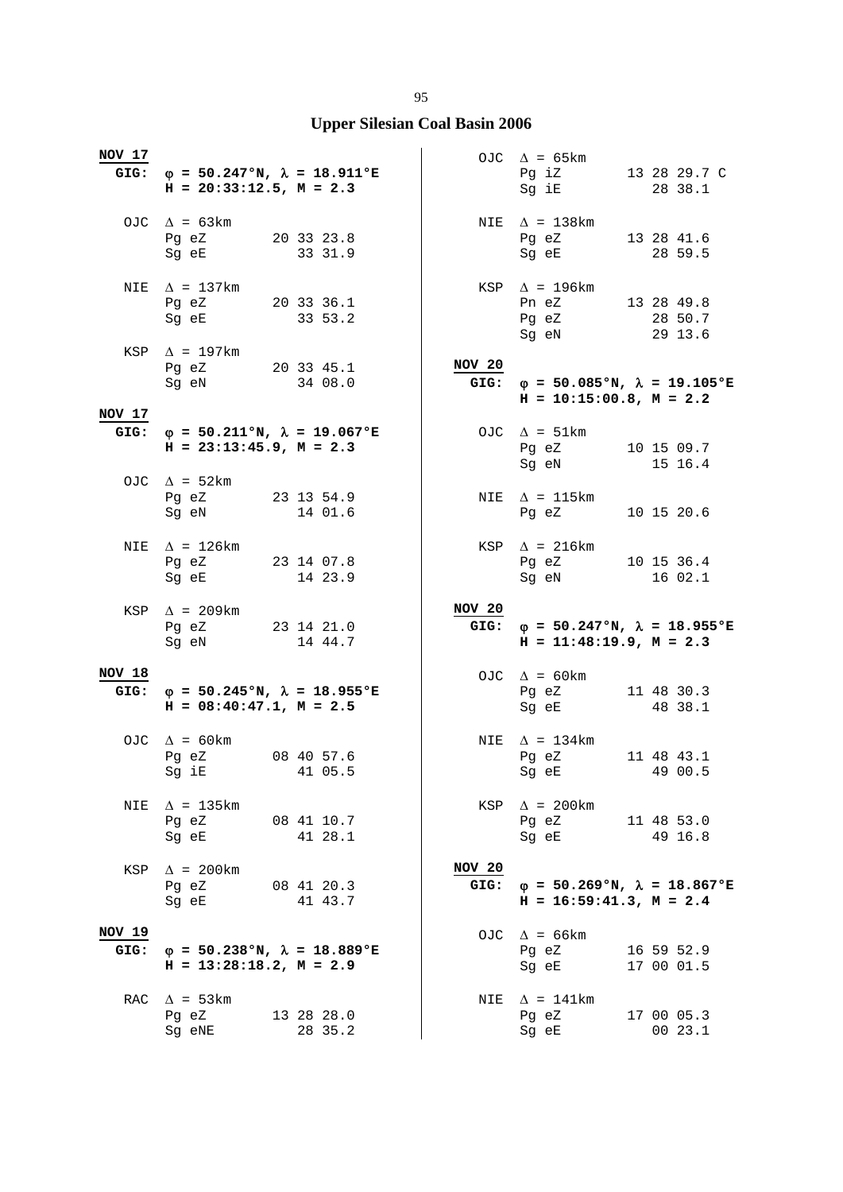# Upper Silesian Coal Basin 2006

**NOV 17**
**GIG: φ = 50.247°N, λ = 18.911°E**
**H = 20:33:12.5, M = 2.3**

```
OJC  Δ = 63km
     Pg eZ      20 33 23.8
     Sg eE         33 31.9

NIE  Δ = 137km
     Pg eZ      20 33 36.1
     Sg eE         33 53.2

KSP  Δ = 197km
     Pg eZ      20 33 45.1
     Sg eN         34 08.0
```

**NOV 17**
**GIG: φ = 50.211°N, λ = 19.067°E**
**H = 23:13:45.9, M = 2.3**

```
OJC  Δ = 52km
     Pg eZ      23 13 54.9
     Sg eN         14 01.6

NIE  Δ = 126km
     Pg eZ      23 14 07.8
     Sg eE         14 23.9

KSP  Δ = 209km
     Pg eZ      23 14 21.0
     Sg eN         14 44.7
```

**NOV 18**
**GIG: φ = 50.245°N, λ = 18.955°E**
**H = 08:40:47.1, M = 2.5**

```
OJC  Δ = 60km
     Pg eZ      08 40 57.6
     Sg iE         41 05.5

NIE  Δ = 135km
     Pg eZ      08 41 10.7
     Sg eE         41 28.1

KSP  Δ = 200km
     Pg eZ      08 41 20.3
     Sg eE         41 43.7
```

**NOV 19**
**GIG: φ = 50.238°N, λ = 18.889°E**
**H = 13:28:18.2, M = 2.9**

```
RAC  Δ = 53km
     Pg eZ      13 28 28.0
     Sg eNE        28 35.2

OJC  Δ = 65km
     Pg iZ      13 28 29.7 C
     Sg iE         28 38.1

NIE  Δ = 138km
     Pg eZ      13 28 41.6
     Sg eE         28 59.5

KSP  Δ = 196km
     Pn eZ      13 28 49.8
     Pg eZ         28 50.7
     Sg eN         29 13.6
```

**NOV 20**
**GIG: φ = 50.085°N, λ = 19.105°E**
**H = 10:15:00.8, M = 2.2**

```
OJC  Δ = 51km
     Pg eZ      10 15 09.7
     Sg eN         15 16.4

NIE  Δ = 115km
     Pg eZ      10 15 20.6

KSP  Δ = 216km
     Pg eZ      10 15 36.4
     Sg eN         16 02.1
```

**NOV 20**
**GIG: φ = 50.247°N, λ = 18.955°E**
**H = 11:48:19.9, M = 2.3**

```
OJC  Δ = 60km
     Pg eZ      11 48 30.3
     Sg eE         48 38.1

NIE  Δ = 134km
     Pg eZ      11 48 43.1
     Sg eE         49 00.5

KSP  Δ = 200km
     Pg eZ      11 48 53.0
     Sg eE         49 16.8
```

**NOV 20**
**GIG: φ = 50.269°N, λ = 18.867°E**
**H = 16:59:41.3, M = 2.4**

```
OJC  Δ = 66km
     Pg eZ      16 59 52.9
     Sg eE      17 00 01.5

NIE  Δ = 141km
     Pg eZ      17 00 05.3
     Sg eE         00 23.1
```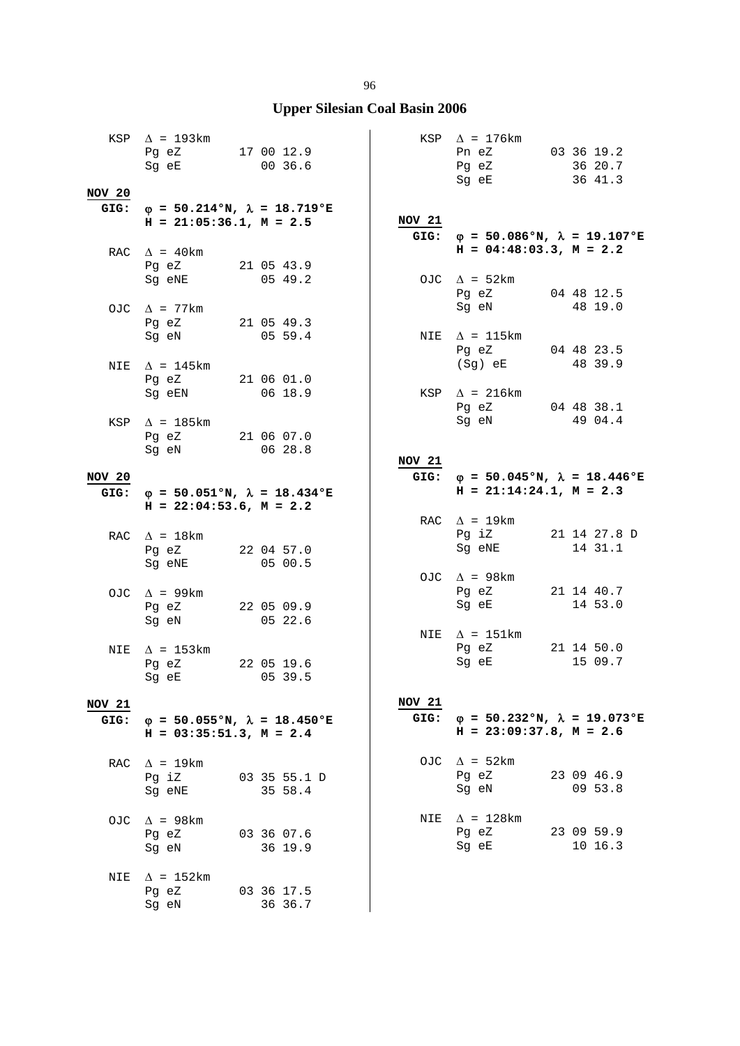## Upper Silesian Coal Basin 2006

```
  KSP  Δ = 193km
       Pg eZ        17 00 12.9
       Sg eE           00 36.6

NOV 20
 GIG:  φ = 50.214°N, λ = 18.719°E
       H = 21:05:36.1, M = 2.5

  RAC  Δ = 40km
       Pg eZ        21 05 43.9
       Sg eNE          05 49.2

  OJC  Δ = 77km
       Pg eZ        21 05 49.3
       Sg eN           05 59.4

  NIE  Δ = 145km
       Pg eZ        21 06 01.0
       Sg eEN          06 18.9

  KSP  Δ = 185km
       Pg eZ        21 06 07.0
       Sg eN           06 28.8

NOV 20
 GIG:  φ = 50.051°N, λ = 18.434°E
       H = 22:04:53.6, M = 2.2

  RAC  Δ = 18km
       Pg eZ        22 04 57.0
       Sg eNE          05 00.5

  OJC  Δ = 99km
       Pg eZ        22 05 09.9
       Sg eN           05 22.6

  NIE  Δ = 153km
       Pg eZ        22 05 19.6
       Sg eE           05 39.5

NOV 21
 GIG:  φ = 50.055°N, λ = 18.450°E
       H = 03:35:51.3, M = 2.4

  RAC  Δ = 19km
       Pg iZ        03 35 55.1 D
       Sg eNE          35 58.4

  OJC  Δ = 98km
       Pg eZ        03 36 07.6
       Sg eN           36 19.9

  NIE  Δ = 152km
       Pg eZ        03 36 17.5
       Sg eN           36 36.7

  KSP  Δ = 176km
       Pn eZ        03 36 19.2
       Pg eZ           36 20.7
       Sg eE           36 41.3

NOV 21
 GIG:  φ = 50.086°N, λ = 19.107°E
       H = 04:48:03.3, M = 2.2

  OJC  Δ = 52km
       Pg eZ        04 48 12.5
       Sg eN           48 19.0

  NIE  Δ = 115km
       Pg eZ        04 48 23.5
       (Sg) eE         48 39.9

  KSP  Δ = 216km
       Pg eZ        04 48 38.1
       Sg eN           49 04.4

NOV 21
 GIG:  φ = 50.045°N, λ = 18.446°E
       H = 21:14:24.1, M = 2.3

  RAC  Δ = 19km
       Pg iZ        21 14 27.8 D
       Sg eNE          14 31.1

  OJC  Δ = 98km
       Pg eZ        21 14 40.7
       Sg eE           14 53.0

  NIE  Δ = 151km
       Pg eZ        21 14 50.0
       Sg eE           15 09.7

NOV 21
 GIG:  φ = 50.232°N, λ = 19.073°E
       H = 23:09:37.8, M = 2.6

  OJC  Δ = 52km
       Pg eZ        23 09 46.9
       Sg eN           09 53.8

  NIE  Δ = 128km
       Pg eZ        23 09 59.9
       Sg eE           10 16.3
```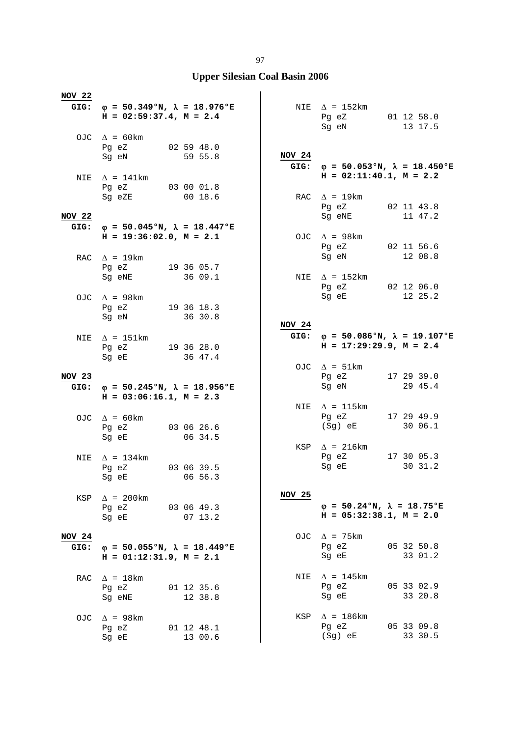## Upper Silesian Coal Basin 2006

**NOV 22**
**GIG:** $\varphi$ **= 50.349°N,** $\lambda$ **= 18.976°E**
**H = 02:59:37.4, M = 2.4**

OJC $\Delta$ = 60km
Pg eZ 02 59 48.0
Sg eN 59 55.8

NIE $\Delta$ = 141km
Pg eZ 03 00 01.8
Sg eZE 00 18.6

**NOV 22**
**GIG:** $\varphi$ **= 50.045°N,** $\lambda$ **= 18.447°E**
**H = 19:36:02.0, M = 2.1**

RAC $\Delta$ = 19km
Pg eZ 19 36 05.7
Sg eNE 36 09.1

OJC $\Delta$ = 98km
Pg eZ 19 36 18.3
Sg eN 36 30.8

NIE $\Delta$ = 151km
Pg eZ 19 36 28.0
Sg eE 36 47.4

**NOV 23**
**GIG:** $\varphi$ **= 50.245°N,** $\lambda$ **= 18.956°E**
**H = 03:06:16.1, M = 2.3**

OJC $\Delta$ = 60km
Pg eZ 03 06 26.6
Sg eE 06 34.5

NIE $\Delta$ = 134km
Pg eZ 03 06 39.5
Sg eE 06 56.3

KSP $\Delta$ = 200km
Pg eZ 03 06 49.3
Sg eE 07 13.2

**NOV 24**
**GIG:** $\varphi$ **= 50.055°N,** $\lambda$ **= 18.449°E**
**H = 01:12:31.9, M = 2.1**

RAC $\Delta$ = 18km
Pg eZ 01 12 35.6
Sg eNE 12 38.8

OJC $\Delta$ = 98km
Pg eZ 01 12 48.1
Sg eE 13 00.6

NIE $\Delta$ = 152km
Pg eZ 01 12 58.0
Sg eN 13 17.5

**NOV 24**
**GIG:** $\varphi$ **= 50.053°N,** $\lambda$ **= 18.450°E**
**H = 02:11:40.1, M = 2.2**

RAC $\Delta$ = 19km
Pg eZ 02 11 43.8
Sg eNE 11 47.2

OJC $\Delta$ = 98km
Pg eZ 02 11 56.6
Sg eN 12 08.8

NIE $\Delta$ = 152km
Pg eZ 02 12 06.0
Sg eE 12 25.2

**NOV 24**
**GIG:** $\varphi$ **= 50.086°N,** $\lambda$ **= 19.107°E**
**H = 17:29:29.9, M = 2.4**

OJC $\Delta$ = 51km
Pg eZ 17 29 39.0
Sg eN 29 45.4

NIE $\Delta$ = 115km
Pg eZ 17 29 49.9
(Sg) eE 30 06.1

KSP $\Delta$ = 216km
Pg eZ 17 30 05.3
Sg eE 30 31.2

**NOV 25**
$\varphi$ **= 50.24°N,** $\lambda$ **= 18.75°E**
**H = 05:32:38.1, M = 2.0**

OJC $\Delta$ = 75km
Pg eZ 05 32 50.8
Sg eE 33 01.2

NIE $\Delta$ = 145km
Pg eZ 05 33 02.9
Sg eE 33 20.8

KSP $\Delta$ = 186km
Pg eZ 05 33 09.8
(Sg) eE 33 30.5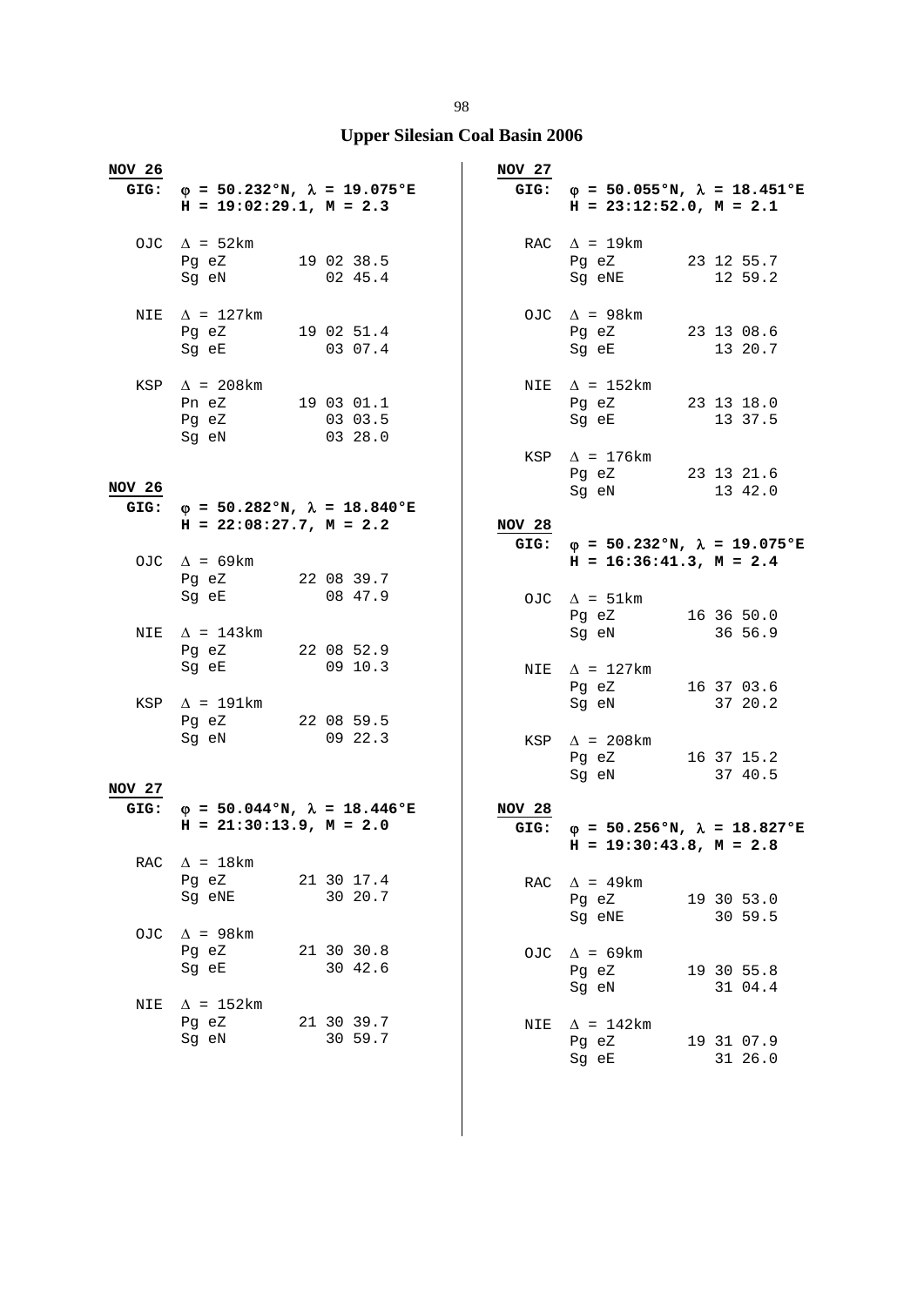## Upper Silesian Coal Basin 2006

**NOV 26**
**GIG: φ = 50.232°N, λ = 19.075°E**
**H = 19:02:29.1, M = 2.3**

```
OJC  Δ = 52km
     Pg eZ        19 02 38.5
     Sg eN           02 45.4

NIE  Δ = 127km
     Pg eZ        19 02 51.4
     Sg eE           03 07.4

KSP  Δ = 208km
     Pn eZ        19 03 01.1
     Pg eZ           03 03.5
     Sg eN           03 28.0
```

**NOV 26**
**GIG: φ = 50.282°N, λ = 18.840°E**
**H = 22:08:27.7, M = 2.2**

```
OJC  Δ = 69km
     Pg eZ        22 08 39.7
     Sg eE           08 47.9

NIE  Δ = 143km
     Pg eZ        22 08 52.9
     Sg eE           09 10.3

KSP  Δ = 191km
     Pg eZ        22 08 59.5
     Sg eN           09 22.3
```

**NOV 27**
**GIG: φ = 50.044°N, λ = 18.446°E**
**H = 21:30:13.9, M = 2.0**

```
RAC  Δ = 18km
     Pg eZ        21 30 17.4
     Sg eNE          30 20.7

OJC  Δ = 98km
     Pg eZ        21 30 30.8
     Sg eE           30 42.6

NIE  Δ = 152km
     Pg eZ        21 30 39.7
     Sg eN           30 59.7
```

**NOV 27**
**GIG: φ = 50.055°N, λ = 18.451°E**
**H = 23:12:52.0, M = 2.1**

```
RAC  Δ = 19km
     Pg eZ        23 12 55.7
     Sg eNE          12 59.2

OJC  Δ = 98km
     Pg eZ        23 13 08.6
     Sg eE           13 20.7

NIE  Δ = 152km
     Pg eZ        23 13 18.0
     Sg eE           13 37.5

KSP  Δ = 176km
     Pg eZ        23 13 21.6
     Sg eN           13 42.0
```

**NOV 28**
**GIG: φ = 50.232°N, λ = 19.075°E**
**H = 16:36:41.3, M = 2.4**

```
OJC  Δ = 51km
     Pg eZ        16 36 50.0
     Sg eN           36 56.9

NIE  Δ = 127km
     Pg eZ        16 37 03.6
     Sg eN           37 20.2

KSP  Δ = 208km
     Pg eZ        16 37 15.2
     Sg eN           37 40.5
```

**NOV 28**
**GIG: φ = 50.256°N, λ = 18.827°E**
**H = 19:30:43.8, M = 2.8**

```
RAC  Δ = 49km
     Pg eZ        19 30 53.0
     Sg eNE          30 59.5

OJC  Δ = 69km
     Pg eZ        19 30 55.8
     Sg eN           31 04.4

NIE  Δ = 142km
     Pg eZ        19 31 07.9
     Sg eE           31 26.0
```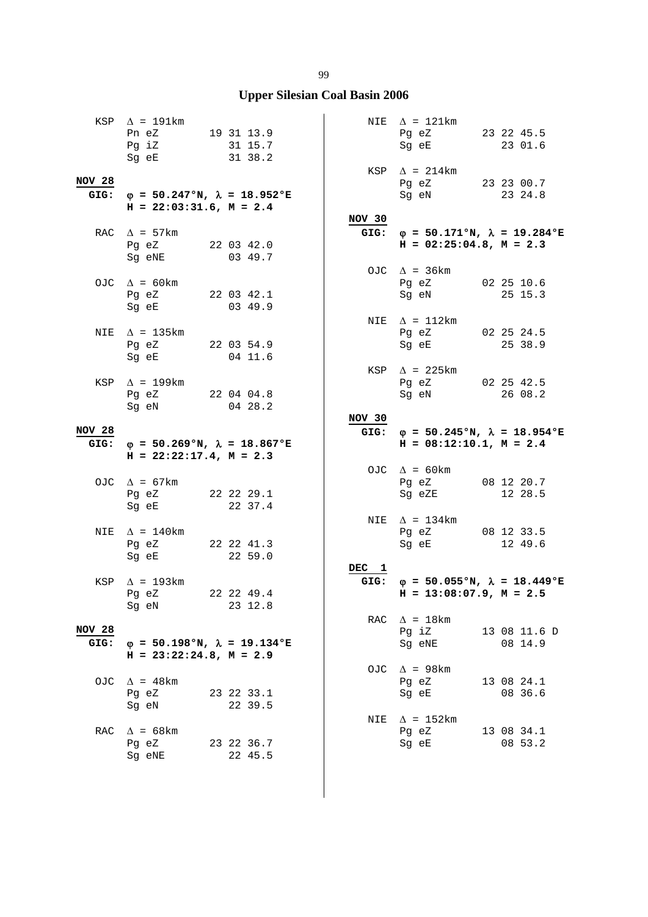## Upper Silesian Coal Basin 2006

```
  KSP  Δ = 191km
       Pn eZ        19 31 13.9
       Pg iZ           31 15.7
       Sg eE           31 38.2
```

**NOV 28**
**GIG: φ = 50.247°N, λ = 18.952°E**
**H = 22:03:31.6, M = 2.4**

```
  RAC  Δ = 57km
       Pg eZ        22 03 42.0
       Sg eNE          03 49.7

  OJC  Δ = 60km
       Pg eZ        22 03 42.1
       Sg eE           03 49.9

  NIE  Δ = 135km
       Pg eZ        22 03 54.9
       Sg eE           04 11.6

  KSP  Δ = 199km
       Pg eZ        22 04 04.8
       Sg eN           04 28.2
```

**NOV 28**
**GIG: φ = 50.269°N, λ = 18.867°E**
**H = 22:22:17.4, M = 2.3**

```
  OJC  Δ = 67km
       Pg eZ        22 22 29.1
       Sg eE           22 37.4

  NIE  Δ = 140km
       Pg eZ        22 22 41.3
       Sg eE           22 59.0

  KSP  Δ = 193km
       Pg eZ        22 22 49.4
       Sg eN           23 12.8
```

**NOV 28**
**GIG: φ = 50.198°N, λ = 19.134°E**
**H = 23:22:24.8, M = 2.9**

```
  OJC  Δ = 48km
       Pg eZ        23 22 33.1
       Sg eN           22 39.5

  RAC  Δ = 68km
       Pg eZ        23 22 36.7
       Sg eNE          22 45.5

  NIE  Δ = 121km
       Pg eZ        23 22 45.5
       Sg eE           23 01.6

  KSP  Δ = 214km
       Pg eZ        23 23 00.7
       Sg eN           23 24.8
```

**NOV 30**
**GIG: φ = 50.171°N, λ = 19.284°E**
**H = 02:25:04.8, M = 2.3**

```
  OJC  Δ = 36km
       Pg eZ        02 25 10.6
       Sg eN           25 15.3

  NIE  Δ = 112km
       Pg eZ        02 25 24.5
       Sg eE           25 38.9

  KSP  Δ = 225km
       Pg eZ        02 25 42.5
       Sg eN           26 08.2
```

**NOV 30**
**GIG: φ = 50.245°N, λ = 18.954°E**
**H = 08:12:10.1, M = 2.4**

```
  OJC  Δ = 60km
       Pg eZ        08 12 20.7
       Sg eZE          12 28.5

  NIE  Δ = 134km
       Pg eZ        08 12 33.5
       Sg eE           12 49.6
```

**DEC 1**
**GIG: φ = 50.055°N, λ = 18.449°E**
**H = 13:08:07.9, M = 2.5**

```
  RAC  Δ = 18km
       Pg iZ        13 08 11.6 D
       Sg eNE          08 14.9

  OJC  Δ = 98km
       Pg eZ        13 08 24.1
       Sg eE           08 36.6

  NIE  Δ = 152km
       Pg eZ        13 08 34.1
       Sg eE           08 53.2
```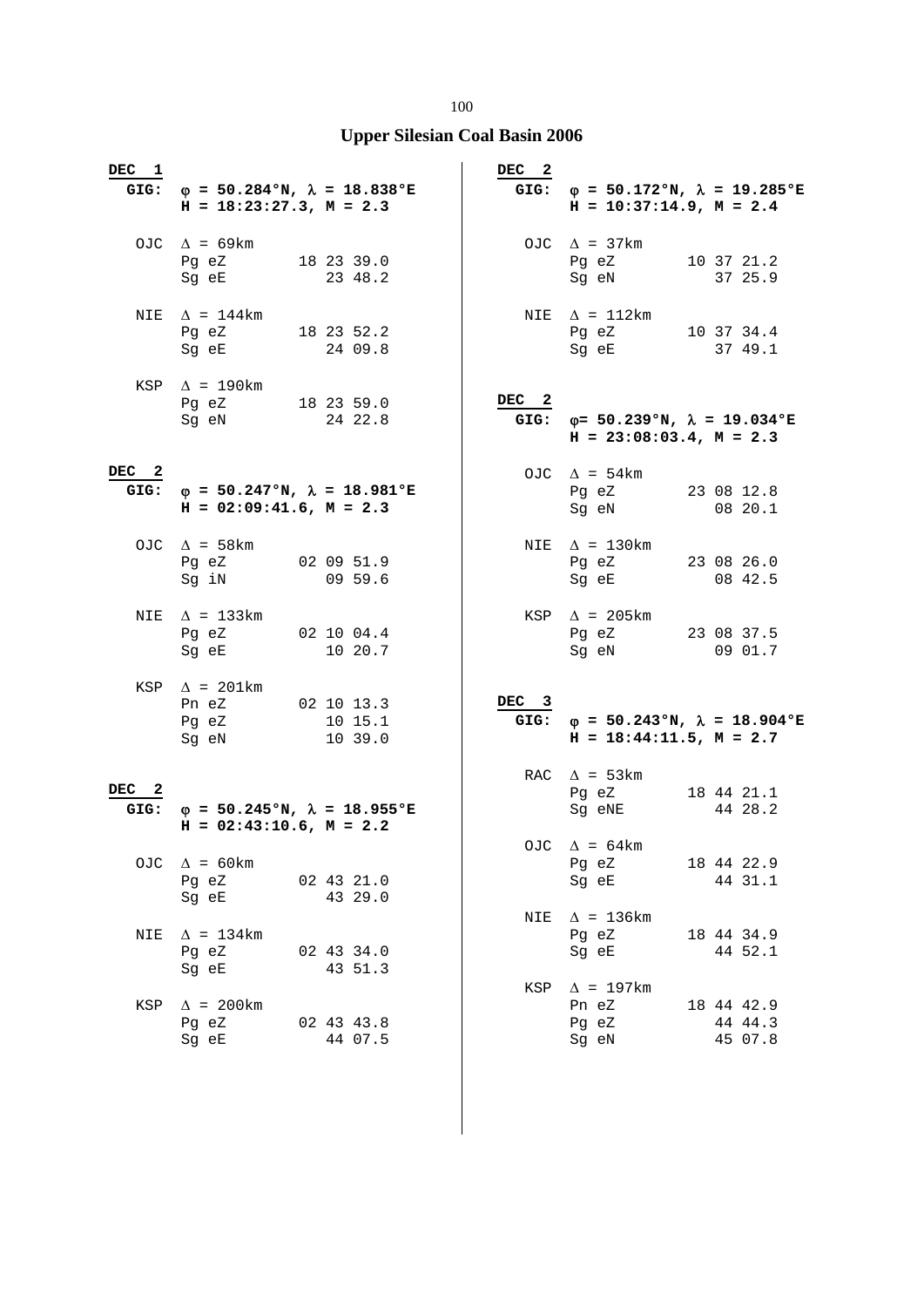## Upper Silesian Coal Basin 2006

**DEC 1**
**GIG: φ = 50.284°N, λ = 18.838°E**
**H = 18:23:27.3, M = 2.3**

```
OJC  Δ = 69km
     Pg eZ      18 23 39.0
     Sg eE         23 48.2

NIE  Δ = 144km
     Pg eZ      18 23 52.2
     Sg eE         24 09.8

KSP  Δ = 190km
     Pg eZ      18 23 59.0
     Sg eN         24 22.8
```

**DEC 2**
**GIG: φ = 50.247°N, λ = 18.981°E**
**H = 02:09:41.6, M = 2.3**

```
OJC  Δ = 58km
     Pg eZ      02 09 51.9
     Sg iN         09 59.6

NIE  Δ = 133km
     Pg eZ      02 10 04.4
     Sg eE         10 20.7

KSP  Δ = 201km
     Pn eZ      02 10 13.3
     Pg eZ         10 15.1
     Sg eN         10 39.0
```

**DEC 2**
**GIG: φ = 50.245°N, λ = 18.955°E**
**H = 02:43:10.6, M = 2.2**

```
OJC  Δ = 60km
     Pg eZ      02 43 21.0
     Sg eE         43 29.0

NIE  Δ = 134km
     Pg eZ      02 43 34.0
     Sg eE         43 51.3

KSP  Δ = 200km
     Pg eZ      02 43 43.8
     Sg eE         44 07.5
```

**DEC 2**
**GIG: φ = 50.172°N, λ = 19.285°E**
**H = 10:37:14.9, M = 2.4**

```
OJC  Δ = 37km
     Pg eZ      10 37 21.2
     Sg eN         37 25.9

NIE  Δ = 112km
     Pg eZ      10 37 34.4
     Sg eE         37 49.1
```

**DEC 2**
**GIG: φ= 50.239°N, λ = 19.034°E**
**H = 23:08:03.4, M = 2.3**

```
OJC  Δ = 54km
     Pg eZ      23 08 12.8
     Sg eN         08 20.1

NIE  Δ = 130km
     Pg eZ      23 08 26.0
     Sg eE         08 42.5

KSP  Δ = 205km
     Pg eZ      23 08 37.5
     Sg eN         09 01.7
```

**DEC 3**
**GIG: φ = 50.243°N, λ = 18.904°E**
**H = 18:44:11.5, M = 2.7**

```
RAC  Δ = 53km
     Pg eZ      18 44 21.1
     Sg eNE        44 28.2

OJC  Δ = 64km
     Pg eZ      18 44 22.9
     Sg eE         44 31.1

NIE  Δ = 136km
     Pg eZ      18 44 34.9
     Sg eE         44 52.1

KSP  Δ = 197km
     Pn eZ      18 44 42.9
     Pg eZ         44 44.3
     Sg eN         45 07.8
```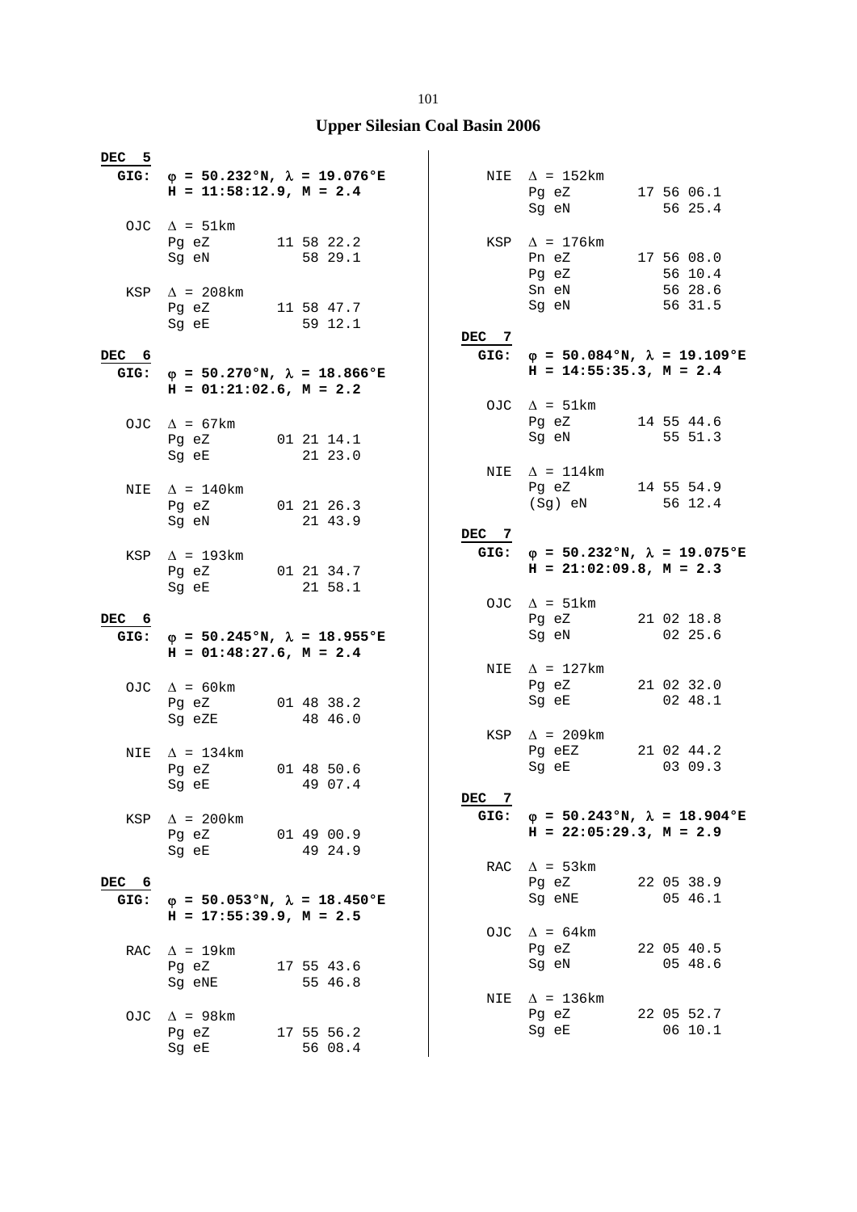# Upper Silesian Coal Basin 2006

**DEC 5**

**GIG:** $\varphi$ **= 50.232°N,** $\lambda$ **= 19.076°E**
**H = 11:58:12.9, M = 2.4**

```
OJC  Δ = 51km
     Pg eZ        11 58 22.2
     Sg eN           58 29.1

KSP  Δ = 208km
     Pg eZ        11 58 47.7
     Sg eE           59 12.1
```

**DEC 6**

**GIG:** $\varphi$ **= 50.270°N,** $\lambda$ **= 18.866°E**
**H = 01:21:02.6, M = 2.2**

```
OJC  Δ = 67km
     Pg eZ        01 21 14.1
     Sg eE           21 23.0

NIE  Δ = 140km
     Pg eZ        01 21 26.3
     Sg eN           21 43.9

KSP  Δ = 193km
     Pg eZ        01 21 34.7
     Sg eE           21 58.1
```

**DEC 6**

**GIG:** $\varphi$ **= 50.245°N,** $\lambda$ **= 18.955°E**
**H = 01:48:27.6, M = 2.4**

```
OJC  Δ = 60km
     Pg eZ        01 48 38.2
     Sg eZE          48 46.0

NIE  Δ = 134km
     Pg eZ        01 48 50.6
     Sg eE           49 07.4

KSP  Δ = 200km
     Pg eZ        01 49 00.9
     Sg eE           49 24.9
```

**DEC 6**

**GIG:** $\varphi$ **= 50.053°N,** $\lambda$ **= 18.450°E**
**H = 17:55:39.9, M = 2.5**

```
RAC  Δ = 19km
     Pg eZ        17 55 43.6
     Sg eNE          55 46.8

OJC  Δ = 98km
     Pg eZ        17 55 56.2
     Sg eE           56 08.4

NIE  Δ = 152km
     Pg eZ        17 56 06.1
     Sg eN           56 25.4

KSP  Δ = 176km
     Pn eZ        17 56 08.0
     Pg eZ           56 10.4
     Sn eN           56 28.6
     Sg eN           56 31.5
```

**DEC 7**

**GIG:** $\varphi$ **= 50.084°N,** $\lambda$ **= 19.109°E**
**H = 14:55:35.3, M = 2.4**

```
OJC  Δ = 51km
     Pg eZ        14 55 44.6
     Sg eN           55 51.3

NIE  Δ = 114km
     Pg eZ        14 55 54.9
     (Sg) eN         56 12.4
```

**DEC 7**

**GIG:** $\varphi$ **= 50.232°N,** $\lambda$ **= 19.075°E**
**H = 21:02:09.8, M = 2.3**

```
OJC  Δ = 51km
     Pg eZ        21 02 18.8
     Sg eN           02 25.6

NIE  Δ = 127km
     Pg eZ        21 02 32.0
     Sg eE           02 48.1

KSP  Δ = 209km
     Pg eEZ       21 02 44.2
     Sg eE           03 09.3
```

**DEC 7**

**GIG:** $\varphi$ **= 50.243°N,** $\lambda$ **= 18.904°E**
**H = 22:05:29.3, M = 2.9**

```
RAC  Δ = 53km
     Pg eZ        22 05 38.9
     Sg eNE          05 46.1

OJC  Δ = 64km
     Pg eZ        22 05 40.5
     Sg eN           05 48.6

NIE  Δ = 136km
     Pg eZ        22 05 52.7
     Sg eE           06 10.1
```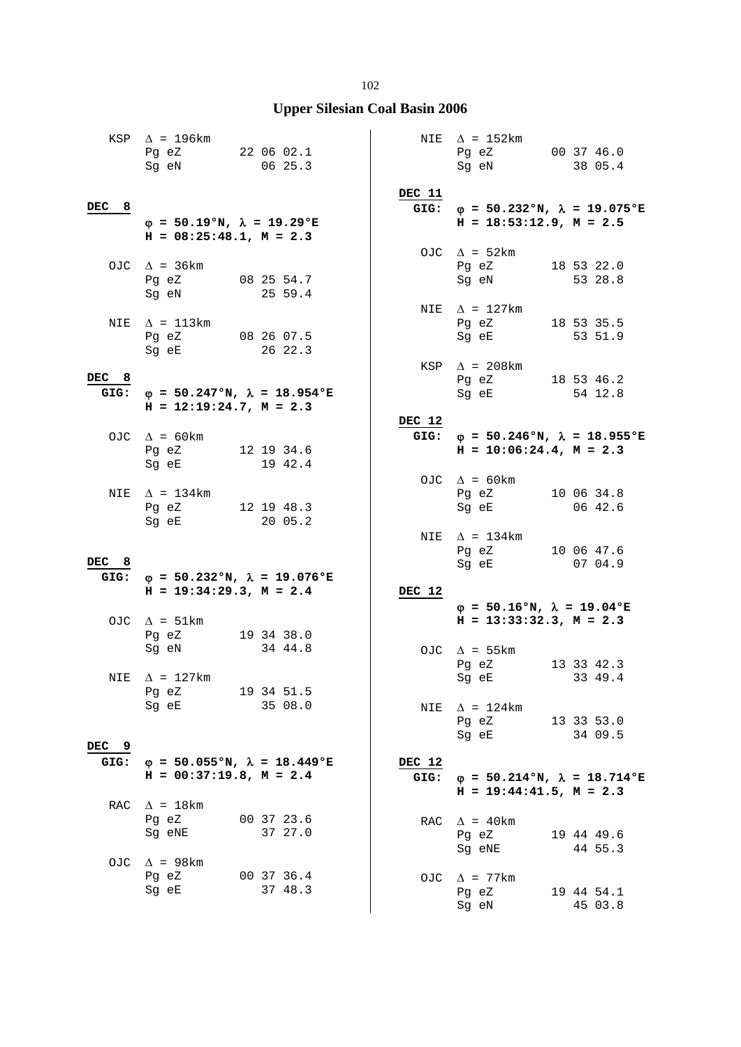# Upper Silesian Coal Basin 2006

KSP  Δ = 196km
Pg eZ  22 06 02.1
Sg eN  06 25.3

**DEC 8**

**φ = 50.19°N, λ = 19.29°E**
**H = 08:25:48.1, M = 2.3**

OJC  Δ = 36km
Pg eZ  08 25 54.7
Sg eN  25 59.4

NIE  Δ = 113km
Pg eZ  08 26 07.5
Sg eE  26 22.3

**DEC 8**
**GIG: φ = 50.247°N, λ = 18.954°E**
**H = 12:19:24.7, M = 2.3**

OJC  Δ = 60km
Pg eZ  12 19 34.6
Sg eE  19 42.4

NIE  Δ = 134km
Pg eZ  12 19 48.3
Sg eE  20 05.2

**DEC 8**
**GIG: φ = 50.232°N, λ = 19.076°E**
**H = 19:34:29.3, M = 2.4**

OJC  Δ = 51km
Pg eZ  19 34 38.0
Sg eN  34 44.8

NIE  Δ = 127km
Pg eZ  19 34 51.5
Sg eE  35 08.0

**DEC 9**
**GIG: φ = 50.055°N, λ = 18.449°E**
**H = 00:37:19.8, M = 2.4**

RAC  Δ = 18km
Pg eZ  00 37 23.6
Sg eNE  37 27.0

OJC  Δ = 98km
Pg eZ  00 37 36.4
Sg eE  37 48.3

NIE  Δ = 152km
Pg eZ  00 37 46.0
Sg eN  38 05.4

**DEC 11**
**GIG: φ = 50.232°N, λ = 19.075°E**
**H = 18:53:12.9, M = 2.5**

OJC  Δ = 52km
Pg eZ  18 53 22.0
Sg eN  53 28.8

NIE  Δ = 127km
Pg eZ  18 53 35.5
Sg eE  53 51.9

KSP  Δ = 208km
Pg eZ  18 53 46.2
Sg eE  54 12.8

**DEC 12**
**GIG: φ = 50.246°N, λ = 18.955°E**
**H = 10:06:24.4, M = 2.3**

OJC  Δ = 60km
Pg eZ  10 06 34.8
Sg eE  06 42.6

NIE  Δ = 134km
Pg eZ  10 06 47.6
Sg eE  07 04.9

**DEC 12**

**φ = 50.16°N, λ = 19.04°E**
**H = 13:33:32.3, M = 2.3**

OJC  Δ = 55km
Pg eZ  13 33 42.3
Sg eE  33 49.4

NIE  Δ = 124km
Pg eZ  13 33 53.0
Sg eE  34 09.5

**DEC 12**
**GIG: φ = 50.214°N, λ = 18.714°E**
**H = 19:44:41.5, M = 2.3**

RAC  Δ = 40km
Pg eZ  19 44 49.6
Sg eNE  44 55.3

OJC  Δ = 77km
Pg eZ  19 44 54.1
Sg eN  45 03.8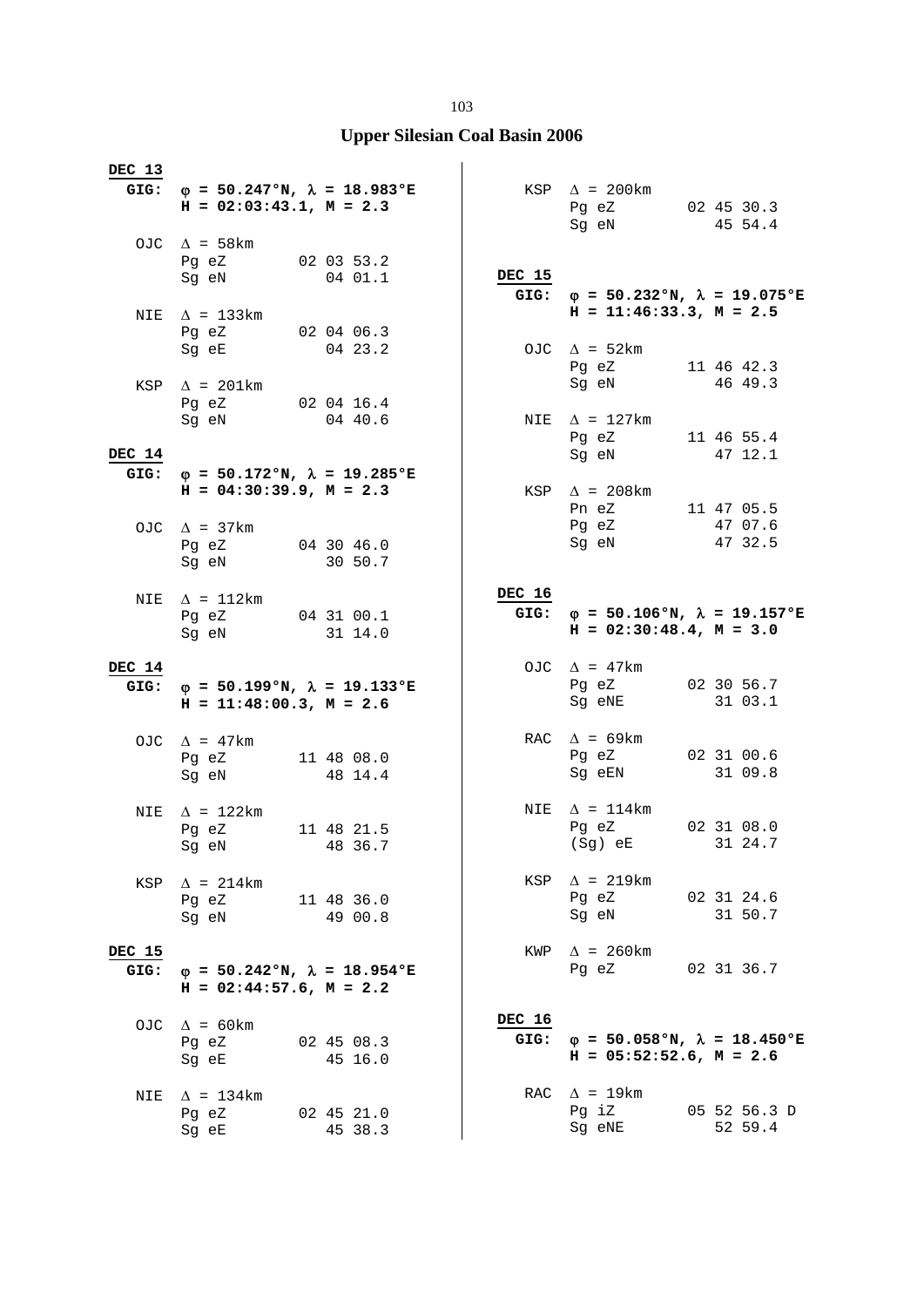## Upper Silesian Coal Basin 2006

**DEC 13**

**GIG:** **φ = 50.247°N, λ = 18.983°E**
**H = 02:03:43.1, M = 2.3**

```
OJC  Δ = 58km
     Pg eZ        02 03 53.2
     Sg eN           04 01.1

NIE  Δ = 133km
     Pg eZ        02 04 06.3
     Sg eE           04 23.2

KSP  Δ = 201km
     Pg eZ        02 04 16.4
     Sg eN           04 40.6
```

**DEC 14**

**GIG:** **φ = 50.172°N, λ = 19.285°E**
**H = 04:30:39.9, M = 2.3**

```
OJC  Δ = 37km
     Pg eZ        04 30 46.0
     Sg eN           30 50.7

NIE  Δ = 112km
     Pg eZ        04 31 00.1
     Sg eN           31 14.0
```

**DEC 14**

**GIG:** **φ = 50.199°N, λ = 19.133°E**
**H = 11:48:00.3, M = 2.6**

```
OJC  Δ = 47km
     Pg eZ        11 48 08.0
     Sg eN           48 14.4

NIE  Δ = 122km
     Pg eZ        11 48 21.5
     Sg eN           48 36.7

KSP  Δ = 214km
     Pg eZ        11 48 36.0
     Sg eN           49 00.8
```

**DEC 15**

**GIG:** **φ = 50.242°N, λ = 18.954°E**
**H = 02:44:57.6, M = 2.2**

```
OJC  Δ = 60km
     Pg eZ        02 45 08.3
     Sg eE           45 16.0

NIE  Δ = 134km
     Pg eZ        02 45 21.0
     Sg eE           45 38.3

KSP  Δ = 200km
     Pg eZ        02 45 30.3
     Sg eN           45 54.4
```

**DEC 15**

**GIG:** **φ = 50.232°N, λ = 19.075°E**
**H = 11:46:33.3, M = 2.5**

```
OJC  Δ = 52km
     Pg eZ        11 46 42.3
     Sg eN           46 49.3

NIE  Δ = 127km
     Pg eZ        11 46 55.4
     Sg eN           47 12.1

KSP  Δ = 208km
     Pn eZ        11 47 05.5
     Pg eZ           47 07.6
     Sg eN           47 32.5
```

**DEC 16**

**GIG:** **φ = 50.106°N, λ = 19.157°E**
**H = 02:30:48.4, M = 3.0**

```
OJC  Δ = 47km
     Pg eZ        02 30 56.7
     Sg eNE          31 03.1

RAC  Δ = 69km
     Pg eZ        02 31 00.6
     Sg eEN          31 09.8

NIE  Δ = 114km
     Pg eZ        02 31 08.0
     (Sg) eE         31 24.7

KSP  Δ = 219km
     Pg eZ        02 31 24.6
     Sg eN           31 50.7

KWP  Δ = 260km
     Pg eZ        02 31 36.7
```

**DEC 16**

**GIG:** **φ = 50.058°N, λ = 18.450°E**
**H = 05:52:52.6, M = 2.6**

```
RAC  Δ = 19km
     Pg iZ        05 52 56.3 D
     Sg eNE          52 59.4
```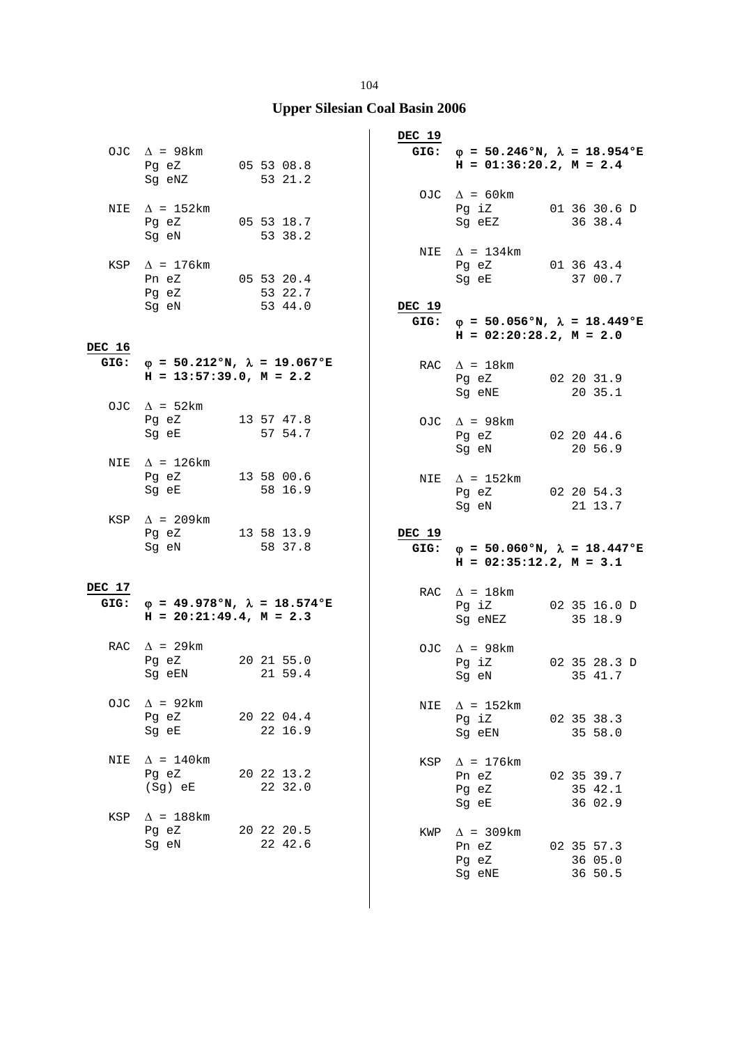## Upper Silesian Coal Basin 2006

OJC $\Delta$ = 98km
Pg eZ 05 53 08.8
Sg eNZ 53 21.2

NIE $\Delta$ = 152km
Pg eZ 05 53 18.7
Sg eN 53 38.2

KSP $\Delta$ = 176km
Pn eZ 05 53 20.4
Pg eZ 53 22.7
Sg eN 53 44.0

**DEC 16**

**GIG: $\varphi$ = 50.212°N, $\lambda$ = 19.067°E**
**H = 13:57:39.0, M = 2.2**

OJC $\Delta$ = 52km
Pg eZ 13 57 47.8
Sg eE 57 54.7

NIE $\Delta$ = 126km
Pg eZ 13 58 00.6
Sg eE 58 16.9

KSP $\Delta$ = 209km
Pg eZ 13 58 13.9
Sg eN 58 37.8

**DEC 17**

**GIG: $\varphi$ = 49.978°N, $\lambda$ = 18.574°E**
**H = 20:21:49.4, M = 2.3**

RAC $\Delta$ = 29km
Pg eZ 20 21 55.0
Sg eEN 21 59.4

OJC $\Delta$ = 92km
Pg eZ 20 22 04.4
Sg eE 22 16.9

NIE $\Delta$ = 140km
Pg eZ 20 22 13.2
(Sg) eE 22 32.0

KSP $\Delta$ = 188km
Pg eZ 20 22 20.5
Sg eN 22 42.6

**DEC 19**

**GIG: $\varphi$ = 50.246°N, $\lambda$ = 18.954°E**
**H = 01:36:20.2, M = 2.4**

OJC $\Delta$ = 60km
Pg iZ 01 36 30.6 D
Sg eEZ 36 38.4

NIE $\Delta$ = 134km
Pg eZ 01 36 43.4
Sg eE 37 00.7

**DEC 19**

**GIG: $\varphi$ = 50.056°N, $\lambda$ = 18.449°E**
**H = 02:20:28.2, M = 2.0**

RAC $\Delta$ = 18km
Pg eZ 02 20 31.9
Sg eNE 20 35.1

OJC $\Delta$ = 98km
Pg eZ 02 20 44.6
Sg eN 20 56.9

NIE $\Delta$ = 152km
Pg eZ 02 20 54.3
Sg eN 21 13.7

**DEC 19**

**GIG: $\varphi$ = 50.060°N, $\lambda$ = 18.447°E**
**H = 02:35:12.2, M = 3.1**

RAC $\Delta$ = 18km
Pg iZ 02 35 16.0 D
Sg eNEZ 35 18.9

OJC $\Delta$ = 98km
Pg iZ 02 35 28.3 D
Sg eN 35 41.7

NIE $\Delta$ = 152km
Pg iZ 02 35 38.3
Sg eEN 35 58.0

KSP $\Delta$ = 176km
Pn eZ 02 35 39.7
Pg eZ 35 42.1
Sg eE 36 02.9

KWP $\Delta$ = 309km
Pn eZ 02 35 57.3
Pg eZ 36 05.0
Sg eNE 36 50.5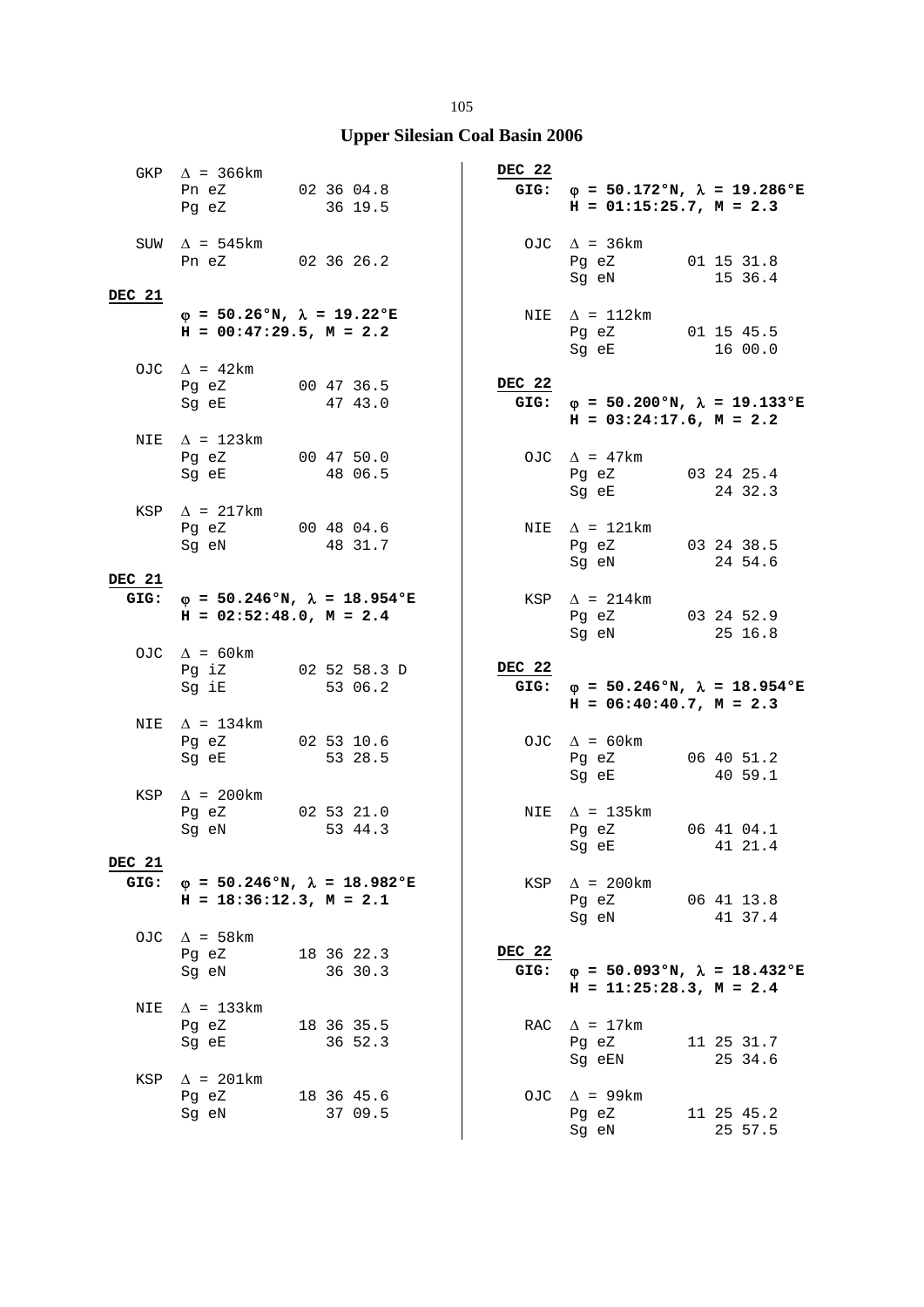# Upper Silesian Coal Basin 2006

```
 GKP  Δ = 366km
      Pn eZ        02 36 04.8
      Pg eZ           36 19.5

 SUW  Δ = 545km
      Pn eZ        02 36 26.2
```

**DEC 21**

**φ = 50.26°N, λ = 19.22°E**
**H = 00:47:29.5, M = 2.2**

```
 OJC  Δ = 42km
      Pg eZ        00 47 36.5
      Sg eE           47 43.0

 NIE  Δ = 123km
      Pg eZ        00 47 50.0
      Sg eE           48 06.5

 KSP  Δ = 217km
      Pg eZ        00 48 04.6
      Sg eN           48 31.7
```

**DEC 21**

**GIG: φ = 50.246°N, λ = 18.954°E**
**H = 02:52:48.0, M = 2.4**

```
 OJC  Δ = 60km
      Pg iZ        02 52 58.3 D
      Sg iE           53 06.2

 NIE  Δ = 134km
      Pg eZ        02 53 10.6
      Sg eE           53 28.5

 KSP  Δ = 200km
      Pg eZ        02 53 21.0
      Sg eN           53 44.3
```

**DEC 21**

**GIG: φ = 50.246°N, λ = 18.982°E**
**H = 18:36:12.3, M = 2.1**

```
 OJC  Δ = 58km
      Pg eZ        18 36 22.3
      Sg eN           36 30.3

 NIE  Δ = 133km
      Pg eZ        18 36 35.5
      Sg eE           36 52.3

 KSP  Δ = 201km
      Pg eZ        18 36 45.6
      Sg eN           37 09.5
```

**DEC 22**

**GIG: φ = 50.172°N, λ = 19.286°E**
**H = 01:15:25.7, M = 2.3**

```
 OJC  Δ = 36km
      Pg eZ        01 15 31.8
      Sg eN           15 36.4

 NIE  Δ = 112km
      Pg eZ        01 15 45.5
      Sg eE           16 00.0
```

**DEC 22**

**GIG: φ = 50.200°N, λ = 19.133°E**
**H = 03:24:17.6, M = 2.2**

```
 OJC  Δ = 47km
      Pg eZ        03 24 25.4
      Sg eE           24 32.3

 NIE  Δ = 121km
      Pg eZ        03 24 38.5
      Sg eN           24 54.6

 KSP  Δ = 214km
      Pg eZ        03 24 52.9
      Sg eN           25 16.8
```

**DEC 22**

**GIG: φ = 50.246°N, λ = 18.954°E**
**H = 06:40:40.7, M = 2.3**

```
 OJC  Δ = 60km
      Pg eZ        06 40 51.2
      Sg eE           40 59.1

 NIE  Δ = 135km
      Pg eZ        06 41 04.1
      Sg eE           41 21.4

 KSP  Δ = 200km
      Pg eZ        06 41 13.8
      Sg eN           41 37.4
```

**DEC 22**

**GIG: φ = 50.093°N, λ = 18.432°E**
**H = 11:25:28.3, M = 2.4**

```
 RAC  Δ = 17km
      Pg eZ        11 25 31.7
      Sg eEN          25 34.6

 OJC  Δ = 99km
      Pg eZ        11 25 45.2
      Sg eN           25 57.5
```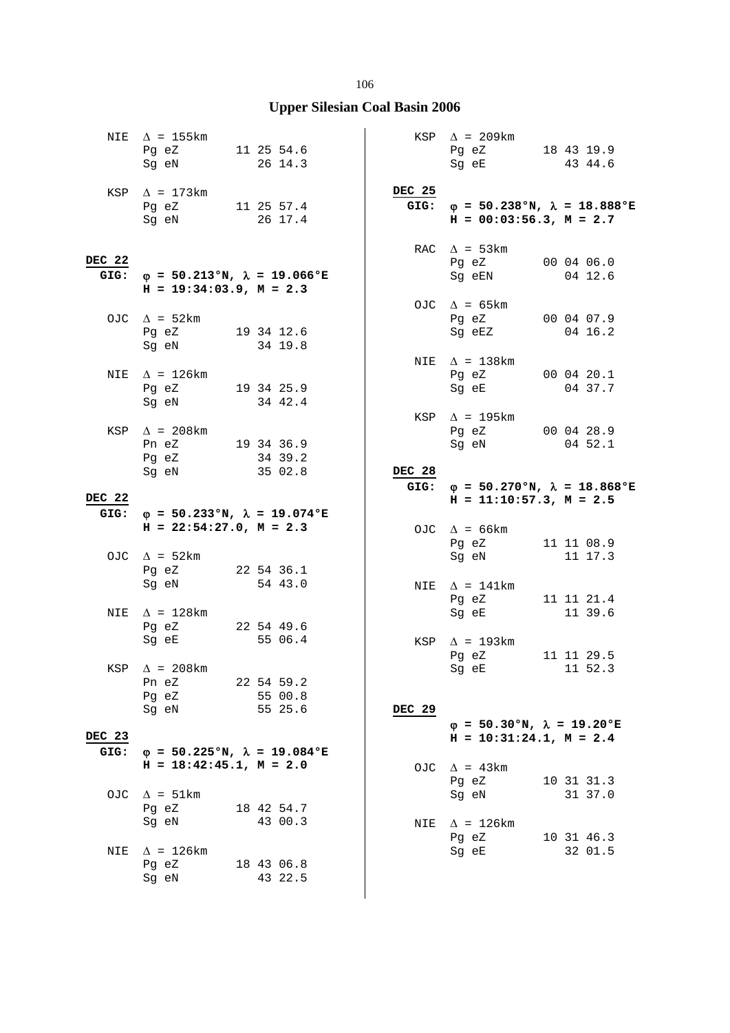## Upper Silesian Coal Basin 2006

```
 NIE  Δ = 155km
      Pg eZ        11 25 54.6
      Sg eN           26 14.3

 KSP  Δ = 173km
      Pg eZ        11 25 57.4
      Sg eN           26 17.4
```

**DEC 22**

**GIG: φ = 50.213°N, λ = 19.066°E**
**H = 19:34:03.9, M = 2.3**

```
 OJC  Δ = 52km
      Pg eZ        19 34 12.6
      Sg eN           34 19.8

 NIE  Δ = 126km
      Pg eZ        19 34 25.9
      Sg eN           34 42.4

 KSP  Δ = 208km
      Pn eZ        19 34 36.9
      Pg eZ           34 39.2
      Sg eN           35 02.8
```

**DEC 22**

**GIG: φ = 50.233°N, λ = 19.074°E**
**H = 22:54:27.0, M = 2.3**

```
 OJC  Δ = 52km
      Pg eZ        22 54 36.1
      Sg eN           54 43.0

 NIE  Δ = 128km
      Pg eZ        22 54 49.6
      Sg eE           55 06.4

 KSP  Δ = 208km
      Pn eZ        22 54 59.2
      Pg eZ           55 00.8
      Sg eN           55 25.6
```

**DEC 23**

**GIG: φ = 50.225°N, λ = 19.084°E**
**H = 18:42:45.1, M = 2.0**

```
 OJC  Δ = 51km
      Pg eZ        18 42 54.7
      Sg eN           43 00.3

 NIE  Δ = 126km
      Pg eZ        18 43 06.8
      Sg eN           43 22.5

 KSP  Δ = 209km
      Pg eZ        18 43 19.9
      Sg eE           43 44.6
```

**DEC 25**

**GIG: φ = 50.238°N, λ = 18.888°E**
**H = 00:03:56.3, M = 2.7**

```
 RAC  Δ = 53km
      Pg eZ        00 04 06.0
      Sg eEN          04 12.6

 OJC  Δ = 65km
      Pg eZ        00 04 07.9
      Sg eEZ          04 16.2

 NIE  Δ = 138km
      Pg eZ        00 04 20.1
      Sg eE           04 37.7

 KSP  Δ = 195km
      Pg eZ        00 04 28.9
      Sg eN           04 52.1
```

**DEC 28**

**GIG: φ = 50.270°N, λ = 18.868°E**
**H = 11:10:57.3, M = 2.5**

```
 OJC  Δ = 66km
      Pg eZ        11 11 08.9
      Sg eN           11 17.3

 NIE  Δ = 141km
      Pg eZ        11 11 21.4
      Sg eE           11 39.6

 KSP  Δ = 193km
      Pg eZ        11 11 29.5
      Sg eE           11 52.3
```

**DEC 29**

**φ = 50.30°N, λ = 19.20°E**
**H = 10:31:24.1, M = 2.4**

```
 OJC  Δ = 43km
      Pg eZ        10 31 31.3
      Sg eN           31 37.0

 NIE  Δ = 126km
      Pg eZ        10 31 46.3
      Sg eE           32 01.5
```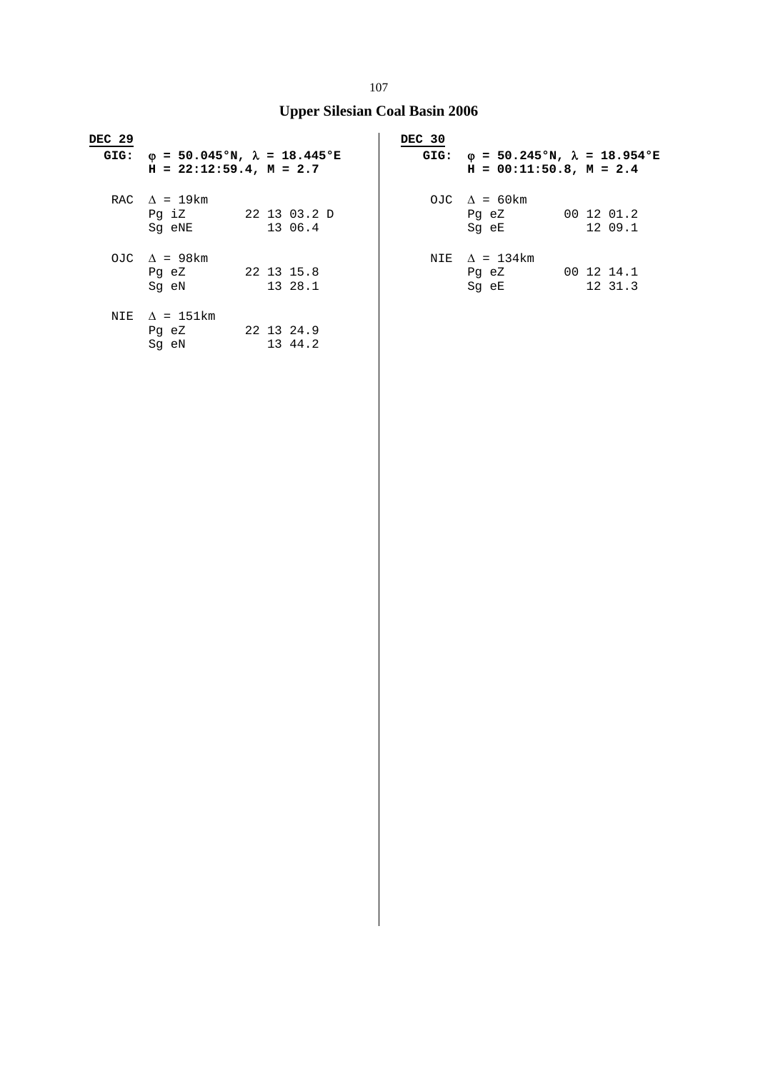## Upper Silesian Coal Basin 2006

**DEC 29**

**GIG:** **φ = 50.045°N, λ = 18.445°E**
**H = 22:12:59.4, M = 2.7**

```
RAC  Δ = 19km
     Pg iZ        22 13 03.2 D
     Sg eNE          13 06.4

OJC  Δ = 98km
     Pg eZ        22 13 15.8
     Sg eN           13 28.1

NIE  Δ = 151km
     Pg eZ        22 13 24.9
     Sg eN           13 44.2
```

**DEC 30**

**GIG:** **φ = 50.245°N, λ = 18.954°E**
**H = 00:11:50.8, M = 2.4**

```
OJC  Δ = 60km
     Pg eZ        00 12 01.2
     Sg eE           12 09.1

NIE  Δ = 134km
     Pg eZ        00 12 14.1
     Sg eE           12 31.3
```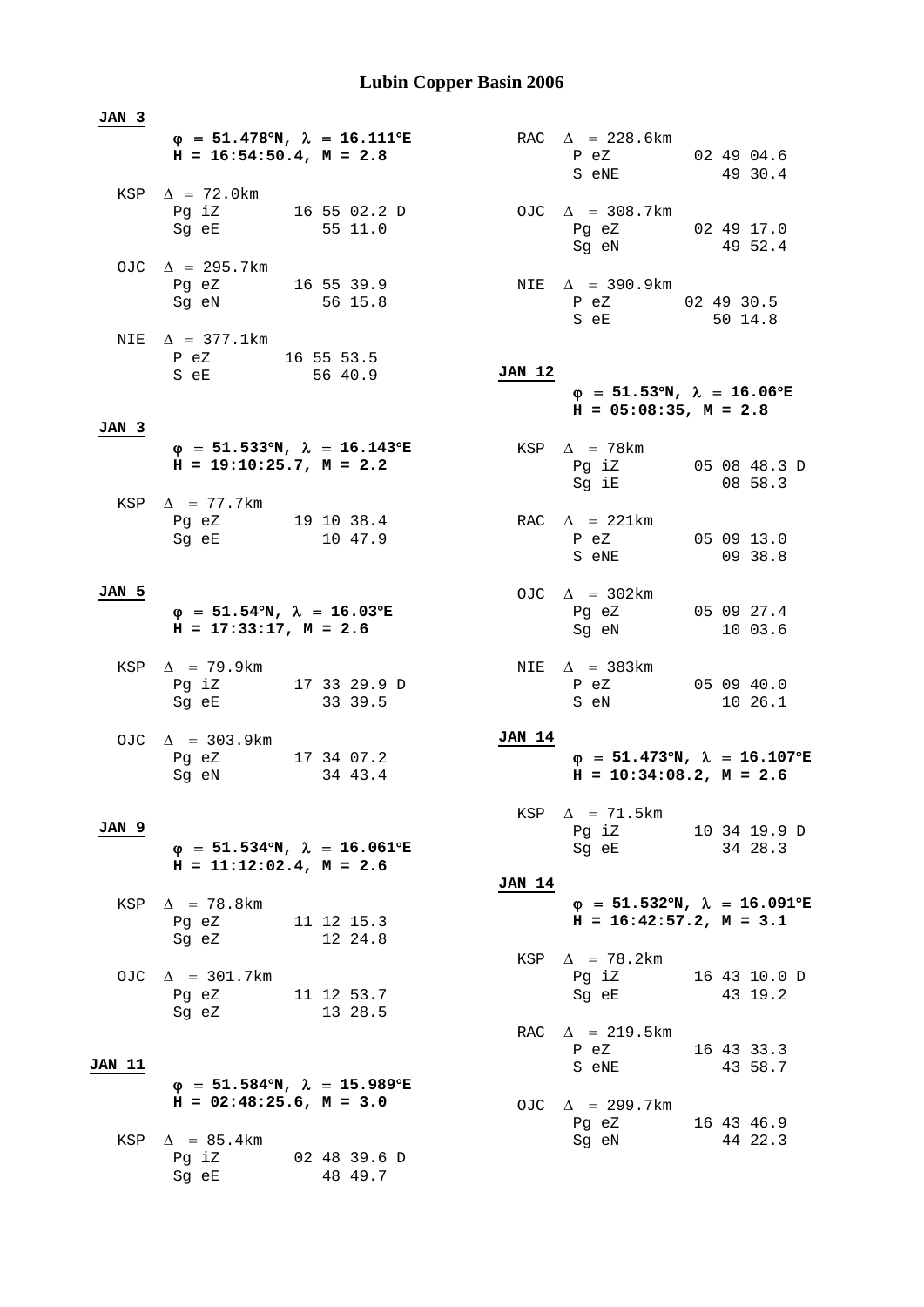# Lubin Copper Basin 2006

**JAN 3**

**φ = 51.478°N, λ = 16.111°E**
**H = 16:54:50.4, M = 2.8**

```
KSP  Δ = 72.0km
     Pg iZ        16 55 02.2 D
     Sg eE           55 11.0

OJC  Δ = 295.7km
     Pg eZ        16 55 39.9
     Sg eN           56 15.8

NIE  Δ = 377.1km
     P eZ         16 55 53.5
     S eE            56 40.9
```

**JAN 3**

**φ = 51.533°N, λ = 16.143°E**
**H = 19:10:25.7, M = 2.2**

```
KSP  Δ = 77.7km
     Pg eZ        19 10 38.4
     Sg eE           10 47.9
```

**JAN 5**

**φ = 51.54°N, λ = 16.03°E**
**H = 17:33:17, M = 2.6**

```
KSP  Δ = 79.9km
     Pg iZ        17 33 29.9 D
     Sg eE           33 39.5

OJC  Δ = 303.9km
     Pg eZ        17 34 07.2
     Sg eN           34 43.4
```

**JAN 9**

**φ = 51.534°N, λ = 16.061°E**
**H = 11:12:02.4, M = 2.6**

```
KSP  Δ = 78.8km
     Pg eZ        11 12 15.3
     Sg eZ           12 24.8

OJC  Δ = 301.7km
     Pg eZ        11 12 53.7
     Sg eZ           13 28.5
```

**JAN 11**

**φ = 51.584°N, λ = 15.989°E**
**H = 02:48:25.6, M = 3.0**

```
KSP  Δ = 85.4km
     Pg iZ        02 48 39.6 D
     Sg eE           48 49.7

RAC  Δ = 228.6km
     P eZ         02 49 04.6
     S eNE           49 30.4

OJC  Δ = 308.7km
     Pg eZ        02 49 17.0
     Sg eN           49 52.4

NIE  Δ = 390.9km
     P eZ         02 49 30.5
     S eE            50 14.8
```

**JAN 12**

**φ = 51.53°N, λ = 16.06°E**
**H = 05:08:35, M = 2.8**

```
KSP  Δ = 78km
     Pg iZ        05 08 48.3 D
     Sg iE           08 58.3

RAC  Δ = 221km
     P eZ         05 09 13.0
     S eNE           09 38.8

OJC  Δ = 302km
     Pg eZ        05 09 27.4
     Sg eN           10 03.6

NIE  Δ = 383km
     P eZ         05 09 40.0
     S eN            10 26.1
```

**JAN 14**

**φ = 51.473°N, λ = 16.107°E**
**H = 10:34:08.2, M = 2.6**

```
KSP  Δ = 71.5km
     Pg iZ        10 34 19.9 D
     Sg eE           34 28.3
```

**JAN 14**

**φ = 51.532°N, λ = 16.091°E**
**H = 16:42:57.2, M = 3.1**

```
KSP  Δ = 78.2km
     Pg iZ        16 43 10.0 D
     Sg eE           43 19.2

RAC  Δ = 219.5km
     P eZ         16 43 33.3
     S eNE           43 58.7

OJC  Δ = 299.7km
     Pg eZ        16 43 46.9
     Sg eN           44 22.3
```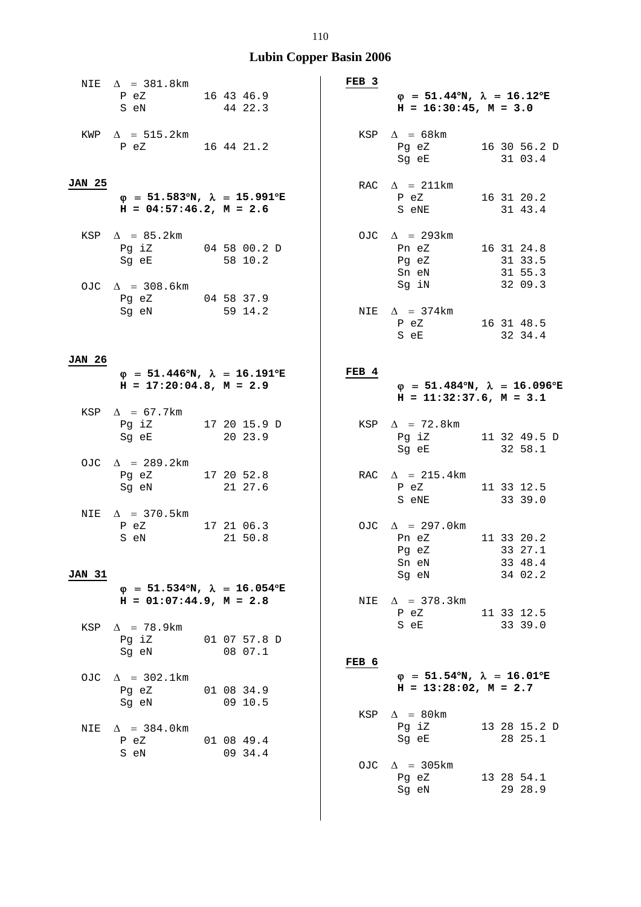## Lubin Copper Basin 2006

NIE $\Delta$ = 381.8km

| | | |
|---|---|---|
| P eZ | 16 43 46.9 | |
| S eN | 44 22.3 | |

KWP $\Delta$ = 515.2km

| | | |
|---|---|---|
| P eZ | 16 44 21.2 | |

**JAN 25**

**$\varphi$ = 51.583°N, $\lambda$ = 15.991°E**
**H = 04:57:46.2, M = 2.6**

KSP $\Delta$ = 85.2km

| | | |
|---|---|---|
| Pg iZ | 04 58 00.2 | D |
| Sg eE | 58 10.2 | |

OJC $\Delta$ = 308.6km

| | | |
|---|---|---|
| Pg eZ | 04 58 37.9 | |
| Sg eN | 59 14.2 | |

**JAN 26**

**$\varphi$ = 51.446°N, $\lambda$ = 16.191°E**
**H = 17:20:04.8, M = 2.9**

KSP $\Delta$ = 67.7km

| | | |
|---|---|---|
| Pg iZ | 17 20 15.9 | D |
| Sg eE | 20 23.9 | |

OJC $\Delta$ = 289.2km

| | | |
|---|---|---|
| Pg eZ | 17 20 52.8 | |
| Sg eN | 21 27.6 | |

NIE $\Delta$ = 370.5km

| | | |
|---|---|---|
| P eZ | 17 21 06.3 | |
| S eN | 21 50.8 | |

**JAN 31**

**$\varphi$ = 51.534°N, $\lambda$ = 16.054°E**
**H = 01:07:44.9, M = 2.8**

KSP $\Delta$ = 78.9km

| | | |
|---|---|---|
| Pg iZ | 01 07 57.8 | D |
| Sg eN | 08 07.1 | |

OJC $\Delta$ = 302.1km

| | | |
|---|---|---|
| Pg eZ | 01 08 34.9 | |
| Sg eN | 09 10.5 | |

NIE $\Delta$ = 384.0km

| | | |
|---|---|---|
| P eZ | 01 08 49.4 | |
| S eN | 09 34.4 | |

**FEB 3**

**$\varphi$ = 51.44°N, $\lambda$ = 16.12°E**
**H = 16:30:45, M = 3.0**

KSP $\Delta$ = 68km

| | | |
|---|---|---|
| Pg eZ | 16 30 56.2 | D |
| Sg eE | 31 03.4 | |

RAC $\Delta$ = 211km

| | | |
|---|---|---|
| P eZ | 16 31 20.2 | |
| S eNE | 31 43.4 | |

OJC $\Delta$ = 293km

| | | |
|---|---|---|
| Pn eZ | 16 31 24.8 | |
| Pg eZ | 31 33.5 | |
| Sn eN | 31 55.3 | |
| Sg iN | 32 09.3 | |

NIE $\Delta$ = 374km

| | | |
|---|---|---|
| P eZ | 16 31 48.5 | |
| S eE | 32 34.4 | |

**FEB 4**

**$\varphi$ = 51.484°N, $\lambda$ = 16.096°E**
**H = 11:32:37.6, M = 3.1**

KSP $\Delta$ = 72.8km

| | | |
|---|---|---|
| Pg iZ | 11 32 49.5 | D |
| Sg eE | 32 58.1 | |

RAC $\Delta$ = 215.4km

| | | |
|---|---|---|
| P eZ | 11 33 12.5 | |
| S eNE | 33 39.0 | |

OJC $\Delta$ = 297.0km

| | | |
|---|---|---|
| Pn eZ | 11 33 20.2 | |
| Pg eZ | 33 27.1 | |
| Sn eN | 33 48.4 | |
| Sg eN | 34 02.2 | |

NIE $\Delta$ = 378.3km

| | | |
|---|---|---|
| P eZ | 11 33 12.5 | |
| S eE | 33 39.0 | |

**FEB 6**

**$\varphi$ = 51.54°N, $\lambda$ = 16.01°E**
**H = 13:28:02, M = 2.7**

KSP $\Delta$ = 80km

| | | |
|---|---|---|
| Pg iZ | 13 28 15.2 | D |
| Sg eE | 28 25.1 | |

OJC $\Delta$ = 305km

| | | |
|---|---|---|
| Pg eZ | 13 28 54.1 | |
| Sg eN | 29 28.9 | |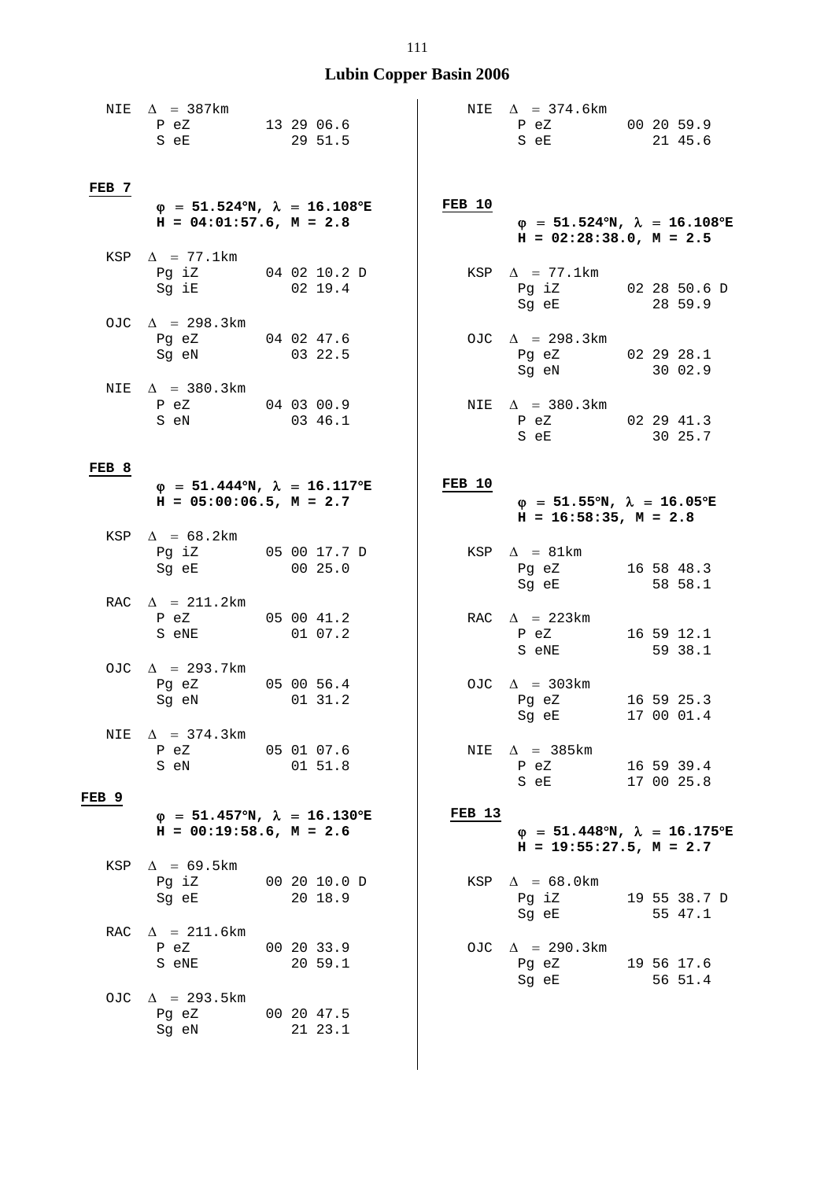# Lubin Copper Basin 2006

```
NIE  Δ = 387km
     P eZ        13 29 06.6
     S eE           29 51.5
```

**FEB 7**

**φ = 51.524°N, λ = 16.108°E**
**H = 04:01:57.6, M = 2.8**

```
KSP  Δ = 77.1km
     Pg iZ       04 02 10.2 D
     Sg iE          02 19.4

OJC  Δ = 298.3km
     Pg eZ       04 02 47.6
     Sg eN          03 22.5

NIE  Δ = 380.3km
     P eZ        04 03 00.9
     S eN           03 46.1
```

**FEB 8**

**φ = 51.444°N, λ = 16.117°E**
**H = 05:00:06.5, M = 2.7**

```
KSP  Δ = 68.2km
     Pg iZ       05 00 17.7 D
     Sg eE          00 25.0

RAC  Δ = 211.2km
     P eZ        05 00 41.2
     S eNE          01 07.2

OJC  Δ = 293.7km
     Pg eZ       05 00 56.4
     Sg eN          01 31.2

NIE  Δ = 374.3km
     P eZ        05 01 07.6
     S eN           01 51.8
```

**FEB 9**

**φ = 51.457°N, λ = 16.130°E**
**H = 00:19:58.6, M = 2.6**

```
KSP  Δ = 69.5km
     Pg iZ       00 20 10.0 D
     Sg eE          20 18.9

RAC  Δ = 211.6km
     P eZ        00 20 33.9
     S eNE          20 59.1

OJC  Δ = 293.5km
     Pg eZ       00 20 47.5
     Sg eN          21 23.1

NIE  Δ = 374.6km
     P eZ        00 20 59.9
     S eE           21 45.6
```

**FEB 10**

**φ = 51.524°N, λ = 16.108°E**
**H = 02:28:38.0, M = 2.5**

```
KSP  Δ = 77.1km
     Pg iZ       02 28 50.6 D
     Sg eE          28 59.9

OJC  Δ = 298.3km
     Pg eZ       02 29 28.1
     Sg eN          30 02.9

NIE  Δ = 380.3km
     P eZ        02 29 41.3
     S eE           30 25.7
```

**FEB 10**

**φ = 51.55°N, λ = 16.05°E**
**H = 16:58:35, M = 2.8**

```
KSP  Δ = 81km
     Pg eZ       16 58 48.3
     Sg eE          58 58.1

RAC  Δ = 223km
     P eZ        16 59 12.1
     S eNE          59 38.1

OJC  Δ = 303km
     Pg eZ       16 59 25.3
     Sg eE       17 00 01.4

NIE  Δ = 385km
     P eZ        16 59 39.4
     S eE        17 00 25.8
```

**FEB 13**

**φ = 51.448°N, λ = 16.175°E**
**H = 19:55:27.5, M = 2.7**

```
KSP  Δ = 68.0km
     Pg iZ       19 55 38.7 D
     Sg eE          55 47.1

OJC  Δ = 290.3km
     Pg eZ       19 56 17.6
     Sg eE          56 51.4
```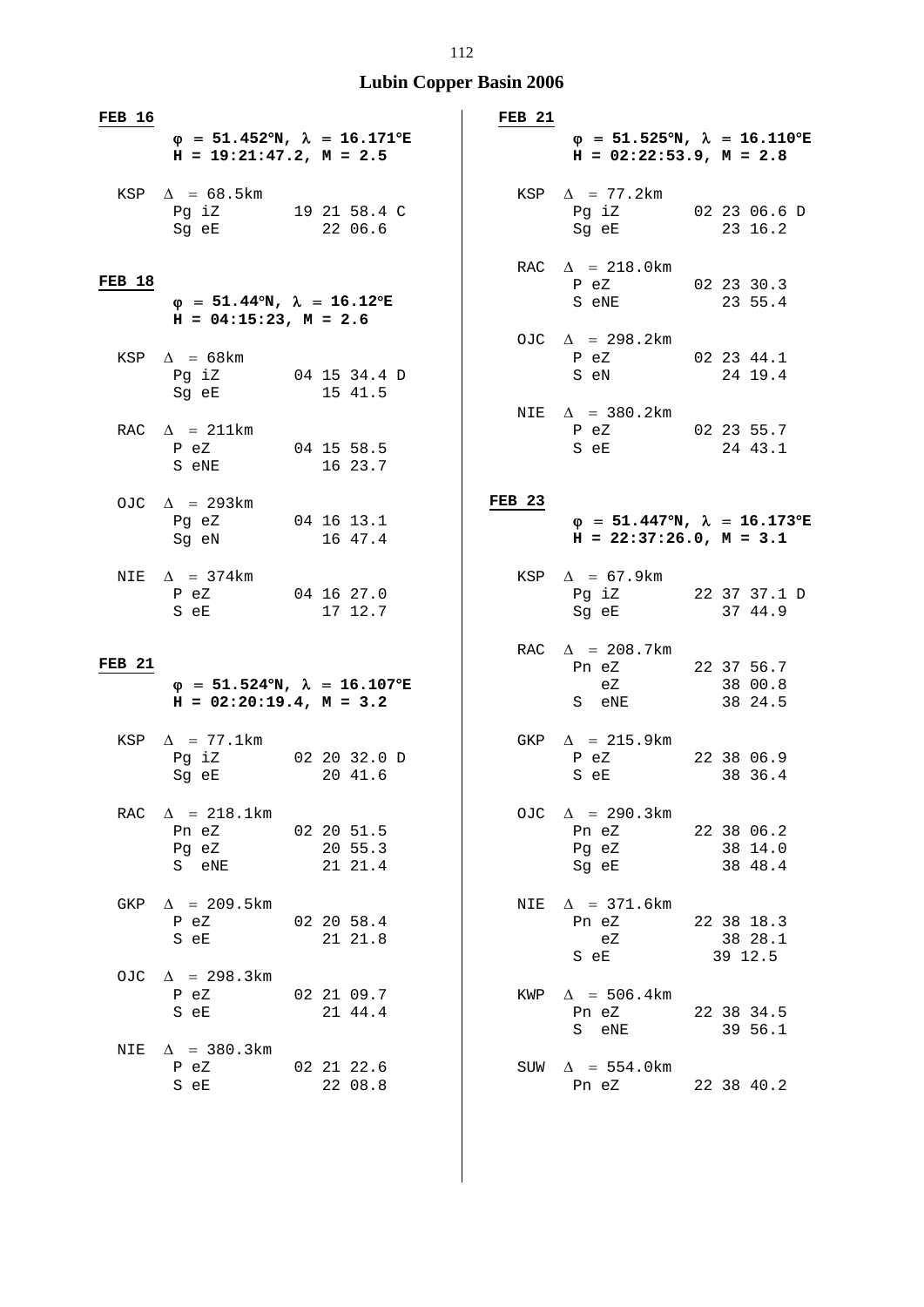# Lubin Copper Basin 2006

**FEB 16**

**φ = 51.452°N, λ = 16.171°E**
**H = 19:21:47.2, M = 2.5**

```
KSP  Δ = 68.5km
     Pg iZ        19 21 58.4 C
     Sg eE           22 06.6
```

**FEB 18**

**φ = 51.44°N, λ = 16.12°E**
**H = 04:15:23, M = 2.6**

```
KSP  Δ = 68km
     Pg iZ        04 15 34.4 D
     Sg eE           15 41.5

RAC  Δ = 211km
     P eZ         04 15 58.5
     S eNE           16 23.7

OJC  Δ = 293km
     Pg eZ        04 16 13.1
     Sg eN           16 47.4

NIE  Δ = 374km
     P eZ         04 16 27.0
     S eE            17 12.7
```

**FEB 21**

**φ = 51.524°N, λ = 16.107°E**
**H = 02:20:19.4, M = 3.2**

```
KSP  Δ = 77.1km
     Pg iZ        02 20 32.0 D
     Sg eE           20 41.6

RAC  Δ = 218.1km
     Pn eZ        02 20 51.5
     Pg eZ           20 55.3
     S  eNE          21 21.4

GKP  Δ = 209.5km
     P eZ         02 20 58.4
     S eE            21 21.8

OJC  Δ = 298.3km
     P eZ         02 21 09.7
     S eE            21 44.4

NIE  Δ = 380.3km
     P eZ         02 21 22.6
     S eE            22 08.8
```

**FEB 21**

**φ = 51.525°N, λ = 16.110°E**
**H = 02:22:53.9, M = 2.8**

```
KSP  Δ = 77.2km
     Pg iZ        02 23 06.6 D
     Sg eE           23 16.2

RAC  Δ = 218.0km
     P eZ         02 23 30.3
     S eNE           23 55.4

OJC  Δ = 298.2km
     P eZ         02 23 44.1
     S eN            24 19.4

NIE  Δ = 380.2km
     P eZ         02 23 55.7
     S eE            24 43.1
```

**FEB 23**

**φ = 51.447°N, λ = 16.173°E**
**H = 22:37:26.0, M = 3.1**

```
KSP  Δ = 67.9km
     Pg iZ        22 37 37.1 D
     Sg eE           37 44.9

RAC  Δ = 208.7km
     Pn eZ        22 37 56.7
        eZ           38 00.8
     S  eNE          38 24.5

GKP  Δ = 215.9km
     P eZ         22 38 06.9
     S eE            38 36.4

OJC  Δ = 290.3km
     Pn eZ        22 38 06.2
     Pg eZ           38 14.0
     Sg eE           38 48.4

NIE  Δ = 371.6km
     Pn eZ        22 38 18.3
        eZ           38 28.1
     S eE          39 12.5

KWP  Δ = 506.4km
     Pn eZ        22 38 34.5
     S  eNE          39 56.1

SUW  Δ = 554.0km
     Pn eZ        22 38 40.2
```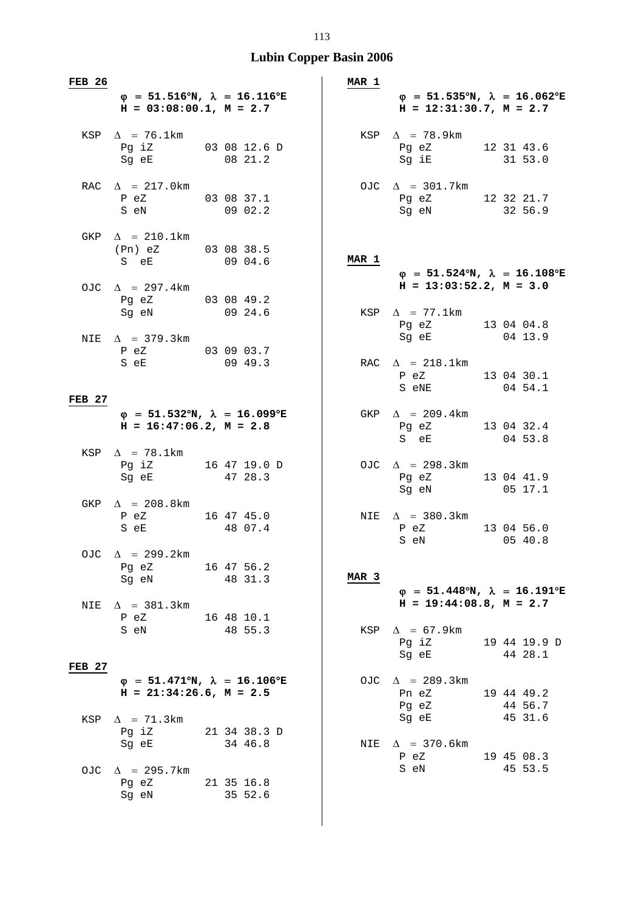# Lubin Copper Basin 2006

**FEB 26**

**φ = 51.516°N, λ = 16.116°E**
**H = 03:08:00.1, M = 2.7**

```
KSP  Δ = 76.1km
     Pg iZ        03 08 12.6 D
     Sg eE           08 21.2

RAC  Δ = 217.0km
     P eZ         03 08 37.1
     S eN            09 02.2

GKP  Δ = 210.1km
     (Pn) eZ      03 08 38.5
     S  eE           09 04.6

OJC  Δ = 297.4km
     Pg eZ        03 08 49.2
     Sg eN           09 24.6

NIE  Δ = 379.3km
     P eZ         03 09 03.7
     S eE            09 49.3
```

**FEB 27**

**φ = 51.532°N, λ = 16.099°E**
**H = 16:47:06.2, M = 2.8**

```
KSP  Δ = 78.1km
     Pg iZ        16 47 19.0 D
     Sg eE           47 28.3

GKP  Δ = 208.8km
     P eZ         16 47 45.0
     S eE            48 07.4

OJC  Δ = 299.2km
     Pg eZ        16 47 56.2
     Sg eN           48 31.3

NIE  Δ = 381.3km
     P eZ         16 48 10.1
     S eN            48 55.3
```

**FEB 27**

**φ = 51.471°N, λ = 16.106°E**
**H = 21:34:26.6, M = 2.5**

```
KSP  Δ = 71.3km
     Pg iZ        21 34 38.3 D
     Sg eE           34 46.8

OJC  Δ = 295.7km
     Pg eZ        21 35 16.8
     Sg eN           35 52.6
```

**MAR 1**

**φ = 51.535°N, λ = 16.062°E**
**H = 12:31:30.7, M = 2.7**

```
KSP  Δ = 78.9km
     Pg eZ        12 31 43.6
     Sg iE           31 53.0

OJC  Δ = 301.7km
     Pg eZ        12 32 21.7
     Sg eN           32 56.9
```

**MAR 1**

**φ = 51.524°N, λ = 16.108°E**
**H = 13:03:52.2, M = 3.0**

```
KSP  Δ = 77.1km
     Pg eZ        13 04 04.8
     Sg eE           04 13.9

RAC  Δ = 218.1km
     P eZ         13 04 30.1
     S eNE           04 54.1

GKP  Δ = 209.4km
     Pg eZ        13 04 32.4
     S  eE           04 53.8

OJC  Δ = 298.3km
     Pg eZ        13 04 41.9
     Sg eN           05 17.1

NIE  Δ = 380.3km
     P eZ         13 04 56.0
     S eN            05 40.8
```

**MAR 3**

**φ = 51.448°N, λ = 16.191°E**
**H = 19:44:08.8, M = 2.7**

```
KSP  Δ = 67.9km
     Pg iZ        19 44 19.9 D
     Sg eE           44 28.1

OJC  Δ = 289.3km
     Pn eZ        19 44 49.2
     Pg eZ           44 56.7
     Sg eE           45 31.6

NIE  Δ = 370.6km
     P eZ         19 45 08.3
     S eN            45 53.5
```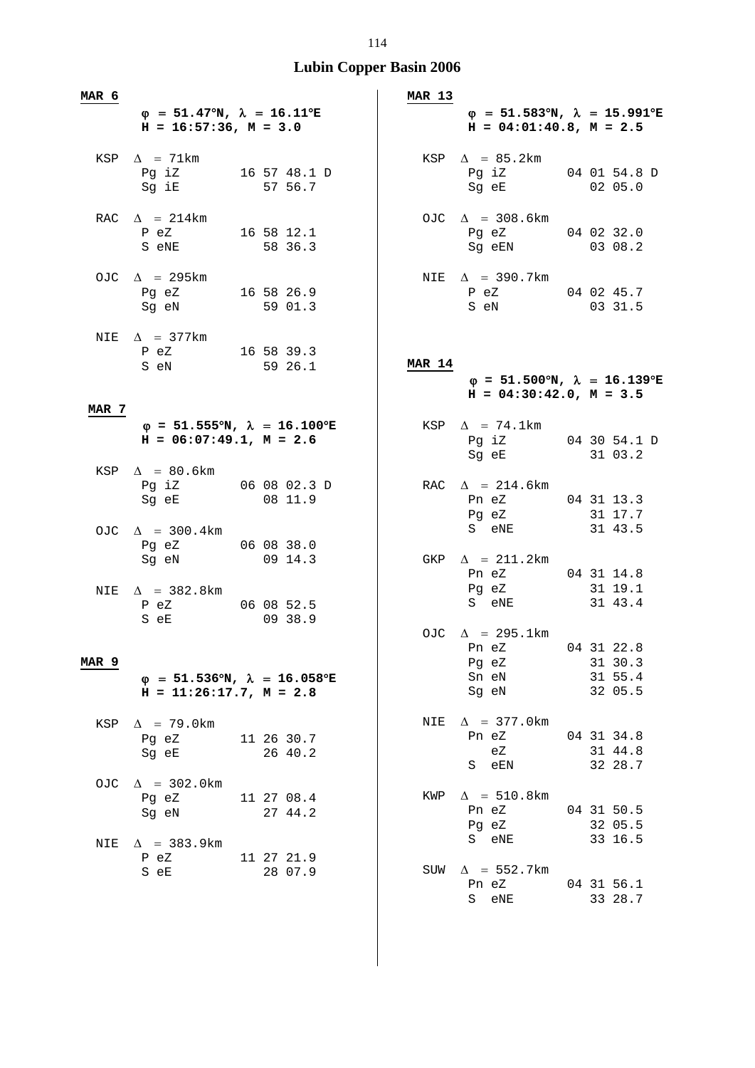# Lubin Copper Basin 2006

**MAR 6**

**φ = 51.47°N, λ = 16.11°E**
**H = 16:57:36, M = 3.0**

```
KSP  Δ = 71km
     Pg iZ        16 57 48.1 D
     Sg iE           57 56.7

RAC  Δ = 214km
     P eZ         16 58 12.1
     S eNE           58 36.3

OJC  Δ = 295km
     Pg eZ        16 58 26.9
     Sg eN           59 01.3

NIE  Δ = 377km
     P eZ         16 58 39.3
     S eN            59 26.1
```

**MAR 7**

**φ = 51.555°N, λ = 16.100°E**
**H = 06:07:49.1, M = 2.6**

```
KSP  Δ = 80.6km
     Pg iZ        06 08 02.3 D
     Sg eE           08 11.9

OJC  Δ = 300.4km
     Pg eZ        06 08 38.0
     Sg eN           09 14.3

NIE  Δ = 382.8km
     P eZ         06 08 52.5
     S eE            09 38.9
```

**MAR 9**

**φ = 51.536°N, λ = 16.058°E**
**H = 11:26:17.7, M = 2.8**

```
KSP  Δ = 79.0km
     Pg eZ        11 26 30.7
     Sg eE           26 40.2

OJC  Δ = 302.0km
     Pg eZ        11 27 08.4
     Sg eN           27 44.2

NIE  Δ = 383.9km
     P eZ         11 27 21.9
     S eE            28 07.9
```

**MAR 13**

**φ = 51.583°N, λ = 15.991°E**
**H = 04:01:40.8, M = 2.5**

```
KSP  Δ = 85.2km
     Pg iZ        04 01 54.8 D
     Sg eE           02 05.0

OJC  Δ = 308.6km
     Pg eZ        04 02 32.0
     Sg eEN          03 08.2

NIE  Δ = 390.7km
     P eZ         04 02 45.7
     S eN            03 31.5
```

**MAR 14**

**φ = 51.500°N, λ = 16.139°E**
**H = 04:30:42.0, M = 3.5**

```
KSP  Δ = 74.1km
     Pg iZ        04 30 54.1 D
     Sg eE           31 03.2

RAC  Δ = 214.6km
     Pn eZ        04 31 13.3
     Pg eZ           31 17.7
     S  eNE          31 43.5

GKP  Δ = 211.2km
     Pn eZ        04 31 14.8
     Pg eZ           31 19.1
     S  eNE          31 43.4

OJC  Δ = 295.1km
     Pn eZ        04 31 22.8
     Pg eZ           31 30.3
     Sn eN           31 55.4
     Sg eN           32 05.5

NIE  Δ = 377.0km
     Pn eZ        04 31 34.8
        eZ           31 44.8
     S  eEN          32 28.7

KWP  Δ = 510.8km
     Pn eZ        04 31 50.5
     Pg eZ           32 05.5
     S  eNE          33 16.5

SUW  Δ = 552.7km
     Pn eZ        04 31 56.1
     S  eNE          33 28.7
```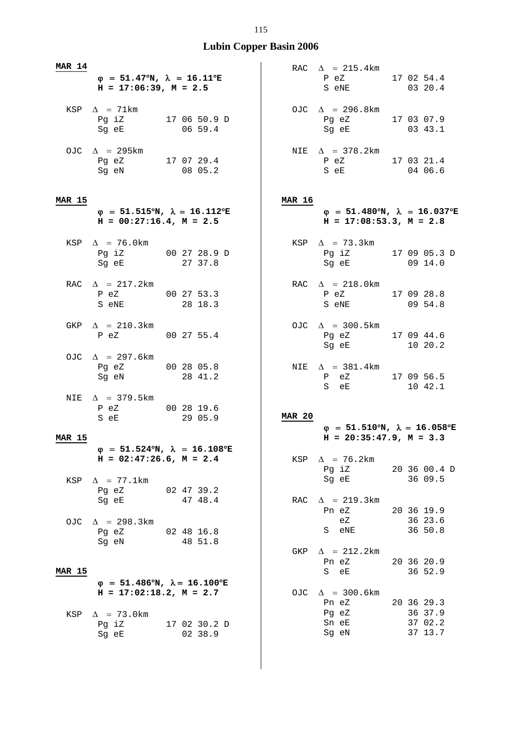# Lubin Copper Basin 2006

**MAR 14**

**φ = 51.47°N, λ = 16.11°E**
**H = 17:06:39, M = 2.5**

```
KSP  Δ = 71km
     Pg iZ        17 06 50.9 D
     Sg eE           06 59.4

OJC  Δ = 295km
     Pg eZ        17 07 29.4
     Sg eN           08 05.2
```

**MAR 15**

**φ = 51.515°N, λ = 16.112°E**
**H = 00:27:16.4, M = 2.5**

```
KSP  Δ = 76.0km
     Pg iZ        00 27 28.9 D
     Sg eE           27 37.8

RAC  Δ = 217.2km
     P eZ         00 27 53.3
     S eNE           28 18.3

GKP  Δ = 210.3km
     P eZ         00 27 55.4

OJC  Δ = 297.6km
     Pg eZ        00 28 05.8
     Sg eN           28 41.2

NIE  Δ = 379.5km
     P eZ         00 28 19.6
     S eE            29 05.9
```

**MAR 15**

**φ = 51.524°N, λ = 16.108°E**
**H = 02:47:26.6, M = 2.4**

```
KSP  Δ = 77.1km
     Pg eZ        02 47 39.2
     Sg eE           47 48.4

OJC  Δ = 298.3km
     Pg eZ        02 48 16.8
     Sg eN           48 51.8
```

**MAR 15**

**φ = 51.486°N, λ = 16.100°E**
**H = 17:02:18.2, M = 2.7**

```
KSP  Δ = 73.0km
     Pg iZ        17 02 30.2 D
     Sg eE           02 38.9

RAC  Δ = 215.4km
     P eZ         17 02 54.4
     S eNE           03 20.4

OJC  Δ = 296.8km
     Pg eZ        17 03 07.9
     Sg eE           03 43.1

NIE  Δ = 378.2km
     P eZ         17 03 21.4
     S eE            04 06.6
```

**MAR 16**

**φ = 51.480°N, λ = 16.037°E**
**H = 17:08:53.3, M = 2.8**

```
KSP  Δ = 73.3km
     Pg iZ        17 09 05.3 D
     Sg eE           09 14.0

RAC  Δ = 218.0km
     P eZ         17 09 28.8
     S eNE           09 54.8

OJC  Δ = 300.5km
     Pg eZ        17 09 44.6
     Sg eE           10 20.2

NIE  Δ = 381.4km
     P  eZ        17 09 56.5
     S  eE           10 42.1
```

**MAR 20**

**φ = 51.510°N, λ = 16.058°E**
**H = 20:35:47.9, M = 3.3**

```
KSP  Δ = 76.2km
     Pg iZ        20 36 00.4 D
     Sg eE           36 09.5

RAC  Δ = 219.3km
     Pn eZ        20 36 19.9
        eZ           36 23.6
     S  eNE          36 50.8

GKP  Δ = 212.2km
     Pn eZ        20 36 20.9
     S  eE           36 52.9

OJC  Δ = 300.6km
     Pn eZ        20 36 29.3
     Pg eZ           36 37.9
     Sn eE           37 02.2
     Sg eN           37 13.7
```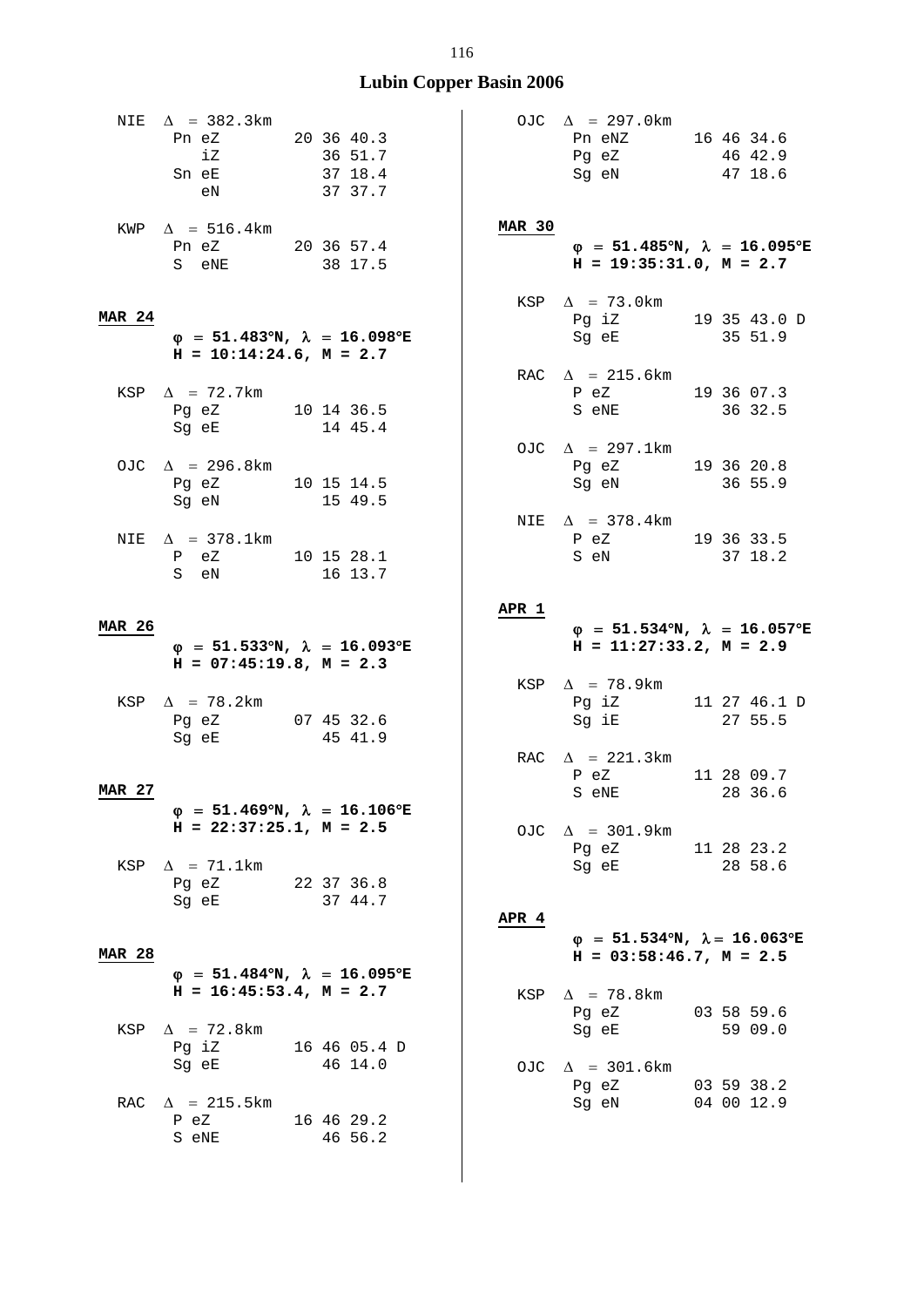# Lubin Copper Basin 2006

```
NIE  Δ = 382.3km
     Pn eZ        20 36 40.3
        iZ           36 51.7
     Sn eE           37 18.4
        eN           37 37.7

KWP  Δ = 516.4km
     Pn eZ        20 36 57.4
     S  eNE          38 17.5
```

**MAR 24**

**φ = 51.483°N, λ = 16.098°E**
**H = 10:14:24.6, M = 2.7**

```
KSP  Δ = 72.7km
     Pg eZ        10 14 36.5
     Sg eE           14 45.4

OJC  Δ = 296.8km
     Pg eZ        10 15 14.5
     Sg eN           15 49.5

NIE  Δ = 378.1km
     P  eZ        10 15 28.1
     S  eN           16 13.7
```

**MAR 26**

**φ = 51.533°N, λ = 16.093°E**
**H = 07:45:19.8, M = 2.3**

```
KSP  Δ = 78.2km
     Pg eZ        07 45 32.6
     Sg eE           45 41.9
```

**MAR 27**

**φ = 51.469°N, λ = 16.106°E**
**H = 22:37:25.1, M = 2.5**

```
KSP  Δ = 71.1km
     Pg eZ        22 37 36.8
     Sg eE           37 44.7
```

**MAR 28**

**φ = 51.484°N, λ = 16.095°E**
**H = 16:45:53.4, M = 2.7**

```
KSP  Δ = 72.8km
     Pg iZ        16 46 05.4 D
     Sg eE           46 14.0

RAC  Δ = 215.5km
     P eZ         16 46 29.2
     S eNE           46 56.2

OJC  Δ = 297.0km
     Pn eNZ       16 46 34.6
     Pg eZ           46 42.9
     Sg eN           47 18.6
```

**MAR 30**

**φ = 51.485°N, λ = 16.095°E**
**H = 19:35:31.0, M = 2.7**

```
KSP  Δ = 73.0km
     Pg iZ        19 35 43.0 D
     Sg eE           35 51.9

RAC  Δ = 215.6km
     P eZ         19 36 07.3
     S eNE           36 32.5

OJC  Δ = 297.1km
     Pg eZ        19 36 20.8
     Sg eN           36 55.9

NIE  Δ = 378.4km
     P eZ         19 36 33.5
     S eN            37 18.2
```

**APR 1**

**φ = 51.534°N, λ = 16.057°E**
**H = 11:27:33.2, M = 2.9**

```
KSP  Δ = 78.9km
     Pg iZ        11 27 46.1 D
     Sg iE           27 55.5

RAC  Δ = 221.3km
     P eZ         11 28 09.7
     S eNE           28 36.6

OJC  Δ = 301.9km
     Pg eZ        11 28 23.2
     Sg eE           28 58.6
```

**APR 4**

**φ = 51.534°N, λ = 16.063°E**
**H = 03:58:46.7, M = 2.5**

```
KSP  Δ = 78.8km
     Pg eZ        03 58 59.6
     Sg eE           59 09.0

OJC  Δ = 301.6km
     Pg eZ        03 59 38.2
     Sg eN        04 00 12.9
```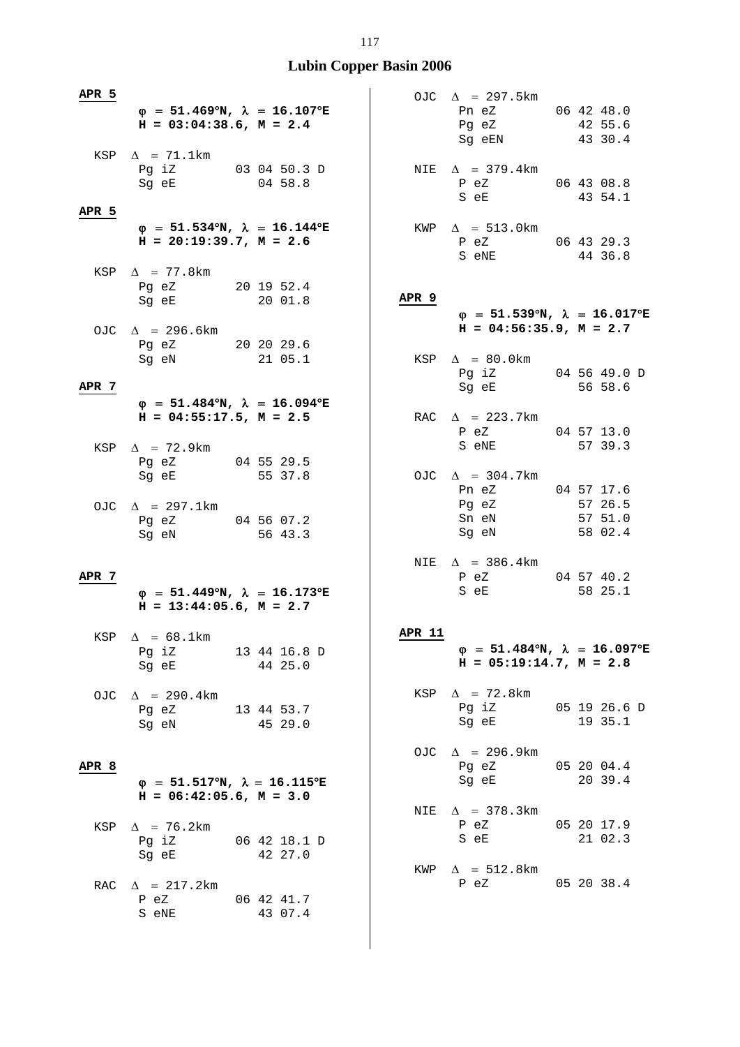# Lubin Copper Basin 2006

**APR 5**

**φ = 51.469°N, λ = 16.107°E**
**H = 03:04:38.6, M = 2.4**

```
KSP  Δ = 71.1km
     Pg iZ        03 04 50.3 D
     Sg eE           04 58.8
```

**APR 5**

**φ = 51.534°N, λ = 16.144°E**
**H = 20:19:39.7, M = 2.6**

```
KSP  Δ = 77.8km
     Pg eZ        20 19 52.4
     Sg eE           20 01.8

OJC  Δ = 296.6km
     Pg eZ        20 20 29.6
     Sg eN           21 05.1
```

**APR 7**

**φ = 51.484°N, λ = 16.094°E**
**H = 04:55:17.5, M = 2.5**

```
KSP  Δ = 72.9km
     Pg eZ        04 55 29.5
     Sg eE           55 37.8

OJC  Δ = 297.1km
     Pg eZ        04 56 07.2
     Sg eN           56 43.3
```

**APR 7**

**φ = 51.449°N, λ = 16.173°E**
**H = 13:44:05.6, M = 2.7**

```
KSP  Δ = 68.1km
     Pg iZ        13 44 16.8 D
     Sg eE           44 25.0

OJC  Δ = 290.4km
     Pg eZ        13 44 53.7
     Sg eN           45 29.0
```

**APR 8**

**φ = 51.517°N, λ = 16.115°E**
**H = 06:42:05.6, M = 3.0**

```
KSP  Δ = 76.2km
     Pg iZ        06 42 18.1 D
     Sg eE           42 27.0

RAC  Δ = 217.2km
     P eZ         06 42 41.7
     S eNE           43 07.4

OJC  Δ = 297.5km
     Pn eZ        06 42 48.0
     Pg eZ           42 55.6
     Sg eEN          43 30.4

NIE  Δ = 379.4km
     P eZ         06 43 08.8
     S eE            43 54.1

KWP  Δ = 513.0km
     P eZ         06 43 29.3
     S eNE           44 36.8
```

**APR 9**

**φ = 51.539°N, λ = 16.017°E**
**H = 04:56:35.9, M = 2.7**

```
KSP  Δ = 80.0km
     Pg iZ        04 56 49.0 D
     Sg eE           56 58.6

RAC  Δ = 223.7km
     P eZ         04 57 13.0
     S eNE           57 39.3

OJC  Δ = 304.7km
     Pn eZ        04 57 17.6
     Pg eZ           57 26.5
     Sn eN           57 51.0
     Sg eN           58 02.4

NIE  Δ = 386.4km
     P eZ         04 57 40.2
     S eE            58 25.1
```

**APR 11**

**φ = 51.484°N, λ = 16.097°E**
**H = 05:19:14.7, M = 2.8**

```
KSP  Δ = 72.8km
     Pg iZ        05 19 26.6 D
     Sg eE           19 35.1

OJC  Δ = 296.9km
     Pg eZ        05 20 04.4
     Sg eE           20 39.4

NIE  Δ = 378.3km
     P eZ         05 20 17.9
     S eE            21 02.3

KWP  Δ = 512.8km
     P eZ         05 20 38.4
```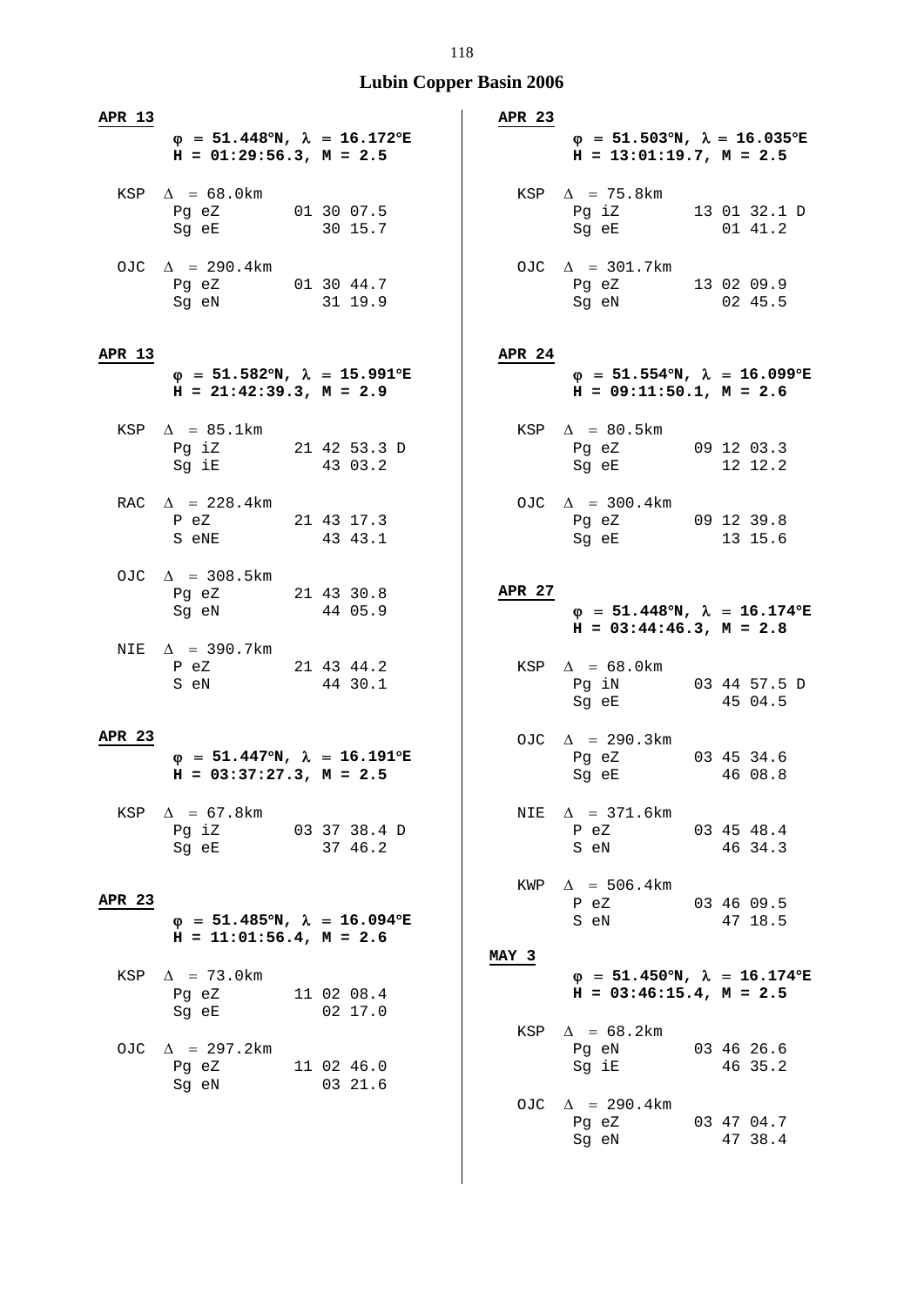# Lubin Copper Basin 2006

**APR 13**

**$\varphi$ = 51.448°N, $\lambda$ = 16.172°E**
**H = 01:29:56.3, M = 2.5**

```
KSP  Δ = 68.0km
     Pg eZ        01 30 07.5
     Sg eE           30 15.7

OJC  Δ = 290.4km
     Pg eZ        01 30 44.7
     Sg eN           31 19.9
```

**APR 13**

**$\varphi$ = 51.582°N, $\lambda$ = 15.991°E**
**H = 21:42:39.3, M = 2.9**

```
KSP  Δ = 85.1km
     Pg iZ        21 42 53.3 D
     Sg iE           43 03.2

RAC  Δ = 228.4km
     P eZ         21 43 17.3
     S eNE           43 43.1

OJC  Δ = 308.5km
     Pg eZ        21 43 30.8
     Sg eN           44 05.9

NIE  Δ = 390.7km
     P eZ         21 43 44.2
     S eN            44 30.1
```

**APR 23**

**$\varphi$ = 51.447°N, $\lambda$ = 16.191°E**
**H = 03:37:27.3, M = 2.5**

```
KSP  Δ = 67.8km
     Pg iZ        03 37 38.4 D
     Sg eE           37 46.2
```

**APR 23**

**$\varphi$ = 51.485°N, $\lambda$ = 16.094°E**
**H = 11:01:56.4, M = 2.6**

```
KSP  Δ = 73.0km
     Pg eZ        11 02 08.4
     Sg eE           02 17.0

OJC  Δ = 297.2km
     Pg eZ        11 02 46.0
     Sg eN           03 21.6
```

**APR 23**

**$\varphi$ = 51.503°N, $\lambda$ = 16.035°E**
**H = 13:01:19.7, M = 2.5**

```
KSP  Δ = 75.8km
     Pg iZ        13 01 32.1 D
     Sg eE           01 41.2

OJC  Δ = 301.7km
     Pg eZ        13 02 09.9
     Sg eN           02 45.5
```

**APR 24**

**$\varphi$ = 51.554°N, $\lambda$ = 16.099°E**
**H = 09:11:50.1, M = 2.6**

```
KSP  Δ = 80.5km
     Pg eZ        09 12 03.3
     Sg eE           12 12.2

OJC  Δ = 300.4km
     Pg eZ        09 12 39.8
     Sg eE           13 15.6
```

**APR 27**

**$\varphi$ = 51.448°N, $\lambda$ = 16.174°E**
**H = 03:44:46.3, M = 2.8**

```
KSP  Δ = 68.0km
     Pg iN        03 44 57.5 D
     Sg eE           45 04.5

OJC  Δ = 290.3km
     Pg eZ        03 45 34.6
     Sg eE           46 08.8

NIE  Δ = 371.6km
     P eZ         03 45 48.4
     S eN            46 34.3

KWP  Δ = 506.4km
     P eZ         03 46 09.5
     S eN            47 18.5
```

**MAY 3**

**$\varphi$ = 51.450°N, $\lambda$ = 16.174°E**
**H = 03:46:15.4, M = 2.5**

```
KSP  Δ = 68.2km
     Pg eN        03 46 26.6
     Sg iE           46 35.2

OJC  Δ = 290.4km
     Pg eZ        03 47 04.7
     Sg eN           47 38.4
```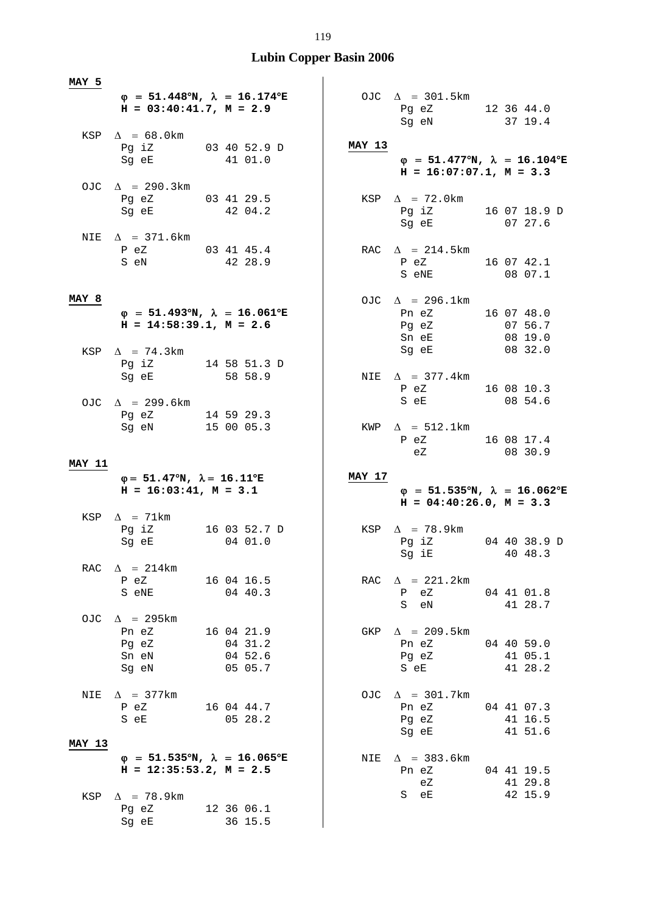## Lubin Copper Basin 2006

**MAY 5**

**φ = 51.448°N, λ = 16.174°E**
**H = 03:40:41.7, M = 2.9**

```
KSP  Δ = 68.0km
     Pg iZ        03 40 52.9 D
     Sg eE           41 01.0

OJC  Δ = 290.3km
     Pg eZ        03 41 29.5
     Sg eE           42 04.2

NIE  Δ = 371.6km
     P eZ         03 41 45.4
     S eN            42 28.9
```

**MAY 8**

**φ = 51.493°N, λ = 16.061°E**
**H = 14:58:39.1, M = 2.6**

```
KSP  Δ = 74.3km
     Pg iZ        14 58 51.3 D
     Sg eE           58 58.9

OJC  Δ = 299.6km
     Pg eZ        14 59 29.3
     Sg eN        15 00 05.3
```

**MAY 11**

**φ = 51.47°N, λ = 16.11°E**
**H = 16:03:41, M = 3.1**

```
KSP  Δ = 71km
     Pg iZ        16 03 52.7 D
     Sg eE           04 01.0

RAC  Δ = 214km
     P eZ         16 04 16.5
     S eNE           04 40.3

OJC  Δ = 295km
     Pn eZ        16 04 21.9
     Pg eZ           04 31.2
     Sn eN           04 52.6
     Sg eN           05 05.7

NIE  Δ = 377km
     P eZ         16 04 44.7
     S eE            05 28.2
```

**MAY 13**

**φ = 51.535°N, λ = 16.065°E**
**H = 12:35:53.2, M = 2.5**

```
KSP  Δ = 78.9km
     Pg eZ        12 36 06.1
     Sg eE           36 15.5

OJC  Δ = 301.5km
     Pg eZ        12 36 44.0
     Sg eN           37 19.4
```

**MAY 13**

**φ = 51.477°N, λ = 16.104°E**
**H = 16:07:07.1, M = 3.3**

```
KSP  Δ = 72.0km
     Pg iZ        16 07 18.9 D
     Sg eE           07 27.6

RAC  Δ = 214.5km
     P eZ         16 07 42.1
     S eNE           08 07.1

OJC  Δ = 296.1km
     Pn eZ        16 07 48.0
     Pg eZ           07 56.7
     Sn eE           08 19.0
     Sg eE           08 32.0

NIE  Δ = 377.4km
     P eZ         16 08 10.3
     S eE            08 54.6

KWP  Δ = 512.1km
     P eZ         16 08 17.4
       eZ            08 30.9
```

**MAY 17**

**φ = 51.535°N, λ = 16.062°E**
**H = 04:40:26.0, M = 3.3**

```
KSP  Δ = 78.9km
     Pg iZ        04 40 38.9 D
     Sg iE           40 48.3

RAC  Δ = 221.2km
     P  eZ        04 41 01.8
     S  eN           41 28.7

GKP  Δ = 209.5km
     Pn eZ        04 40 59.0
     Pg eZ           41 05.1
     S eE            41 28.2

OJC  Δ = 301.7km
     Pn eZ        04 41 07.3
     Pg eZ           41 16.5
     Sg eE           41 51.6

NIE  Δ = 383.6km
     Pn eZ        04 41 19.5
        eZ           41 29.8
     S  eE           42 15.9
```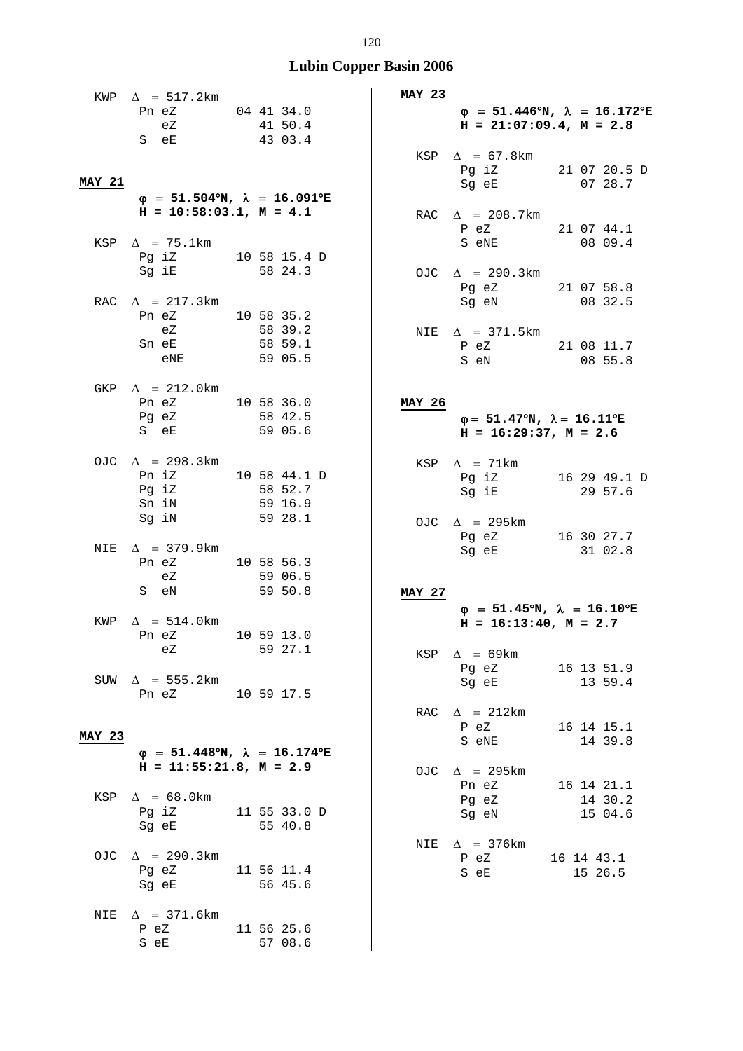## Lubin Copper Basin 2006

KWP $\Delta$ = 517.2km

```
Pn eZ        04 41 34.0
   eZ           41 50.4
S  eE           43 03.4
```

**MAY 21**

**$\varphi$ = 51.504°N, $\lambda$ = 16.091°E**
**H = 10:58:03.1, M = 4.1**

KSP $\Delta$ = 75.1km

```
Pg iZ        10 58 15.4 D
Sg iE           58 24.3
```

RAC $\Delta$ = 217.3km

```
Pn eZ        10 58 35.2
   eZ           58 39.2
Sn eE           58 59.1
   eNE          59 05.5
```

GKP $\Delta$ = 212.0km

```
Pn eZ        10 58 36.0
Pg eZ           58 42.5
S  eE           59 05.6
```

OJC $\Delta$ = 298.3km

```
Pn iZ        10 58 44.1 D
Pg iZ           58 52.7
Sn iN           59 16.9
Sg iN           59 28.1
```

NIE $\Delta$ = 379.9km

```
Pn eZ        10 58 56.3
   eZ           59 06.5
S  eN           59 50.8
```

KWP $\Delta$ = 514.0km

```
Pn eZ        10 59 13.0
   eZ           59 27.1
```

SUW $\Delta$ = 555.2km

```
Pn eZ        10 59 17.5
```

**MAY 23**

**$\varphi$ = 51.448°N, $\lambda$ = 16.174°E**
**H = 11:55:21.8, M = 2.9**

KSP $\Delta$ = 68.0km

```
Pg iZ        11 55 33.0 D
Sg eE           55 40.8
```

OJC $\Delta$ = 290.3km

```
Pg eZ        11 56 11.4
Sg eE           56 45.6
```

NIE $\Delta$ = 371.6km

```
P eZ         11 56 25.6
S eE            57 08.6
```

**MAY 23**

**$\varphi$ = 51.446°N, $\lambda$ = 16.172°E**
**H = 21:07:09.4, M = 2.8**

KSP $\Delta$ = 67.8km

```
Pg iZ        21 07 20.5 D
Sg eE           07 28.7
```

RAC $\Delta$ = 208.7km

```
P eZ         21 07 44.1
S eNE           08 09.4
```

OJC $\Delta$ = 290.3km

```
Pg eZ        21 07 58.8
Sg eN           08 32.5
```

NIE $\Delta$ = 371.5km

```
P eZ         21 08 11.7
S eN            08 55.8
```

**MAY 26**

**$\varphi$ = 51.47°N, $\lambda$ = 16.11°E**
**H = 16:29:37, M = 2.6**

KSP $\Delta$ = 71km

```
Pg iZ        16 29 49.1 D
Sg iE           29 57.6
```

OJC $\Delta$ = 295km

```
Pg eZ        16 30 27.7
Sg eE           31 02.8
```

**MAY 27**

**$\varphi$ = 51.45°N, $\lambda$ = 16.10°E**
**H = 16:13:40, M = 2.7**

KSP $\Delta$ = 69km

```
Pg eZ        16 13 51.9
Sg eE           13 59.4
```

RAC $\Delta$ = 212km

```
P eZ         16 14 15.1
S eNE           14 39.8
```

OJC $\Delta$ = 295km

```
Pn eZ        16 14 21.1
Pg eZ           14 30.2
Sg eN           15 04.6
```

NIE $\Delta$ = 376km

```
P eZ         16 14 43.1
S eE            15 26.5
```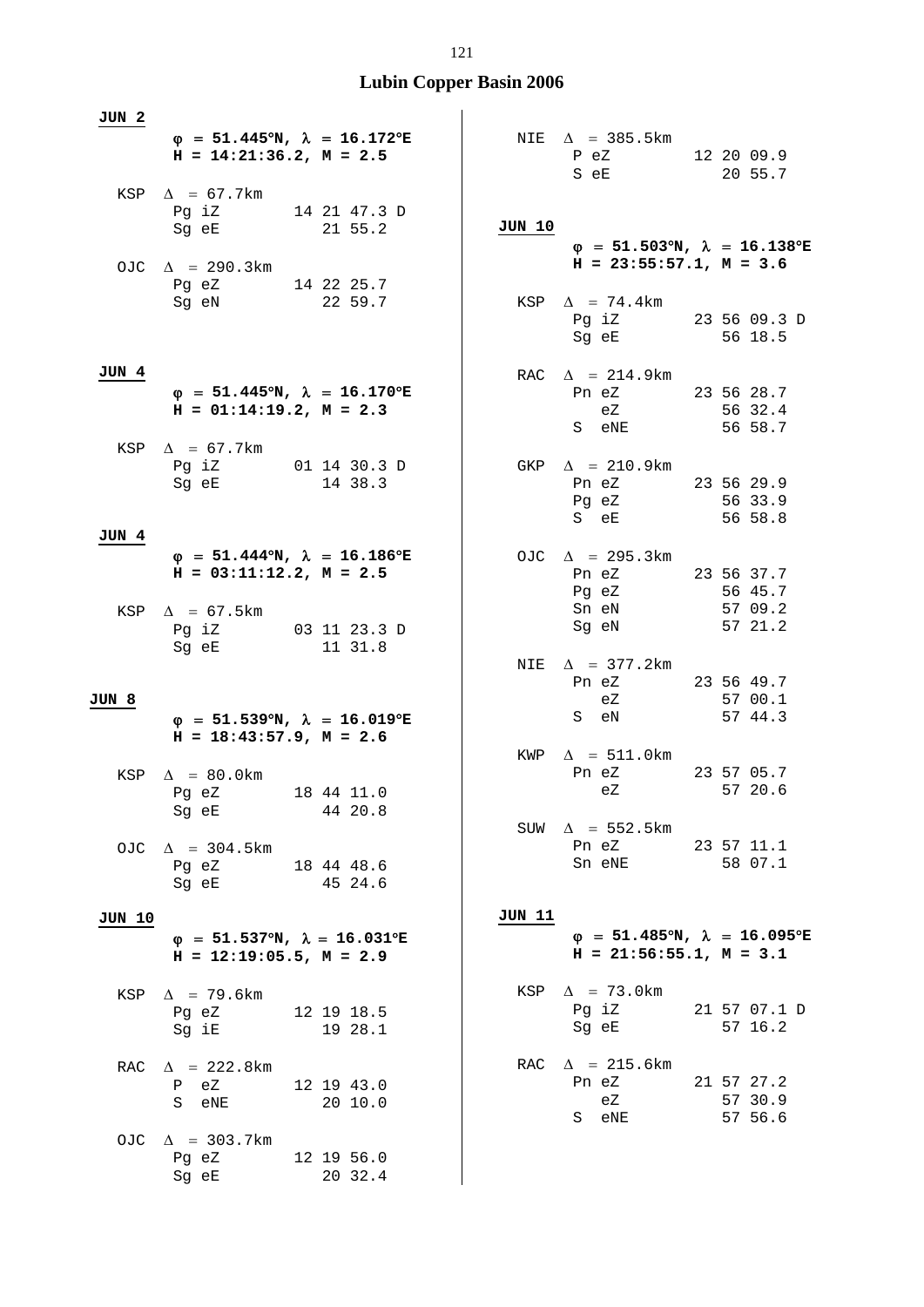## Lubin Copper Basin 2006

**JUN 2**

**φ = 51.445°N, λ = 16.172°E**
**H = 14:21:36.2, M = 2.5**

```
KSP  Δ = 67.7km
     Pg iZ        14 21 47.3 D
     Sg eE           21 55.2

OJC  Δ = 290.3km
     Pg eZ        14 22 25.7
     Sg eN           22 59.7
```

**JUN 4**

**φ = 51.445°N, λ = 16.170°E**
**H = 01:14:19.2, M = 2.3**

```
KSP  Δ = 67.7km
     Pg iZ        01 14 30.3 D
     Sg eE           14 38.3
```

**JUN 4**

**φ = 51.444°N, λ = 16.186°E**
**H = 03:11:12.2, M = 2.5**

```
KSP  Δ = 67.5km
     Pg iZ        03 11 23.3 D
     Sg eE           11 31.8
```

**JUN 8**

**φ = 51.539°N, λ = 16.019°E**
**H = 18:43:57.9, M = 2.6**

```
KSP  Δ = 80.0km
     Pg eZ        18 44 11.0
     Sg eE           44 20.8

OJC  Δ = 304.5km
     Pg eZ        18 44 48.6
     Sg eE           45 24.6
```

**JUN 10**

**φ = 51.537°N, λ = 16.031°E**
**H = 12:19:05.5, M = 2.9**

```
KSP  Δ = 79.6km
     Pg eZ        12 19 18.5
     Sg iE           19 28.1

RAC  Δ = 222.8km
     P  eZ        12 19 43.0
     S  eNE          20 10.0

OJC  Δ = 303.7km
     Pg eZ        12 19 56.0
     Sg eE           20 32.4

NIE  Δ = 385.5km
     P eZ         12 20 09.9
     S eE            20 55.7
```

**JUN 10**

**φ = 51.503°N, λ = 16.138°E**
**H = 23:55:57.1, M = 3.6**

```
KSP  Δ = 74.4km
     Pg iZ        23 56 09.3 D
     Sg eE           56 18.5

RAC  Δ = 214.9km
     Pn eZ        23 56 28.7
        eZ           56 32.4
     S  eNE          56 58.7

GKP  Δ = 210.9km
     Pn eZ        23 56 29.9
     Pg eZ           56 33.9
     S  eE           56 58.8

OJC  Δ = 295.3km
     Pn eZ        23 56 37.7
     Pg eZ           56 45.7
     Sn eN           57 09.2
     Sg eN           57 21.2

NIE  Δ = 377.2km
     Pn eZ        23 56 49.7
        eZ           57 00.1
     S  eN           57 44.3

KWP  Δ = 511.0km
     Pn eZ        23 57 05.7
        eZ           57 20.6

SUW  Δ = 552.5km
     Pn eZ        23 57 11.1
     Sn eNE          58 07.1
```

**JUN 11**

**φ = 51.485°N, λ = 16.095°E**
**H = 21:56:55.1, M = 3.1**

```
KSP  Δ = 73.0km
     Pg iZ        21 57 07.1 D
     Sg eE           57 16.2

RAC  Δ = 215.6km
     Pn eZ        21 57 27.2
        eZ           57 30.9
     S  eNE          57 56.6
```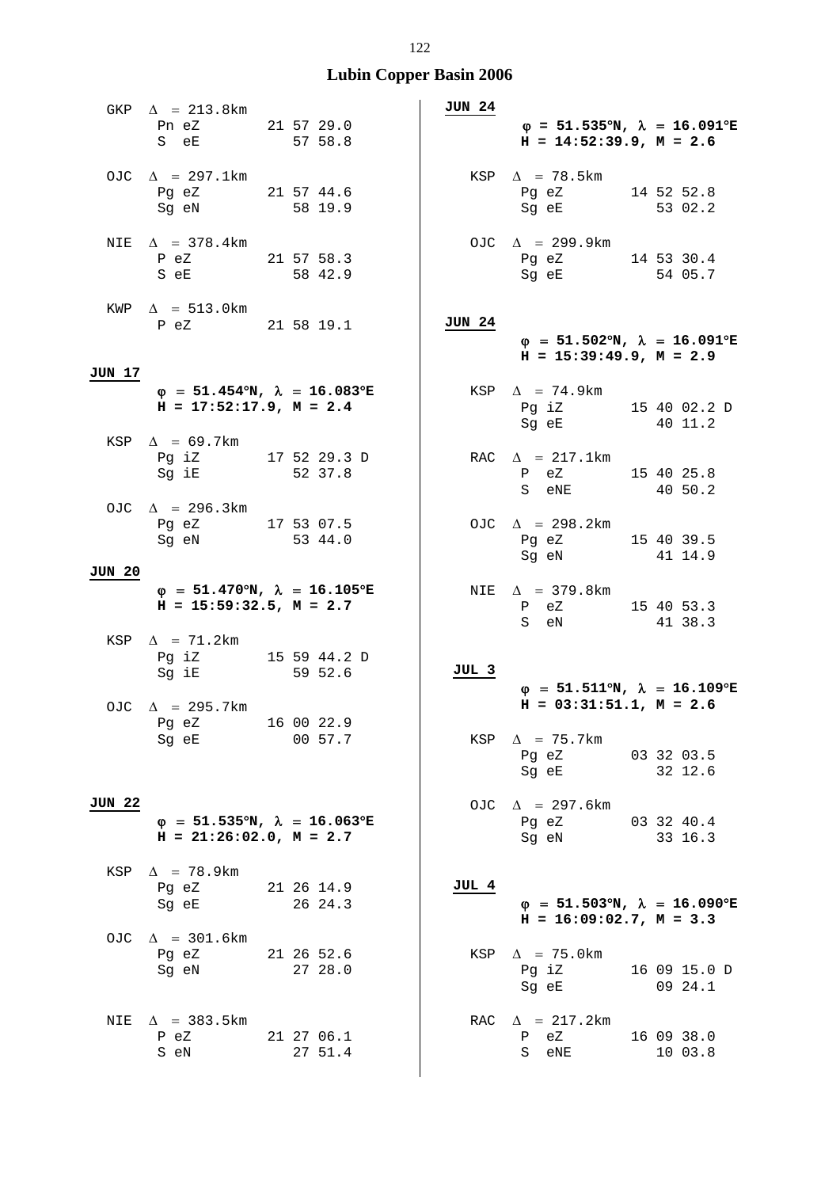# Lubin Copper Basin 2006

GKP $\Delta$ = 213.8km
Pn eZ 21 57 29.0
S eE 57 58.8

OJC $\Delta$ = 297.1km
Pg eZ 21 57 44.6
Sg eN 58 19.9

NIE $\Delta$ = 378.4km
P eZ 21 57 58.3
S eE 58 42.9

KWP $\Delta$ = 513.0km
P eZ 21 58 19.1

**JUN 17**

**$\varphi$ = 51.454°N, $\lambda$ = 16.083°E**
**H = 17:52:17.9, M = 2.4**

KSP $\Delta$ = 69.7km
Pg iZ 17 52 29.3 D
Sg iE 52 37.8

OJC $\Delta$ = 296.3km
Pg eZ 17 53 07.5
Sg eN 53 44.0

**JUN 20**

**$\varphi$ = 51.470°N, $\lambda$ = 16.105°E**
**H = 15:59:32.5, M = 2.7**

KSP $\Delta$ = 71.2km
Pg iZ 15 59 44.2 D
Sg iE 59 52.6

OJC $\Delta$ = 295.7km
Pg eZ 16 00 22.9
Sg eE 00 57.7

**JUN 22**

**$\varphi$ = 51.535°N, $\lambda$ = 16.063°E**
**H = 21:26:02.0, M = 2.7**

KSP $\Delta$ = 78.9km
Pg eZ 21 26 14.9
Sg eE 26 24.3

OJC $\Delta$ = 301.6km
Pg eZ 21 26 52.6
Sg eN 27 28.0

NIE $\Delta$ = 383.5km
P eZ 21 27 06.1
S eN 27 51.4

**JUN 24**

**$\varphi$ = 51.535°N, $\lambda$ = 16.091°E**
**H = 14:52:39.9, M = 2.6**

KSP $\Delta$ = 78.5km
Pg eZ 14 52 52.8
Sg eE 53 02.2

OJC $\Delta$ = 299.9km
Pg eZ 14 53 30.4
Sg eE 54 05.7

**JUN 24**

**$\varphi$ = 51.502°N, $\lambda$ = 16.091°E**
**H = 15:39:49.9, M = 2.9**

KSP $\Delta$ = 74.9km
Pg iZ 15 40 02.2 D
Sg eE 40 11.2

RAC $\Delta$ = 217.1km
P eZ 15 40 25.8
S eNE 40 50.2

OJC $\Delta$ = 298.2km
Pg eZ 15 40 39.5
Sg eN 41 14.9

NIE $\Delta$ = 379.8km
P eZ 15 40 53.3
S eN 41 38.3

**JUL 3**

**$\varphi$ = 51.511°N, $\lambda$ = 16.109°E**
**H = 03:31:51.1, M = 2.6**

KSP $\Delta$ = 75.7km
Pg eZ 03 32 03.5
Sg eE 32 12.6

OJC $\Delta$ = 297.6km
Pg eZ 03 32 40.4
Sg eN 33 16.3

**JUL 4**

**$\varphi$ = 51.503°N, $\lambda$ = 16.090°E**
**H = 16:09:02.7, M = 3.3**

KSP $\Delta$ = 75.0km
Pg iZ 16 09 15.0 D
Sg eE 09 24.1

RAC $\Delta$ = 217.2km
P eZ 16 09 38.0
S eNE 10 03.8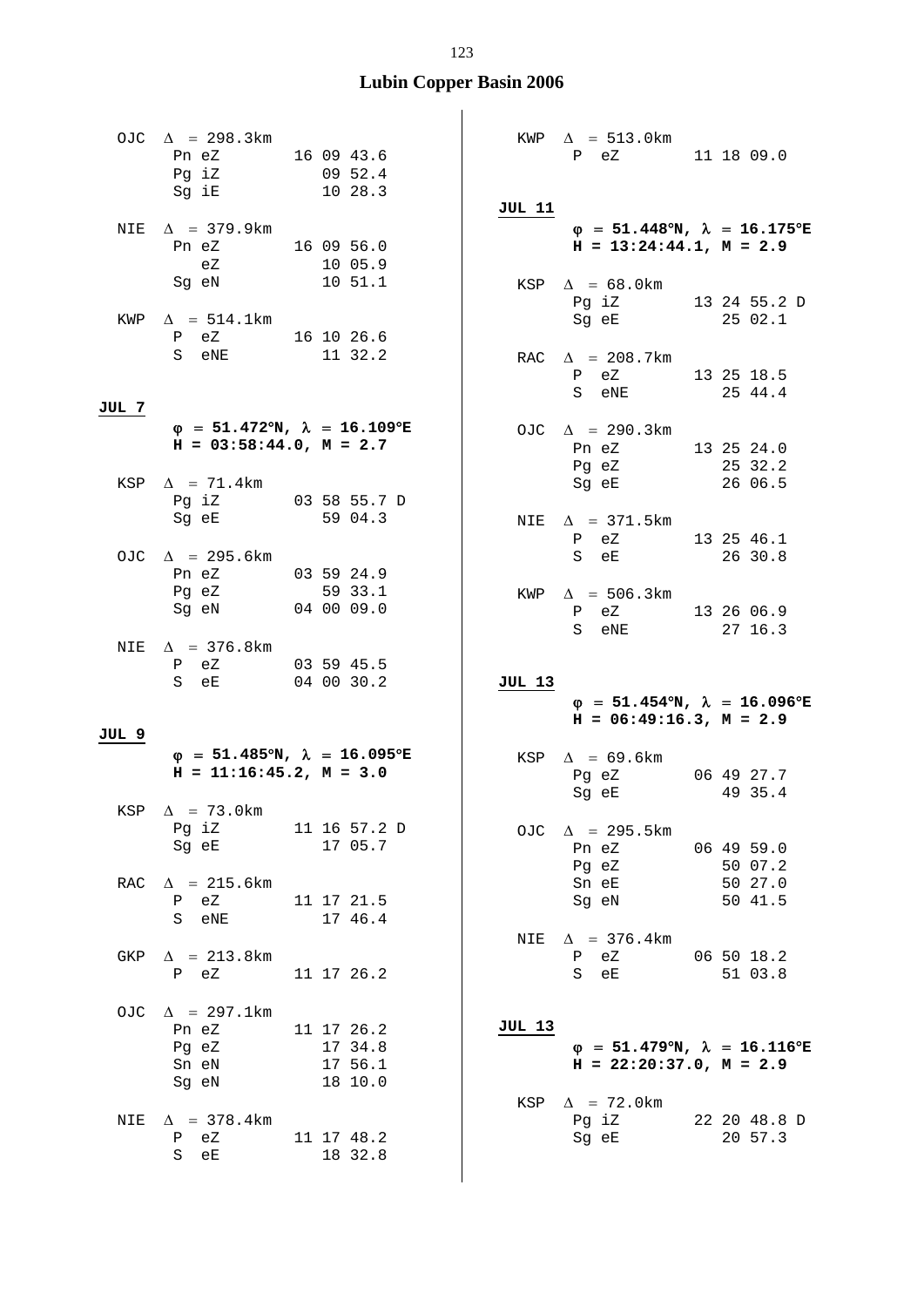# Lubin Copper Basin 2006

```
OJC  Δ = 298.3km
     Pn eZ        16 09 43.6
     Pg iZ           09 52.4
     Sg iE           10 28.3

NIE  Δ = 379.9km
     Pn eZ        16 09 56.0
        eZ           10 05.9
     Sg eN           10 51.1

KWP  Δ = 514.1km
     P  eZ        16 10 26.6
     S  eNE          11 32.2
```

**JUL 7**

**φ = 51.472°N, λ = 16.109°E**
**H = 03:58:44.0, M = 2.7**

```
KSP  Δ = 71.4km
     Pg iZ        03 58 55.7 D
     Sg eE           59 04.3

OJC  Δ = 295.6km
     Pn eZ        03 59 24.9
     Pg eZ           59 33.1
     Sg eN        04 00 09.0

NIE  Δ = 376.8km
     P  eZ        03 59 45.5
     S  eE        04 00 30.2
```

**JUL 9**

**φ = 51.485°N, λ = 16.095°E**
**H = 11:16:45.2, M = 3.0**

```
KSP  Δ = 73.0km
     Pg iZ        11 16 57.2 D
     Sg eE           17 05.7

RAC  Δ = 215.6km
     P  eZ        11 17 21.5
     S  eNE          17 46.4

GKP  Δ = 213.8km
     P  eZ        11 17 26.2

OJC  Δ = 297.1km
     Pn eZ        11 17 26.2
     Pg eZ           17 34.8
     Sn eN           17 56.1
     Sg eN           18 10.0

NIE  Δ = 378.4km
     P  eZ        11 17 48.2
     S  eE           18 32.8

KWP  Δ = 513.0km
     P  eZ        11 18 09.0
```

**JUL 11**

**φ = 51.448°N, λ = 16.175°E**
**H = 13:24:44.1, M = 2.9**

```
KSP  Δ = 68.0km
     Pg iZ        13 24 55.2 D
     Sg eE           25 02.1

RAC  Δ = 208.7km
     P  eZ        13 25 18.5
     S  eNE          25 44.4

OJC  Δ = 290.3km
     Pn eZ        13 25 24.0
     Pg eZ           25 32.2
     Sg eE           26 06.5

NIE  Δ = 371.5km
     P  eZ        13 25 46.1
     S  eE           26 30.8

KWP  Δ = 506.3km
     P  eZ        13 26 06.9
     S  eNE          27 16.3
```

**JUL 13**

**φ = 51.454°N, λ = 16.096°E**
**H = 06:49:16.3, M = 2.9**

```
KSP  Δ = 69.6km
     Pg eZ        06 49 27.7
     Sg eE           49 35.4

OJC  Δ = 295.5km
     Pn eZ        06 49 59.0
     Pg eZ           50 07.2
     Sn eE           50 27.0
     Sg eN           50 41.5

NIE  Δ = 376.4km
     P  eZ        06 50 18.2
     S  eE           51 03.8
```

**JUL 13**

**φ = 51.479°N, λ = 16.116°E**
**H = 22:20:37.0, M = 2.9**

```
KSP  Δ = 72.0km
     Pg iZ        22 20 48.8 D
     Sg eE           20 57.3
```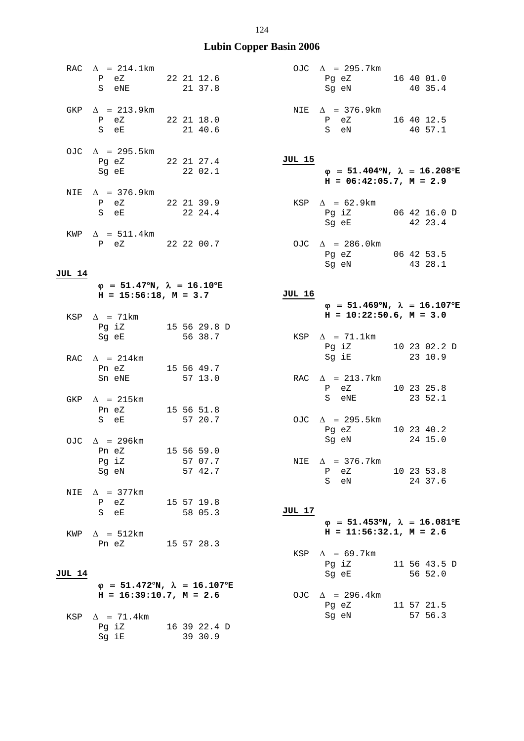## Lubin Copper Basin 2006

```
RAC  Δ = 214.1km
     P  eZ        22 21 12.6
     S  eNE          21 37.8

GKP  Δ = 213.9km
     P  eZ        22 21 18.0
     S  eE           21 40.6

OJC  Δ = 295.5km
     Pg eZ        22 21 27.4
     Sg eE           22 02.1

NIE  Δ = 376.9km
     P  eZ        22 21 39.9
     S  eE           22 24.4

KWP  Δ = 511.4km
     P  eZ        22 22 00.7
```

**JUL 14**

**φ = 51.47°N, λ = 16.10°E**
**H = 15:56:18, M = 3.7**

```
KSP  Δ = 71km
     Pg iZ        15 56 29.8 D
     Sg eE           56 38.7

RAC  Δ = 214km
     Pn eZ        15 56 49.7
     Sn eNE          57 13.0

GKP  Δ = 215km
     Pn eZ        15 56 51.8
     S  eE           57 20.7

OJC  Δ = 296km
     Pn eZ        15 56 59.0
     Pg iZ           57 07.7
     Sg eN           57 42.7

NIE  Δ = 377km
     P  eZ        15 57 19.8
     S  eE           58 05.3

KWP  Δ = 512km
     Pn eZ        15 57 28.3
```

**JUL 14**

**φ = 51.472°N, λ = 16.107°E**
**H = 16:39:10.7, M = 2.6**

```
KSP  Δ = 71.4km
     Pg iZ        16 39 22.4 D
     Sg iE           39 30.9

OJC  Δ = 295.7km
     Pg eZ        16 40 01.0
     Sg eN           40 35.4

NIE  Δ = 376.9km
     P  eZ        16 40 12.5
     S  eN           40 57.1
```

**JUL 15**

**φ = 51.404°N, λ = 16.208°E**
**H = 06:42:05.7, M = 2.9**

```
KSP  Δ = 62.9km
     Pg iZ        06 42 16.0 D
     Sg eE           42 23.4

OJC  Δ = 286.0km
     Pg eZ        06 42 53.5
     Sg eN           43 28.1
```

**JUL 16**

**φ = 51.469°N, λ = 16.107°E**
**H = 10:22:50.6, M = 3.0**

```
KSP  Δ = 71.1km
     Pg iZ        10 23 02.2 D
     Sg iE           23 10.9

RAC  Δ = 213.7km
     P  eZ        10 23 25.8
     S  eNE          23 52.1

OJC  Δ = 295.5km
     Pg eZ        10 23 40.2
     Sg eN           24 15.0

NIE  Δ = 376.7km
     P  eZ        10 23 53.8
     S  eN           24 37.6
```

**JUL 17**

**φ = 51.453°N, λ = 16.081°E**
**H = 11:56:32.1, M = 2.6**

```
KSP  Δ = 69.7km
     Pg iZ        11 56 43.5 D
     Sg eE           56 52.0

OJC  Δ = 296.4km
     Pg eZ        11 57 21.5
     Sg eN           57 56.3
```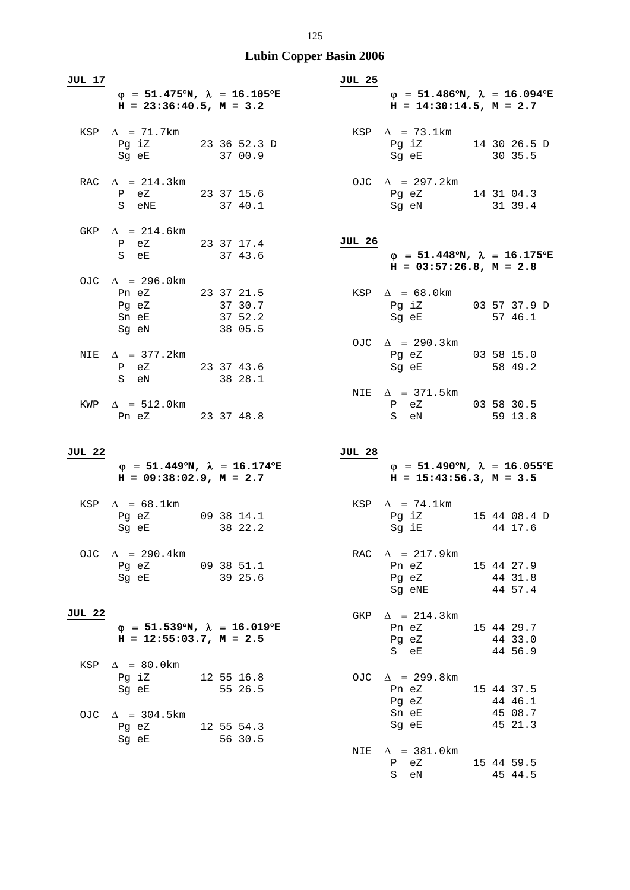# Lubin Copper Basin 2006

**JUL 17**

**φ = 51.475°N, λ = 16.105°E**
**H = 23:36:40.5, M = 3.2**

```
KSP  Δ = 71.7km
     Pg iZ        23 36 52.3 D
     Sg eE           37 00.9

RAC  Δ = 214.3km
     P  eZ        23 37 15.6
     S  eNE          37 40.1

GKP  Δ = 214.6km
     P  eZ        23 37 17.4
     S  eE           37 43.6

OJC  Δ = 296.0km
     Pn eZ        23 37 21.5
     Pg eZ           37 30.7
     Sn eE           37 52.2
     Sg eN           38 05.5

NIE  Δ = 377.2km
     P  eZ        23 37 43.6
     S  eN           38 28.1

KWP  Δ = 512.0km
     Pn eZ        23 37 48.8
```

**JUL 22**

**φ = 51.449°N, λ = 16.174°E**
**H = 09:38:02.9, M = 2.7**

```
KSP  Δ = 68.1km
     Pg eZ        09 38 14.1
     Sg eE           38 22.2

OJC  Δ = 290.4km
     Pg eZ        09 38 51.1
     Sg eE           39 25.6
```

**JUL 22**

**φ = 51.539°N, λ = 16.019°E**
**H = 12:55:03.7, M = 2.5**

```
KSP  Δ = 80.0km
     Pg iZ        12 55 16.8
     Sg eE           55 26.5

OJC  Δ = 304.5km
     Pg eZ        12 55 54.3
     Sg eE           56 30.5
```

**JUL 25**

**φ = 51.486°N, λ = 16.094°E**
**H = 14:30:14.5, M = 2.7**

```
KSP  Δ = 73.1km
     Pg iZ        14 30 26.5 D
     Sg eE           30 35.5

OJC  Δ = 297.2km
     Pg eZ        14 31 04.3
     Sg eN           31 39.4
```

**JUL 26**

**φ = 51.448°N, λ = 16.175°E**
**H = 03:57:26.8, M = 2.8**

```
KSP  Δ = 68.0km
     Pg iZ        03 57 37.9 D
     Sg eE           57 46.1

OJC  Δ = 290.3km
     Pg eZ        03 58 15.0
     Sg eE           58 49.2

NIE  Δ = 371.5km
     P  eZ        03 58 30.5
     S  eN           59 13.8
```

**JUL 28**

**φ = 51.490°N, λ = 16.055°E**
**H = 15:43:56.3, M = 3.5**

```
KSP  Δ = 74.1km
     Pg iZ        15 44 08.4 D
     Sg iE           44 17.6

RAC  Δ = 217.9km
     Pn eZ        15 44 27.9
     Pg eZ           44 31.8
     Sg eNE          44 57.4

GKP  Δ = 214.3km
     Pn eZ        15 44 29.7
     Pg eZ           44 33.0
     S  eE           44 56.9

OJC  Δ = 299.8km
     Pn eZ        15 44 37.5
     Pg eZ           44 46.1
     Sn eE           45 08.7
     Sg eE           45 21.3

NIE  Δ = 381.0km
     P  eZ        15 44 59.5
     S  eN           45 44.5
```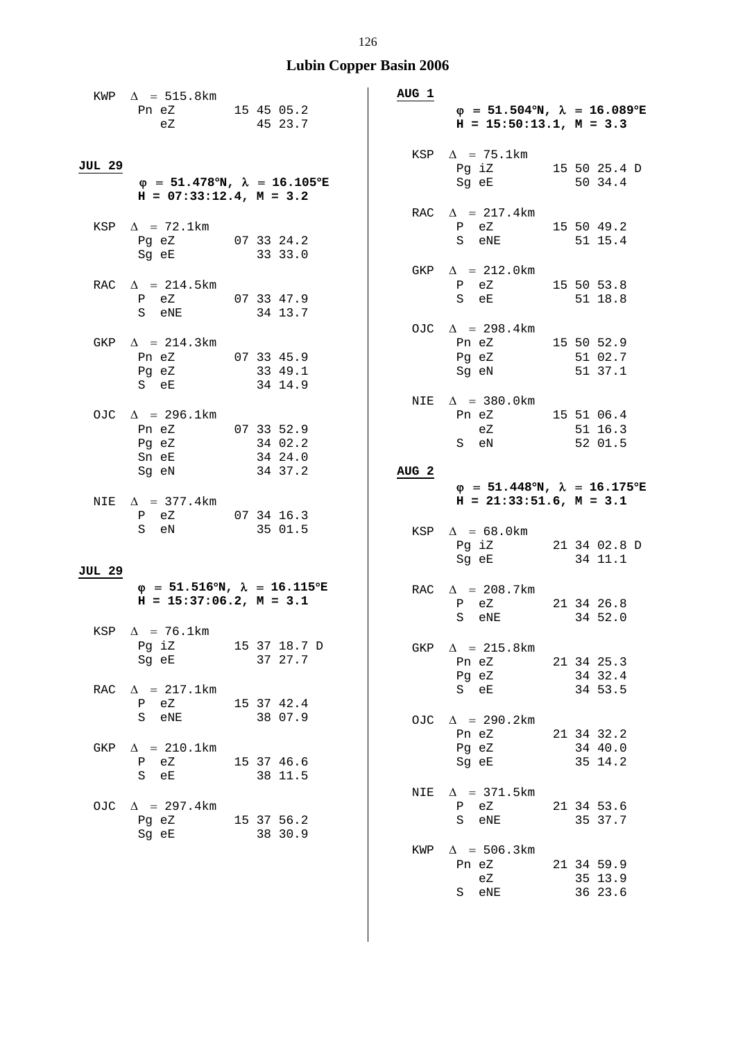# Lubin Copper Basin 2006

KWP $\Delta$ = 515.8km

```
    Pn eZ       15 45 05.2
       eZ          45 23.7
```

**JUL 29**

**φ = 51.478°N, λ = 16.105°E**
**H = 07:33:12.4, M = 3.2**

```
KSP  Δ = 72.1km
     Pg eZ       07 33 24.2
     Sg eE          33 33.0

RAC  Δ = 214.5km
     P  eZ       07 33 47.9
     S  eNE         34 13.7

GKP  Δ = 214.3km
     Pn eZ       07 33 45.9
     Pg eZ          33 49.1
     S  eE          34 14.9

OJC  Δ = 296.1km
     Pn eZ       07 33 52.9
     Pg eZ          34 02.2
     Sn eE          34 24.0
     Sg eN          34 37.2

NIE  Δ = 377.4km
     P  eZ       07 34 16.3
     S  eN          35 01.5
```

**JUL 29**

**φ = 51.516°N, λ = 16.115°E**
**H = 15:37:06.2, M = 3.1**

```
KSP  Δ = 76.1km
     Pg iZ       15 37 18.7 D
     Sg eE          37 27.7

RAC  Δ = 217.1km
     P  eZ       15 37 42.4
     S  eNE         38 07.9

GKP  Δ = 210.1km
     P  eZ       15 37 46.6
     S  eE          38 11.5

OJC  Δ = 297.4km
     Pg eZ       15 37 56.2
     Sg eE          38 30.9
```

**AUG 1**

**φ = 51.504°N, λ = 16.089°E**
**H = 15:50:13.1, M = 3.3**

```
KSP  Δ = 75.1km
     Pg iZ       15 50 25.4 D
     Sg eE          50 34.4

RAC  Δ = 217.4km
     P  eZ       15 50 49.2
     S  eNE         51 15.4

GKP  Δ = 212.0km
     P  eZ       15 50 53.8
     S  eE          51 18.8

OJC  Δ = 298.4km
     Pn eZ       15 50 52.9
     Pg eZ          51 02.7
     Sg eN          51 37.1

NIE  Δ = 380.0km
     Pn eZ       15 51 06.4
        eZ          51 16.3
     S  eN          52 01.5
```

**AUG 2**

**φ = 51.448°N, λ = 16.175°E**
**H = 21:33:51.6, M = 3.1**

```
KSP  Δ = 68.0km
     Pg iZ       21 34 02.8 D
     Sg eE          34 11.1

RAC  Δ = 208.7km
     P  eZ       21 34 26.8
     S  eNE         34 52.0

GKP  Δ = 215.8km
     Pn eZ       21 34 25.3
     Pg eZ          34 32.4
     S  eE          34 53.5

OJC  Δ = 290.2km
     Pn eZ       21 34 32.2
     Pg eZ          34 40.0
     Sg eE          35 14.2

NIE  Δ = 371.5km
     P  eZ       21 34 53.6
     S  eNE         35 37.7

KWP  Δ = 506.3km
     Pn eZ       21 34 59.9
        eZ          35 13.9
     S  eNE         36 23.6
```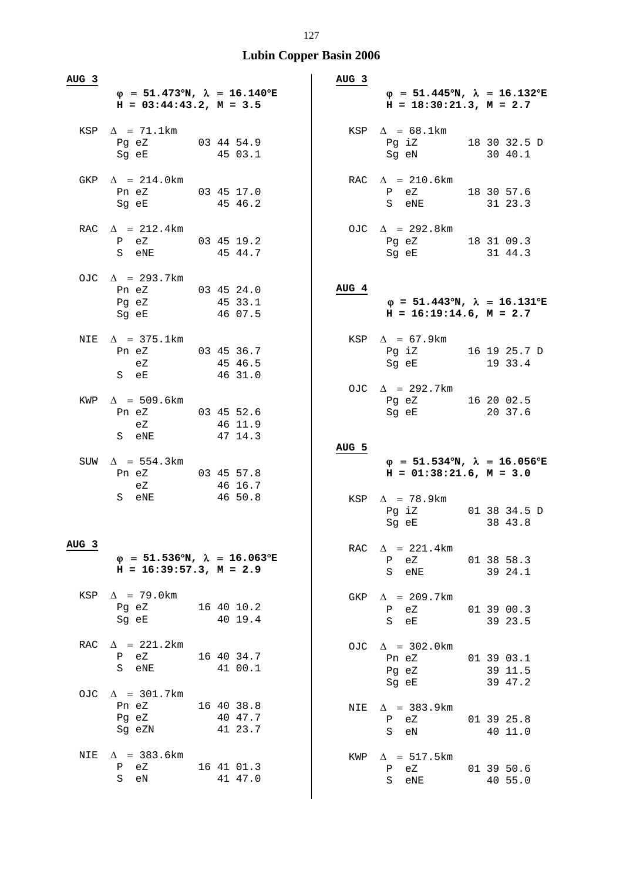# Lubin Copper Basin 2006

**AUG 3**

**φ = 51.473°N, λ = 16.140°E**
**H = 03:44:43.2, M = 3.5**

```
KSP  Δ = 71.1km
     Pg eZ        03 44 54.9
     Sg eE           45 03.1

GKP  Δ = 214.0km
     Pn eZ        03 45 17.0
     Sg eE           45 46.2

RAC  Δ = 212.4km
     P  eZ        03 45 19.2
     S  eNE          45 44.7

OJC  Δ = 293.7km
     Pn eZ        03 45 24.0
     Pg eZ           45 33.1
     Sg eE           46 07.5

NIE  Δ = 375.1km
     Pn eZ        03 45 36.7
        eZ           45 46.5
     S  eE           46 31.0

KWP  Δ = 509.6km
     Pn eZ        03 45 52.6
        eZ           46 11.9
     S  eNE          47 14.3

SUW  Δ = 554.3km
     Pn eZ        03 45 57.8
        eZ           46 16.7
     S  eNE          46 50.8
```

**AUG 3**

**φ = 51.536°N, λ = 16.063°E**
**H = 16:39:57.3, M = 2.9**

```
KSP  Δ = 79.0km
     Pg eZ        16 40 10.2
     Sg eE           40 19.4

RAC  Δ = 221.2km
     P  eZ        16 40 34.7
     S  eNE          41 00.1

OJC  Δ = 301.7km
     Pn eZ        16 40 38.8
     Pg eZ           40 47.7
     Sg eZN          41 23.7

NIE  Δ = 383.6km
     P  eZ        16 41 01.3
     S  eN           41 47.0
```

**AUG 3**

**φ = 51.445°N, λ = 16.132°E**
**H = 18:30:21.3, M = 2.7**

```
KSP  Δ = 68.1km
     Pg iZ        18 30 32.5 D
     Sg eN           30 40.1

RAC  Δ = 210.6km
     P  eZ        18 30 57.6
     S  eNE          31 23.3

OJC  Δ = 292.8km
     Pg eZ        18 31 09.3
     Sg eE           31 44.3
```

**AUG 4**

**φ = 51.443°N, λ = 16.131°E**
**H = 16:19:14.6, M = 2.7**

```
KSP  Δ = 67.9km
     Pg iZ        16 19 25.7 D
     Sg eE           19 33.4

OJC  Δ = 292.7km
     Pg eZ        16 20 02.5
     Sg eE           20 37.6
```

**AUG 5**

**φ = 51.534°N, λ = 16.056°E**
**H = 01:38:21.6, M = 3.0**

```
KSP  Δ = 78.9km
     Pg iZ        01 38 34.5 D
     Sg eE           38 43.8

RAC  Δ = 221.4km
     P  eZ        01 38 58.3
     S  eNE          39 24.1

GKP  Δ = 209.7km
     P  eZ        01 39 00.3
     S  eE           39 23.5

OJC  Δ = 302.0km
     Pn eZ        01 39 03.1
     Pg eZ           39 11.5
     Sg eE           39 47.2

NIE  Δ = 383.9km
     P  eZ        01 39 25.8
     S  eN           40 11.0

KWP  Δ = 517.5km
     P  eZ        01 39 50.6
     S  eNE          40 55.0
```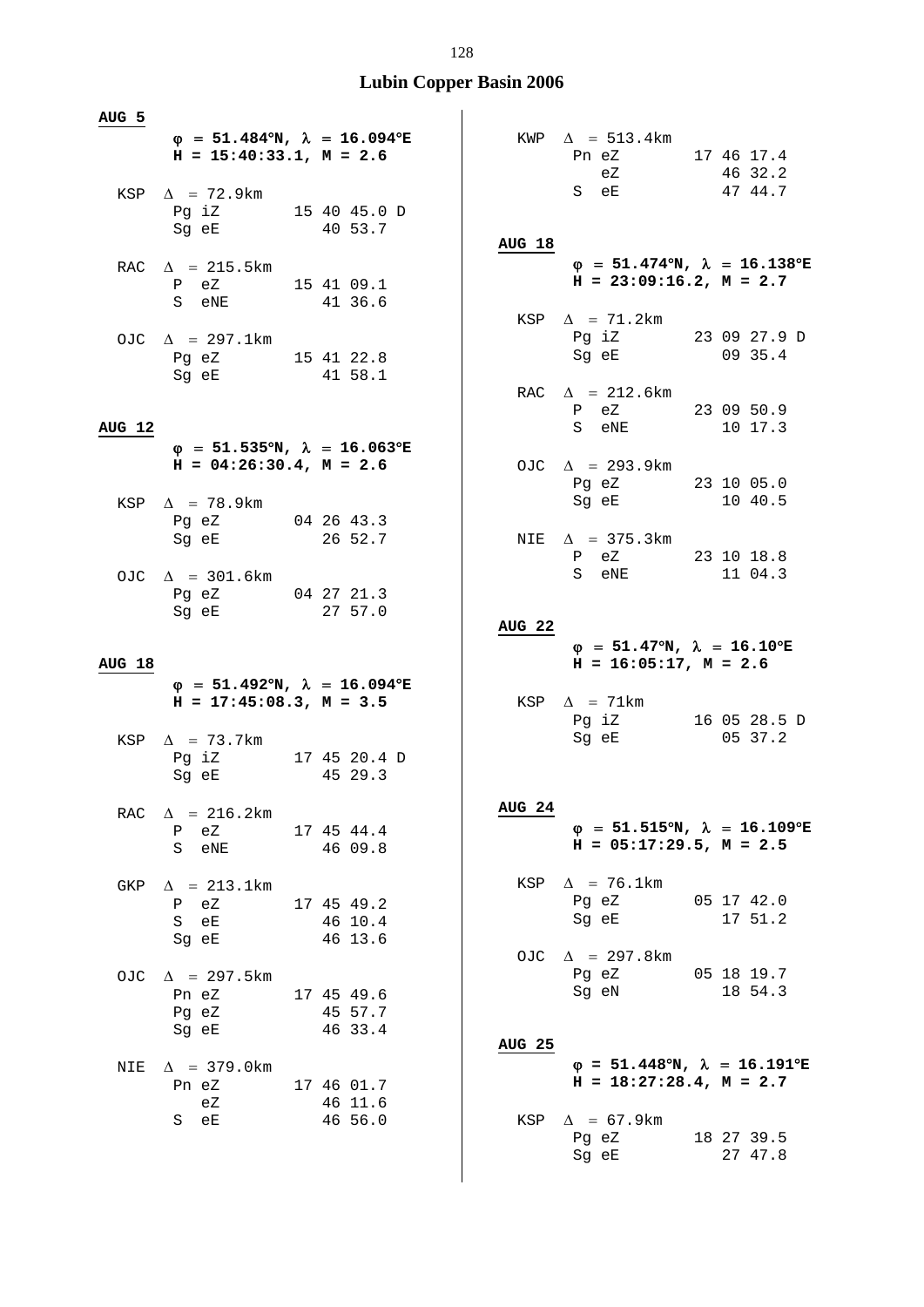# Lubin Copper Basin 2006

**AUG 5**

**φ = 51.484°N, λ = 16.094°E**
**H = 15:40:33.1, M = 2.6**

```
KSP  Δ = 72.9km
     Pg iZ        15 40 45.0 D
     Sg eE           40 53.7

RAC  Δ = 215.5km
     P  eZ        15 41 09.1
     S  eNE          41 36.6

OJC  Δ = 297.1km
     Pg eZ        15 41 22.8
     Sg eE           41 58.1
```

**AUG 12**

**φ = 51.535°N, λ = 16.063°E**
**H = 04:26:30.4, M = 2.6**

```
KSP  Δ = 78.9km
     Pg eZ        04 26 43.3
     Sg eE           26 52.7

OJC  Δ = 301.6km
     Pg eZ        04 27 21.3
     Sg eE           27 57.0
```

**AUG 18**

**φ = 51.492°N, λ = 16.094°E**
**H = 17:45:08.3, M = 3.5**

```
KSP  Δ = 73.7km
     Pg iZ        17 45 20.4 D
     Sg eE           45 29.3

RAC  Δ = 216.2km
     P  eZ        17 45 44.4
     S  eNE          46 09.8

GKP  Δ = 213.1km
     P  eZ        17 45 49.2
     S  eE           46 10.4
     Sg eE           46 13.6

OJC  Δ = 297.5km
     Pn eZ        17 45 49.6
     Pg eZ           45 57.7
     Sg eE           46 33.4

NIE  Δ = 379.0km
     Pn eZ        17 46 01.7
        eZ           46 11.6
     S  eE           46 56.0

KWP  Δ = 513.4km
     Pn eZ        17 46 17.4
        eZ           46 32.2
     S  eE           47 44.7
```

**AUG 18**

**φ = 51.474°N, λ = 16.138°E**
**H = 23:09:16.2, M = 2.7**

```
KSP  Δ = 71.2km
     Pg iZ        23 09 27.9 D
     Sg eE           09 35.4

RAC  Δ = 212.6km
     P  eZ        23 09 50.9
     S  eNE          10 17.3

OJC  Δ = 293.9km
     Pg eZ        23 10 05.0
     Sg eE           10 40.5

NIE  Δ = 375.3km
     P  eZ        23 10 18.8
     S  eNE          11 04.3
```

**AUG 22**

**φ = 51.47°N, λ = 16.10°E**
**H = 16:05:17, M = 2.6**

```
KSP  Δ = 71km
     Pg iZ        16 05 28.5 D
     Sg eE           05 37.2
```

**AUG 24**

**φ = 51.515°N, λ = 16.109°E**
**H = 05:17:29.5, M = 2.5**

```
KSP  Δ = 76.1km
     Pg eZ        05 17 42.0
     Sg eE           17 51.2

OJC  Δ = 297.8km
     Pg eZ        05 18 19.7
     Sg eN           18 54.3
```

**AUG 25**

**φ = 51.448°N, λ = 16.191°E**
**H = 18:27:28.4, M = 2.7**

```
KSP  Δ = 67.9km
     Pg eZ        18 27 39.5
     Sg eE           27 47.8
```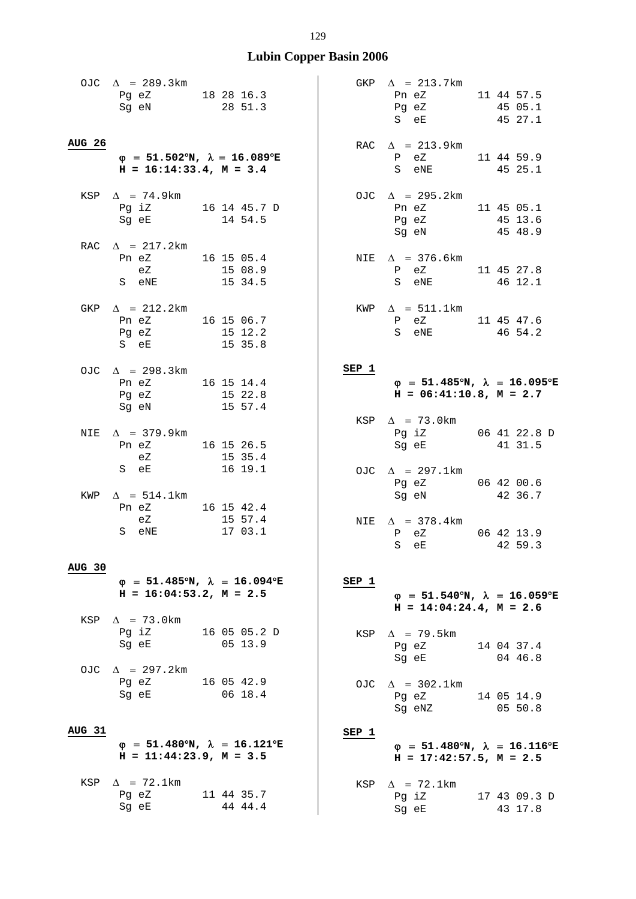## Lubin Copper Basin 2006

```
OJC  Δ = 289.3km
     Pg eZ        18 28 16.3
     Sg eN           28 51.3
```

**AUG 26**

**φ = 51.502°N, λ = 16.089°E**
**H = 16:14:33.4, M = 3.4**

```
KSP  Δ = 74.9km
     Pg iZ        16 14 45.7 D
     Sg eE           14 54.5

RAC  Δ = 217.2km
     Pn eZ        16 15 05.4
        eZ           15 08.9
     S  eNE          15 34.5

GKP  Δ = 212.2km
     Pn eZ        16 15 06.7
     Pg eZ           15 12.2
     S  eE           15 35.8

OJC  Δ = 298.3km
     Pn eZ        16 15 14.4
     Pg eZ           15 22.8
     Sg eN           15 57.4

NIE  Δ = 379.9km
     Pn eZ        16 15 26.5
        eZ           15 35.4
     S  eE           16 19.1

KWP  Δ = 514.1km
     Pn eZ        16 15 42.4
        eZ           15 57.4
     S  eNE          17 03.1
```

**AUG 30**

**φ = 51.485°N, λ = 16.094°E**
**H = 16:04:53.2, M = 2.5**

```
KSP  Δ = 73.0km
     Pg iZ        16 05 05.2 D
     Sg eE           05 13.9

OJC  Δ = 297.2km
     Pg eZ        16 05 42.9
     Sg eE           06 18.4
```

**AUG 31**

**φ = 51.480°N, λ = 16.121°E**
**H = 11:44:23.9, M = 3.5**

```
KSP  Δ = 72.1km
     Pg eZ        11 44 35.7
     Sg eE           44 44.4

GKP  Δ = 213.7km
     Pn eZ        11 44 57.5
     Pg eZ           45 05.1
     S  eE           45 27.1

RAC  Δ = 213.9km
     P  eZ        11 44 59.9
     S  eNE          45 25.1

OJC  Δ = 295.2km
     Pn eZ        11 45 05.1
     Pg eZ           45 13.6
     Sg eN           45 48.9

NIE  Δ = 376.6km
     P  eZ        11 45 27.8
     S  eNE          46 12.1

KWP  Δ = 511.1km
     P  eZ        11 45 47.6
     S  eNE          46 54.2
```

**SEP 1**

**φ = 51.485°N, λ = 16.095°E**
**H = 06:41:10.8, M = 2.7**

```
KSP  Δ = 73.0km
     Pg iZ        06 41 22.8 D
     Sg eE           41 31.5

OJC  Δ = 297.1km
     Pg eZ        06 42 00.6
     Sg eN           42 36.7

NIE  Δ = 378.4km
     P  eZ        06 42 13.9
     S  eE           42 59.3
```

**SEP 1**

**φ = 51.540°N, λ = 16.059°E**
**H = 14:04:24.4, M = 2.6**

```
KSP  Δ = 79.5km
     Pg eZ        14 04 37.4
     Sg eE           04 46.8

OJC  Δ = 302.1km
     Pg eZ        14 05 14.9
     Sg eNZ          05 50.8
```

**SEP 1**

**φ = 51.480°N, λ = 16.116°E**
**H = 17:42:57.5, M = 2.5**

```
KSP  Δ = 72.1km
     Pg iZ        17 43 09.3 D
     Sg eE           43 17.8
```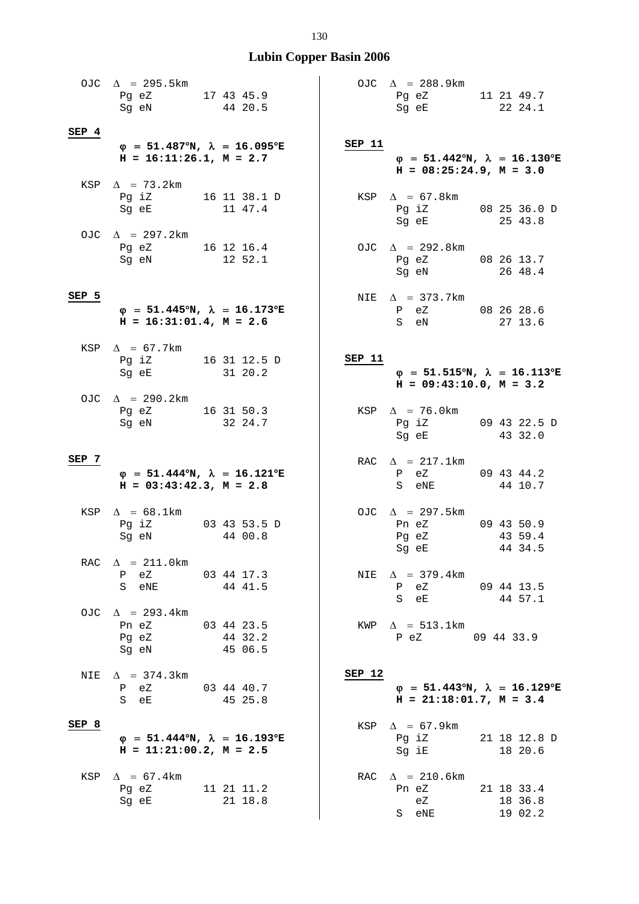## Lubin Copper Basin 2006

```
OJC  Δ = 295.5km
     Pg eZ        17 43 45.9
     Sg eN           44 20.5
```

**SEP 4**

**φ = 51.487°N, λ = 16.095°E**
**H = 16:11:26.1, M = 2.7**

```
KSP  Δ = 73.2km
     Pg iZ        16 11 38.1 D
     Sg eE           11 47.4

OJC  Δ = 297.2km
     Pg eZ        16 12 16.4
     Sg eN           12 52.1
```

**SEP 5**

**φ = 51.445°N, λ = 16.173°E**
**H = 16:31:01.4, M = 2.6**

```
KSP  Δ = 67.7km
     Pg iZ        16 31 12.5 D
     Sg eE           31 20.2

OJC  Δ = 290.2km
     Pg eZ        16 31 50.3
     Sg eN           32 24.7
```

**SEP 7**

**φ = 51.444°N, λ = 16.121°E**
**H = 03:43:42.3, M = 2.8**

```
KSP  Δ = 68.1km
     Pg iZ        03 43 53.5 D
     Sg eN           44 00.8

RAC  Δ = 211.0km
     P  eZ        03 44 17.3
     S  eNE          44 41.5

OJC  Δ = 293.4km
     Pn eZ        03 44 23.5
     Pg eZ           44 32.2
     Sg eN           45 06.5

NIE  Δ = 374.3km
     P  eZ        03 44 40.7
     S  eE           45 25.8
```

**SEP 8**

**φ = 51.444°N, λ = 16.193°E**
**H = 11:21:00.2, M = 2.5**

```
KSP  Δ = 67.4km
     Pg eZ        11 21 11.2
     Sg eE           21 18.8

OJC  Δ = 288.9km
     Pg eZ        11 21 49.7
     Sg eE           22 24.1
```

**SEP 11**

**φ = 51.442°N, λ = 16.130°E**
**H = 08:25:24.9, M = 3.0**

```
KSP  Δ = 67.8km
     Pg iZ        08 25 36.0 D
     Sg eE           25 43.8

OJC  Δ = 292.8km
     Pg eZ        08 26 13.7
     Sg eN           26 48.4

NIE  Δ = 373.7km
     P  eZ        08 26 28.6
     S  eN           27 13.6
```

**SEP 11**

**φ = 51.515°N, λ = 16.113°E**
**H = 09:43:10.0, M = 3.2**

```
KSP  Δ = 76.0km
     Pg iZ        09 43 22.5 D
     Sg eE           43 32.0

RAC  Δ = 217.1km
     P  eZ        09 43 44.2
     S  eNE          44 10.7

OJC  Δ = 297.5km
     Pn eZ        09 43 50.9
     Pg eZ           43 59.4
     Sg eE           44 34.5

NIE  Δ = 379.4km
     P  eZ        09 44 13.5
     S  eE           44 57.1

KWP  Δ = 513.1km
     P eZ        09 44 33.9
```

**SEP 12**

**φ = 51.443°N, λ = 16.129°E**
**H = 21:18:01.7, M = 3.4**

```
KSP  Δ = 67.9km
     Pg iZ        21 18 12.8 D
     Sg iE           18 20.6

RAC  Δ = 210.6km
     Pn eZ        21 18 33.4
        eZ           18 36.8
     S  eNE          19 02.2
```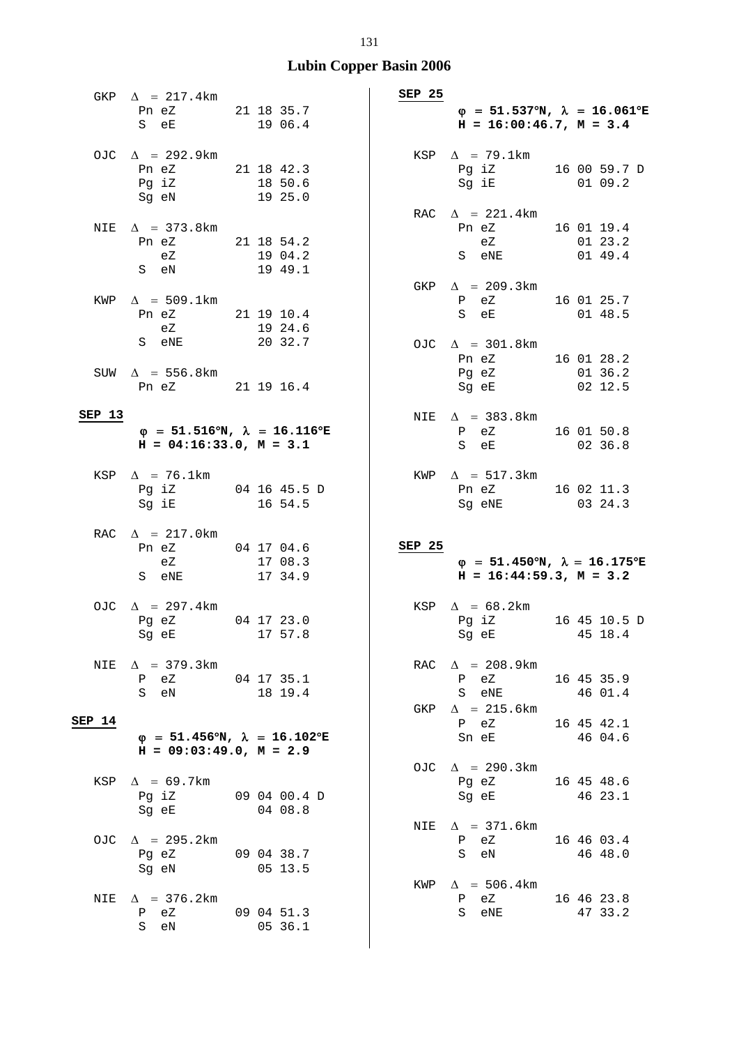# Lubin Copper Basin 2006

GKP $\Delta$ = 217.4km

| | | |
|---|---|---|
| Pn | eZ | 21 18 35.7 |
| S | eE | 19 06.4 |

OJC $\Delta$ = 292.9km

| | | |
|---|---|---|
| Pn | eZ | 21 18 42.3 |
| Pg | iZ | 18 50.6 |
| Sg | eN | 19 25.0 |

NIE $\Delta$ = 373.8km

| | | |
|---|---|---|
| Pn | eZ | 21 18 54.2 |
| | eZ | 19 04.2 |
| S | eN | 19 49.1 |

KWP $\Delta$ = 509.1km

| | | |
|---|---|---|
| Pn | eZ | 21 19 10.4 |
| | eZ | 19 24.6 |
| S | eNE | 20 32.7 |

SUW $\Delta$ = 556.8km

| | | |
|---|---|---|
| Pn | eZ | 21 19 16.4 |

**SEP 13**

**φ = 51.516°N, λ = 16.116°E**
**H = 04:16:33.0, M = 3.1**

KSP $\Delta$ = 76.1km

| | | |
|---|---|---|
| Pg | iZ | 04 16 45.5 D |
| Sg | iE | 16 54.5 |

RAC $\Delta$ = 217.0km

| | | |
|---|---|---|
| Pn | eZ | 04 17 04.6 |
| | eZ | 17 08.3 |
| S | eNE | 17 34.9 |

OJC $\Delta$ = 297.4km

| | | |
|---|---|---|
| Pg | eZ | 04 17 23.0 |
| Sg | eE | 17 57.8 |

NIE $\Delta$ = 379.3km

| | | |
|---|---|---|
| P | eZ | 04 17 35.1 |
| S | eN | 18 19.4 |

**SEP 14**

**φ = 51.456°N, λ = 16.102°E**
**H = 09:03:49.0, M = 2.9**

KSP $\Delta$ = 69.7km

| | | |
|---|---|---|
| Pg | iZ | 09 04 00.4 D |
| Sg | eE | 04 08.8 |

OJC $\Delta$ = 295.2km

| | | |
|---|---|---|
| Pg | eZ | 09 04 38.7 |
| Sg | eN | 05 13.5 |

NIE $\Delta$ = 376.2km

| | | |
|---|---|---|
| P | eZ | 09 04 51.3 |
| S | eN | 05 36.1 |

**SEP 25**

**φ = 51.537°N, λ = 16.061°E**
**H = 16:00:46.7, M = 3.4**

KSP $\Delta$ = 79.1km

| | | |
|---|---|---|
| Pg | iZ | 16 00 59.7 D |
| Sg | iE | 01 09.2 |

RAC $\Delta$ = 221.4km

| | | |
|---|---|---|
| Pn | eZ | 16 01 19.4 |
| | eZ | 01 23.2 |
| S | eNE | 01 49.4 |

GKP $\Delta$ = 209.3km

| | | |
|---|---|---|
| P | eZ | 16 01 25.7 |
| S | eE | 01 48.5 |

OJC $\Delta$ = 301.8km

| | | |
|---|---|---|
| Pn | eZ | 16 01 28.2 |
| Pg | eZ | 01 36.2 |
| Sg | eE | 02 12.5 |

NIE $\Delta$ = 383.8km

| | | |
|---|---|---|
| P | eZ | 16 01 50.8 |
| S | eE | 02 36.8 |

KWP $\Delta$ = 517.3km

| | | |
|---|---|---|
| Pn | eZ | 16 02 11.3 |
| Sg | eNE | 03 24.3 |

**SEP 25**

**φ = 51.450°N, λ = 16.175°E**
**H = 16:44:59.3, M = 3.2**

KSP $\Delta$ = 68.2km

| | | |
|---|---|---|
| Pg | iZ | 16 45 10.5 D |
| Sg | eE | 45 18.4 |

RAC $\Delta$ = 208.9km

| | | |
|---|---|---|
| P | eZ | 16 45 35.9 |
| S | eNE | 46 01.4 |

GKP $\Delta$ = 215.6km

| | | |
|---|---|---|
| P | eZ | 16 45 42.1 |
| Sn | eE | 46 04.6 |

OJC $\Delta$ = 290.3km

| | | |
|---|---|---|
| Pg | eZ | 16 45 48.6 |
| Sg | eE | 46 23.1 |

NIE $\Delta$ = 371.6km

| | | |
|---|---|---|
| P | eZ | 16 46 03.4 |
| S | eN | 46 48.0 |

KWP $\Delta$ = 506.4km

| | | |
|---|---|---|
| P | eZ | 16 46 23.8 |
| S | eNE | 47 33.2 |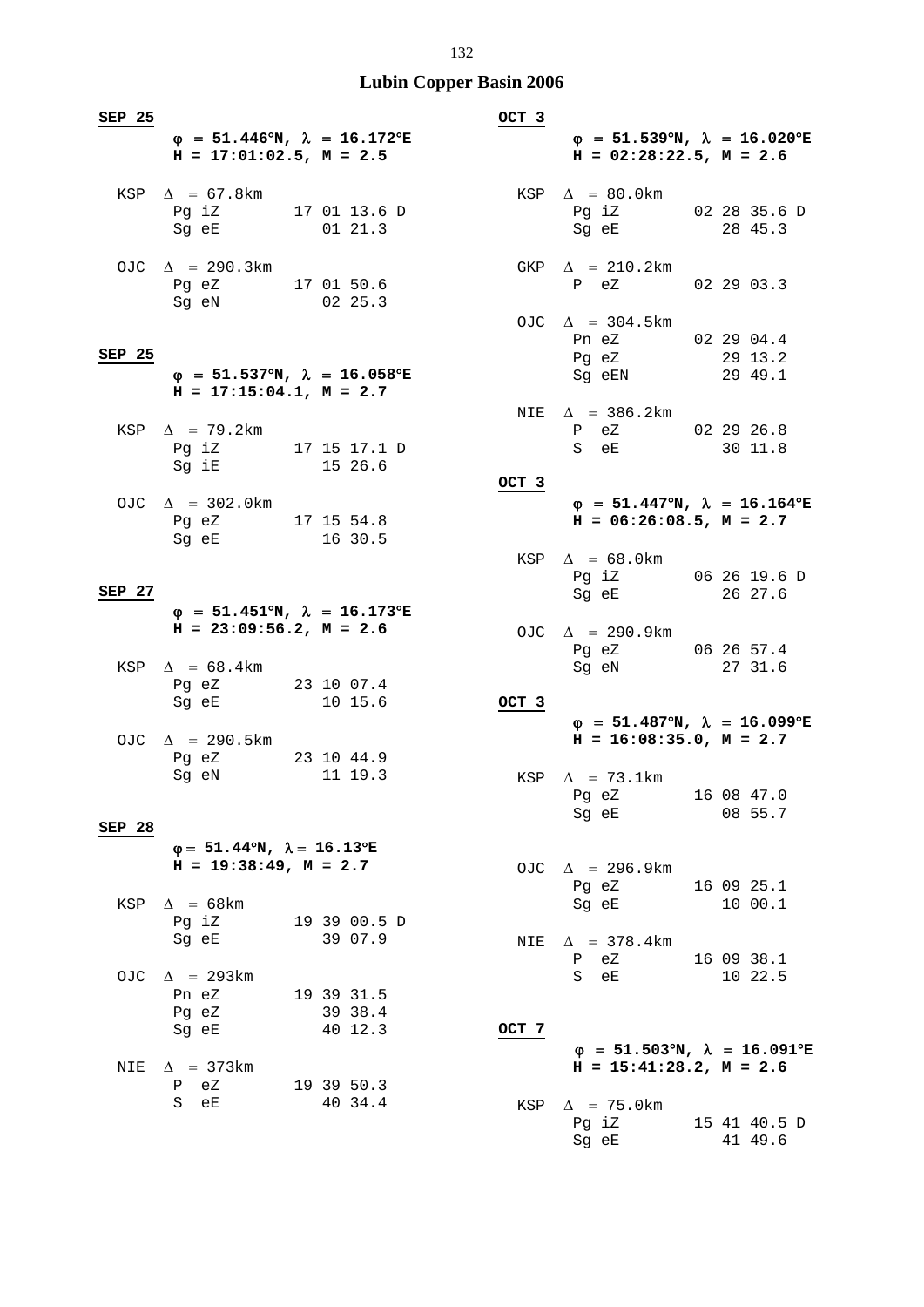## Lubin Copper Basin 2006

**SEP 25**

**φ = 51.446°N, λ = 16.172°E**
**H = 17:01:02.5, M = 2.5**

```
KSP  Δ = 67.8km
     Pg iZ        17 01 13.6 D
     Sg eE           01 21.3

OJC  Δ = 290.3km
     Pg eZ        17 01 50.6
     Sg eN           02 25.3
```

**SEP 25**

**φ = 51.537°N, λ = 16.058°E**
**H = 17:15:04.1, M = 2.7**

```
KSP  Δ = 79.2km
     Pg iZ        17 15 17.1 D
     Sg iE           15 26.6

OJC  Δ = 302.0km
     Pg eZ        17 15 54.8
     Sg eE           16 30.5
```

**SEP 27**

**φ = 51.451°N, λ = 16.173°E**
**H = 23:09:56.2, M = 2.6**

```
KSP  Δ = 68.4km
     Pg eZ        23 10 07.4
     Sg eE           10 15.6

OJC  Δ = 290.5km
     Pg eZ        23 10 44.9
     Sg eN           11 19.3
```

**SEP 28**

**φ = 51.44°N, λ = 16.13°E**
**H = 19:38:49, M = 2.7**

```
KSP  Δ = 68km
     Pg iZ        19 39 00.5 D
     Sg eE           39 07.9

OJC  Δ = 293km
     Pn eZ        19 39 31.5
     Pg eZ           39 38.4
     Sg eE           40 12.3

NIE  Δ = 373km
     P  eZ        19 39 50.3
     S  eE           40 34.4
```

**OCT 3**

**φ = 51.539°N, λ = 16.020°E**
**H = 02:28:22.5, M = 2.6**

```
KSP  Δ = 80.0km
     Pg iZ        02 28 35.6 D
     Sg eE           28 45.3

GKP  Δ = 210.2km
     P  eZ        02 29 03.3

OJC  Δ = 304.5km
     Pn eZ        02 29 04.4
     Pg eZ           29 13.2
     Sg eEN          29 49.1

NIE  Δ = 386.2km
     P  eZ        02 29 26.8
     S  eE           30 11.8
```

**OCT 3**

**φ = 51.447°N, λ = 16.164°E**
**H = 06:26:08.5, M = 2.7**

```
KSP  Δ = 68.0km
     Pg iZ        06 26 19.6 D
     Sg eE           26 27.6

OJC  Δ = 290.9km
     Pg eZ        06 26 57.4
     Sg eN           27 31.6
```

**OCT 3**

**φ = 51.487°N, λ = 16.099°E**
**H = 16:08:35.0, M = 2.7**

```
KSP  Δ = 73.1km
     Pg eZ        16 08 47.0
     Sg eE           08 55.7

OJC  Δ = 296.9km
     Pg eZ        16 09 25.1
     Sg eE           10 00.1

NIE  Δ = 378.4km
     P  eZ        16 09 38.1
     S  eE           10 22.5
```

**OCT 7**

**φ = 51.503°N, λ = 16.091°E**
**H = 15:41:28.2, M = 2.6**

```
KSP  Δ = 75.0km
     Pg iZ        15 41 40.5 D
     Sg eE           41 49.6
```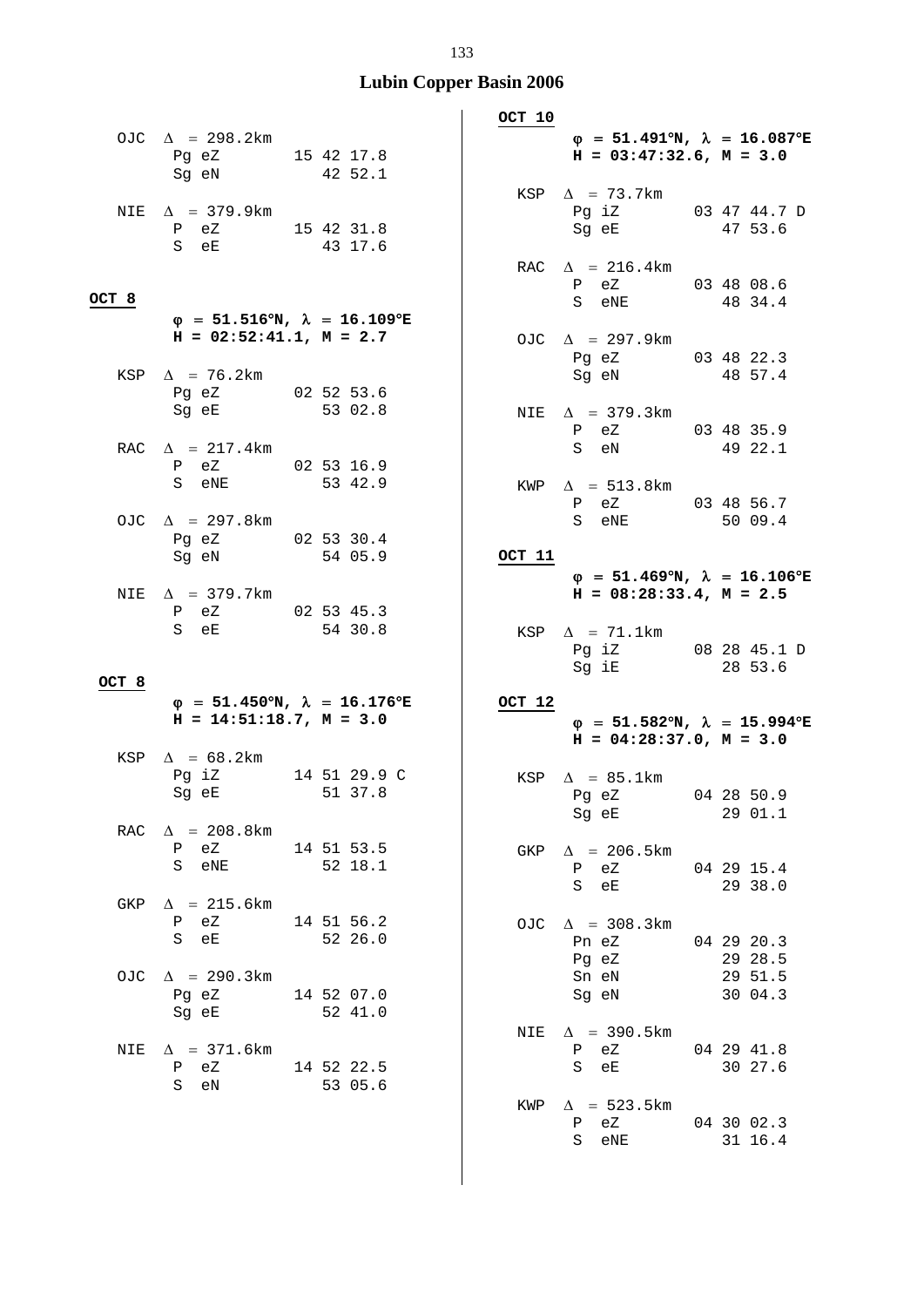## Lubin Copper Basin 2006

```
  OJC  Δ = 298.2km
       Pg eZ        15 42 17.8
       Sg eN           42 52.1

  NIE  Δ = 379.9km
       P  eZ        15 42 31.8
       S  eE           43 17.6
```

**OCT 8**

**φ = 51.516°N, λ = 16.109°E**
**H = 02:52:41.1, M = 2.7**

```
  KSP  Δ = 76.2km
       Pg eZ        02 52 53.6
       Sg eE           53 02.8

  RAC  Δ = 217.4km
       P  eZ        02 53 16.9
       S  eNE          53 42.9

  OJC  Δ = 297.8km
       Pg eZ        02 53 30.4
       Sg eN           54 05.9

  NIE  Δ = 379.7km
       P  eZ        02 53 45.3
       S  eE           54 30.8
```

**OCT 8**

**φ = 51.450°N, λ = 16.176°E**
**H = 14:51:18.7, M = 3.0**

```
  KSP  Δ = 68.2km
       Pg iZ        14 51 29.9 C
       Sg eE           51 37.8

  RAC  Δ = 208.8km
       P  eZ        14 51 53.5
       S  eNE          52 18.1

  GKP  Δ = 215.6km
       P  eZ        14 51 56.2
       S  eE           52 26.0

  OJC  Δ = 290.3km
       Pg eZ        14 52 07.0
       Sg eE           52 41.0

  NIE  Δ = 371.6km
       P  eZ        14 52 22.5
       S  eN           53 05.6
```

**OCT 10**

**φ = 51.491°N, λ = 16.087°E**
**H = 03:47:32.6, M = 3.0**

```
  KSP  Δ = 73.7km
       Pg iZ        03 47 44.7 D
       Sg eE           47 53.6

  RAC  Δ = 216.4km
       P  eZ        03 48 08.6
       S  eNE          48 34.4

  OJC  Δ = 297.9km
       Pg eZ        03 48 22.3
       Sg eN           48 57.4

  NIE  Δ = 379.3km
       P  eZ        03 48 35.9
       S  eN           49 22.1

  KWP  Δ = 513.8km
       P  eZ        03 48 56.7
       S  eNE          50 09.4
```

**OCT 11**

**φ = 51.469°N, λ = 16.106°E**
**H = 08:28:33.4, M = 2.5**

```
  KSP  Δ = 71.1km
       Pg iZ        08 28 45.1 D
       Sg iE           28 53.6
```

**OCT 12**

**φ = 51.582°N, λ = 15.994°E**
**H = 04:28:37.0, M = 3.0**

```
  KSP  Δ = 85.1km
       Pg eZ        04 28 50.9
       Sg eE           29 01.1

  GKP  Δ = 206.5km
       P  eZ        04 29 15.4
       S  eE           29 38.0

  OJC  Δ = 308.3km
       Pn eZ        04 29 20.3
       Pg eZ           29 28.5
       Sn eN           29 51.5
       Sg eN           30 04.3

  NIE  Δ = 390.5km
       P  eZ        04 29 41.8
       S  eE           30 27.6

  KWP  Δ = 523.5km
       P  eZ        04 30 02.3
       S  eNE          31 16.4
```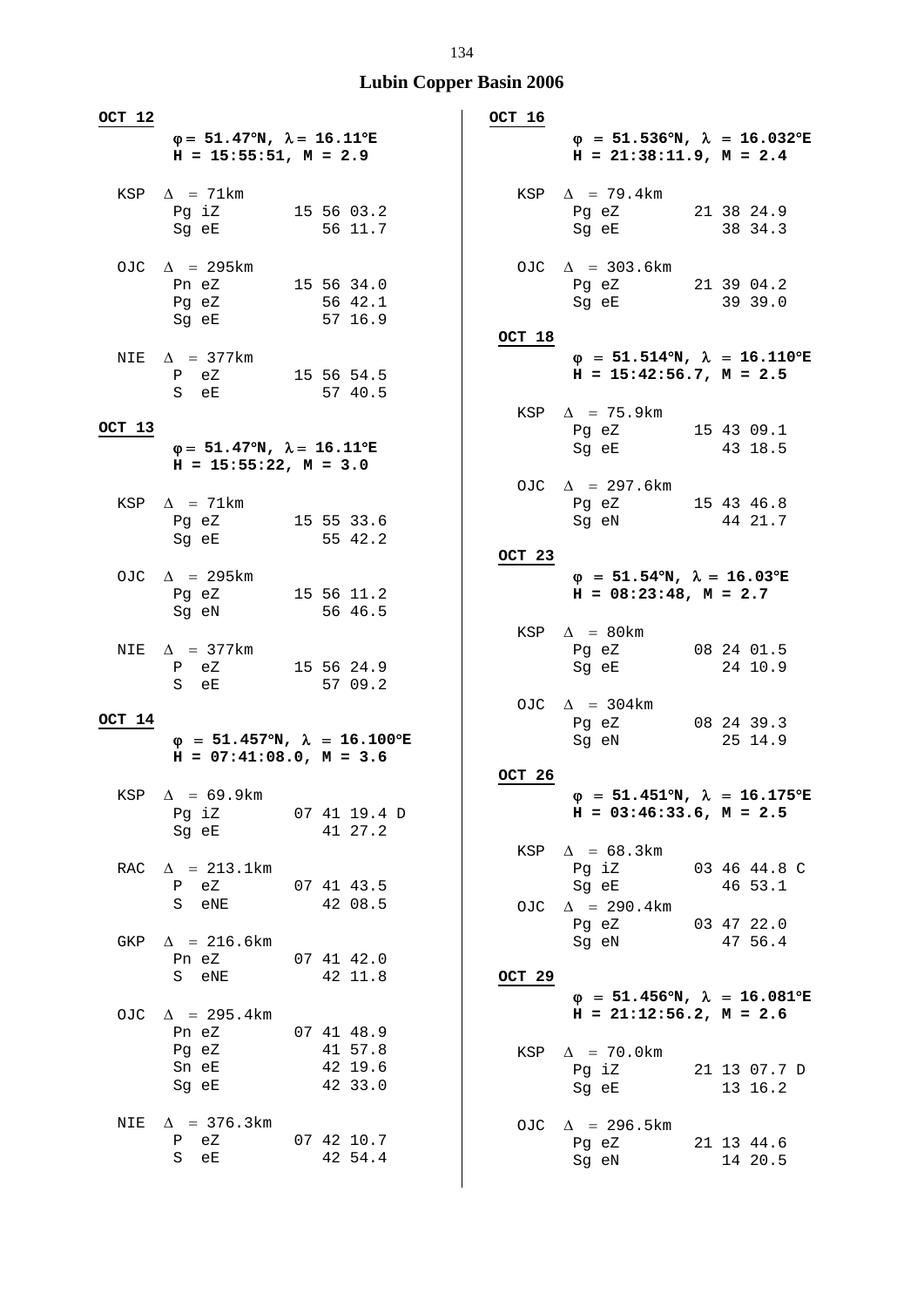# Lubin Copper Basin 2006

**OCT 12**

**φ = 51.47°N, λ = 16.11°E**
**H = 15:55:51, M = 2.9**

```
KSP  Δ = 71km
     Pg iZ       15 56 03.2
     Sg eE          56 11.7

OJC  Δ = 295km
     Pn eZ       15 56 34.0
     Pg eZ          56 42.1
     Sg eE          57 16.9

NIE  Δ = 377km
     P  eZ       15 56 54.5
     S  eE          57 40.5
```

**OCT 13**

**φ = 51.47°N, λ = 16.11°E**
**H = 15:55:22, M = 3.0**

```
KSP  Δ = 71km
     Pg eZ       15 55 33.6
     Sg eE          55 42.2

OJC  Δ = 295km
     Pg eZ       15 56 11.2
     Sg eN          56 46.5

NIE  Δ = 377km
     P  eZ       15 56 24.9
     S  eE          57 09.2
```

**OCT 14**

**φ = 51.457°N, λ = 16.100°E**
**H = 07:41:08.0, M = 3.6**

```
KSP  Δ = 69.9km
     Pg iZ       07 41 19.4 D
     Sg eE          41 27.2

RAC  Δ = 213.1km
     P  eZ       07 41 43.5
     S  eNE         42 08.5

GKP  Δ = 216.6km
     Pn eZ       07 41 42.0
     S  eNE         42 11.8

OJC  Δ = 295.4km
     Pn eZ       07 41 48.9
     Pg eZ          41 57.8
     Sn eE          42 19.6
     Sg eE          42 33.0

NIE  Δ = 376.3km
     P  eZ       07 42 10.7
     S  eE          42 54.4
```

**OCT 16**

**φ = 51.536°N, λ = 16.032°E**
**H = 21:38:11.9, M = 2.4**

```
KSP  Δ = 79.4km
     Pg eZ       21 38 24.9
     Sg eE          38 34.3

OJC  Δ = 303.6km
     Pg eZ       21 39 04.2
     Sg eE          39 39.0
```

**OCT 18**

**φ = 51.514°N, λ = 16.110°E**
**H = 15:42:56.7, M = 2.5**

```
KSP  Δ = 75.9km
     Pg eZ       15 43 09.1
     Sg eE          43 18.5

OJC  Δ = 297.6km
     Pg eZ       15 43 46.8
     Sg eN          44 21.7
```

**OCT 23**

**φ = 51.54°N, λ = 16.03°E**
**H = 08:23:48, M = 2.7**

```
KSP  Δ = 80km
     Pg eZ       08 24 01.5
     Sg eE          24 10.9

OJC  Δ = 304km
     Pg eZ       08 24 39.3
     Sg eN          25 14.9
```

**OCT 26**

**φ = 51.451°N, λ = 16.175°E**
**H = 03:46:33.6, M = 2.5**

```
KSP  Δ = 68.3km
     Pg iZ       03 46 44.8 C
     Sg eE          46 53.1
OJC  Δ = 290.4km
     Pg eZ       03 47 22.0
     Sg eN          47 56.4
```

**OCT 29**

**φ = 51.456°N, λ = 16.081°E**
**H = 21:12:56.2, M = 2.6**

```
KSP  Δ = 70.0km
     Pg iZ       21 13 07.7 D
     Sg eE          13 16.2

OJC  Δ = 296.5km
     Pg eZ       21 13 44.6
     Sg eN          14 20.5
```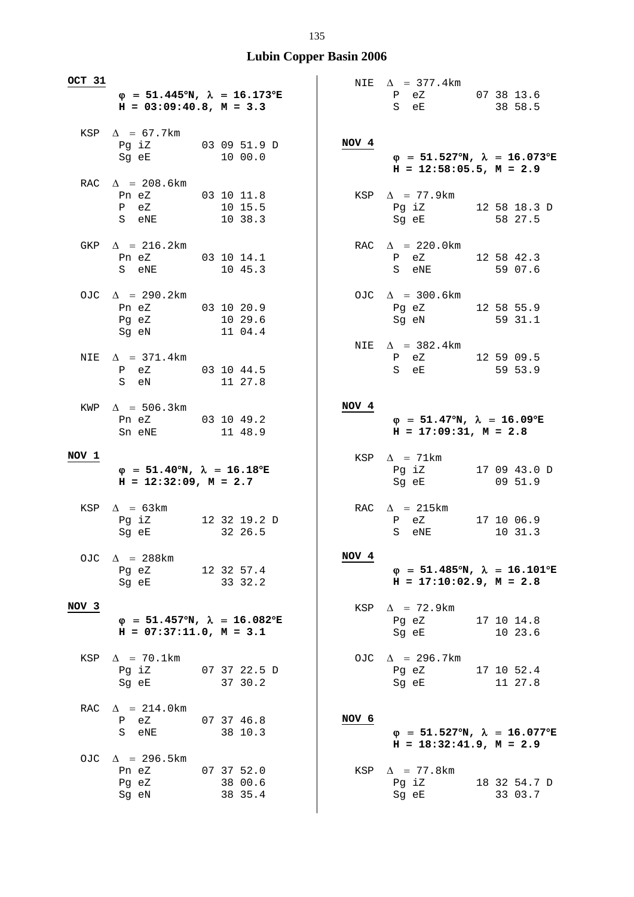# Lubin Copper Basin 2006

**OCT 31**

**$\varphi$ = 51.445°N, $\lambda$ = 16.173°E**
**H = 03:09:40.8, M = 3.3**

```
KSP  Δ = 67.7km
     Pg iZ        03 09 51.9 D
     Sg eE           10 00.0

RAC  Δ = 208.6km
     Pn eZ        03 10 11.8
     P  eZ           10 15.5
     S  eNE          10 38.3

GKP  Δ = 216.2km
     Pn eZ        03 10 14.1
     S  eNE          10 45.3

OJC  Δ = 290.2km
     Pn eZ        03 10 20.9
     Pg eZ           10 29.6
     Sg eN           11 04.4

NIE  Δ = 371.4km
     P  eZ        03 10 44.5
     S  eN           11 27.8

KWP  Δ = 506.3km
     Pn eZ        03 10 49.2
     Sn eNE          11 48.9
```

**NOV 1**

**$\varphi$ = 51.40°N, $\lambda$ = 16.18°E**
**H = 12:32:09, M = 2.7**

```
KSP  Δ = 63km
     Pg iZ        12 32 19.2 D
     Sg eE           32 26.5

OJC  Δ = 288km
     Pg eZ        12 32 57.4
     Sg eE           33 32.2
```

**NOV 3**

**$\varphi$ = 51.457°N, $\lambda$ = 16.082°E**
**H = 07:37:11.0, M = 3.1**

```
KSP  Δ = 70.1km
     Pg iZ        07 37 22.5 D
     Sg eE           37 30.2

RAC  Δ = 214.0km
     P  eZ        07 37 46.8
     S  eNE          38 10.3

OJC  Δ = 296.5km
     Pn eZ        07 37 52.0
     Pg eZ           38 00.6
     Sg eN           38 35.4

NIE  Δ = 377.4km
     P  eZ        07 38 13.6
     S  eE           38 58.5
```

**NOV 4**

**$\varphi$ = 51.527°N, $\lambda$ = 16.073°E**
**H = 12:58:05.5, M = 2.9**

```
KSP  Δ = 77.9km
     Pg iZ        12 58 18.3 D
     Sg eE           58 27.5

RAC  Δ = 220.0km
     P  eZ        12 58 42.3
     S  eNE          59 07.6

OJC  Δ = 300.6km
     Pg eZ        12 58 55.9
     Sg eN           59 31.1

NIE  Δ = 382.4km
     P  eZ        12 59 09.5
     S  eE           59 53.9
```

**NOV 4**

**$\varphi$ = 51.47°N, $\lambda$ = 16.09°E**
**H = 17:09:31, M = 2.8**

```
KSP  Δ = 71km
     Pg iZ        17 09 43.0 D
     Sg eE           09 51.9

RAC  Δ = 215km
     P  eZ        17 10 06.9
     S  eNE          10 31.3
```

**NOV 4**

**$\varphi$ = 51.485°N, $\lambda$ = 16.101°E**
**H = 17:10:02.9, M = 2.8**

```
KSP  Δ = 72.9km
     Pg eZ        17 10 14.8
     Sg eE           10 23.6

OJC  Δ = 296.7km
     Pg eZ        17 10 52.4
     Sg eE           11 27.8
```

**NOV 6**

**$\varphi$ = 51.527°N, $\lambda$ = 16.077°E**
**H = 18:32:41.9, M = 2.9**

```
KSP  Δ = 77.8km
     Pg iZ        18 32 54.7 D
     Sg eE           33 03.7
```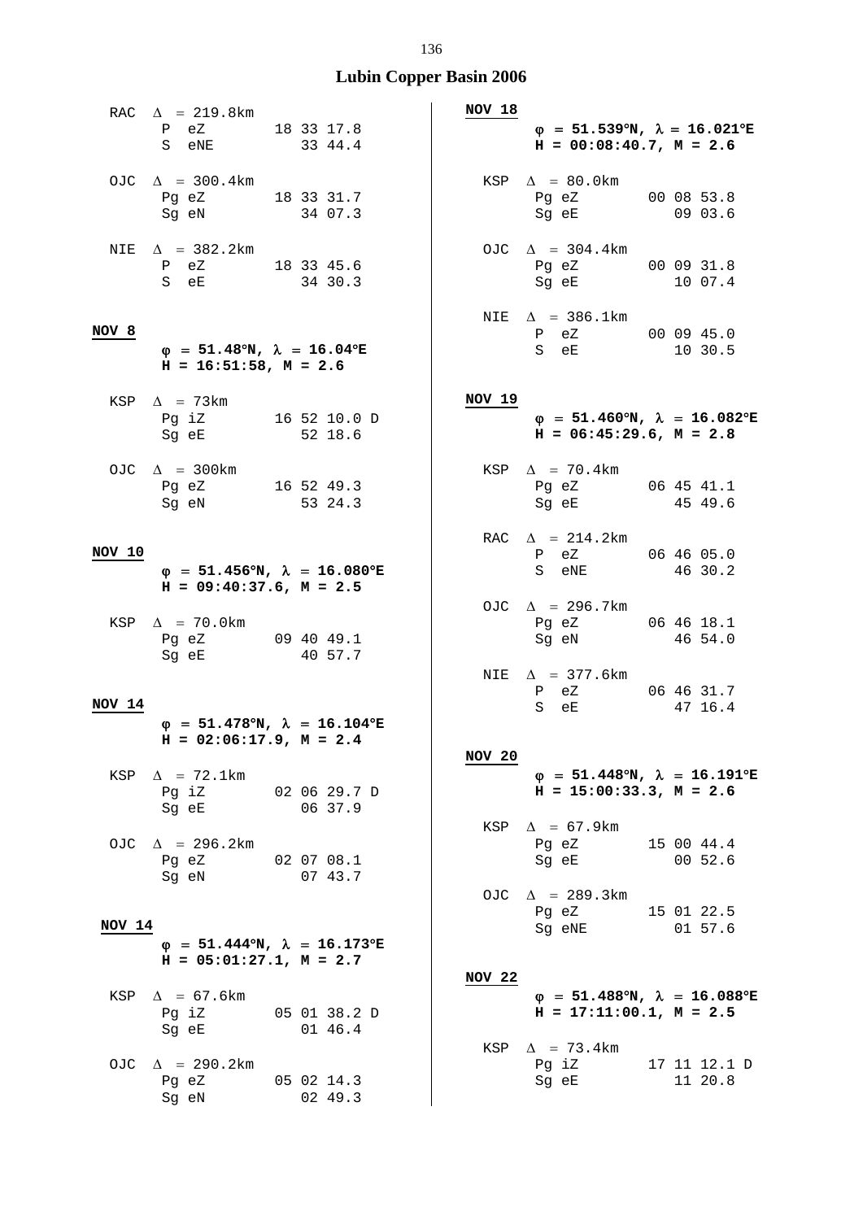## Lubin Copper Basin 2006

```
RAC  Δ = 219.8km
     P  eZ        18 33 17.8
     S  eNE          33 44.4

OJC  Δ = 300.4km
     Pg eZ        18 33 31.7
     Sg eN           34 07.3

NIE  Δ = 382.2km
     P  eZ        18 33 45.6
     S  eE           34 30.3
```

**NOV 8**

**φ = 51.48°N, λ = 16.04°E**
**H = 16:51:58, M = 2.6**

```
KSP  Δ = 73km
     Pg iZ        16 52 10.0 D
     Sg eE           52 18.6

OJC  Δ = 300km
     Pg eZ        16 52 49.3
     Sg eN           53 24.3
```

**NOV 10**

**φ = 51.456°N, λ = 16.080°E**
**H = 09:40:37.6, M = 2.5**

```
KSP  Δ = 70.0km
     Pg eZ        09 40 49.1
     Sg eE           40 57.7
```

**NOV 14**

**φ = 51.478°N, λ = 16.104°E**
**H = 02:06:17.9, M = 2.4**

```
KSP  Δ = 72.1km
     Pg iZ        02 06 29.7 D
     Sg eE           06 37.9

OJC  Δ = 296.2km
     Pg eZ        02 07 08.1
     Sg eN           07 43.7
```

**NOV 14**

**φ = 51.444°N, λ = 16.173°E**
**H = 05:01:27.1, M = 2.7**

```
KSP  Δ = 67.6km
     Pg iZ        05 01 38.2 D
     Sg eE           01 46.4

OJC  Δ = 290.2km
     Pg eZ        05 02 14.3
     Sg eN           02 49.3
```

**NOV 18**

**φ = 51.539°N, λ = 16.021°E**
**H = 00:08:40.7, M = 2.6**

```
KSP  Δ = 80.0km
     Pg eZ        00 08 53.8
     Sg eE           09 03.6

OJC  Δ = 304.4km
     Pg eZ        00 09 31.8
     Sg eE           10 07.4

NIE  Δ = 386.1km
     P  eZ        00 09 45.0
     S  eE           10 30.5
```

**NOV 19**

**φ = 51.460°N, λ = 16.082°E**
**H = 06:45:29.6, M = 2.8**

```
KSP  Δ = 70.4km
     Pg eZ        06 45 41.1
     Sg eE           45 49.6

RAC  Δ = 214.2km
     P  eZ        06 46 05.0
     S  eNE          46 30.2

OJC  Δ = 296.7km
     Pg eZ        06 46 18.1
     Sg eN           46 54.0

NIE  Δ = 377.6km
     P  eZ        06 46 31.7
     S  eE           47 16.4
```

**NOV 20**

**φ = 51.448°N, λ = 16.191°E**
**H = 15:00:33.3, M = 2.6**

```
KSP  Δ = 67.9km
     Pg eZ        15 00 44.4
     Sg eE           00 52.6

OJC  Δ = 289.3km
     Pg eZ        15 01 22.5
     Sg eNE          01 57.6
```

**NOV 22**

**φ = 51.488°N, λ = 16.088°E**
**H = 17:11:00.1, M = 2.5**

```
KSP  Δ = 73.4km
     Pg iZ        17 11 12.1 D
     Sg eE           11 20.8
```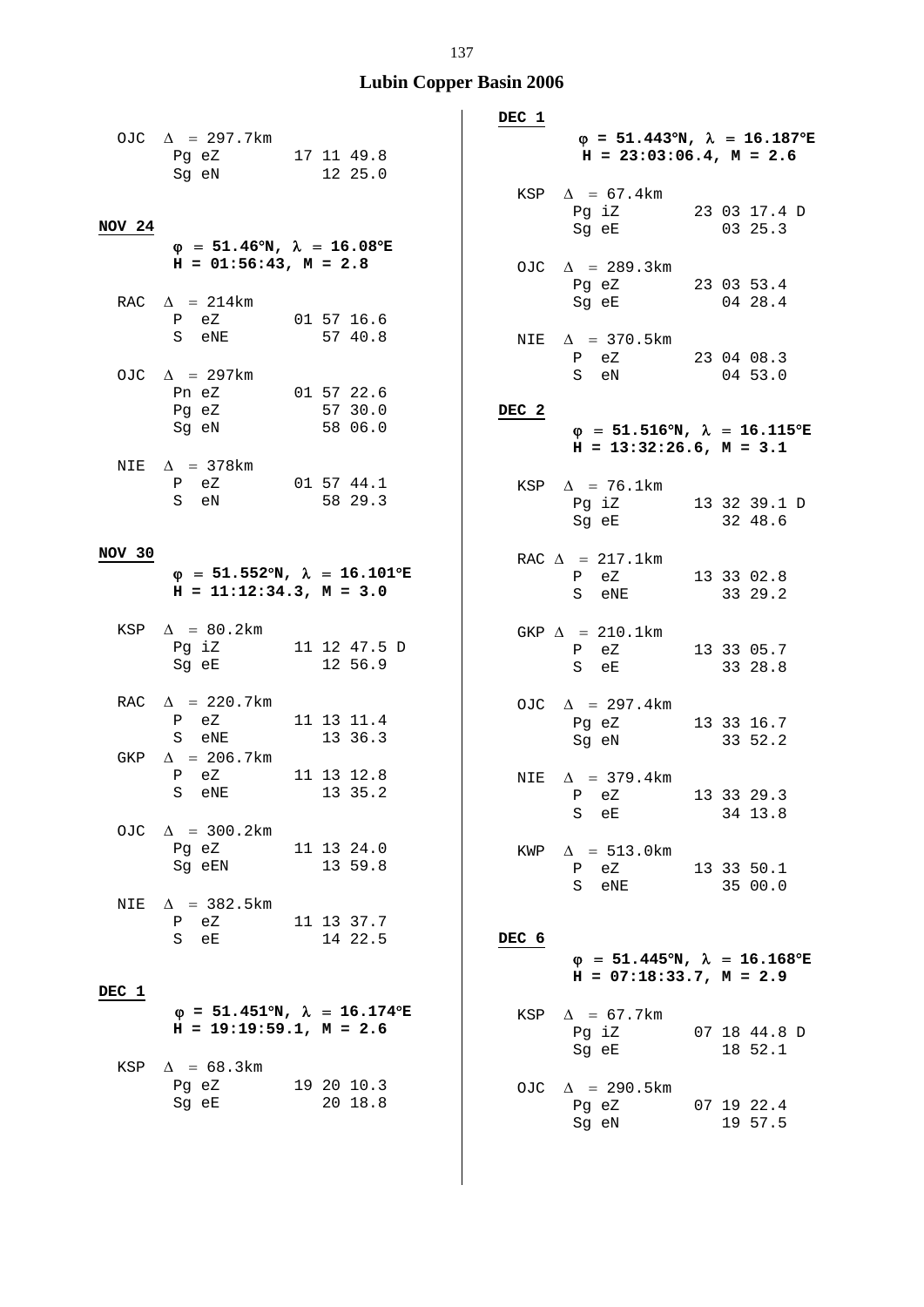## Lubin Copper Basin 2006

```
OJC  Δ = 297.7km
     Pg eZ        17 11 49.8
     Sg eN           12 25.0
```

**NOV 24**

**φ = 51.46°N, λ = 16.08°E**
**H = 01:56:43, M = 2.8**

```
RAC  Δ = 214km
     P  eZ        01 57 16.6
     S  eNE          57 40.8

OJC  Δ = 297km
     Pn eZ        01 57 22.6
     Pg eZ           57 30.0
     Sg eN           58 06.0

NIE  Δ = 378km
     P  eZ        01 57 44.1
     S  eN           58 29.3
```

**NOV 30**

**φ = 51.552°N, λ = 16.101°E**
**H = 11:12:34.3, M = 3.0**

```
KSP  Δ = 80.2km
     Pg iZ        11 12 47.5 D
     Sg eE           12 56.9

RAC  Δ = 220.7km
     P  eZ        11 13 11.4
     S  eNE          13 36.3
GKP  Δ = 206.7km
     P  eZ        11 13 12.8
     S  eNE          13 35.2

OJC  Δ = 300.2km
     Pg eZ        11 13 24.0
     Sg eEN          13 59.8

NIE  Δ = 382.5km
     P  eZ        11 13 37.7
     S  eE           14 22.5
```

**DEC 1**

**φ = 51.451°N, λ = 16.174°E**
**H = 19:19:59.1, M = 2.6**

```
KSP  Δ = 68.3km
     Pg eZ        19 20 10.3
     Sg eE           20 18.8
```

**DEC 1**

**φ = 51.443°N, λ = 16.187°E**
**H = 23:03:06.4, M = 2.6**

```
KSP  Δ = 67.4km
     Pg iZ        23 03 17.4 D
     Sg eE           03 25.3

OJC  Δ = 289.3km
     Pg eZ        23 03 53.4
     Sg eE           04 28.4

NIE  Δ = 370.5km
     P  eZ        23 04 08.3
     S  eN           04 53.0
```

**DEC 2**

**φ = 51.516°N, λ = 16.115°E**
**H = 13:32:26.6, M = 3.1**

```
KSP  Δ = 76.1km
     Pg iZ        13 32 39.1 D
     Sg eE           32 48.6

RAC  Δ = 217.1km
     P  eZ        13 33 02.8
     S  eNE          33 29.2

GKP  Δ = 210.1km
     P  eZ        13 33 05.7
     S  eE           33 28.8

OJC  Δ = 297.4km
     Pg eZ        13 33 16.7
     Sg eN           33 52.2

NIE  Δ = 379.4km
     P  eZ        13 33 29.3
     S  eE           34 13.8

KWP  Δ = 513.0km
     P  eZ        13 33 50.1
     S  eNE          35 00.0
```

**DEC 6**

**φ = 51.445°N, λ = 16.168°E**
**H = 07:18:33.7, M = 2.9**

```
KSP  Δ = 67.7km
     Pg iZ        07 18 44.8 D
     Sg eE           18 52.1

OJC  Δ = 290.5km
     Pg eZ        07 19 22.4
     Sg eN           19 57.5
```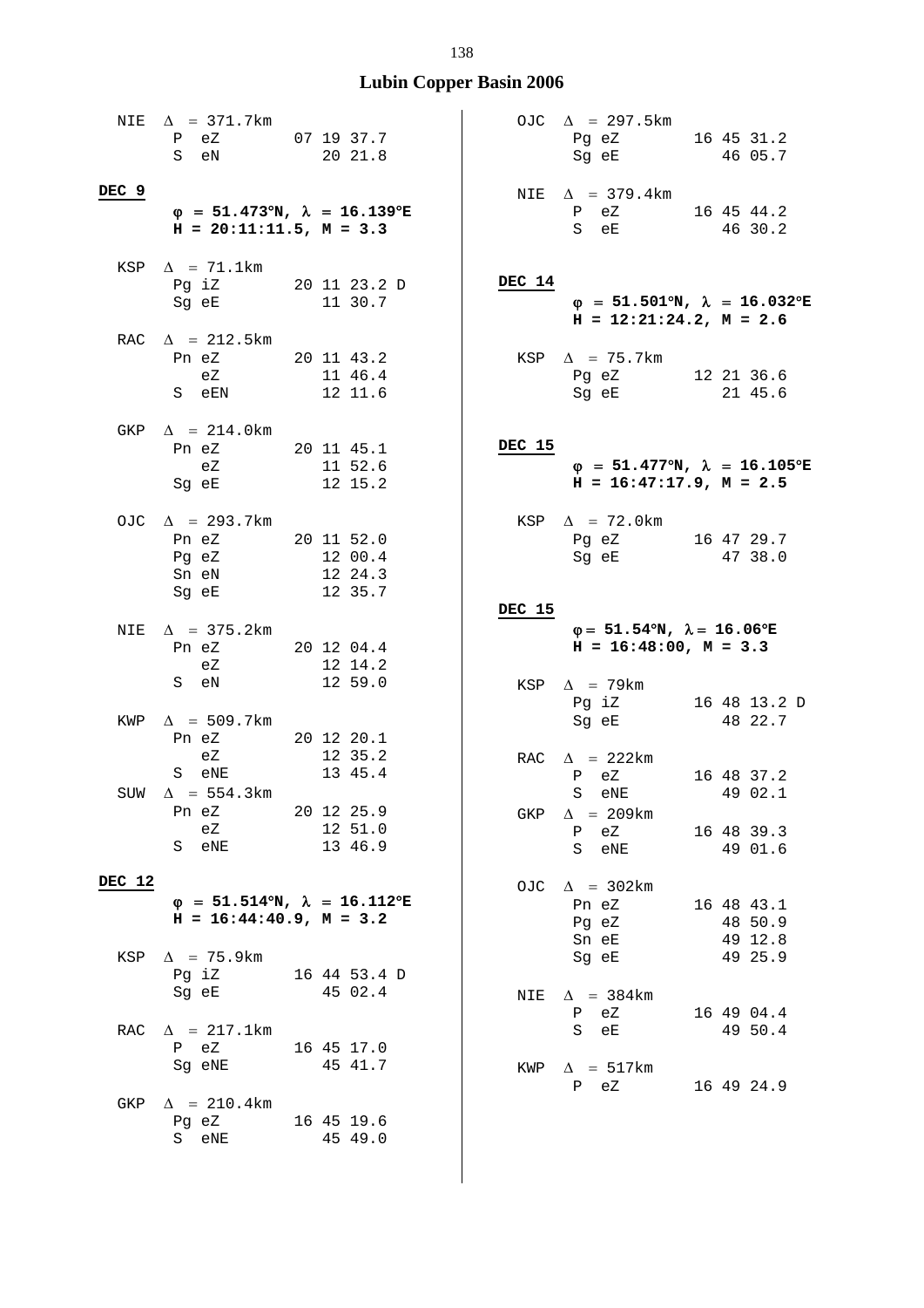## Lubin Copper Basin 2006

NIE $\Delta$ = 371.7km

| | | |
|---|---|---|
| P | eZ | 07 19 37.7 |
| S | eN | 20 21.8 |

**DEC 9**

**$\varphi$ = 51.473°N, $\lambda$ = 16.139°E**
**H = 20:11:11.5, M = 3.3**

KSP $\Delta$ = 71.1km

| | | |
|---|---|---|
| Pg | iZ | 20 11 23.2 D |
| Sg | eE | 11 30.7 |

RAC $\Delta$ = 212.5km

| | | |
|---|---|---|
| Pn | eZ | 20 11 43.2 |
| | eZ | 11 46.4 |
| S | eEN | 12 11.6 |

GKP $\Delta$ = 214.0km

| | | |
|---|---|---|
| Pn | eZ | 20 11 45.1 |
| | eZ | 11 52.6 |
| Sg | eE | 12 15.2 |

OJC $\Delta$ = 293.7km

| | | |
|---|---|---|
| Pn | eZ | 20 11 52.0 |
| Pg | eZ | 12 00.4 |
| Sn | eN | 12 24.3 |
| Sg | eE | 12 35.7 |

NIE $\Delta$ = 375.2km

| | | |
|---|---|---|
| Pn | eZ | 20 12 04.4 |
| | eZ | 12 14.2 |
| S | eN | 12 59.0 |

KWP $\Delta$ = 509.7km

| | | |
|---|---|---|
| Pn | eZ | 20 12 20.1 |
| | eZ | 12 35.2 |
| S | eNE | 13 45.4 |

SUW $\Delta$ = 554.3km

| | | |
|---|---|---|
| Pn | eZ | 20 12 25.9 |
| | eZ | 12 51.0 |
| S | eNE | 13 46.9 |

**DEC 12**

**$\varphi$ = 51.514°N, $\lambda$ = 16.112°E**
**H = 16:44:40.9, M = 3.2**

KSP $\Delta$ = 75.9km

| | | |
|---|---|---|
| Pg | iZ | 16 44 53.4 D |
| Sg | eE | 45 02.4 |

RAC $\Delta$ = 217.1km

| | | |
|---|---|---|
| P | eZ | 16 45 17.0 |
| Sg | eNE | 45 41.7 |

GKP $\Delta$ = 210.4km

| | | |
|---|---|---|
| Pg | eZ | 16 45 19.6 |
| S | eNE | 45 49.0 |

OJC $\Delta$ = 297.5km

| | | |
|---|---|---|
| Pg | eZ | 16 45 31.2 |
| Sg | eE | 46 05.7 |

NIE $\Delta$ = 379.4km

| | | |
|---|---|---|
| P | eZ | 16 45 44.2 |
| S | eE | 46 30.2 |

**DEC 14**

**$\varphi$ = 51.501°N, $\lambda$ = 16.032°E**
**H = 12:21:24.2, M = 2.6**

KSP $\Delta$ = 75.7km

| | | |
|---|---|---|
| Pg | eZ | 12 21 36.6 |
| Sg | eE | 21 45.6 |

**DEC 15**

**$\varphi$ = 51.477°N, $\lambda$ = 16.105°E**
**H = 16:47:17.9, M = 2.5**

KSP $\Delta$ = 72.0km

| | | |
|---|---|---|
| Pg | eZ | 16 47 29.7 |
| Sg | eE | 47 38.0 |

**DEC 15**

**$\varphi$ = 51.54°N, $\lambda$ = 16.06°E**
**H = 16:48:00, M = 3.3**

KSP $\Delta$ = 79km

| | | |
|---|---|---|
| Pg | iZ | 16 48 13.2 D |
| Sg | eE | 48 22.7 |

RAC $\Delta$ = 222km

| | | |
|---|---|---|
| P | eZ | 16 48 37.2 |
| S | eNE | 49 02.1 |

GKP $\Delta$ = 209km

| | | |
|---|---|---|
| P | eZ | 16 48 39.3 |
| S | eNE | 49 01.6 |

OJC $\Delta$ = 302km

| | | |
|---|---|---|
| Pn | eZ | 16 48 43.1 |
| Pg | eZ | 48 50.9 |
| Sn | eE | 49 12.8 |
| Sg | eE | 49 25.9 |

NIE $\Delta$ = 384km

| | | |
|---|---|---|
| P | eZ | 16 49 04.4 |
| S | eE | 49 50.4 |

KWP $\Delta$ = 517km

| | | |
|---|---|---|
| P | eZ | 16 49 24.9 |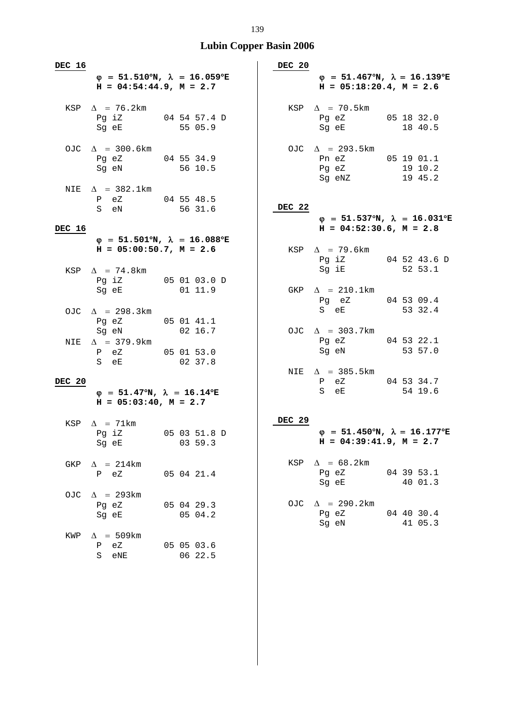# Lubin Copper Basin 2006

**DEC 16**

**φ = 51.510°N, λ = 16.059°E**
**H = 04:54:44.9, M = 2.7**

```
KSP  Δ = 76.2km
     Pg iZ        04 54 57.4 D
     Sg eE           55 05.9

OJC  Δ = 300.6km
     Pg eZ        04 55 34.9
     Sg eN           56 10.5

NIE  Δ = 382.1km
     P  eZ        04 55 48.5
     S  eN           56 31.6
```

**DEC 16**

**φ = 51.501°N, λ = 16.088°E**
**H = 05:00:50.7, M = 2.6**

```
KSP  Δ = 74.8km
     Pg iZ        05 01 03.0 D
     Sg eE           01 11.9

OJC  Δ = 298.3km
     Pg eZ        05 01 41.1
     Sg eN           02 16.7
NIE  Δ = 379.9km
     P  eZ        05 01 53.0
     S  eE           02 37.8
```

**DEC 20**

**φ = 51.47°N, λ = 16.14°E**
**H = 05:03:40, M = 2.7**

```
KSP  Δ = 71km
     Pg iZ        05 03 51.8 D
     Sg eE           03 59.3

GKP  Δ = 214km
     P  eZ        05 04 21.4

OJC  Δ = 293km
     Pg eZ        05 04 29.3
     Sg eE           05 04.2

KWP  Δ = 509km
     P  eZ        05 05 03.6
     S  eNE          06 22.5
```

**DEC 20**

**φ = 51.467°N, λ = 16.139°E**
**H = 05:18:20.4, M = 2.6**

```
KSP  Δ = 70.5km
     Pg eZ        05 18 32.0
     Sg eE           18 40.5

OJC  Δ = 293.5km
     Pn eZ        05 19 01.1
     Pg eZ           19 10.2
     Sg eNZ          19 45.2
```

**DEC 22**

**φ = 51.537°N, λ = 16.031°E**
**H = 04:52:30.6, M = 2.8**

```
KSP  Δ = 79.6km
     Pg iZ        04 52 43.6 D
     Sg iE           52 53.1

GKP  Δ = 210.1km
     Pg  eZ       04 53 09.4
     S  eE           53 32.4

OJC  Δ = 303.7km
     Pg eZ        04 53 22.1
     Sg eN           53 57.0

NIE  Δ = 385.5km
     P  eZ        04 53 34.7
     S  eE           54 19.6
```

**DEC 29**

**φ = 51.450°N, λ = 16.177°E**
**H = 04:39:41.9, M = 2.7**

```
KSP  Δ = 68.2km
     Pg eZ        04 39 53.1
     Sg eE           40 01.3

OJC  Δ = 290.2km
     Pg eZ        04 40 30.4
     Sg eN           41 05.3
```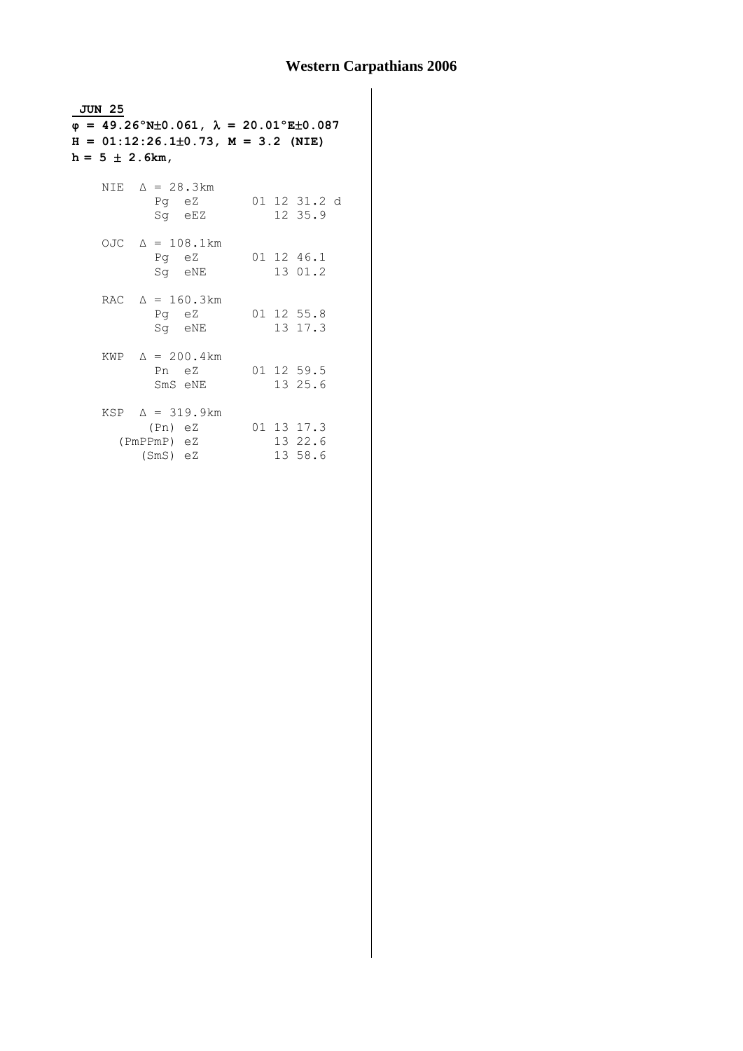# Western Carpathians 2006

**JUN 25**

**φ = 49.26°N±0.061, λ = 20.01°E±0.087**
**H = 01:12:26.1±0.73, M = 3.2 (NIE)**
**h = 5 ± 2.6km,**

```
NIE  Δ = 28.3km
       Pg  eZ       01 12 31.2 d
       Sg  eEZ         12 35.9

OJC  Δ = 108.1km
       Pg  eZ       01 12 46.1
       Sg  eNE         13 01.2

RAC  Δ = 160.3km
       Pg  eZ       01 12 55.8
       Sg  eNE         13 17.3

KWP  Δ = 200.4km
       Pn  eZ       01 12 59.5
       SmS eNE         13 25.6

KSP  Δ = 319.9km
      (Pn) eZ       01 13 17.3
  (PmPPmP) eZ          13 22.6
     (SmS) eZ          13 58.6
```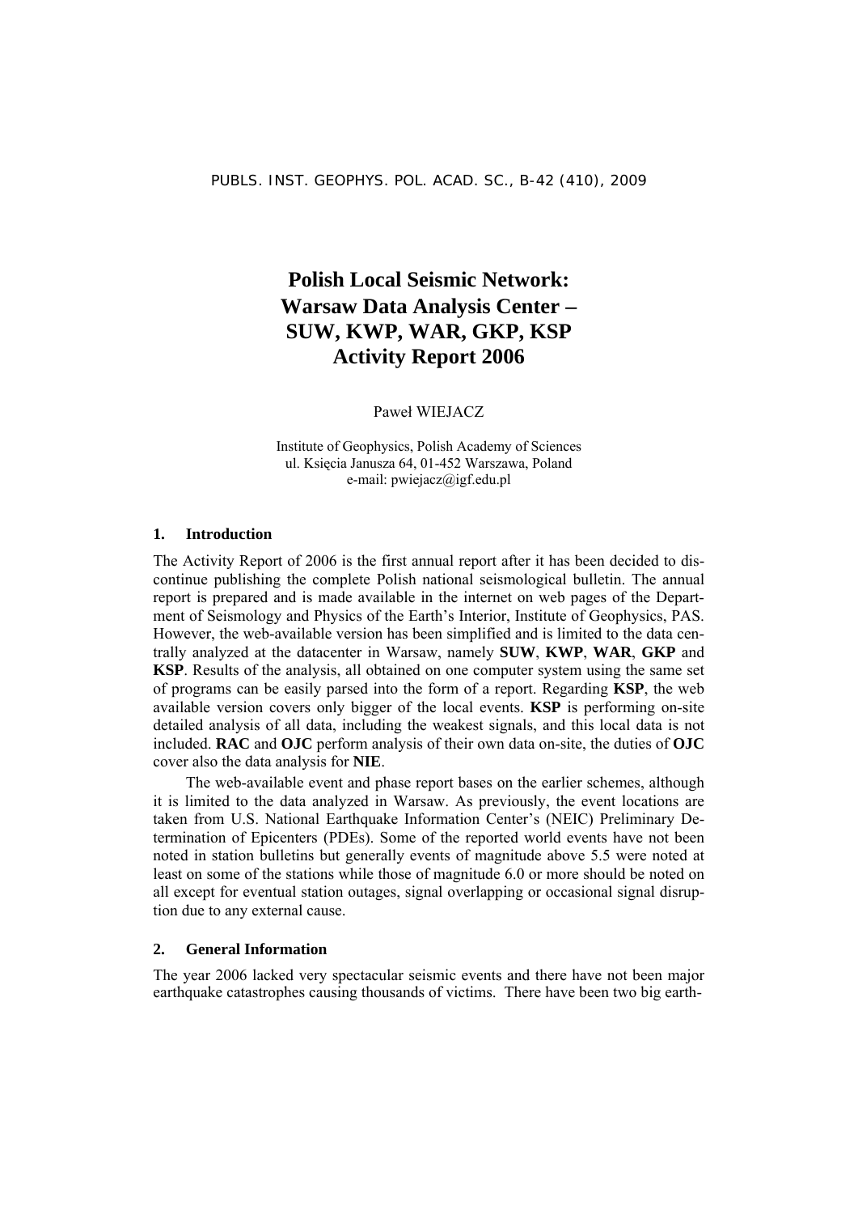# Polish Local Seismic Network: Warsaw Data Analysis Center – SUW, KWP, WAR, GKP, KSP Activity Report 2006

Paweł WIEJACZ

Institute of Geophysics, Polish Academy of Sciences
ul. Księcia Janusza 64, 01-452 Warszawa, Poland
e-mail: pwiejacz@igf.edu.pl

## 1. Introduction

The Activity Report of 2006 is the first annual report after it has been decided to discontinue publishing the complete Polish national seismological bulletin. The annual report is prepared and is made available in the internet on web pages of the Department of Seismology and Physics of the Earth's Interior, Institute of Geophysics, PAS. However, the web-available version has been simplified and is limited to the data centrally analyzed at the datacenter in Warsaw, namely **SUW**, **KWP**, **WAR**, **GKP** and **KSP**. Results of the analysis, all obtained on one computer system using the same set of programs can be easily parsed into the form of a report. Regarding **KSP**, the web available version covers only bigger of the local events. **KSP** is performing on-site detailed analysis of all data, including the weakest signals, and this local data is not included. **RAC** and **OJC** perform analysis of their own data on-site, the duties of **OJC** cover also the data analysis for **NIE**.

The web-available event and phase report bases on the earlier schemes, although it is limited to the data analyzed in Warsaw. As previously, the event locations are taken from U.S. National Earthquake Information Center's (NEIC) Preliminary Determination of Epicenters (PDEs). Some of the reported world events have not been noted in station bulletins but generally events of magnitude above 5.5 were noted at least on some of the stations while those of magnitude 6.0 or more should be noted on all except for eventual station outages, signal overlapping or occasional signal disruption due to any external cause.

## 2. General Information

The year 2006 lacked very spectacular seismic events and there have not been major earthquake catastrophes causing thousands of victims. There have been two big earth-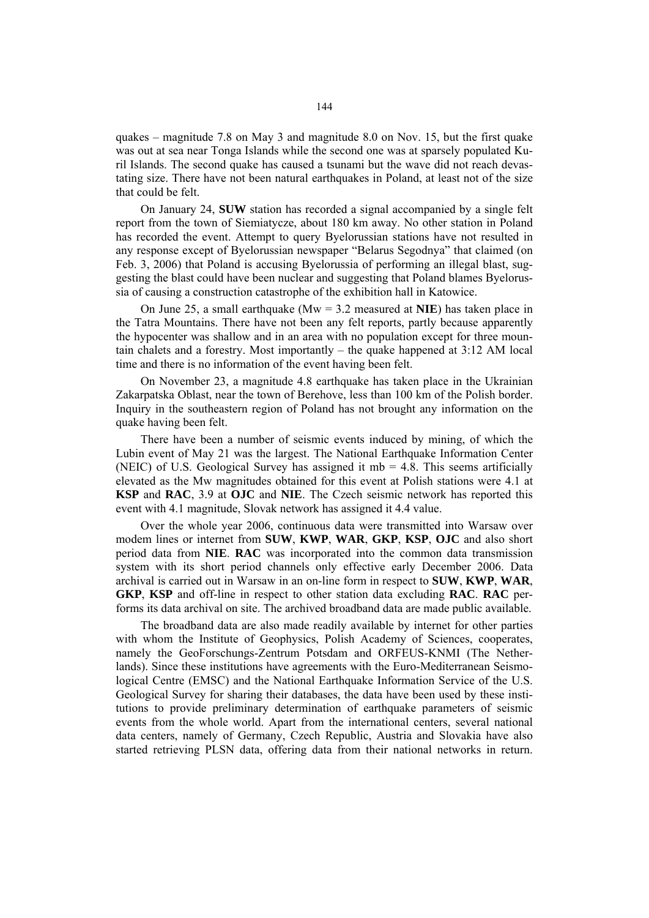quakes – magnitude 7.8 on May 3 and magnitude 8.0 on Nov. 15, but the first quake was out at sea near Tonga Islands while the second one was at sparsely populated Kuril Islands. The second quake has caused a tsunami but the wave did not reach devastating size. There have not been natural earthquakes in Poland, at least not of the size that could be felt.

On January 24, **SUW** station has recorded a signal accompanied by a single felt report from the town of Siemiatycze, about 180 km away. No other station in Poland has recorded the event. Attempt to query Byelorussian stations have not resulted in any response except of Byelorussian newspaper "Belarus Segodnya" that claimed (on Feb. 3, 2006) that Poland is accusing Byelorussia of performing an illegal blast, suggesting the blast could have been nuclear and suggesting that Poland blames Byelorussia of causing a construction catastrophe of the exhibition hall in Katowice.

On June 25, a small earthquake (Mw = 3.2 measured at **NIE**) has taken place in the Tatra Mountains. There have not been any felt reports, partly because apparently the hypocenter was shallow and in an area with no population except for three mountain chalets and a forestry. Most importantly – the quake happened at 3:12 AM local time and there is no information of the event having been felt.

On November 23, a magnitude 4.8 earthquake has taken place in the Ukrainian Zakarpatska Oblast, near the town of Berehove, less than 100 km of the Polish border. Inquiry in the southeastern region of Poland has not brought any information on the quake having been felt.

There have been a number of seismic events induced by mining, of which the Lubin event of May 21 was the largest. The National Earthquake Information Center (NEIC) of U.S. Geological Survey has assigned it mb = 4.8. This seems artificially elevated as the Mw magnitudes obtained for this event at Polish stations were 4.1 at **KSP** and **RAC**, 3.9 at **OJC** and **NIE**. The Czech seismic network has reported this event with 4.1 magnitude, Slovak network has assigned it 4.4 value.

Over the whole year 2006, continuous data were transmitted into Warsaw over modem lines or internet from **SUW**, **KWP**, **WAR**, **GKP**, **KSP**, **OJC** and also short period data from **NIE**. **RAC** was incorporated into the common data transmission system with its short period channels only effective early December 2006. Data archival is carried out in Warsaw in an on-line form in respect to **SUW**, **KWP**, **WAR**, **GKP**, **KSP** and off-line in respect to other station data excluding **RAC**. **RAC** performs its data archival on site. The archived broadband data are made public available.

The broadband data are also made readily available by internet for other parties with whom the Institute of Geophysics, Polish Academy of Sciences, cooperates, namely the GeoForschungs-Zentrum Potsdam and ORFEUS-KNMI (The Netherlands). Since these institutions have agreements with the Euro-Mediterranean Seismological Centre (EMSC) and the National Earthquake Information Service of the U.S. Geological Survey for sharing their databases, the data have been used by these institutions to provide preliminary determination of earthquake parameters of seismic events from the whole world. Apart from the international centers, several national data centers, namely of Germany, Czech Republic, Austria and Slovakia have also started retrieving PLSN data, offering data from their national networks in return.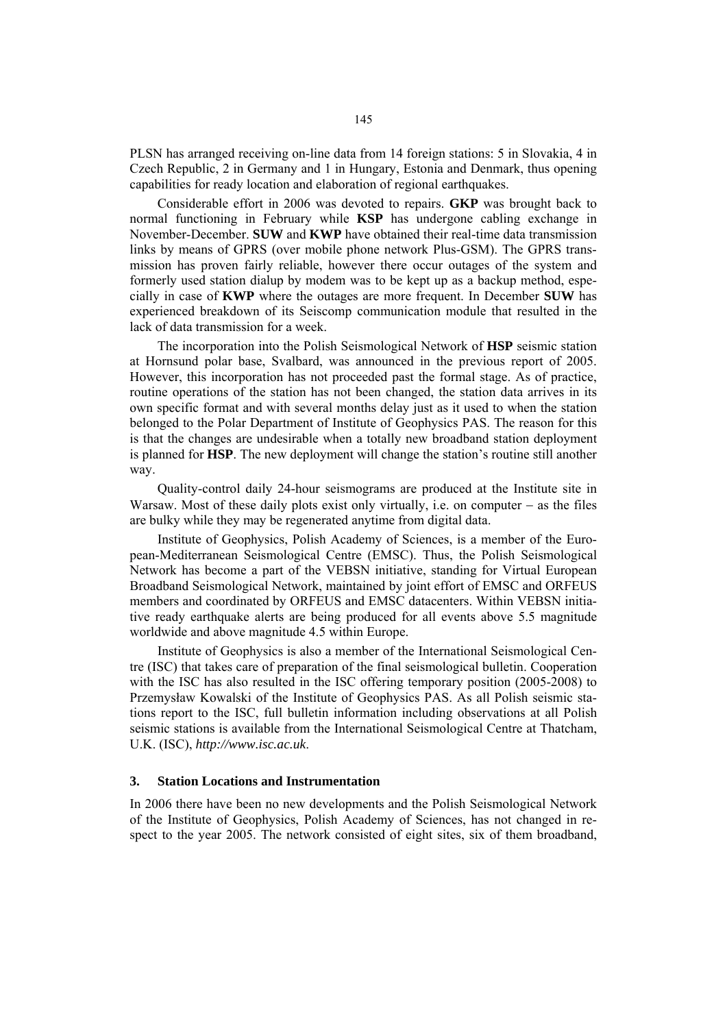PLSN has arranged receiving on-line data from 14 foreign stations: 5 in Slovakia, 4 in Czech Republic, 2 in Germany and 1 in Hungary, Estonia and Denmark, thus opening capabilities for ready location and elaboration of regional earthquakes.

Considerable effort in 2006 was devoted to repairs. **GKP** was brought back to normal functioning in February while **KSP** has undergone cabling exchange in November-December. **SUW** and **KWP** have obtained their real-time data transmission links by means of GPRS (over mobile phone network Plus-GSM). The GPRS transmission has proven fairly reliable, however there occur outages of the system and formerly used station dialup by modem was to be kept up as a backup method, especially in case of **KWP** where the outages are more frequent. In December **SUW** has experienced breakdown of its Seiscomp communication module that resulted in the lack of data transmission for a week.

The incorporation into the Polish Seismological Network of **HSP** seismic station at Hornsund polar base, Svalbard, was announced in the previous report of 2005. However, this incorporation has not proceeded past the formal stage. As of practice, routine operations of the station has not been changed, the station data arrives in its own specific format and with several months delay just as it used to when the station belonged to the Polar Department of Institute of Geophysics PAS. The reason for this is that the changes are undesirable when a totally new broadband station deployment is planned for **HSP**. The new deployment will change the station's routine still another way.

Quality-control daily 24-hour seismograms are produced at the Institute site in Warsaw. Most of these daily plots exist only virtually, i.e. on computer – as the files are bulky while they may be regenerated anytime from digital data.

Institute of Geophysics, Polish Academy of Sciences, is a member of the European-Mediterranean Seismological Centre (EMSC). Thus, the Polish Seismological Network has become a part of the VEBSN initiative, standing for Virtual European Broadband Seismological Network, maintained by joint effort of EMSC and ORFEUS members and coordinated by ORFEUS and EMSC datacenters. Within VEBSN initiative ready earthquake alerts are being produced for all events above 5.5 magnitude worldwide and above magnitude 4.5 within Europe.

Institute of Geophysics is also a member of the International Seismological Centre (ISC) that takes care of preparation of the final seismological bulletin. Cooperation with the ISC has also resulted in the ISC offering temporary position (2005-2008) to Przemysław Kowalski of the Institute of Geophysics PAS. As all Polish seismic stations report to the ISC, full bulletin information including observations at all Polish seismic stations is available from the International Seismological Centre at Thatcham, U.K. (ISC), *http://www.isc.ac.uk*.

## 3. Station Locations and Instrumentation

In 2006 there have been no new developments and the Polish Seismological Network of the Institute of Geophysics, Polish Academy of Sciences, has not changed in respect to the year 2005. The network consisted of eight sites, six of them broadband,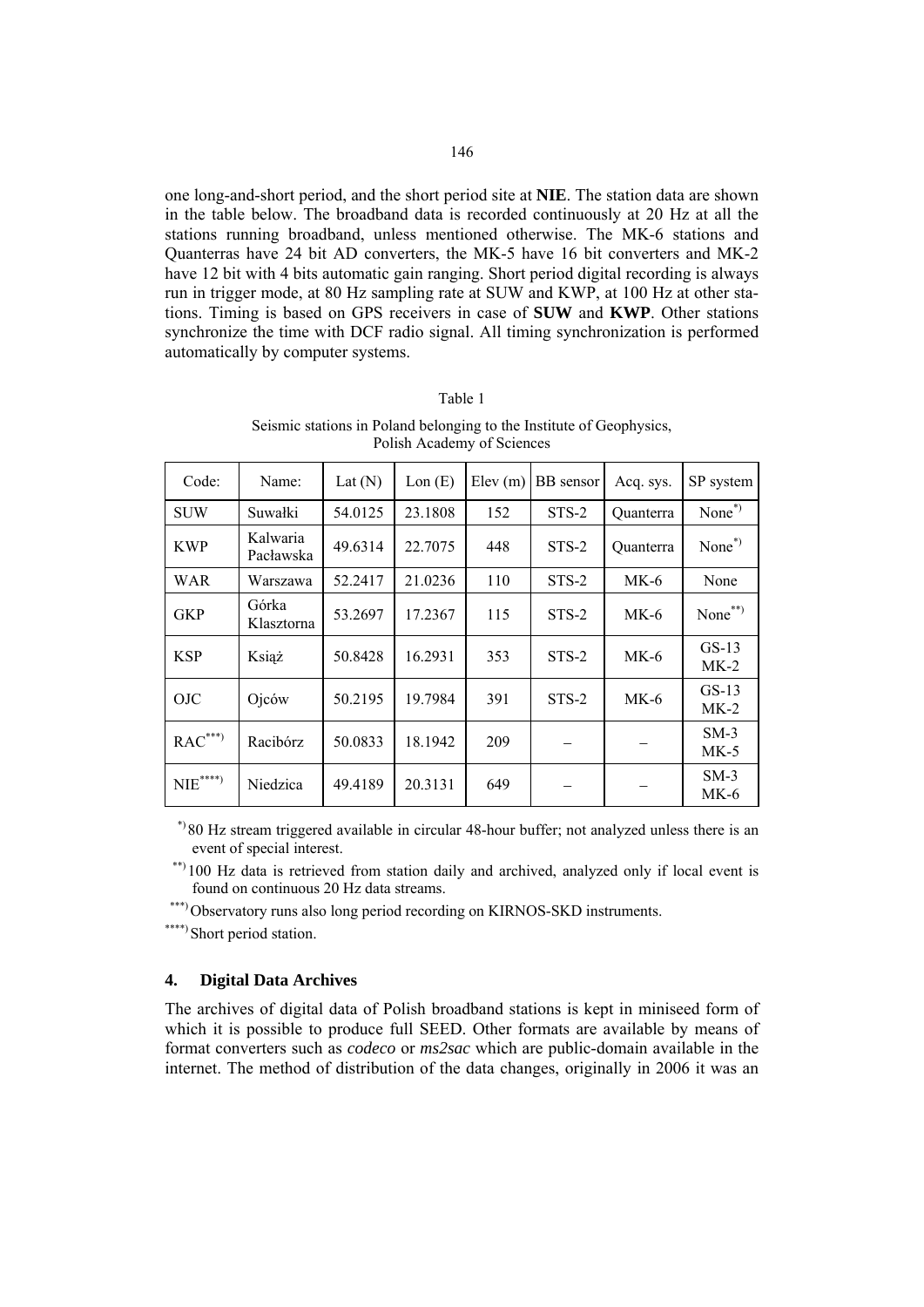one long-and-short period, and the short period site at **NIE**. The station data are shown in the table below. The broadband data is recorded continuously at 20 Hz at all the stations running broadband, unless mentioned otherwise. The MK-6 stations and Quanterras have 24 bit AD converters, the MK-5 have 16 bit converters and MK-2 have 12 bit with 4 bits automatic gain ranging. Short period digital recording is always run in trigger mode, at 80 Hz sampling rate at SUW and KWP, at 100 Hz at other stations. Timing is based on GPS receivers in case of **SUW** and **KWP**. Other stations synchronize the time with DCF radio signal. All timing synchronization is performed automatically by computer systems.

Table 1

Seismic stations in Poland belonging to the Institute of Geophysics, Polish Academy of Sciences

| Code: | Name: | Lat (N) | Lon (E) | Elev (m) | BB sensor | Acq. sys. | SP system |
|---|---|---|---|---|---|---|---|
| SUW | Suwałki | 54.0125 | 23.1808 | 152 | STS-2 | Quanterra | None*) |
| KWP | Kalwaria Pacławska | 49.6314 | 22.7075 | 448 | STS-2 | Quanterra | None*) |
| WAR | Warszawa | 52.2417 | 21.0236 | 110 | STS-2 | MK-6 | None |
| GKP | Górka Klasztorna | 53.2697 | 17.2367 | 115 | STS-2 | MK-6 | None**) |
| KSP | Książ | 50.8428 | 16.2931 | 353 | STS-2 | MK-6 | GS-13 MK-2 |
| OJC | Ojców | 50.2195 | 19.7984 | 391 | STS-2 | MK-6 | GS-13 MK-2 |
| RAC***) | Racibórz | 50.0833 | 18.1942 | 209 | – | – | SM-3 MK-5 |
| NIE****) | Niedzica | 49.4189 | 20.3131 | 649 | – | – | SM-3 MK-6 |

*) 80 Hz stream triggered available in circular 48-hour buffer; not analyzed unless there is an event of special interest.

**) 100 Hz data is retrieved from station daily and archived, analyzed only if local event is found on continuous 20 Hz data streams.

***) Observatory runs also long period recording on KIRNOS-SKD instruments.

****) Short period station.

## 4. Digital Data Archives

The archives of digital data of Polish broadband stations is kept in miniseed form of which it is possible to produce full SEED. Other formats are available by means of format converters such as *codeco* or *ms2sac* which are public-domain available in the internet. The method of distribution of the data changes, originally in 2006 it was an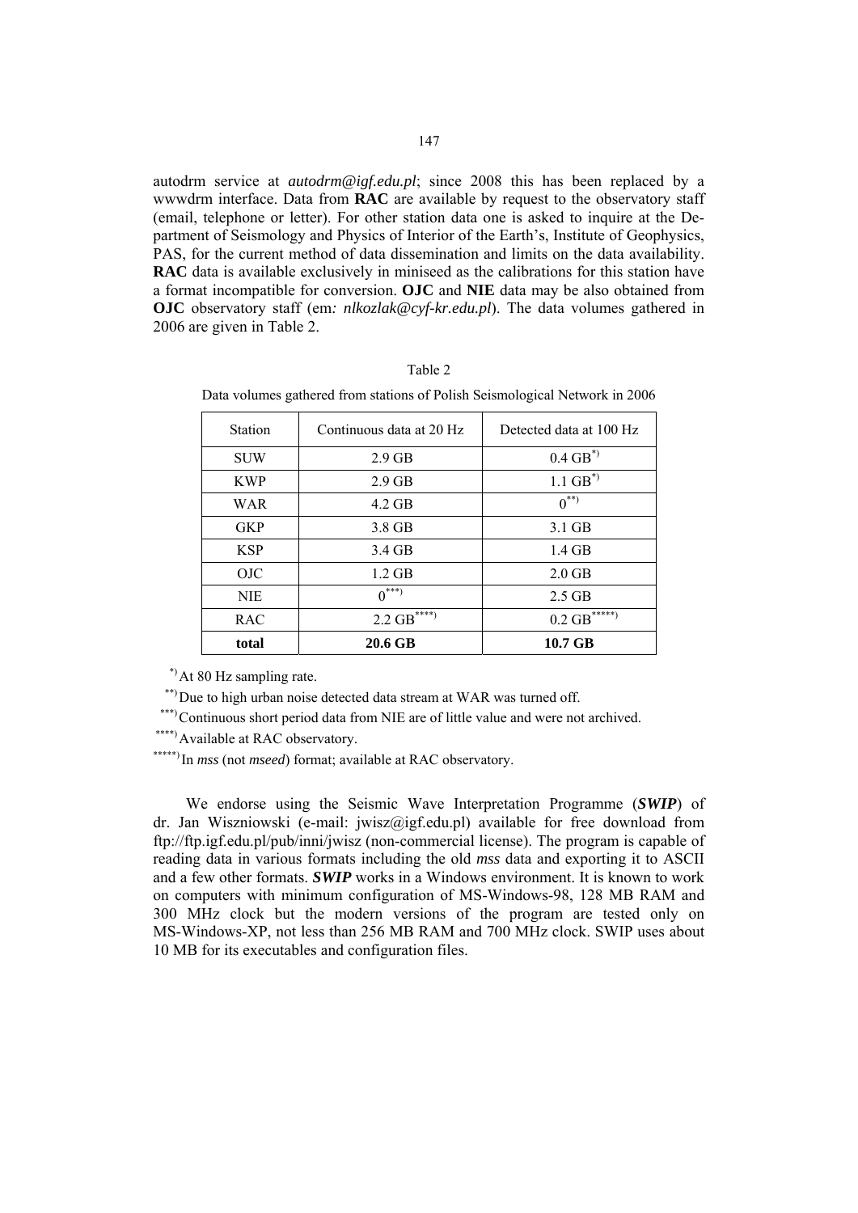autodrm service at *autodrm@igf.edu.pl*; since 2008 this has been replaced by a wwwdrm interface. Data from **RAC** are available by request to the observatory staff (email, telephone or letter). For other station data one is asked to inquire at the Department of Seismology and Physics of Interior of the Earth's, Institute of Geophysics, PAS, for the current method of data dissemination and limits on the data availability. **RAC** data is available exclusively in miniseed as the calibrations for this station have a format incompatible for conversion. **OJC** and **NIE** data may be also obtained from **OJC** observatory staff (em*: nlkozlak@cyf-kr.edu.pl*). The data volumes gathered in 2006 are given in Table 2.

Table 2

Data volumes gathered from stations of Polish Seismological Network in 2006

| Station | Continuous data at 20 Hz | Detected data at 100 Hz |
|---|---|---|
| SUW | 2.9 GB | 0.4 GB*) |
| KWP | 2.9 GB | 1.1 GB*) |
| WAR | 4.2 GB | 0**) |
| GKP | 3.8 GB | 3.1 GB |
| KSP | 3.4 GB | 1.4 GB |
| OJC | 1.2 GB | 2.0 GB |
| NIE | 0***) | 2.5 GB |
| RAC | 2.2 GB****) | 0.2 GB*****) |
| **total** | **20.6 GB** | **10.7 GB** |

*) At 80 Hz sampling rate.

**) Due to high urban noise detected data stream at WAR was turned off.

***) Continuous short period data from NIE are of little value and were not archived.

****) Available at RAC observatory.

*****) In *mss* (not *mseed*) format; available at RAC observatory.

We endorse using the Seismic Wave Interpretation Programme (***SWIP***) of dr. Jan Wiszniowski (e-mail: jwisz@igf.edu.pl) available for free download from ftp://ftp.igf.edu.pl/pub/inni/jwisz (non-commercial license). The program is capable of reading data in various formats including the old *mss* data and exporting it to ASCII and a few other formats. ***SWIP*** works in a Windows environment. It is known to work on computers with minimum configuration of MS-Windows-98, 128 MB RAM and 300 MHz clock but the modern versions of the program are tested only on MS-Windows-XP, not less than 256 MB RAM and 700 MHz clock. SWIP uses about 10 MB for its executables and configuration files.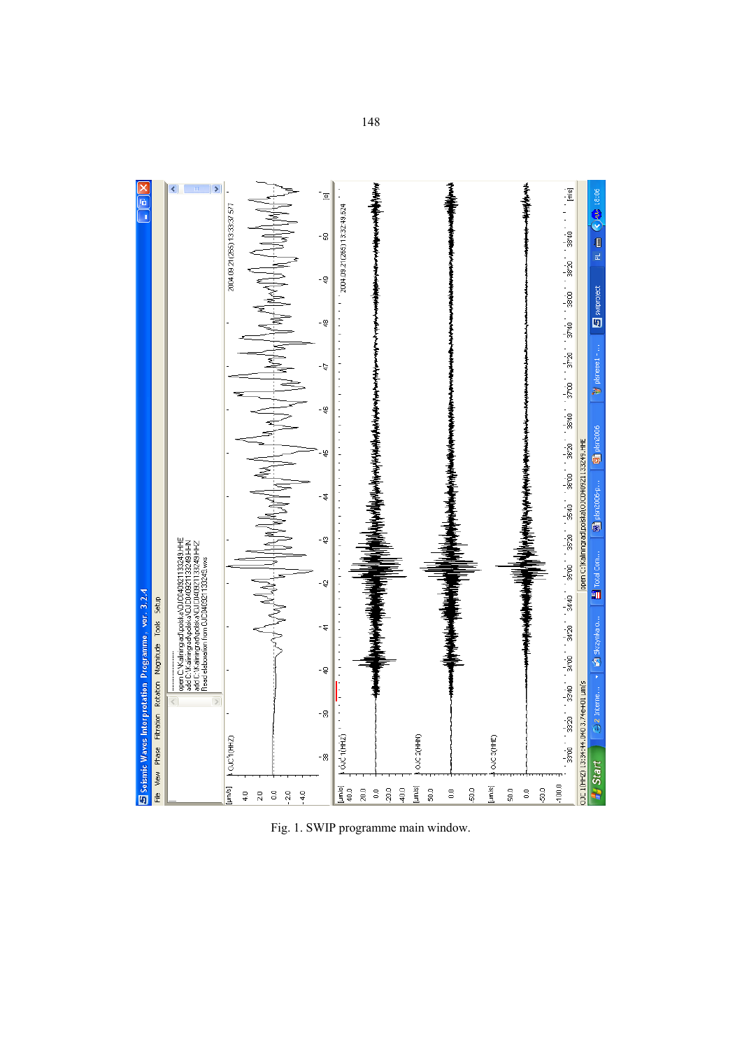Fig. 1. SWIP programme main window.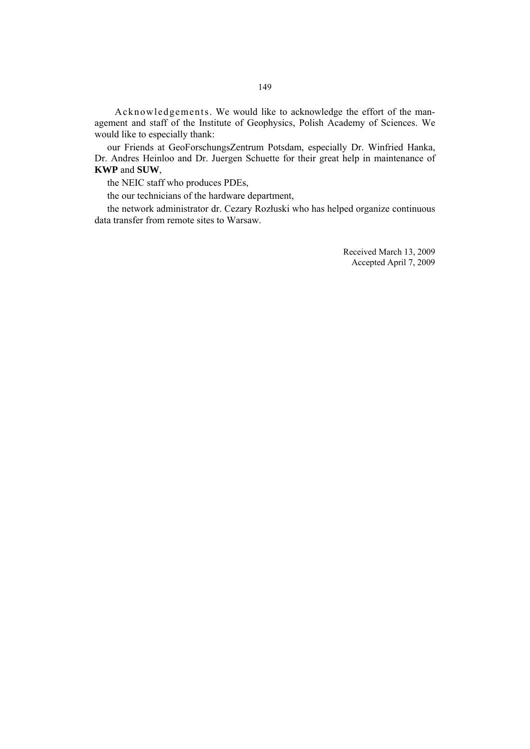**Acknowledgements.** We would like to acknowledge the effort of the management and staff of the Institute of Geophysics, Polish Academy of Sciences. We would like to especially thank:

our Friends at GeoForschungsZentrum Potsdam, especially Dr. Winfried Hanka, Dr. Andres Heinloo and Dr. Juergen Schuette for their great help in maintenance of **KWP** and **SUW**,

the NEIC staff who produces PDEs,

the our technicians of the hardware department,

the network administrator dr. Cezary Rozłuski who has helped organize continuous data transfer from remote sites to Warsaw.

Received March 13, 2009
Accepted April 7, 2009